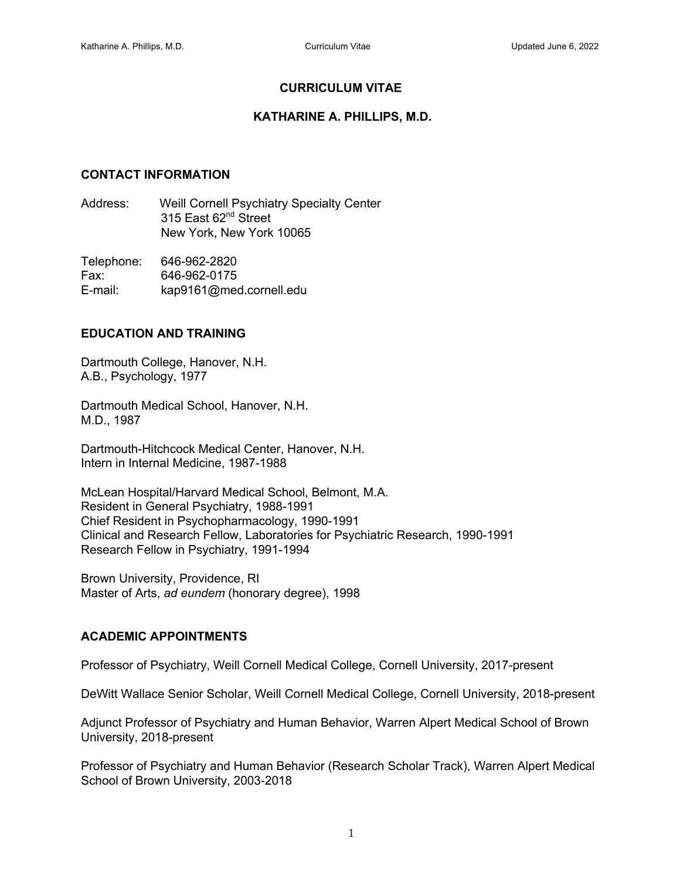# CURRICULUM VITAE

## KATHARINE A. PHILLIPS, M.D.

### CONTACT INFORMATION

Address: Weill Cornell Psychiatry Specialty Center
315 East 62nd Street
New York, New York 10065

Telephone: 646-962-2820
Fax: 646-962-0175
E-mail: kap9161@med.cornell.edu

### EDUCATION AND TRAINING

Dartmouth College, Hanover, N.H.
A.B., Psychology, 1977

Dartmouth Medical School, Hanover, N.H.
M.D., 1987

Dartmouth-Hitchcock Medical Center, Hanover, N.H.
Intern in Internal Medicine, 1987-1988

McLean Hospital/Harvard Medical School, Belmont, M.A.
Resident in General Psychiatry, 1988-1991
Chief Resident in Psychopharmacology, 1990-1991
Clinical and Research Fellow, Laboratories for Psychiatric Research, 1990-1991
Research Fellow in Psychiatry, 1991-1994

Brown University, Providence, RI
Master of Arts, *ad eundem* (honorary degree), 1998

### ACADEMIC APPOINTMENTS

Professor of Psychiatry, Weill Cornell Medical College, Cornell University, 2017-present

DeWitt Wallace Senior Scholar, Weill Cornell Medical College, Cornell University, 2018-present

Adjunct Professor of Psychiatry and Human Behavior, Warren Alpert Medical School of Brown University, 2018-present

Professor of Psychiatry and Human Behavior (Research Scholar Track), Warren Alpert Medical School of Brown University, 2003-2018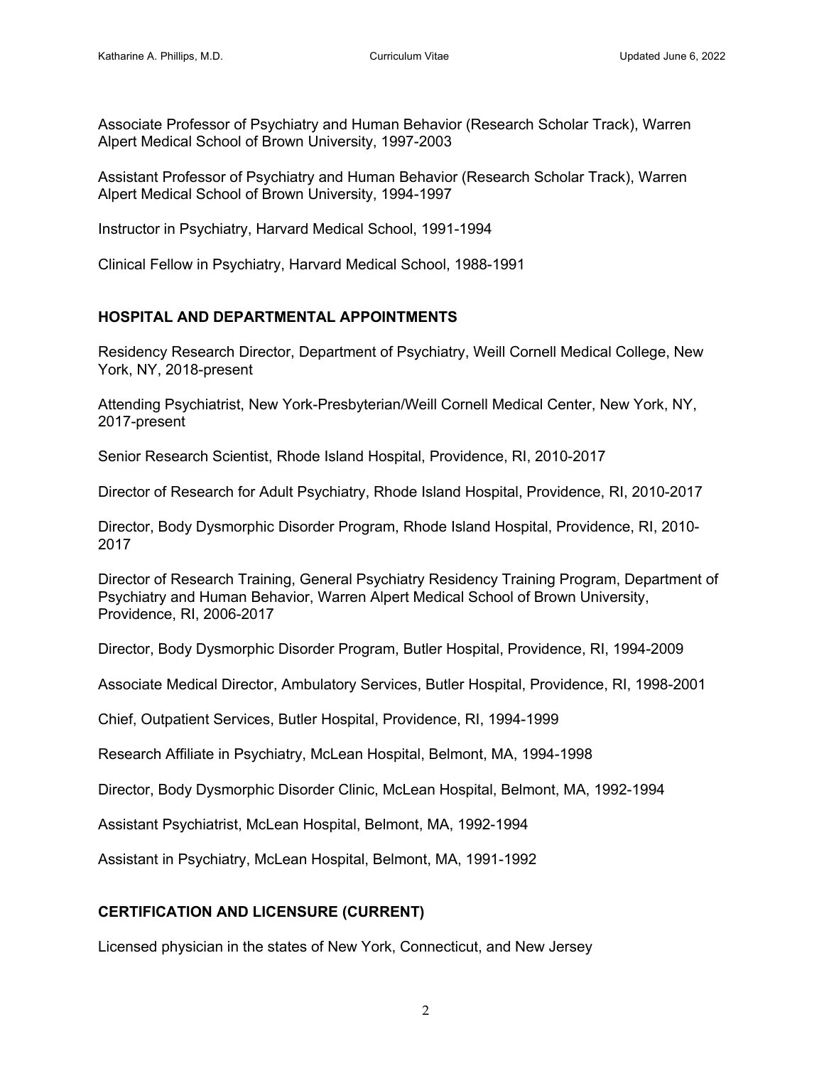Associate Professor of Psychiatry and Human Behavior (Research Scholar Track), Warren Alpert Medical School of Brown University, 1997-2003

Assistant Professor of Psychiatry and Human Behavior (Research Scholar Track), Warren Alpert Medical School of Brown University, 1994-1997

Instructor in Psychiatry, Harvard Medical School, 1991-1994

Clinical Fellow in Psychiatry, Harvard Medical School, 1988-1991

## HOSPITAL AND DEPARTMENTAL APPOINTMENTS

Residency Research Director, Department of Psychiatry, Weill Cornell Medical College, New York, NY, 2018-present

Attending Psychiatrist, New York-Presbyterian/Weill Cornell Medical Center, New York, NY, 2017-present

Senior Research Scientist, Rhode Island Hospital, Providence, RI, 2010-2017

Director of Research for Adult Psychiatry, Rhode Island Hospital, Providence, RI, 2010-2017

Director, Body Dysmorphic Disorder Program, Rhode Island Hospital, Providence, RI, 2010-2017

Director of Research Training, General Psychiatry Residency Training Program, Department of Psychiatry and Human Behavior, Warren Alpert Medical School of Brown University, Providence, RI, 2006-2017

Director, Body Dysmorphic Disorder Program, Butler Hospital, Providence, RI, 1994-2009

Associate Medical Director, Ambulatory Services, Butler Hospital, Providence, RI, 1998-2001

Chief, Outpatient Services, Butler Hospital, Providence, RI, 1994-1999

Research Affiliate in Psychiatry, McLean Hospital, Belmont, MA, 1994-1998

Director, Body Dysmorphic Disorder Clinic, McLean Hospital, Belmont, MA, 1992-1994

Assistant Psychiatrist, McLean Hospital, Belmont, MA, 1992-1994

Assistant in Psychiatry, McLean Hospital, Belmont, MA, 1991-1992

## CERTIFICATION AND LICENSURE (CURRENT)

Licensed physician in the states of New York, Connecticut, and New Jersey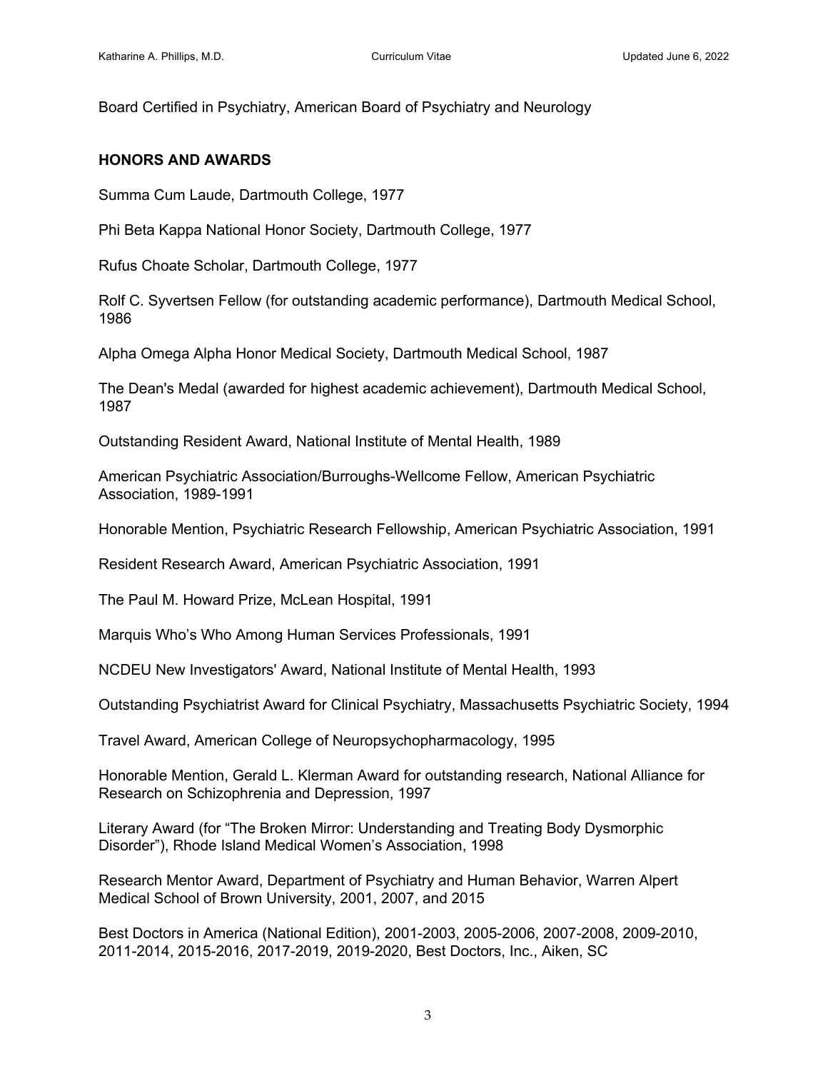Board Certified in Psychiatry, American Board of Psychiatry and Neurology

## HONORS AND AWARDS

Summa Cum Laude, Dartmouth College, 1977

Phi Beta Kappa National Honor Society, Dartmouth College, 1977

Rufus Choate Scholar, Dartmouth College, 1977

Rolf C. Syvertsen Fellow (for outstanding academic performance), Dartmouth Medical School, 1986

Alpha Omega Alpha Honor Medical Society, Dartmouth Medical School, 1987

The Dean's Medal (awarded for highest academic achievement), Dartmouth Medical School, 1987

Outstanding Resident Award, National Institute of Mental Health, 1989

American Psychiatric Association/Burroughs-Wellcome Fellow, American Psychiatric Association, 1989-1991

Honorable Mention, Psychiatric Research Fellowship, American Psychiatric Association, 1991

Resident Research Award, American Psychiatric Association, 1991

The Paul M. Howard Prize, McLean Hospital, 1991

Marquis Who's Who Among Human Services Professionals, 1991

NCDEU New Investigators' Award, National Institute of Mental Health, 1993

Outstanding Psychiatrist Award for Clinical Psychiatry, Massachusetts Psychiatric Society, 1994

Travel Award, American College of Neuropsychopharmacology, 1995

Honorable Mention, Gerald L. Klerman Award for outstanding research, National Alliance for Research on Schizophrenia and Depression, 1997

Literary Award (for "The Broken Mirror: Understanding and Treating Body Dysmorphic Disorder"), Rhode Island Medical Women's Association, 1998

Research Mentor Award, Department of Psychiatry and Human Behavior, Warren Alpert Medical School of Brown University, 2001, 2007, and 2015

Best Doctors in America (National Edition), 2001-2003, 2005-2006, 2007-2008, 2009-2010, 2011-2014, 2015-2016, 2017-2019, 2019-2020, Best Doctors, Inc., Aiken, SC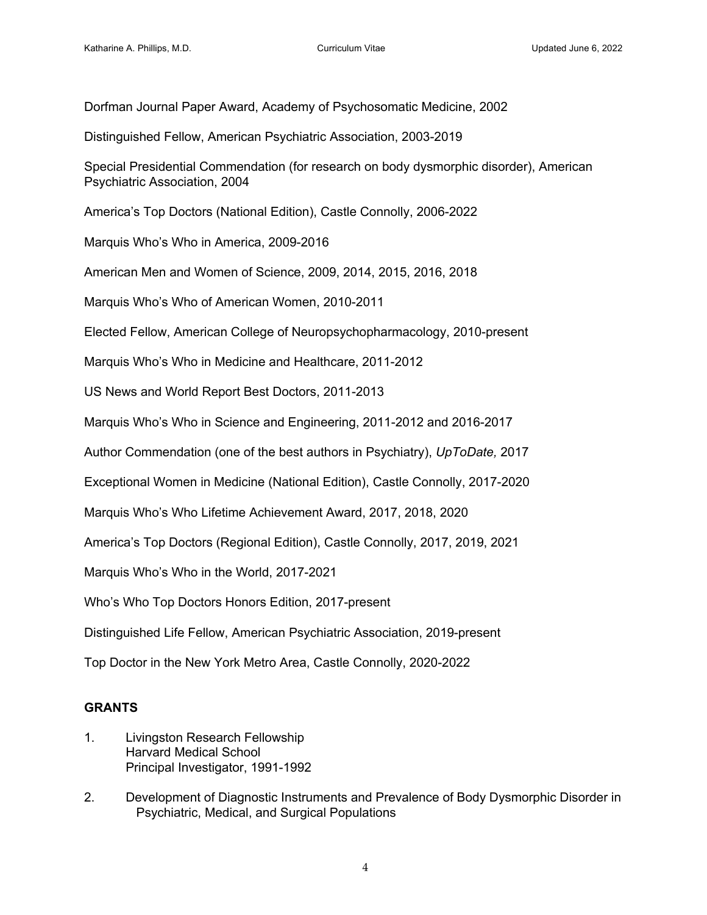Dorfman Journal Paper Award, Academy of Psychosomatic Medicine, 2002

Distinguished Fellow, American Psychiatric Association, 2003-2019

Special Presidential Commendation (for research on body dysmorphic disorder), American Psychiatric Association, 2004

America's Top Doctors (National Edition), Castle Connolly, 2006-2022

Marquis Who's Who in America, 2009-2016

American Men and Women of Science, 2009, 2014, 2015, 2016, 2018

Marquis Who's Who of American Women, 2010-2011

Elected Fellow, American College of Neuropsychopharmacology, 2010-present

Marquis Who's Who in Medicine and Healthcare, 2011-2012

US News and World Report Best Doctors, 2011-2013

Marquis Who's Who in Science and Engineering, 2011-2012 and 2016-2017

Author Commendation (one of the best authors in Psychiatry), *UpToDate,* 2017

Exceptional Women in Medicine (National Edition), Castle Connolly, 2017-2020

Marquis Who's Who Lifetime Achievement Award, 2017, 2018, 2020

America's Top Doctors (Regional Edition), Castle Connolly, 2017, 2019, 2021

Marquis Who's Who in the World, 2017-2021

Who's Who Top Doctors Honors Edition, 2017-present

Distinguished Life Fellow, American Psychiatric Association, 2019-present

Top Doctor in the New York Metro Area, Castle Connolly, 2020-2022

## GRANTS

1. Livingston Research Fellowship
   Harvard Medical School
   Principal Investigator, 1991-1992

2. Development of Diagnostic Instruments and Prevalence of Body Dysmorphic Disorder in Psychiatric, Medical, and Surgical Populations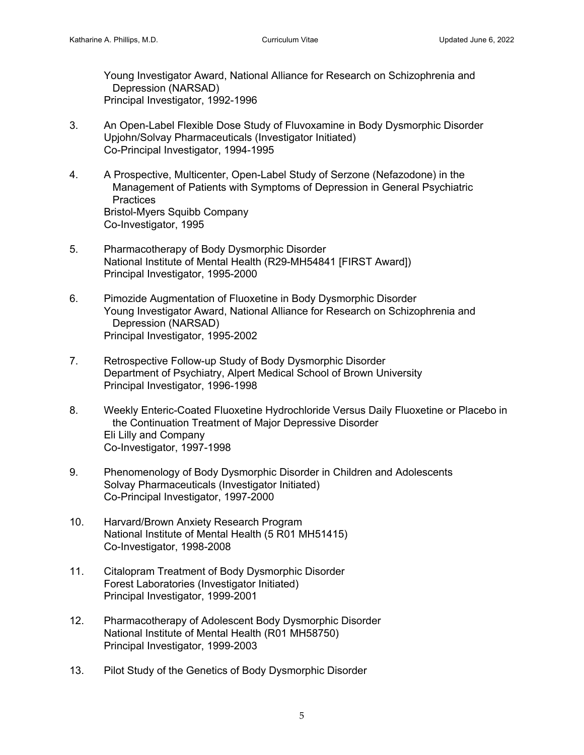Young Investigator Award, National Alliance for Research on Schizophrenia and Depression (NARSAD)
Principal Investigator, 1992-1996

3. An Open-Label Flexible Dose Study of Fluvoxamine in Body Dysmorphic Disorder
   Upjohn/Solvay Pharmaceuticals (Investigator Initiated)
   Co-Principal Investigator, 1994-1995

4. A Prospective, Multicenter, Open-Label Study of Serzone (Nefazodone) in the Management of Patients with Symptoms of Depression in General Psychiatric Practices
   Bristol-Myers Squibb Company
   Co-Investigator, 1995

5. Pharmacotherapy of Body Dysmorphic Disorder
   National Institute of Mental Health (R29-MH54841 [FIRST Award])
   Principal Investigator, 1995-2000

6. Pimozide Augmentation of Fluoxetine in Body Dysmorphic Disorder
   Young Investigator Award, National Alliance for Research on Schizophrenia and Depression (NARSAD)
   Principal Investigator, 1995-2002

7. Retrospective Follow-up Study of Body Dysmorphic Disorder
   Department of Psychiatry, Alpert Medical School of Brown University
   Principal Investigator, 1996-1998

8. Weekly Enteric-Coated Fluoxetine Hydrochloride Versus Daily Fluoxetine or Placebo in the Continuation Treatment of Major Depressive Disorder
   Eli Lilly and Company
   Co-Investigator, 1997-1998

9. Phenomenology of Body Dysmorphic Disorder in Children and Adolescents
   Solvay Pharmaceuticals (Investigator Initiated)
   Co-Principal Investigator, 1997-2000

10. Harvard/Brown Anxiety Research Program
    National Institute of Mental Health (5 R01 MH51415)
    Co-Investigator, 1998-2008

11. Citalopram Treatment of Body Dysmorphic Disorder
    Forest Laboratories (Investigator Initiated)
    Principal Investigator, 1999-2001

12. Pharmacotherapy of Adolescent Body Dysmorphic Disorder
    National Institute of Mental Health (R01 MH58750)
    Principal Investigator, 1999-2003

13. Pilot Study of the Genetics of Body Dysmorphic Disorder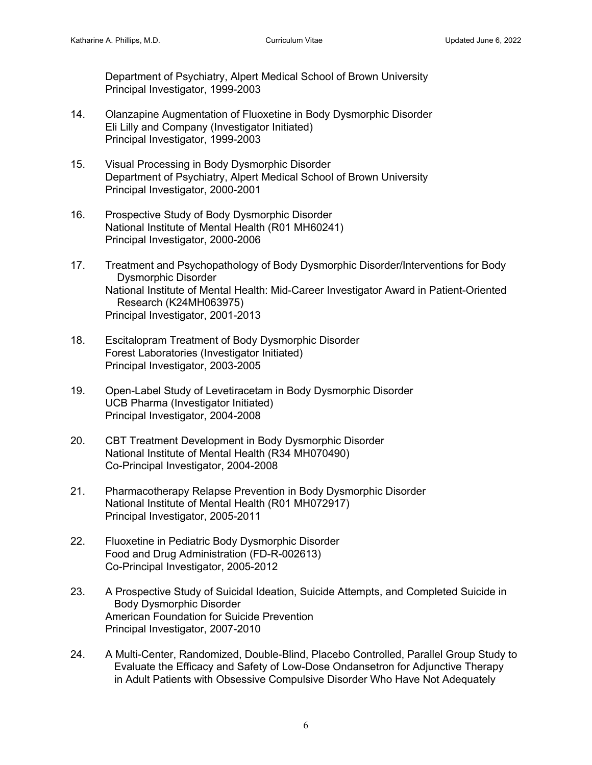Department of Psychiatry, Alpert Medical School of Brown University
Principal Investigator, 1999-2003

14. Olanzapine Augmentation of Fluoxetine in Body Dysmorphic Disorder
    Eli Lilly and Company (Investigator Initiated)
    Principal Investigator, 1999-2003

15. Visual Processing in Body Dysmorphic Disorder
    Department of Psychiatry, Alpert Medical School of Brown University
    Principal Investigator, 2000-2001

16. Prospective Study of Body Dysmorphic Disorder
    National Institute of Mental Health (R01 MH60241)
    Principal Investigator, 2000-2006

17. Treatment and Psychopathology of Body Dysmorphic Disorder/Interventions for Body Dysmorphic Disorder
    National Institute of Mental Health: Mid-Career Investigator Award in Patient-Oriented Research (K24MH063975)
    Principal Investigator, 2001-2013

18. Escitalopram Treatment of Body Dysmorphic Disorder
    Forest Laboratories (Investigator Initiated)
    Principal Investigator, 2003-2005

19. Open-Label Study of Levetiracetam in Body Dysmorphic Disorder
    UCB Pharma (Investigator Initiated)
    Principal Investigator, 2004-2008

20. CBT Treatment Development in Body Dysmorphic Disorder
    National Institute of Mental Health (R34 MH070490)
    Co-Principal Investigator, 2004-2008

21. Pharmacotherapy Relapse Prevention in Body Dysmorphic Disorder
    National Institute of Mental Health (R01 MH072917)
    Principal Investigator, 2005-2011

22. Fluoxetine in Pediatric Body Dysmorphic Disorder
    Food and Drug Administration (FD-R-002613)
    Co-Principal Investigator, 2005-2012

23. A Prospective Study of Suicidal Ideation, Suicide Attempts, and Completed Suicide in Body Dysmorphic Disorder
    American Foundation for Suicide Prevention
    Principal Investigator, 2007-2010

24. A Multi-Center, Randomized, Double-Blind, Placebo Controlled, Parallel Group Study to Evaluate the Efficacy and Safety of Low-Dose Ondansetron for Adjunctive Therapy in Adult Patients with Obsessive Compulsive Disorder Who Have Not Adequately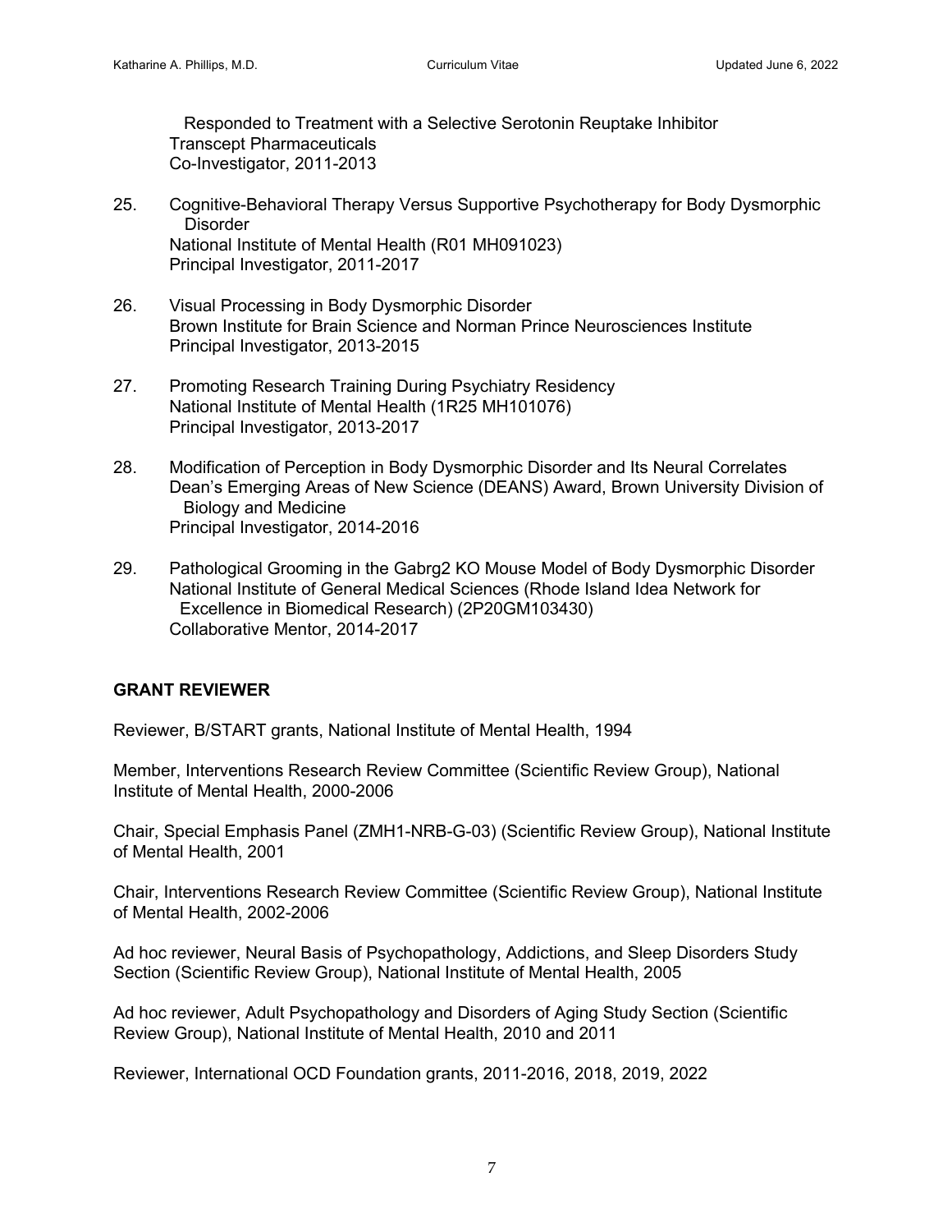Responded to Treatment with a Selective Serotonin Reuptake Inhibitor
Transcept Pharmaceuticals
Co-Investigator, 2011-2013

25. Cognitive-Behavioral Therapy Versus Supportive Psychotherapy for Body Dysmorphic Disorder
    National Institute of Mental Health (R01 MH091023)
    Principal Investigator, 2011-2017

26. Visual Processing in Body Dysmorphic Disorder
    Brown Institute for Brain Science and Norman Prince Neurosciences Institute
    Principal Investigator, 2013-2015

27. Promoting Research Training During Psychiatry Residency
    National Institute of Mental Health (1R25 MH101076)
    Principal Investigator, 2013-2017

28. Modification of Perception in Body Dysmorphic Disorder and Its Neural Correlates
    Dean's Emerging Areas of New Science (DEANS) Award, Brown University Division of Biology and Medicine
    Principal Investigator, 2014-2016

29. Pathological Grooming in the Gabrg2 KO Mouse Model of Body Dysmorphic Disorder
    National Institute of General Medical Sciences (Rhode Island Idea Network for Excellence in Biomedical Research) (2P20GM103430)
    Collaborative Mentor, 2014-2017

## GRANT REVIEWER

Reviewer, B/START grants, National Institute of Mental Health, 1994

Member, Interventions Research Review Committee (Scientific Review Group), National Institute of Mental Health, 2000-2006

Chair, Special Emphasis Panel (ZMH1-NRB-G-03) (Scientific Review Group), National Institute of Mental Health, 2001

Chair, Interventions Research Review Committee (Scientific Review Group), National Institute of Mental Health, 2002-2006

Ad hoc reviewer, Neural Basis of Psychopathology, Addictions, and Sleep Disorders Study Section (Scientific Review Group), National Institute of Mental Health, 2005

Ad hoc reviewer, Adult Psychopathology and Disorders of Aging Study Section (Scientific Review Group), National Institute of Mental Health, 2010 and 2011

Reviewer, International OCD Foundation grants, 2011-2016, 2018, 2019, 2022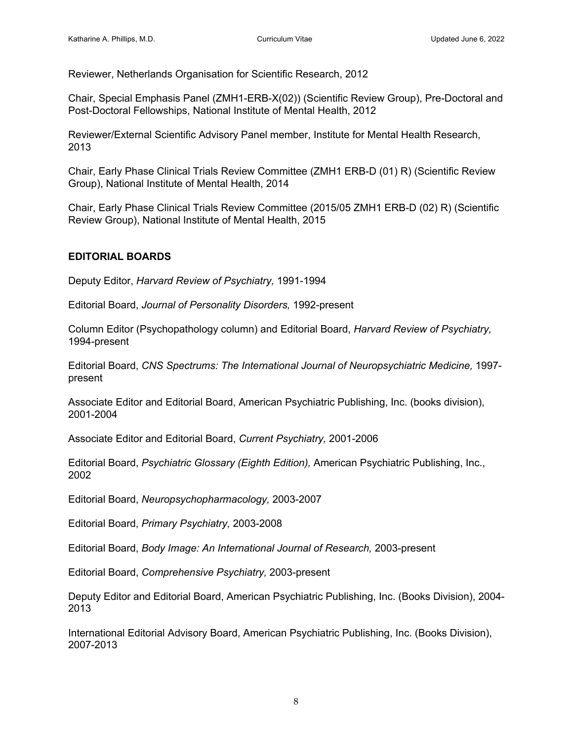Reviewer, Netherlands Organisation for Scientific Research, 2012

Chair, Special Emphasis Panel (ZMH1-ERB-X(02)) (Scientific Review Group), Pre-Doctoral and Post-Doctoral Fellowships, National Institute of Mental Health, 2012

Reviewer/External Scientific Advisory Panel member, Institute for Mental Health Research, 2013

Chair, Early Phase Clinical Trials Review Committee (ZMH1 ERB-D (01) R) (Scientific Review Group), National Institute of Mental Health, 2014

Chair, Early Phase Clinical Trials Review Committee (2015/05 ZMH1 ERB-D (02) R) (Scientific Review Group), National Institute of Mental Health, 2015

## EDITORIAL BOARDS

Deputy Editor, *Harvard Review of Psychiatry,* 1991-1994

Editorial Board, *Journal of Personality Disorders,* 1992-present

Column Editor (Psychopathology column) and Editorial Board, *Harvard Review of Psychiatry,* 1994-present

Editorial Board, *CNS Spectrums: The International Journal of Neuropsychiatric Medicine,* 1997-present

Associate Editor and Editorial Board, American Psychiatric Publishing, Inc. (books division), 2001-2004

Associate Editor and Editorial Board, *Current Psychiatry,* 2001-2006

Editorial Board, *Psychiatric Glossary (Eighth Edition),* American Psychiatric Publishing, Inc., 2002

Editorial Board, *Neuropsychopharmacology,* 2003-2007

Editorial Board, *Primary Psychiatry,* 2003-2008

Editorial Board, *Body Image: An International Journal of Research,* 2003-present

Editorial Board, *Comprehensive Psychiatry,* 2003-present

Deputy Editor and Editorial Board, American Psychiatric Publishing, Inc. (Books Division), 2004-2013

International Editorial Advisory Board, American Psychiatric Publishing, Inc. (Books Division), 2007-2013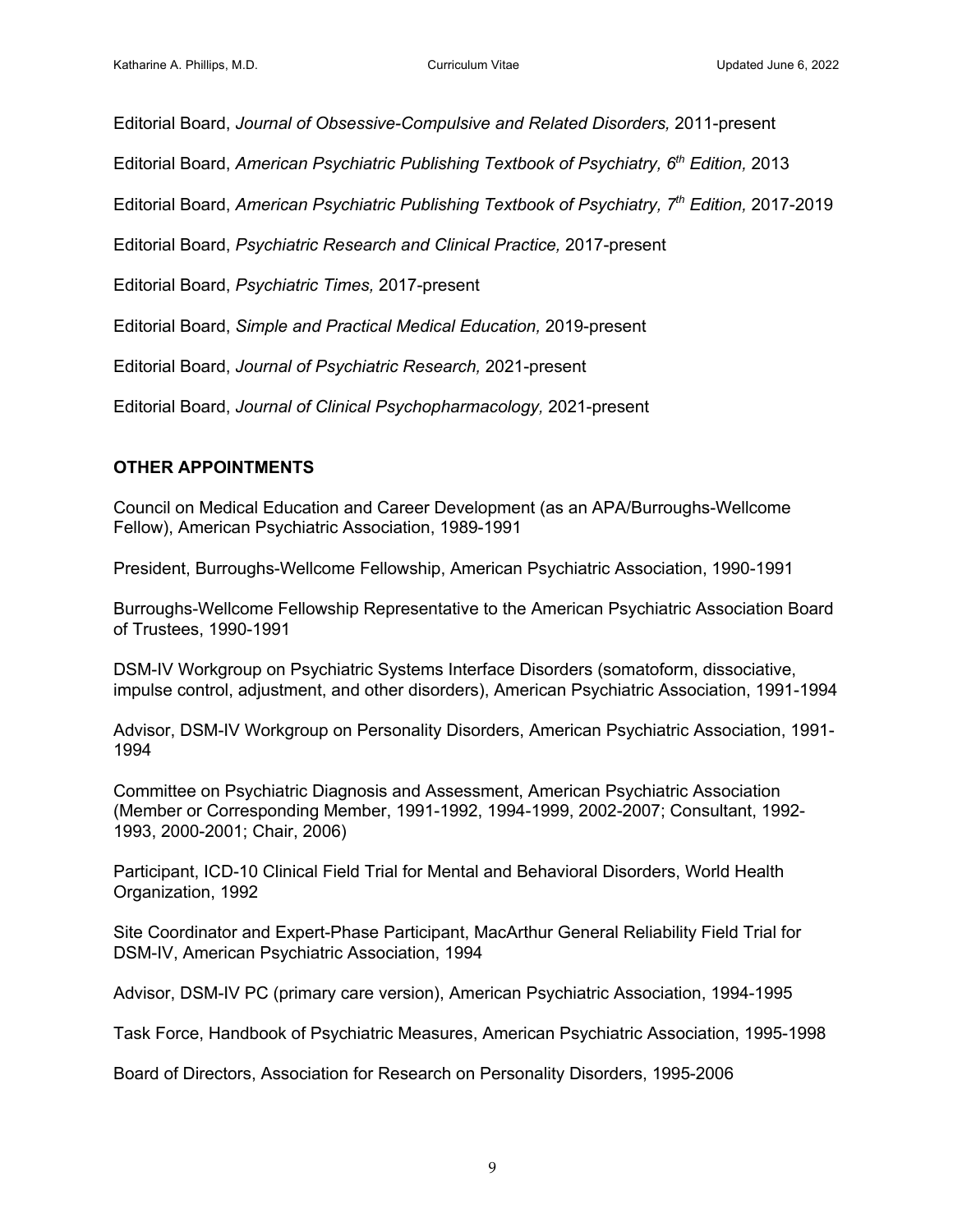Editorial Board, *Journal of Obsessive-Compulsive and Related Disorders,* 2011-present

Editorial Board, *American Psychiatric Publishing Textbook of Psychiatry, 6th Edition,* 2013

Editorial Board, *American Psychiatric Publishing Textbook of Psychiatry, 7th Edition,* 2017-2019

Editorial Board, *Psychiatric Research and Clinical Practice,* 2017-present

Editorial Board, *Psychiatric Times,* 2017-present

Editorial Board, *Simple and Practical Medical Education,* 2019-present

Editorial Board, *Journal of Psychiatric Research,* 2021-present

Editorial Board, *Journal of Clinical Psychopharmacology,* 2021-present

## OTHER APPOINTMENTS

Council on Medical Education and Career Development (as an APA/Burroughs-Wellcome Fellow), American Psychiatric Association, 1989-1991

President, Burroughs-Wellcome Fellowship, American Psychiatric Association, 1990-1991

Burroughs-Wellcome Fellowship Representative to the American Psychiatric Association Board of Trustees, 1990-1991

DSM-IV Workgroup on Psychiatric Systems Interface Disorders (somatoform, dissociative, impulse control, adjustment, and other disorders), American Psychiatric Association, 1991-1994

Advisor, DSM-IV Workgroup on Personality Disorders, American Psychiatric Association, 1991-1994

Committee on Psychiatric Diagnosis and Assessment, American Psychiatric Association (Member or Corresponding Member, 1991-1992, 1994-1999, 2002-2007; Consultant, 1992-1993, 2000-2001; Chair, 2006)

Participant, ICD-10 Clinical Field Trial for Mental and Behavioral Disorders, World Health Organization, 1992

Site Coordinator and Expert-Phase Participant, MacArthur General Reliability Field Trial for DSM-IV, American Psychiatric Association, 1994

Advisor, DSM-IV PC (primary care version), American Psychiatric Association, 1994-1995

Task Force, Handbook of Psychiatric Measures, American Psychiatric Association, 1995-1998

Board of Directors, Association for Research on Personality Disorders, 1995-2006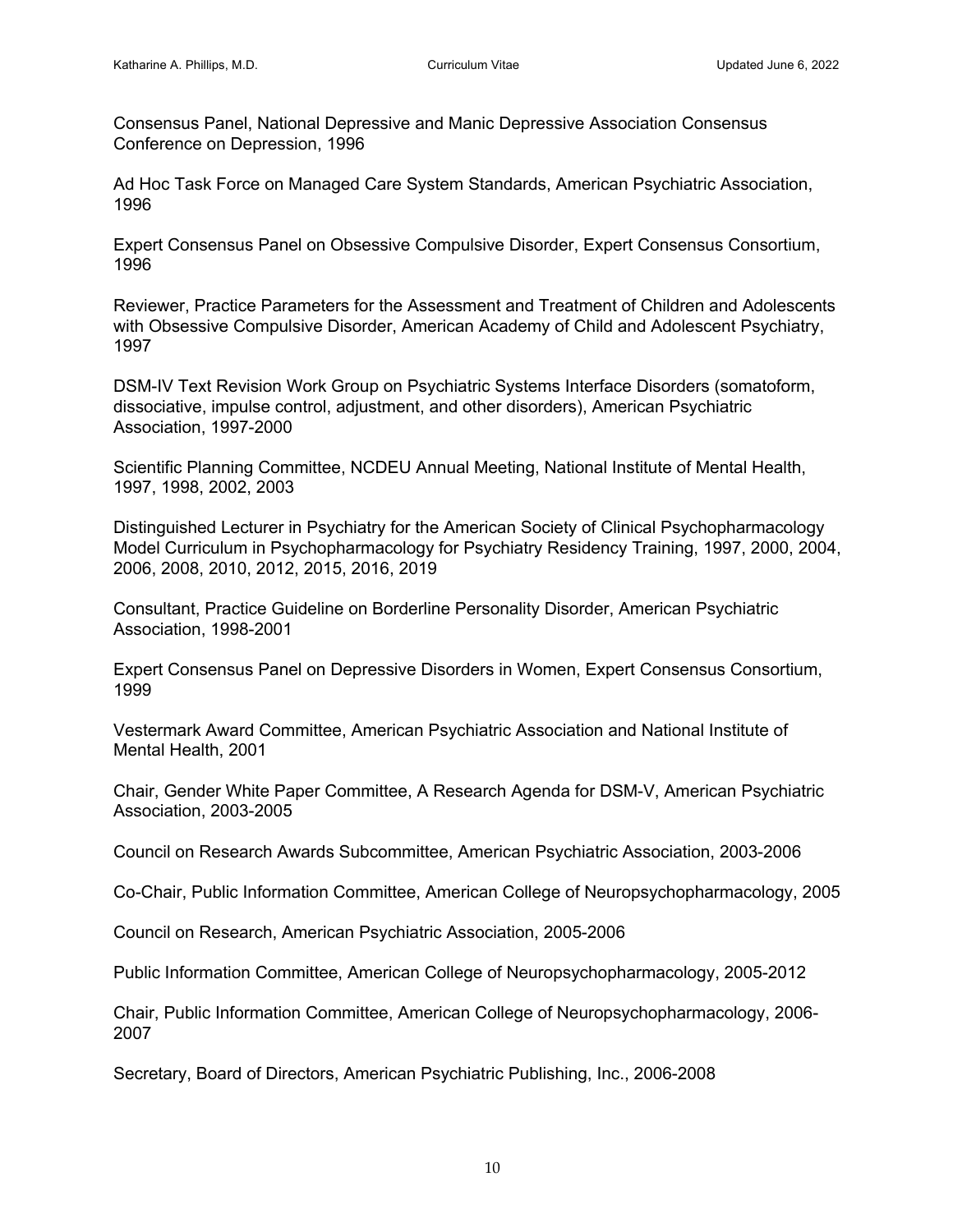Consensus Panel, National Depressive and Manic Depressive Association Consensus Conference on Depression, 1996

Ad Hoc Task Force on Managed Care System Standards, American Psychiatric Association, 1996

Expert Consensus Panel on Obsessive Compulsive Disorder, Expert Consensus Consortium, 1996

Reviewer, Practice Parameters for the Assessment and Treatment of Children and Adolescents with Obsessive Compulsive Disorder, American Academy of Child and Adolescent Psychiatry, 1997

DSM-IV Text Revision Work Group on Psychiatric Systems Interface Disorders (somatoform, dissociative, impulse control, adjustment, and other disorders), American Psychiatric Association, 1997-2000

Scientific Planning Committee, NCDEU Annual Meeting, National Institute of Mental Health, 1997, 1998, 2002, 2003

Distinguished Lecturer in Psychiatry for the American Society of Clinical Psychopharmacology Model Curriculum in Psychopharmacology for Psychiatry Residency Training, 1997, 2000, 2004, 2006, 2008, 2010, 2012, 2015, 2016, 2019

Consultant, Practice Guideline on Borderline Personality Disorder, American Psychiatric Association, 1998-2001

Expert Consensus Panel on Depressive Disorders in Women, Expert Consensus Consortium, 1999

Vestermark Award Committee, American Psychiatric Association and National Institute of Mental Health, 2001

Chair, Gender White Paper Committee, A Research Agenda for DSM-V, American Psychiatric Association, 2003-2005

Council on Research Awards Subcommittee, American Psychiatric Association, 2003-2006

Co-Chair, Public Information Committee, American College of Neuropsychopharmacology, 2005

Council on Research, American Psychiatric Association, 2005-2006

Public Information Committee, American College of Neuropsychopharmacology, 2005-2012

Chair, Public Information Committee, American College of Neuropsychopharmacology, 2006-2007

Secretary, Board of Directors, American Psychiatric Publishing, Inc., 2006-2008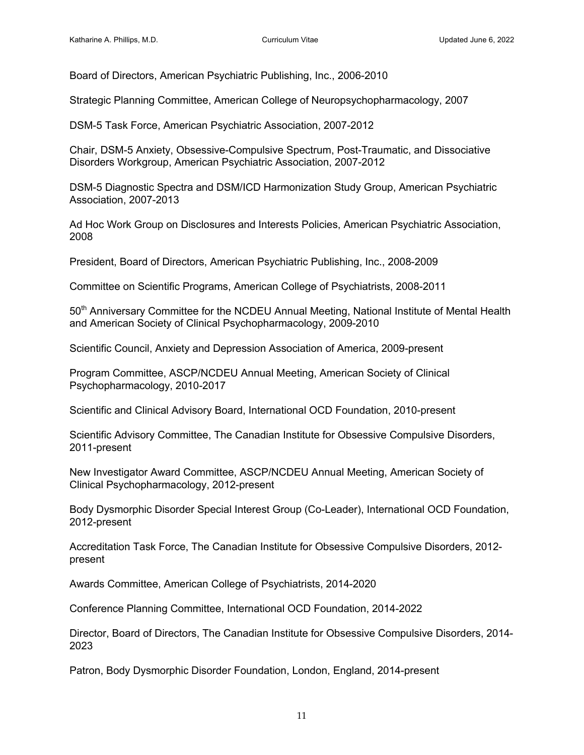Board of Directors, American Psychiatric Publishing, Inc., 2006-2010

Strategic Planning Committee, American College of Neuropsychopharmacology, 2007

DSM-5 Task Force, American Psychiatric Association, 2007-2012

Chair, DSM-5 Anxiety, Obsessive-Compulsive Spectrum, Post-Traumatic, and Dissociative Disorders Workgroup, American Psychiatric Association, 2007-2012

DSM-5 Diagnostic Spectra and DSM/ICD Harmonization Study Group, American Psychiatric Association, 2007-2013

Ad Hoc Work Group on Disclosures and Interests Policies, American Psychiatric Association, 2008

President, Board of Directors, American Psychiatric Publishing, Inc., 2008-2009

Committee on Scientific Programs, American College of Psychiatrists, 2008-2011

50th Anniversary Committee for the NCDEU Annual Meeting, National Institute of Mental Health and American Society of Clinical Psychopharmacology, 2009-2010

Scientific Council, Anxiety and Depression Association of America, 2009-present

Program Committee, ASCP/NCDEU Annual Meeting, American Society of Clinical Psychopharmacology, 2010-2017

Scientific and Clinical Advisory Board, International OCD Foundation, 2010-present

Scientific Advisory Committee, The Canadian Institute for Obsessive Compulsive Disorders, 2011-present

New Investigator Award Committee, ASCP/NCDEU Annual Meeting, American Society of Clinical Psychopharmacology, 2012-present

Body Dysmorphic Disorder Special Interest Group (Co-Leader), International OCD Foundation, 2012-present

Accreditation Task Force, The Canadian Institute for Obsessive Compulsive Disorders, 2012-present

Awards Committee, American College of Psychiatrists, 2014-2020

Conference Planning Committee, International OCD Foundation, 2014-2022

Director, Board of Directors, The Canadian Institute for Obsessive Compulsive Disorders, 2014-2023

Patron, Body Dysmorphic Disorder Foundation, London, England, 2014-present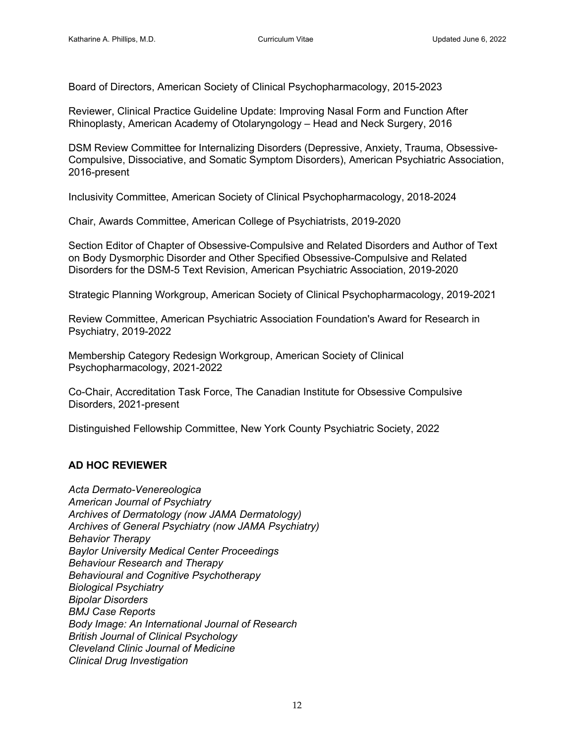Board of Directors, American Society of Clinical Psychopharmacology, 2015-2023

Reviewer, Clinical Practice Guideline Update: Improving Nasal Form and Function After Rhinoplasty, American Academy of Otolaryngology – Head and Neck Surgery, 2016

DSM Review Committee for Internalizing Disorders (Depressive, Anxiety, Trauma, Obsessive-Compulsive, Dissociative, and Somatic Symptom Disorders), American Psychiatric Association, 2016-present

Inclusivity Committee, American Society of Clinical Psychopharmacology, 2018-2024

Chair, Awards Committee, American College of Psychiatrists, 2019-2020

Section Editor of Chapter of Obsessive-Compulsive and Related Disorders and Author of Text on Body Dysmorphic Disorder and Other Specified Obsessive-Compulsive and Related Disorders for the DSM-5 Text Revision, American Psychiatric Association, 2019-2020

Strategic Planning Workgroup, American Society of Clinical Psychopharmacology, 2019-2021

Review Committee, American Psychiatric Association Foundation's Award for Research in Psychiatry, 2019-2022

Membership Category Redesign Workgroup, American Society of Clinical Psychopharmacology, 2021-2022

Co-Chair, Accreditation Task Force, The Canadian Institute for Obsessive Compulsive Disorders, 2021-present

Distinguished Fellowship Committee, New York County Psychiatric Society, 2022

## AD HOC REVIEWER

*Acta Dermato-Venereologica*
*American Journal of Psychiatry*
*Archives of Dermatology (now JAMA Dermatology)*
*Archives of General Psychiatry (now JAMA Psychiatry)*
*Behavior Therapy*
*Baylor University Medical Center Proceedings*
*Behaviour Research and Therapy*
*Behavioural and Cognitive Psychotherapy*
*Biological Psychiatry*
*Bipolar Disorders*
*BMJ Case Reports*
*Body Image: An International Journal of Research*
*British Journal of Clinical Psychology*
*Cleveland Clinic Journal of Medicine*
*Clinical Drug Investigation*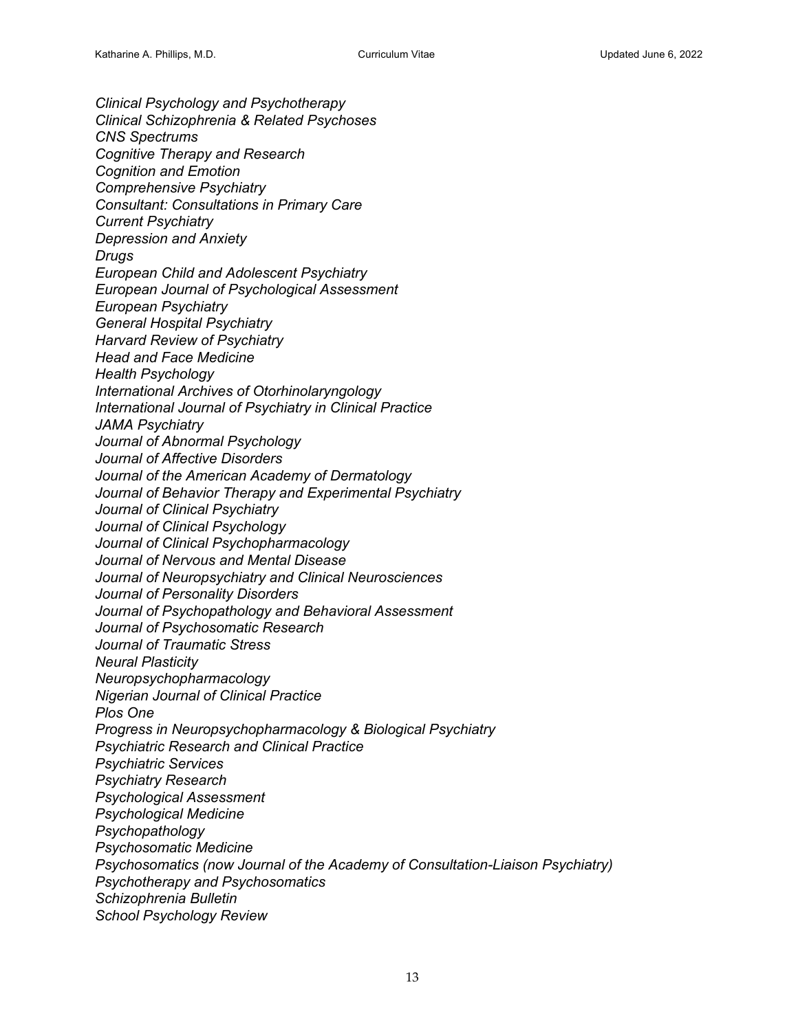*Clinical Psychology and Psychotherapy*
*Clinical Schizophrenia & Related Psychoses*
*CNS Spectrums*
*Cognitive Therapy and Research*
*Cognition and Emotion*
*Comprehensive Psychiatry*
*Consultant: Consultations in Primary Care*
*Current Psychiatry*
*Depression and Anxiety*
*Drugs*
*European Child and Adolescent Psychiatry*
*European Journal of Psychological Assessment*
*European Psychiatry*
*General Hospital Psychiatry*
*Harvard Review of Psychiatry*
*Head and Face Medicine*
*Health Psychology*
*International Archives of Otorhinolaryngology*
*International Journal of Psychiatry in Clinical Practice*
*JAMA Psychiatry*
*Journal of Abnormal Psychology*
*Journal of Affective Disorders*
*Journal of the American Academy of Dermatology*
*Journal of Behavior Therapy and Experimental Psychiatry*
*Journal of Clinical Psychiatry*
*Journal of Clinical Psychology*
*Journal of Clinical Psychopharmacology*
*Journal of Nervous and Mental Disease*
*Journal of Neuropsychiatry and Clinical Neurosciences*
*Journal of Personality Disorders*
*Journal of Psychopathology and Behavioral Assessment*
*Journal of Psychosomatic Research*
*Journal of Traumatic Stress*
*Neural Plasticity*
*Neuropsychopharmacology*
*Nigerian Journal of Clinical Practice*
*Plos One*
*Progress in Neuropsychopharmacology & Biological Psychiatry*
*Psychiatric Research and Clinical Practice*
*Psychiatric Services*
*Psychiatry Research*
*Psychological Assessment*
*Psychological Medicine*
*Psychopathology*
*Psychosomatic Medicine*
*Psychosomatics (now Journal of the Academy of Consultation-Liaison Psychiatry)*
*Psychotherapy and Psychosomatics*
*Schizophrenia Bulletin*
*School Psychology Review*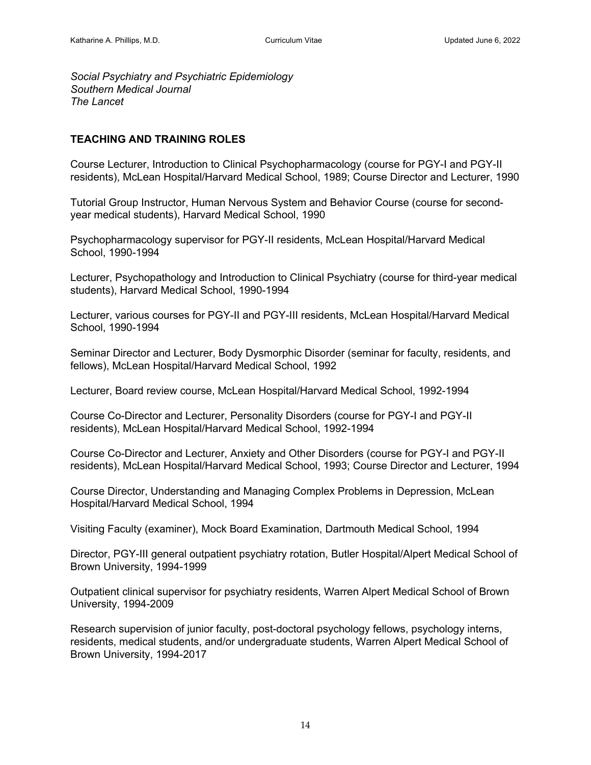*Social Psychiatry and Psychiatric Epidemiology*
*Southern Medical Journal*
*The Lancet*

## TEACHING AND TRAINING ROLES

Course Lecturer, Introduction to Clinical Psychopharmacology (course for PGY-I and PGY-II residents), McLean Hospital/Harvard Medical School, 1989; Course Director and Lecturer, 1990

Tutorial Group Instructor, Human Nervous System and Behavior Course (course for second-year medical students), Harvard Medical School, 1990

Psychopharmacology supervisor for PGY-II residents, McLean Hospital/Harvard Medical School, 1990-1994

Lecturer, Psychopathology and Introduction to Clinical Psychiatry (course for third-year medical students), Harvard Medical School, 1990-1994

Lecturer, various courses for PGY-II and PGY-III residents, McLean Hospital/Harvard Medical School, 1990-1994

Seminar Director and Lecturer, Body Dysmorphic Disorder (seminar for faculty, residents, and fellows), McLean Hospital/Harvard Medical School, 1992

Lecturer, Board review course, McLean Hospital/Harvard Medical School, 1992-1994

Course Co-Director and Lecturer, Personality Disorders (course for PGY-I and PGY-II residents), McLean Hospital/Harvard Medical School, 1992-1994

Course Co-Director and Lecturer, Anxiety and Other Disorders (course for PGY-I and PGY-II residents), McLean Hospital/Harvard Medical School, 1993; Course Director and Lecturer, 1994

Course Director, Understanding and Managing Complex Problems in Depression, McLean Hospital/Harvard Medical School, 1994

Visiting Faculty (examiner), Mock Board Examination, Dartmouth Medical School, 1994

Director, PGY-III general outpatient psychiatry rotation, Butler Hospital/Alpert Medical School of Brown University, 1994-1999

Outpatient clinical supervisor for psychiatry residents, Warren Alpert Medical School of Brown University, 1994-2009

Research supervision of junior faculty, post-doctoral psychology fellows, psychology interns, residents, medical students, and/or undergraduate students, Warren Alpert Medical School of Brown University, 1994-2017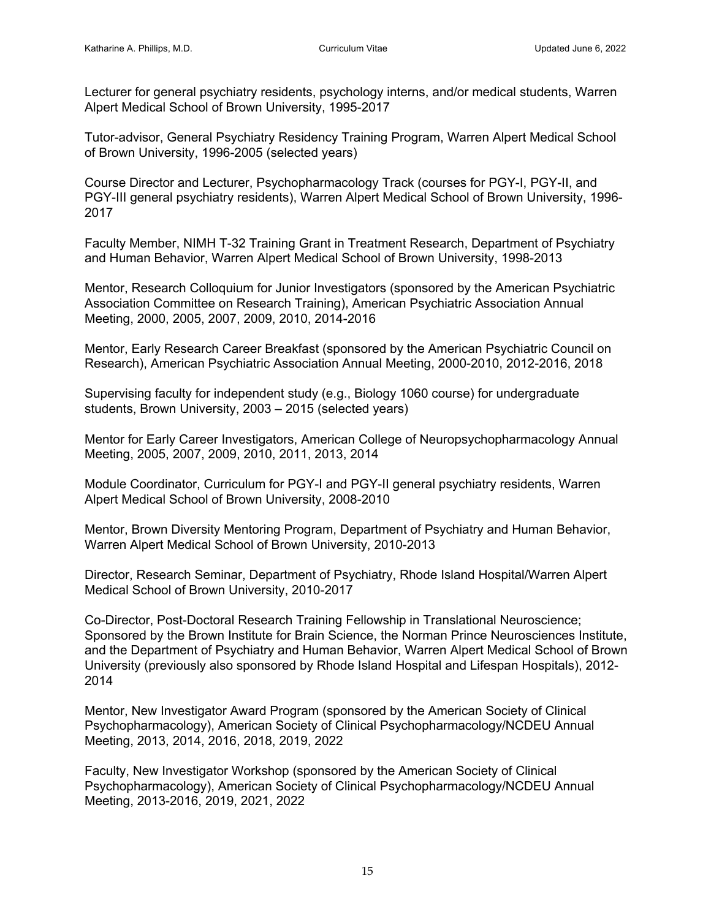Lecturer for general psychiatry residents, psychology interns, and/or medical students, Warren Alpert Medical School of Brown University, 1995-2017

Tutor-advisor, General Psychiatry Residency Training Program, Warren Alpert Medical School of Brown University, 1996-2005 (selected years)

Course Director and Lecturer, Psychopharmacology Track (courses for PGY-I, PGY-II, and PGY-III general psychiatry residents), Warren Alpert Medical School of Brown University, 1996-2017

Faculty Member, NIMH T-32 Training Grant in Treatment Research, Department of Psychiatry and Human Behavior, Warren Alpert Medical School of Brown University, 1998-2013

Mentor, Research Colloquium for Junior Investigators (sponsored by the American Psychiatric Association Committee on Research Training), American Psychiatric Association Annual Meeting, 2000, 2005, 2007, 2009, 2010, 2014-2016

Mentor, Early Research Career Breakfast (sponsored by the American Psychiatric Council on Research), American Psychiatric Association Annual Meeting, 2000-2010, 2012-2016, 2018

Supervising faculty for independent study (e.g., Biology 1060 course) for undergraduate students, Brown University, 2003 – 2015 (selected years)

Mentor for Early Career Investigators, American College of Neuropsychopharmacology Annual Meeting, 2005, 2007, 2009, 2010, 2011, 2013, 2014

Module Coordinator, Curriculum for PGY-I and PGY-II general psychiatry residents, Warren Alpert Medical School of Brown University, 2008-2010

Mentor, Brown Diversity Mentoring Program, Department of Psychiatry and Human Behavior, Warren Alpert Medical School of Brown University, 2010-2013

Director, Research Seminar, Department of Psychiatry, Rhode Island Hospital/Warren Alpert Medical School of Brown University, 2010-2017

Co-Director, Post-Doctoral Research Training Fellowship in Translational Neuroscience; Sponsored by the Brown Institute for Brain Science, the Norman Prince Neurosciences Institute, and the Department of Psychiatry and Human Behavior, Warren Alpert Medical School of Brown University (previously also sponsored by Rhode Island Hospital and Lifespan Hospitals), 2012-2014

Mentor, New Investigator Award Program (sponsored by the American Society of Clinical Psychopharmacology), American Society of Clinical Psychopharmacology/NCDEU Annual Meeting, 2013, 2014, 2016, 2018, 2019, 2022

Faculty, New Investigator Workshop (sponsored by the American Society of Clinical Psychopharmacology), American Society of Clinical Psychopharmacology/NCDEU Annual Meeting, 2013-2016, 2019, 2021, 2022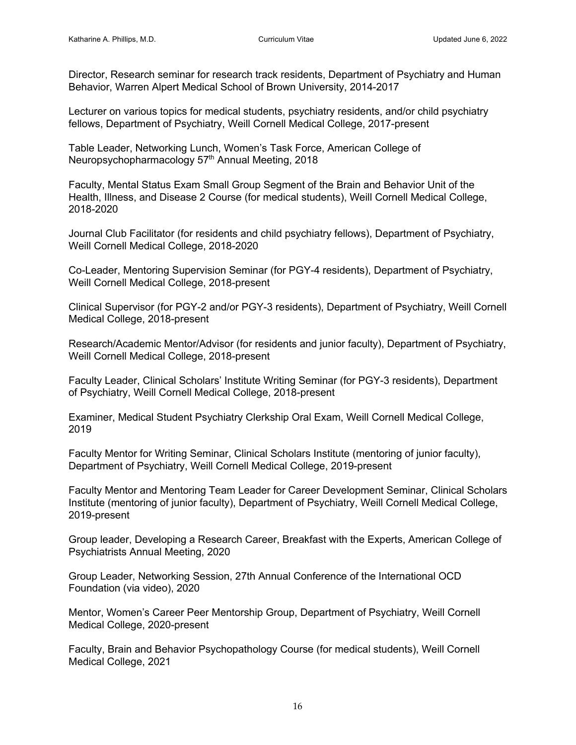Director, Research seminar for research track residents, Department of Psychiatry and Human Behavior, Warren Alpert Medical School of Brown University, 2014-2017

Lecturer on various topics for medical students, psychiatry residents, and/or child psychiatry fellows, Department of Psychiatry, Weill Cornell Medical College, 2017-present

Table Leader, Networking Lunch, Women's Task Force, American College of Neuropsychopharmacology 57th Annual Meeting, 2018

Faculty, Mental Status Exam Small Group Segment of the Brain and Behavior Unit of the Health, Illness, and Disease 2 Course (for medical students), Weill Cornell Medical College, 2018-2020

Journal Club Facilitator (for residents and child psychiatry fellows), Department of Psychiatry, Weill Cornell Medical College, 2018-2020

Co-Leader, Mentoring Supervision Seminar (for PGY-4 residents), Department of Psychiatry, Weill Cornell Medical College, 2018-present

Clinical Supervisor (for PGY-2 and/or PGY-3 residents), Department of Psychiatry, Weill Cornell Medical College, 2018-present

Research/Academic Mentor/Advisor (for residents and junior faculty), Department of Psychiatry, Weill Cornell Medical College, 2018-present

Faculty Leader, Clinical Scholars' Institute Writing Seminar (for PGY-3 residents), Department of Psychiatry, Weill Cornell Medical College, 2018-present

Examiner, Medical Student Psychiatry Clerkship Oral Exam, Weill Cornell Medical College, 2019

Faculty Mentor for Writing Seminar, Clinical Scholars Institute (mentoring of junior faculty), Department of Psychiatry, Weill Cornell Medical College, 2019-present

Faculty Mentor and Mentoring Team Leader for Career Development Seminar, Clinical Scholars Institute (mentoring of junior faculty), Department of Psychiatry, Weill Cornell Medical College, 2019-present

Group leader, Developing a Research Career, Breakfast with the Experts, American College of Psychiatrists Annual Meeting, 2020

Group Leader, Networking Session, 27th Annual Conference of the International OCD Foundation (via video), 2020

Mentor, Women's Career Peer Mentorship Group, Department of Psychiatry, Weill Cornell Medical College, 2020-present

Faculty, Brain and Behavior Psychopathology Course (for medical students), Weill Cornell Medical College, 2021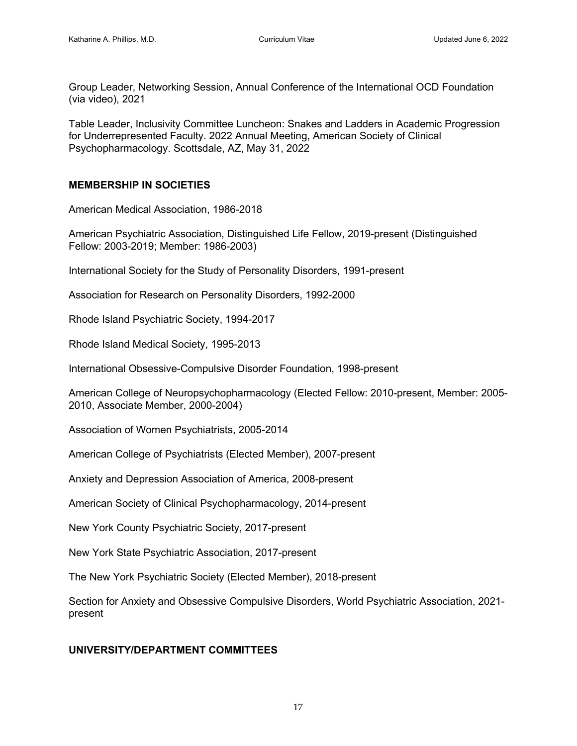Group Leader, Networking Session, Annual Conference of the International OCD Foundation (via video), 2021

Table Leader, Inclusivity Committee Luncheon: Snakes and Ladders in Academic Progression for Underrepresented Faculty. 2022 Annual Meeting, American Society of Clinical Psychopharmacology. Scottsdale, AZ, May 31, 2022

## MEMBERSHIP IN SOCIETIES

American Medical Association, 1986-2018

American Psychiatric Association, Distinguished Life Fellow, 2019-present (Distinguished Fellow: 2003-2019; Member: 1986-2003)

International Society for the Study of Personality Disorders, 1991-present

Association for Research on Personality Disorders, 1992-2000

Rhode Island Psychiatric Society, 1994-2017

Rhode Island Medical Society, 1995-2013

International Obsessive-Compulsive Disorder Foundation, 1998-present

American College of Neuropsychopharmacology (Elected Fellow: 2010-present, Member: 2005-2010, Associate Member, 2000-2004)

Association of Women Psychiatrists, 2005-2014

American College of Psychiatrists (Elected Member), 2007-present

Anxiety and Depression Association of America, 2008-present

American Society of Clinical Psychopharmacology, 2014-present

New York County Psychiatric Society, 2017-present

New York State Psychiatric Association, 2017-present

The New York Psychiatric Society (Elected Member), 2018-present

Section for Anxiety and Obsessive Compulsive Disorders, World Psychiatric Association, 2021-present

## UNIVERSITY/DEPARTMENT COMMITTEES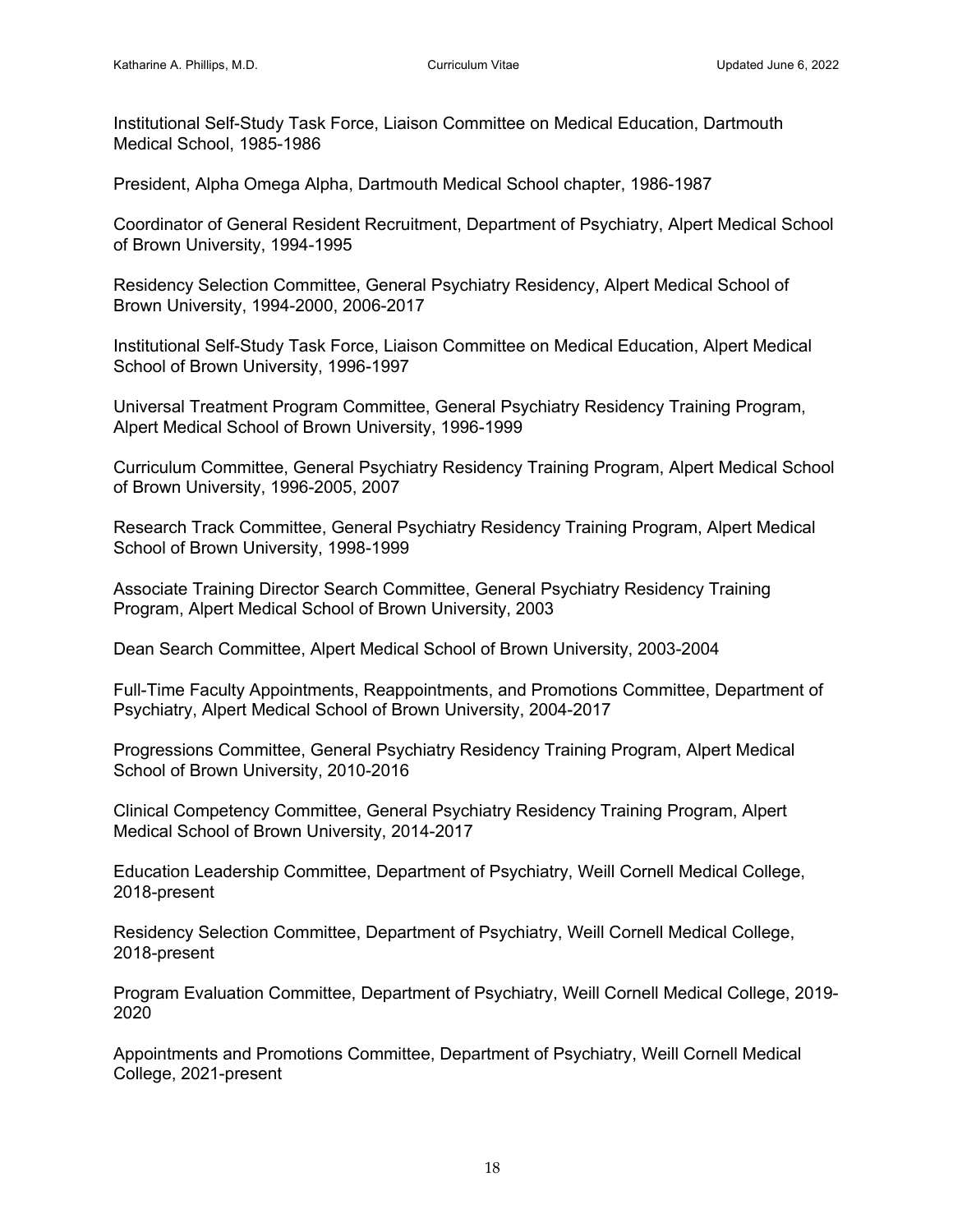Institutional Self-Study Task Force, Liaison Committee on Medical Education, Dartmouth Medical School, 1985-1986

President, Alpha Omega Alpha, Dartmouth Medical School chapter, 1986-1987

Coordinator of General Resident Recruitment, Department of Psychiatry, Alpert Medical School of Brown University, 1994-1995

Residency Selection Committee, General Psychiatry Residency, Alpert Medical School of Brown University, 1994-2000, 2006-2017

Institutional Self-Study Task Force, Liaison Committee on Medical Education, Alpert Medical School of Brown University, 1996-1997

Universal Treatment Program Committee, General Psychiatry Residency Training Program, Alpert Medical School of Brown University, 1996-1999

Curriculum Committee, General Psychiatry Residency Training Program, Alpert Medical School of Brown University, 1996-2005, 2007

Research Track Committee, General Psychiatry Residency Training Program, Alpert Medical School of Brown University, 1998-1999

Associate Training Director Search Committee, General Psychiatry Residency Training Program, Alpert Medical School of Brown University, 2003

Dean Search Committee, Alpert Medical School of Brown University, 2003-2004

Full-Time Faculty Appointments, Reappointments, and Promotions Committee, Department of Psychiatry, Alpert Medical School of Brown University, 2004-2017

Progressions Committee, General Psychiatry Residency Training Program, Alpert Medical School of Brown University, 2010-2016

Clinical Competency Committee, General Psychiatry Residency Training Program, Alpert Medical School of Brown University, 2014-2017

Education Leadership Committee, Department of Psychiatry, Weill Cornell Medical College, 2018-present

Residency Selection Committee, Department of Psychiatry, Weill Cornell Medical College, 2018-present

Program Evaluation Committee, Department of Psychiatry, Weill Cornell Medical College, 2019-2020

Appointments and Promotions Committee, Department of Psychiatry, Weill Cornell Medical College, 2021-present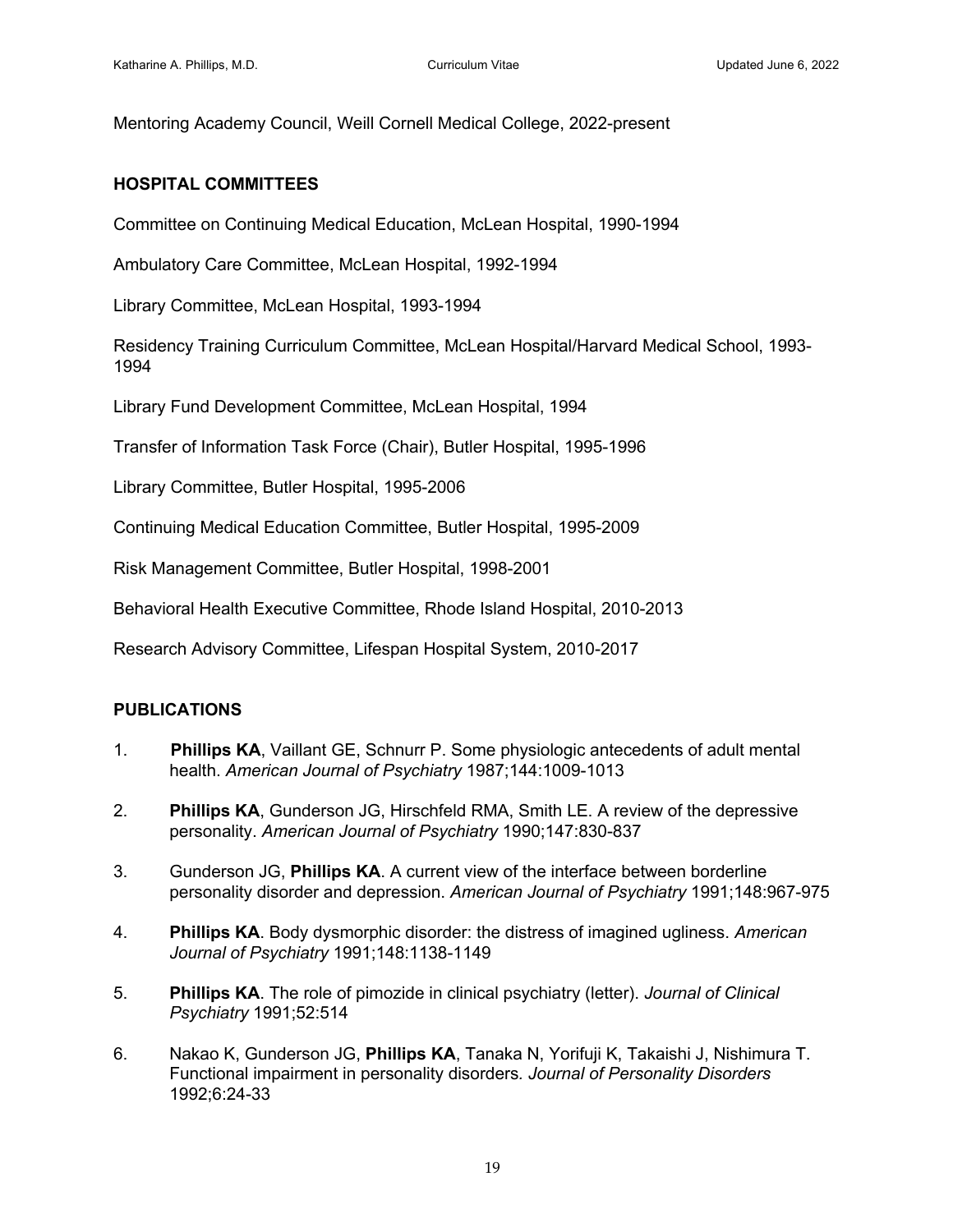Mentoring Academy Council, Weill Cornell Medical College, 2022-present

## HOSPITAL COMMITTEES

Committee on Continuing Medical Education, McLean Hospital, 1990-1994

Ambulatory Care Committee, McLean Hospital, 1992-1994

Library Committee, McLean Hospital, 1993-1994

Residency Training Curriculum Committee, McLean Hospital/Harvard Medical School, 1993-1994

Library Fund Development Committee, McLean Hospital, 1994

Transfer of Information Task Force (Chair), Butler Hospital, 1995-1996

Library Committee, Butler Hospital, 1995-2006

Continuing Medical Education Committee, Butler Hospital, 1995-2009

Risk Management Committee, Butler Hospital, 1998-2001

Behavioral Health Executive Committee, Rhode Island Hospital, 2010-2013

Research Advisory Committee, Lifespan Hospital System, 2010-2017

## PUBLICATIONS

1. **Phillips KA**, Vaillant GE, Schnurr P. Some physiologic antecedents of adult mental health. *American Journal of Psychiatry* 1987;144:1009-1013

2. **Phillips KA**, Gunderson JG, Hirschfeld RMA, Smith LE. A review of the depressive personality. *American Journal of Psychiatry* 1990;147:830-837

3. Gunderson JG, **Phillips KA**. A current view of the interface between borderline personality disorder and depression. *American Journal of Psychiatry* 1991;148:967-975

4. **Phillips KA**. Body dysmorphic disorder: the distress of imagined ugliness. *American Journal of Psychiatry* 1991;148:1138-1149

5. **Phillips KA**. The role of pimozide in clinical psychiatry (letter). *Journal of Clinical Psychiatry* 1991;52:514

6. Nakao K, Gunderson JG, **Phillips KA**, Tanaka N, Yorifuji K, Takaishi J, Nishimura T. Functional impairment in personality disorders*. Journal of Personality Disorders* 1992;6:24-33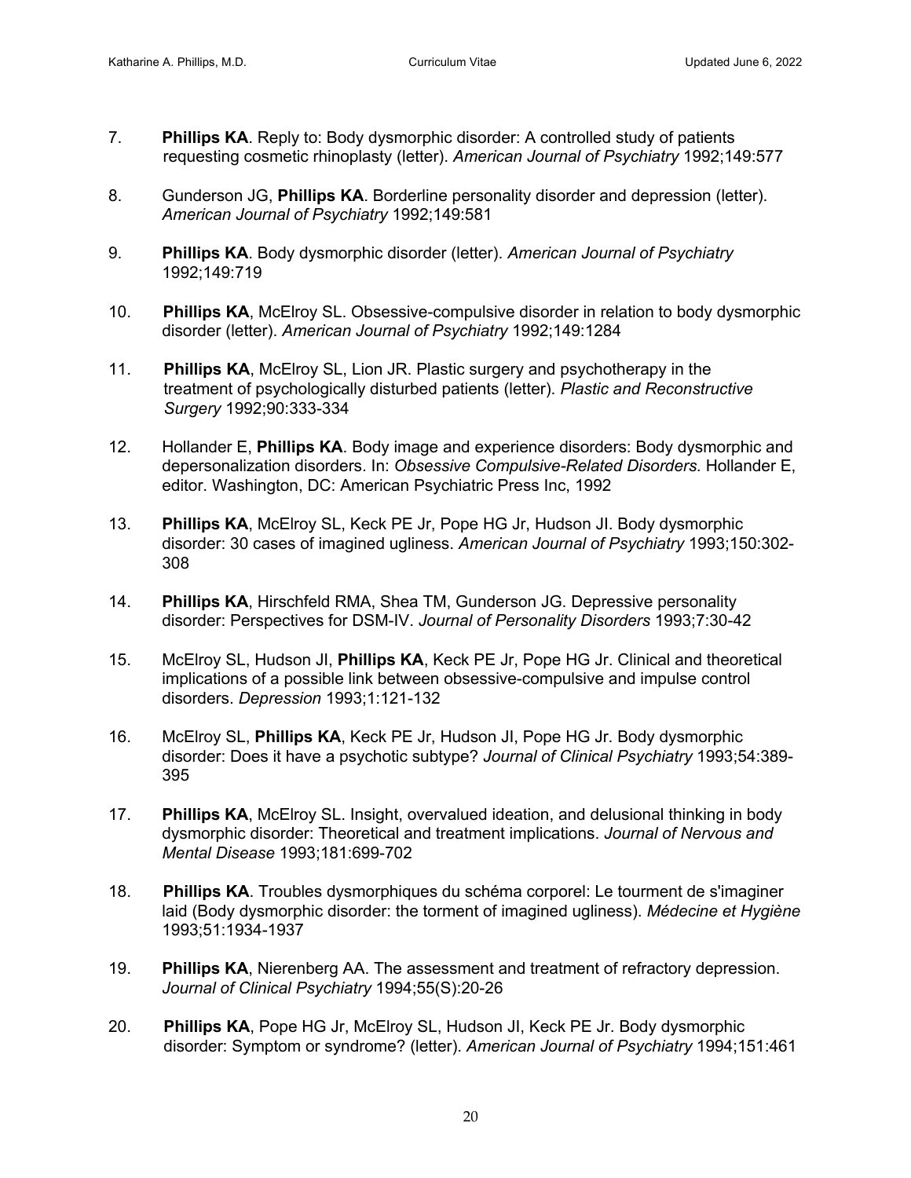7. **Phillips KA**. Reply to: Body dysmorphic disorder: A controlled study of patients requesting cosmetic rhinoplasty (letter). *American Journal of Psychiatry* 1992;149:577

8. Gunderson JG, **Phillips KA**. Borderline personality disorder and depression (letter). *American Journal of Psychiatry* 1992;149:581

9. **Phillips KA**. Body dysmorphic disorder (letter). *American Journal of Psychiatry* 1992;149:719

10. **Phillips KA**, McElroy SL. Obsessive-compulsive disorder in relation to body dysmorphic disorder (letter). *American Journal of Psychiatry* 1992;149:1284

11. **Phillips KA**, McElroy SL, Lion JR. Plastic surgery and psychotherapy in the treatment of psychologically disturbed patients (letter). *Plastic and Reconstructive Surgery* 1992;90:333-334

12. Hollander E, **Phillips KA**. Body image and experience disorders: Body dysmorphic and depersonalization disorders. In: *Obsessive Compulsive-Related Disorders.* Hollander E, editor. Washington, DC: American Psychiatric Press Inc, 1992

13. **Phillips KA**, McElroy SL, Keck PE Jr, Pope HG Jr, Hudson JI. Body dysmorphic disorder: 30 cases of imagined ugliness. *American Journal of Psychiatry* 1993;150:302-308

14. **Phillips KA**, Hirschfeld RMA, Shea TM, Gunderson JG. Depressive personality disorder: Perspectives for DSM-IV. *Journal of Personality Disorders* 1993;7:30-42

15. McElroy SL, Hudson JI, **Phillips KA**, Keck PE Jr, Pope HG Jr. Clinical and theoretical implications of a possible link between obsessive-compulsive and impulse control disorders. *Depression* 1993;1:121-132

16. McElroy SL, **Phillips KA**, Keck PE Jr, Hudson JI, Pope HG Jr. Body dysmorphic disorder: Does it have a psychotic subtype? *Journal of Clinical Psychiatry* 1993;54:389-395

17. **Phillips KA**, McElroy SL. Insight, overvalued ideation, and delusional thinking in body dysmorphic disorder: Theoretical and treatment implications. *Journal of Nervous and Mental Disease* 1993;181:699-702

18. **Phillips KA**. Troubles dysmorphiques du schéma corporel: Le tourment de s'imaginer laid (Body dysmorphic disorder: the torment of imagined ugliness). *Médecine et Hygiène* 1993;51:1934-1937

19. **Phillips KA**, Nierenberg AA. The assessment and treatment of refractory depression. *Journal of Clinical Psychiatry* 1994;55(S):20-26

20. **Phillips KA**, Pope HG Jr, McElroy SL, Hudson JI, Keck PE Jr. Body dysmorphic disorder: Symptom or syndrome? (letter). *American Journal of Psychiatry* 1994;151:461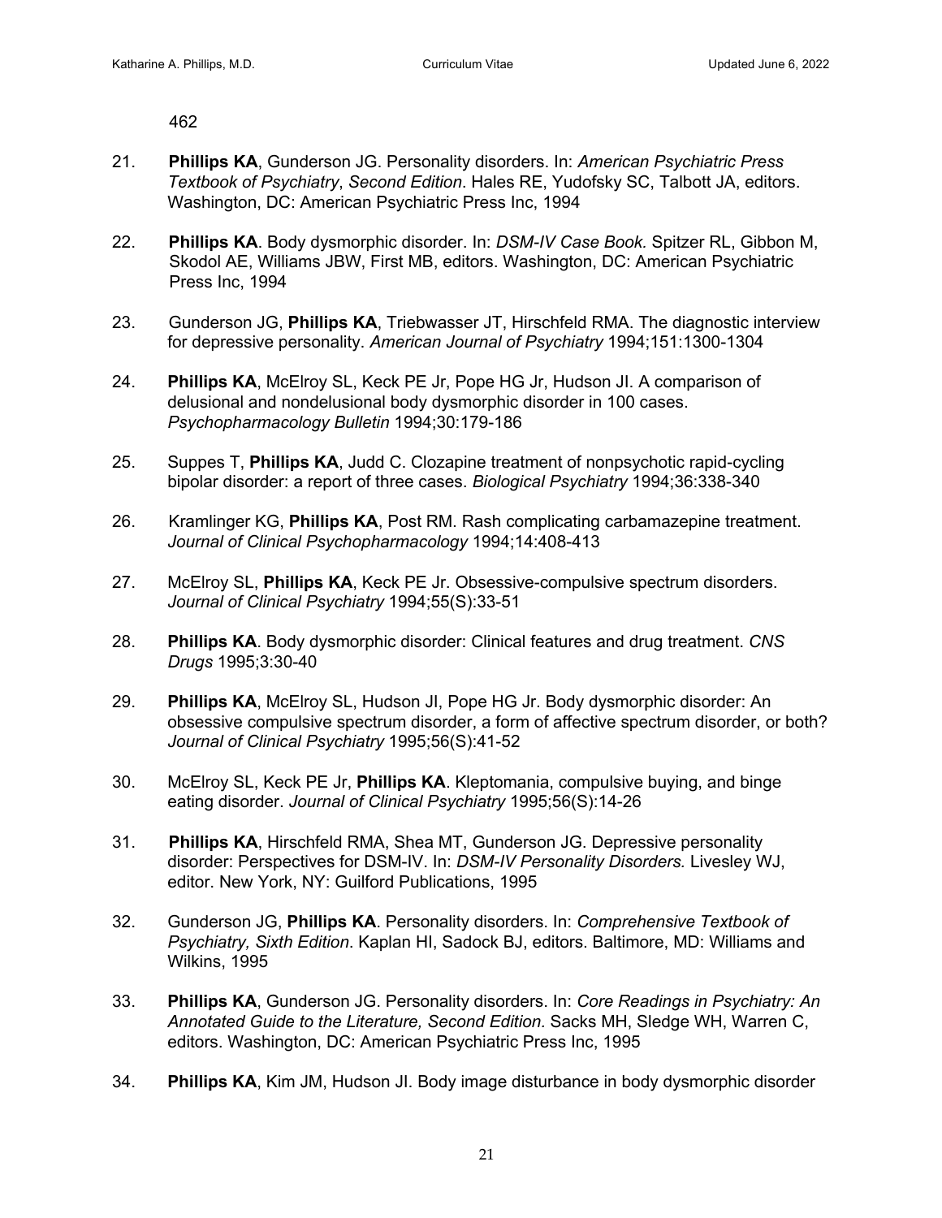462

21. **Phillips KA**, Gunderson JG. Personality disorders. In: *American Psychiatric Press Textbook of Psychiatry*, *Second Edition*. Hales RE, Yudofsky SC, Talbott JA, editors. Washington, DC: American Psychiatric Press Inc, 1994

22. **Phillips KA**. Body dysmorphic disorder. In: *DSM-IV Case Book.* Spitzer RL, Gibbon M, Skodol AE, Williams JBW, First MB, editors. Washington, DC: American Psychiatric Press Inc, 1994

23. Gunderson JG, **Phillips KA**, Triebwasser JT, Hirschfeld RMA. The diagnostic interview for depressive personality. *American Journal of Psychiatry* 1994;151:1300-1304

24. **Phillips KA**, McElroy SL, Keck PE Jr, Pope HG Jr, Hudson JI. A comparison of delusional and nondelusional body dysmorphic disorder in 100 cases. *Psychopharmacology Bulletin* 1994;30:179-186

25. Suppes T, **Phillips KA**, Judd C. Clozapine treatment of nonpsychotic rapid-cycling bipolar disorder: a report of three cases. *Biological Psychiatry* 1994;36:338-340

26. Kramlinger KG, **Phillips KA**, Post RM. Rash complicating carbamazepine treatment. *Journal of Clinical Psychopharmacology* 1994;14:408-413

27. McElroy SL, **Phillips KA**, Keck PE Jr. Obsessive-compulsive spectrum disorders. *Journal of Clinical Psychiatry* 1994;55(S):33-51

28. **Phillips KA**. Body dysmorphic disorder: Clinical features and drug treatment. *CNS Drugs* 1995;3:30-40

29. **Phillips KA**, McElroy SL, Hudson JI, Pope HG Jr. Body dysmorphic disorder: An obsessive compulsive spectrum disorder, a form of affective spectrum disorder, or both? *Journal of Clinical Psychiatry* 1995;56(S):41-52

30. McElroy SL, Keck PE Jr, **Phillips KA**. Kleptomania, compulsive buying, and binge eating disorder. *Journal of Clinical Psychiatry* 1995;56(S):14-26

31. **Phillips KA**, Hirschfeld RMA, Shea MT, Gunderson JG. Depressive personality disorder: Perspectives for DSM-IV. In: *DSM-IV Personality Disorders.* Livesley WJ, editor. New York, NY: Guilford Publications, 1995

32. Gunderson JG, **Phillips KA**. Personality disorders. In: *Comprehensive Textbook of Psychiatry, Sixth Edition*. Kaplan HI, Sadock BJ, editors. Baltimore, MD: Williams and Wilkins, 1995

33. **Phillips KA**, Gunderson JG. Personality disorders. In: *Core Readings in Psychiatry: An Annotated Guide to the Literature, Second Edition.* Sacks MH, Sledge WH, Warren C, editors. Washington, DC: American Psychiatric Press Inc, 1995

34. **Phillips KA**, Kim JM, Hudson JI. Body image disturbance in body dysmorphic disorder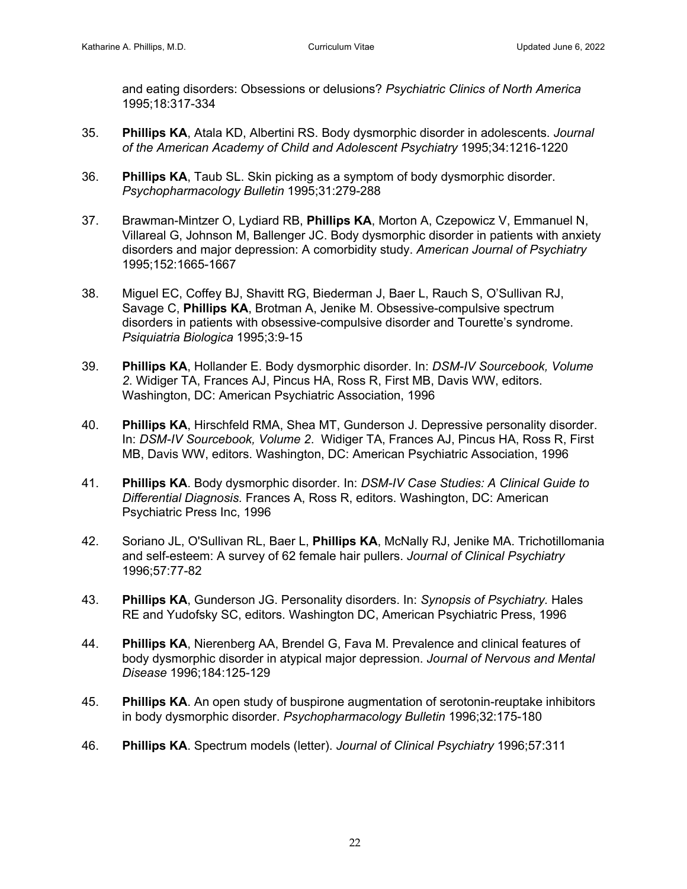and eating disorders: Obsessions or delusions? *Psychiatric Clinics of North America* 1995;18:317-334

35. **Phillips KA**, Atala KD, Albertini RS. Body dysmorphic disorder in adolescents. *Journal of the American Academy of Child and Adolescent Psychiatry* 1995;34:1216-1220

36. **Phillips KA**, Taub SL. Skin picking as a symptom of body dysmorphic disorder. *Psychopharmacology Bulletin* 1995;31:279-288

37. Brawman-Mintzer O, Lydiard RB, **Phillips KA**, Morton A, Czepowicz V, Emmanuel N, Villareal G, Johnson M, Ballenger JC. Body dysmorphic disorder in patients with anxiety disorders and major depression: A comorbidity study. *American Journal of Psychiatry* 1995;152:1665-1667

38. Miguel EC, Coffey BJ, Shavitt RG, Biederman J, Baer L, Rauch S, O'Sullivan RJ, Savage C, **Phillips KA**, Brotman A, Jenike M. Obsessive-compulsive spectrum disorders in patients with obsessive-compulsive disorder and Tourette's syndrome. *Psiquiatria Biologica* 1995;3:9-15

39. **Phillips KA**, Hollander E. Body dysmorphic disorder. In: *DSM-IV Sourcebook, Volume 2*. Widiger TA, Frances AJ, Pincus HA, Ross R, First MB, Davis WW, editors. Washington, DC: American Psychiatric Association, 1996

40. **Phillips KA**, Hirschfeld RMA, Shea MT, Gunderson J. Depressive personality disorder. In: *DSM-IV Sourcebook, Volume 2*. Widiger TA, Frances AJ, Pincus HA, Ross R, First MB, Davis WW, editors. Washington, DC: American Psychiatric Association, 1996

41. **Phillips KA**. Body dysmorphic disorder. In: *DSM-IV Case Studies: A Clinical Guide to Differential Diagnosis.* Frances A, Ross R, editors. Washington, DC: American Psychiatric Press Inc, 1996

42. Soriano JL, O'Sullivan RL, Baer L, **Phillips KA**, McNally RJ, Jenike MA. Trichotillomania and self-esteem: A survey of 62 female hair pullers. *Journal of Clinical Psychiatry* 1996;57:77-82

43. **Phillips KA**, Gunderson JG. Personality disorders. In: *Synopsis of Psychiatry*. Hales RE and Yudofsky SC, editors. Washington DC, American Psychiatric Press, 1996

44. **Phillips KA**, Nierenberg AA, Brendel G, Fava M. Prevalence and clinical features of body dysmorphic disorder in atypical major depression. *Journal of Nervous and Mental Disease* 1996;184:125-129

45. **Phillips KA**. An open study of buspirone augmentation of serotonin-reuptake inhibitors in body dysmorphic disorder. *Psychopharmacology Bulletin* 1996;32:175-180

46. **Phillips KA**. Spectrum models (letter). *Journal of Clinical Psychiatry* 1996;57:311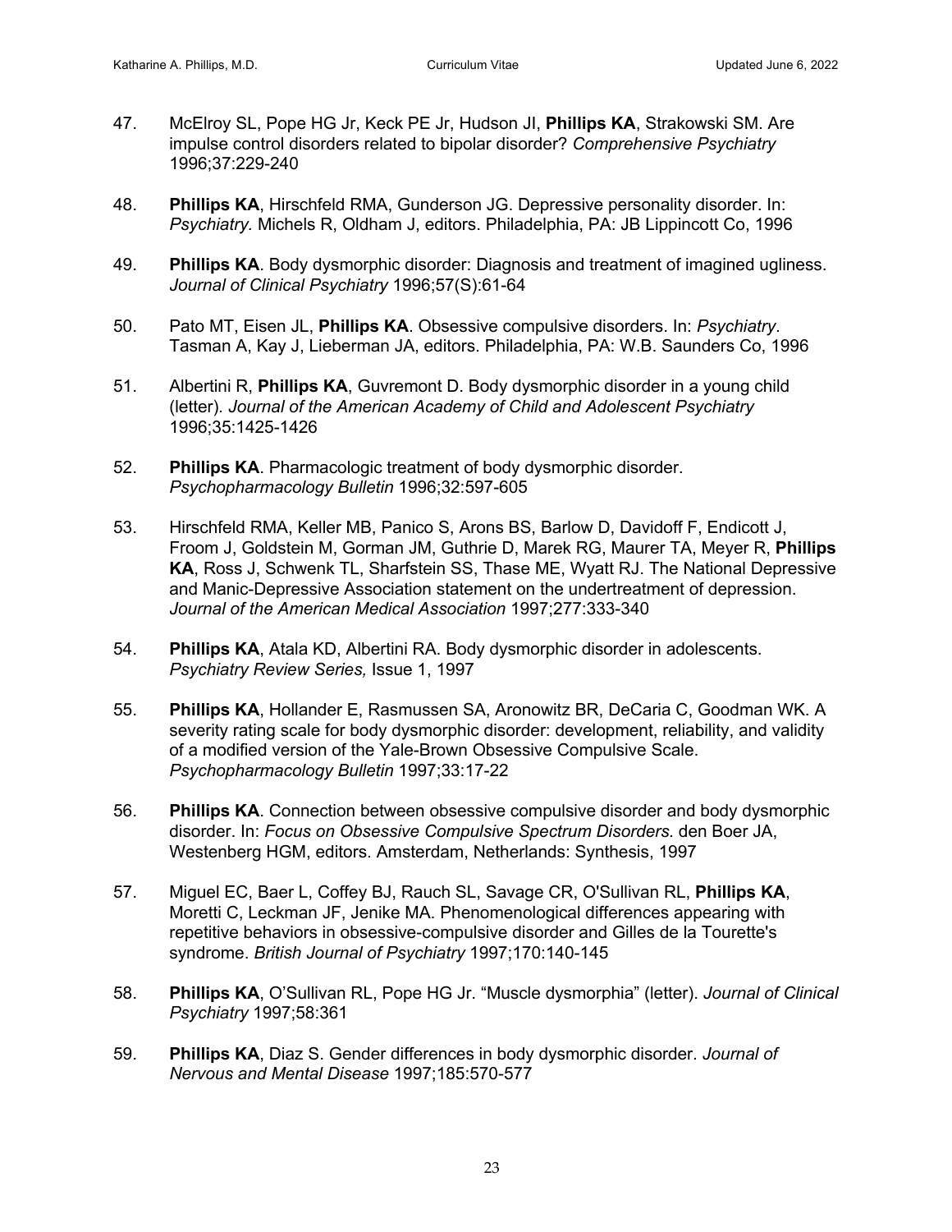47. McElroy SL, Pope HG Jr, Keck PE Jr, Hudson JI, **Phillips KA**, Strakowski SM. Are impulse control disorders related to bipolar disorder? *Comprehensive Psychiatry* 1996;37:229-240

48. **Phillips KA**, Hirschfeld RMA, Gunderson JG. Depressive personality disorder. In: *Psychiatry.* Michels R, Oldham J, editors. Philadelphia, PA: JB Lippincott Co, 1996

49. **Phillips KA**. Body dysmorphic disorder: Diagnosis and treatment of imagined ugliness. *Journal of Clinical Psychiatry* 1996;57(S):61-64

50. Pato MT, Eisen JL, **Phillips KA**. Obsessive compulsive disorders. In: *Psychiatry*. Tasman A, Kay J, Lieberman JA, editors. Philadelphia, PA: W.B. Saunders Co, 1996

51. Albertini R, **Phillips KA**, Guvremont D. Body dysmorphic disorder in a young child (letter). *Journal of the American Academy of Child and Adolescent Psychiatry* 1996;35:1425-1426

52. **Phillips KA**. Pharmacologic treatment of body dysmorphic disorder. *Psychopharmacology Bulletin* 1996;32:597-605

53. Hirschfeld RMA, Keller MB, Panico S, Arons BS, Barlow D, Davidoff F, Endicott J, Froom J, Goldstein M, Gorman JM, Guthrie D, Marek RG, Maurer TA, Meyer R, **Phillips KA**, Ross J, Schwenk TL, Sharfstein SS, Thase ME, Wyatt RJ. The National Depressive and Manic-Depressive Association statement on the undertreatment of depression. *Journal of the American Medical Association* 1997;277:333-340

54. **Phillips KA**, Atala KD, Albertini RA. Body dysmorphic disorder in adolescents. *Psychiatry Review Series,* Issue 1, 1997

55. **Phillips KA**, Hollander E, Rasmussen SA, Aronowitz BR, DeCaria C, Goodman WK. A severity rating scale for body dysmorphic disorder: development, reliability, and validity of a modified version of the Yale-Brown Obsessive Compulsive Scale. *Psychopharmacology Bulletin* 1997;33:17-22

56. **Phillips KA**. Connection between obsessive compulsive disorder and body dysmorphic disorder. In: *Focus on Obsessive Compulsive Spectrum Disorders.* den Boer JA, Westenberg HGM, editors. Amsterdam, Netherlands: Synthesis, 1997

57. Miguel EC, Baer L, Coffey BJ, Rauch SL, Savage CR, O'Sullivan RL, **Phillips KA**, Moretti C, Leckman JF, Jenike MA. Phenomenological differences appearing with repetitive behaviors in obsessive-compulsive disorder and Gilles de la Tourette's syndrome. *British Journal of Psychiatry* 1997;170:140-145

58. **Phillips KA**, O'Sullivan RL, Pope HG Jr. "Muscle dysmorphia" (letter). *Journal of Clinical Psychiatry* 1997;58:361

59. **Phillips KA**, Diaz S. Gender differences in body dysmorphic disorder. *Journal of Nervous and Mental Disease* 1997;185:570-577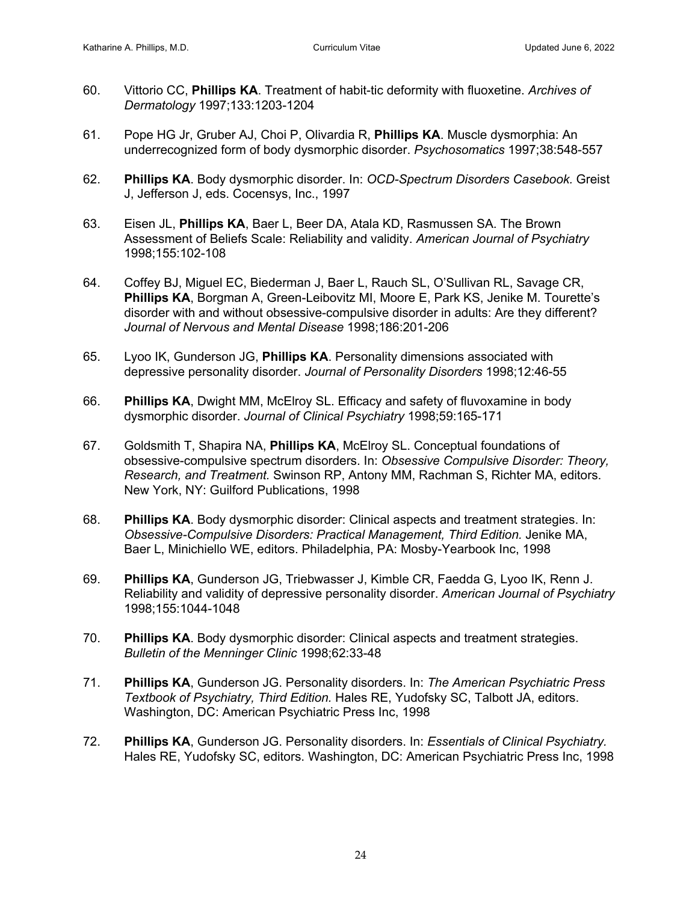60. Vittorio CC, **Phillips KA**. Treatment of habit-tic deformity with fluoxetine. *Archives of Dermatology* 1997;133:1203-1204

61. Pope HG Jr, Gruber AJ, Choi P, Olivardia R, **Phillips KA**. Muscle dysmorphia: An underrecognized form of body dysmorphic disorder. *Psychosomatics* 1997;38:548-557

62. **Phillips KA**. Body dysmorphic disorder. In: *OCD-Spectrum Disorders Casebook.* Greist J, Jefferson J, eds. Cocensys, Inc., 1997

63. Eisen JL, **Phillips KA**, Baer L, Beer DA, Atala KD, Rasmussen SA. The Brown Assessment of Beliefs Scale: Reliability and validity. *American Journal of Psychiatry* 1998;155:102-108

64. Coffey BJ, Miguel EC, Biederman J, Baer L, Rauch SL, O'Sullivan RL, Savage CR, **Phillips KA**, Borgman A, Green-Leibovitz MI, Moore E, Park KS, Jenike M. Tourette's disorder with and without obsessive-compulsive disorder in adults: Are they different? *Journal of Nervous and Mental Disease* 1998;186:201-206

65. Lyoo IK, Gunderson JG, **Phillips KA**. Personality dimensions associated with depressive personality disorder. *Journal of Personality Disorders* 1998;12:46-55

66. **Phillips KA**, Dwight MM, McElroy SL. Efficacy and safety of fluvoxamine in body dysmorphic disorder. *Journal of Clinical Psychiatry* 1998;59:165-171

67. Goldsmith T, Shapira NA, **Phillips KA**, McElroy SL. Conceptual foundations of obsessive-compulsive spectrum disorders. In: *Obsessive Compulsive Disorder: Theory, Research, and Treatment.* Swinson RP, Antony MM, Rachman S, Richter MA, editors. New York, NY: Guilford Publications, 1998

68. **Phillips KA**. Body dysmorphic disorder: Clinical aspects and treatment strategies. In: *Obsessive-Compulsive Disorders: Practical Management, Third Edition.* Jenike MA, Baer L, Minichiello WE, editors. Philadelphia, PA: Mosby-Yearbook Inc, 1998

69. **Phillips KA**, Gunderson JG, Triebwasser J, Kimble CR, Faedda G, Lyoo IK, Renn J. Reliability and validity of depressive personality disorder. *American Journal of Psychiatry* 1998;155:1044-1048

70. **Phillips KA**. Body dysmorphic disorder: Clinical aspects and treatment strategies. *Bulletin of the Menninger Clinic* 1998;62:33-48

71. **Phillips KA**, Gunderson JG. Personality disorders. In: *The American Psychiatric Press Textbook of Psychiatry, Third Edition.* Hales RE, Yudofsky SC, Talbott JA, editors. Washington, DC: American Psychiatric Press Inc, 1998

72. **Phillips KA**, Gunderson JG. Personality disorders. In: *Essentials of Clinical Psychiatry.* Hales RE, Yudofsky SC, editors. Washington, DC: American Psychiatric Press Inc, 1998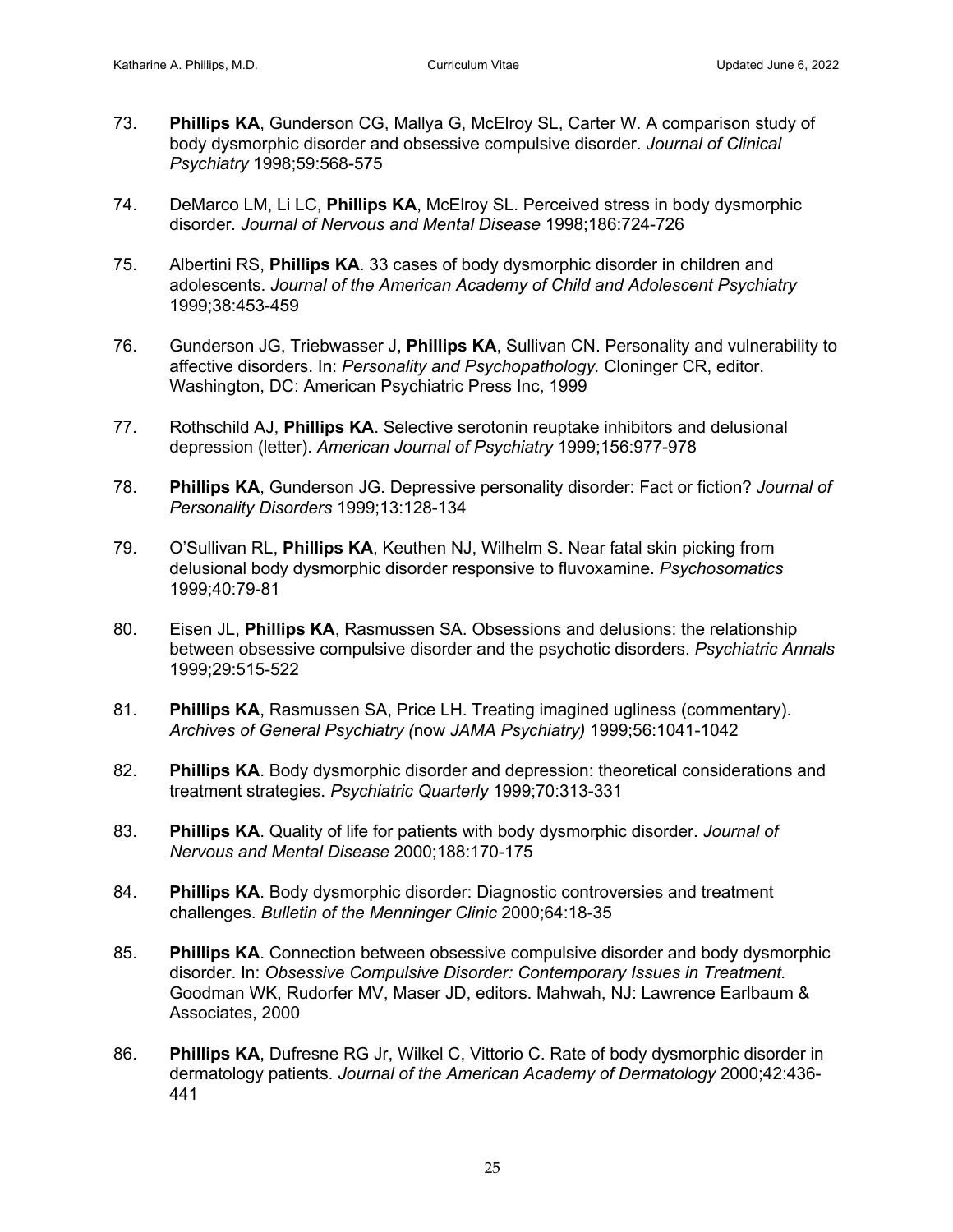73. **Phillips KA**, Gunderson CG, Mallya G, McElroy SL, Carter W. A comparison study of body dysmorphic disorder and obsessive compulsive disorder. *Journal of Clinical Psychiatry* 1998;59:568-575

74. DeMarco LM, Li LC, **Phillips KA**, McElroy SL. Perceived stress in body dysmorphic disorder. *Journal of Nervous and Mental Disease* 1998;186:724-726

75. Albertini RS, **Phillips KA**. 33 cases of body dysmorphic disorder in children and adolescents. *Journal of the American Academy of Child and Adolescent Psychiatry* 1999;38:453-459

76. Gunderson JG, Triebwasser J, **Phillips KA**, Sullivan CN. Personality and vulnerability to affective disorders. In: *Personality and Psychopathology.* Cloninger CR, editor. Washington, DC: American Psychiatric Press Inc, 1999

77. Rothschild AJ, **Phillips KA**. Selective serotonin reuptake inhibitors and delusional depression (letter). *American Journal of Psychiatry* 1999;156:977-978

78. **Phillips KA**, Gunderson JG. Depressive personality disorder: Fact or fiction? *Journal of Personality Disorders* 1999;13:128-134

79. O'Sullivan RL, **Phillips KA**, Keuthen NJ, Wilhelm S. Near fatal skin picking from delusional body dysmorphic disorder responsive to fluvoxamine. *Psychosomatics* 1999;40:79-81

80. Eisen JL, **Phillips KA**, Rasmussen SA. Obsessions and delusions: the relationship between obsessive compulsive disorder and the psychotic disorders. *Psychiatric Annals* 1999;29:515-522

81. **Phillips KA**, Rasmussen SA, Price LH. Treating imagined ugliness (commentary). *Archives of General Psychiatry (*now *JAMA Psychiatry)* 1999;56:1041-1042

82. **Phillips KA**. Body dysmorphic disorder and depression: theoretical considerations and treatment strategies. *Psychiatric Quarterly* 1999;70:313-331

83. **Phillips KA**. Quality of life for patients with body dysmorphic disorder. *Journal of Nervous and Mental Disease* 2000;188:170-175

84. **Phillips KA**. Body dysmorphic disorder: Diagnostic controversies and treatment challenges. *Bulletin of the Menninger Clinic* 2000;64:18-35

85. **Phillips KA**. Connection between obsessive compulsive disorder and body dysmorphic disorder. In: *Obsessive Compulsive Disorder: Contemporary Issues in Treatment.* Goodman WK, Rudorfer MV, Maser JD, editors. Mahwah, NJ: Lawrence Earlbaum & Associates, 2000

86. **Phillips KA**, Dufresne RG Jr, Wilkel C, Vittorio C. Rate of body dysmorphic disorder in dermatology patients. *Journal of the American Academy of Dermatology* 2000;42:436-441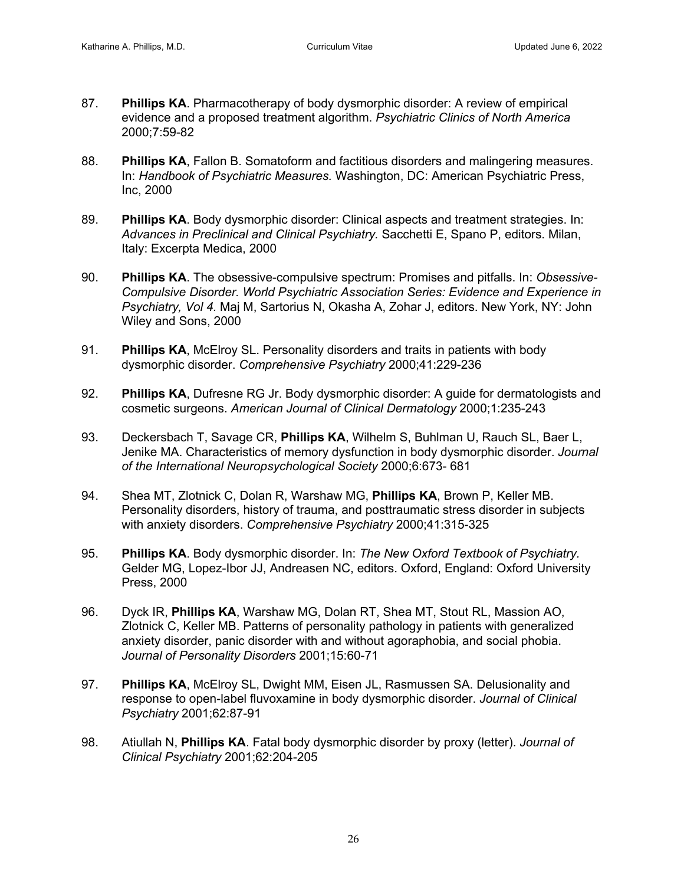87. **Phillips KA**. Pharmacotherapy of body dysmorphic disorder: A review of empirical evidence and a proposed treatment algorithm. *Psychiatric Clinics of North America* 2000;7:59-82

88. **Phillips KA**, Fallon B. Somatoform and factitious disorders and malingering measures. In: *Handbook of Psychiatric Measures.* Washington, DC: American Psychiatric Press, Inc, 2000

89. **Phillips KA**. Body dysmorphic disorder: Clinical aspects and treatment strategies. In: *Advances in Preclinical and Clinical Psychiatry.* Sacchetti E, Spano P, editors. Milan, Italy: Excerpta Medica, 2000

90. **Phillips KA**. The obsessive-compulsive spectrum: Promises and pitfalls. In: *Obsessive-Compulsive Disorder. World Psychiatric Association Series: Evidence and Experience in Psychiatry, Vol 4.* Maj M, Sartorius N, Okasha A, Zohar J, editors. New York, NY: John Wiley and Sons, 2000

91. **Phillips KA**, McElroy SL. Personality disorders and traits in patients with body dysmorphic disorder. *Comprehensive Psychiatry* 2000;41:229-236

92. **Phillips KA**, Dufresne RG Jr. Body dysmorphic disorder: A guide for dermatologists and cosmetic surgeons. *American Journal of Clinical Dermatology* 2000;1:235-243

93. Deckersbach T, Savage CR, **Phillips KA**, Wilhelm S, Buhlman U, Rauch SL, Baer L, Jenike MA. Characteristics of memory dysfunction in body dysmorphic disorder. *Journal of the International Neuropsychological Society* 2000;6:673- 681

94. Shea MT, Zlotnick C, Dolan R, Warshaw MG, **Phillips KA**, Brown P, Keller MB. Personality disorders, history of trauma, and posttraumatic stress disorder in subjects with anxiety disorders. *Comprehensive Psychiatry* 2000;41:315-325

95. **Phillips KA**. Body dysmorphic disorder. In: *The New Oxford Textbook of Psychiatry.* Gelder MG, Lopez-Ibor JJ, Andreasen NC, editors. Oxford, England: Oxford University Press, 2000

96. Dyck IR, **Phillips KA**, Warshaw MG, Dolan RT, Shea MT, Stout RL, Massion AO, Zlotnick C, Keller MB. Patterns of personality pathology in patients with generalized anxiety disorder, panic disorder with and without agoraphobia, and social phobia. *Journal of Personality Disorders* 2001;15:60-71

97. **Phillips KA**, McElroy SL, Dwight MM, Eisen JL, Rasmussen SA. Delusionality and response to open-label fluvoxamine in body dysmorphic disorder. *Journal of Clinical Psychiatry* 2001;62:87-91

98. Atiullah N, **Phillips KA**. Fatal body dysmorphic disorder by proxy (letter). *Journal of Clinical Psychiatry* 2001;62:204-205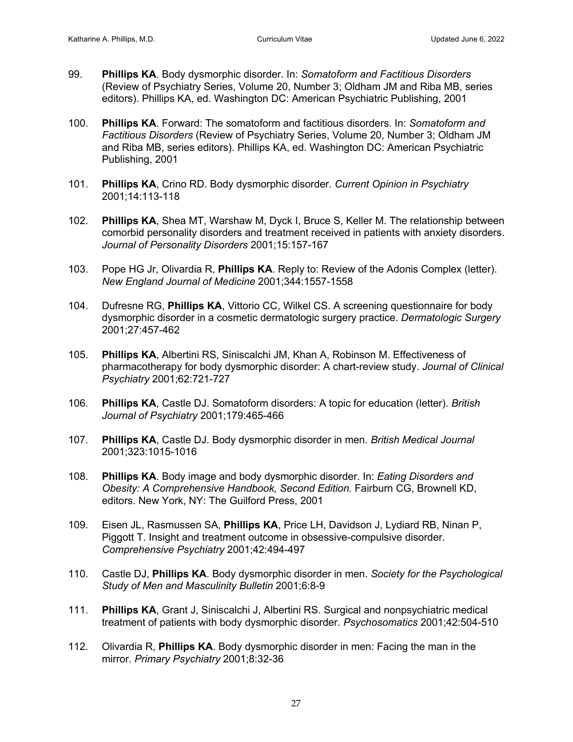99. **Phillips KA**. Body dysmorphic disorder. In: *Somatoform and Factitious Disorders* (Review of Psychiatry Series, Volume 20, Number 3; Oldham JM and Riba MB, series editors). Phillips KA, ed. Washington DC: American Psychiatric Publishing, 2001

100. **Phillips KA**. Forward: The somatoform and factitious disorders. In: *Somatoform and Factitious Disorders* (Review of Psychiatry Series, Volume 20, Number 3; Oldham JM and Riba MB, series editors). Phillips KA, ed. Washington DC: American Psychiatric Publishing, 2001

101. **Phillips KA**, Crino RD. Body dysmorphic disorder. *Current Opinion in Psychiatry* 2001;14:113-118

102. **Phillips KA**, Shea MT, Warshaw M, Dyck I, Bruce S, Keller M. The relationship between comorbid personality disorders and treatment received in patients with anxiety disorders. *Journal of Personality Disorders* 2001;15:157-167

103. Pope HG Jr, Olivardia R, **Phillips KA**. Reply to: Review of the Adonis Complex (letter). *New England Journal of Medicine* 2001;344:1557-1558

104. Dufresne RG, **Phillips KA**, Vittorio CC, Wilkel CS. A screening questionnaire for body dysmorphic disorder in a cosmetic dermatologic surgery practice. *Dermatologic Surgery* 2001;27:457-462

105. **Phillips KA**, Albertini RS, Siniscalchi JM, Khan A, Robinson M. Effectiveness of pharmacotherapy for body dysmorphic disorder: A chart-review study. *Journal of Clinical Psychiatry* 2001;62:721-727

106. **Phillips KA**, Castle DJ. Somatoform disorders: A topic for education (letter). *British Journal of Psychiatry* 2001;179:465-466

107. **Phillips KA**, Castle DJ. Body dysmorphic disorder in men. *British Medical Journal* 2001;323:1015-1016

108. **Phillips KA**. Body image and body dysmorphic disorder. In: *Eating Disorders and Obesity: A Comprehensive Handbook, Second Edition.* Fairburn CG, Brownell KD, editors. New York, NY: The Guilford Press, 2001

109. Eisen JL, Rasmussen SA, **Phillips KA**, Price LH, Davidson J, Lydiard RB, Ninan P, Piggott T. Insight and treatment outcome in obsessive-compulsive disorder. *Comprehensive Psychiatry* 2001;42:494-497

110. Castle DJ, **Phillips KA**. Body dysmorphic disorder in men. *Society for the Psychological Study of Men and Masculinity Bulletin* 2001;6:8-9

111. **Phillips KA**, Grant J, Siniscalchi J, Albertini RS. Surgical and nonpsychiatric medical treatment of patients with body dysmorphic disorder. *Psychosomatics* 2001;42:504-510

112. Olivardia R, **Phillips KA**. Body dysmorphic disorder in men: Facing the man in the mirror. *Primary Psychiatry* 2001;8:32-36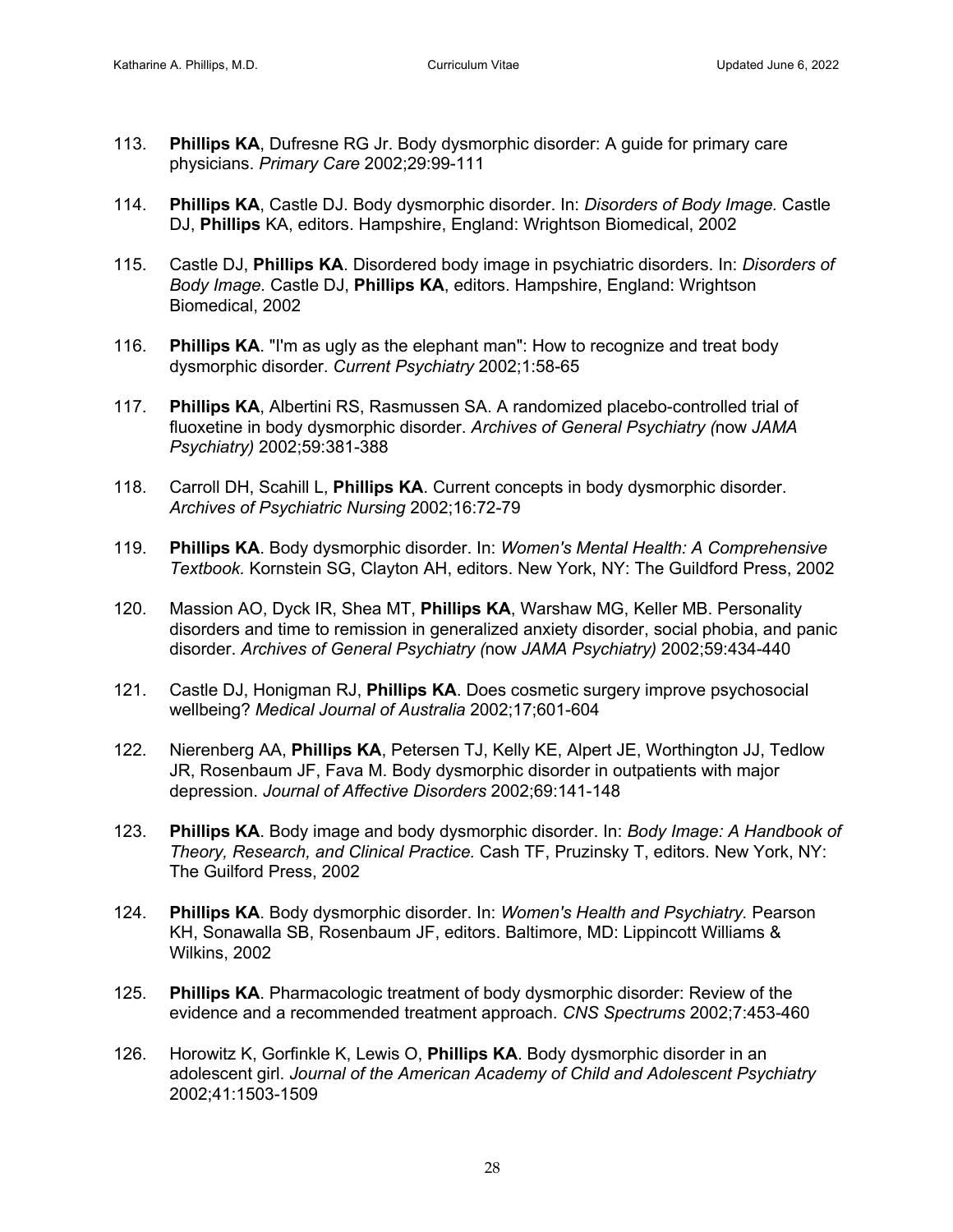113. **Phillips KA**, Dufresne RG Jr. Body dysmorphic disorder: A guide for primary care physicians. *Primary Care* 2002;29:99-111

114. **Phillips KA**, Castle DJ. Body dysmorphic disorder. In: *Disorders of Body Image.* Castle DJ, **Phillips** KA, editors. Hampshire, England: Wrightson Biomedical, 2002

115. Castle DJ, **Phillips KA**. Disordered body image in psychiatric disorders. In: *Disorders of Body Image.* Castle DJ, **Phillips KA**, editors. Hampshire, England: Wrightson Biomedical, 2002

116. **Phillips KA**. "I'm as ugly as the elephant man": How to recognize and treat body dysmorphic disorder. *Current Psychiatry* 2002;1:58-65

117. **Phillips KA**, Albertini RS, Rasmussen SA. A randomized placebo-controlled trial of fluoxetine in body dysmorphic disorder. *Archives of General Psychiatry (*now *JAMA Psychiatry)* 2002;59:381-388

118. Carroll DH, Scahill L, **Phillips KA**. Current concepts in body dysmorphic disorder. *Archives of Psychiatric Nursing* 2002;16:72-79

119. **Phillips KA**. Body dysmorphic disorder. In: *Women's Mental Health: A Comprehensive Textbook.* Kornstein SG, Clayton AH, editors. New York, NY: The Guildford Press, 2002

120. Massion AO, Dyck IR, Shea MT, **Phillips KA**, Warshaw MG, Keller MB. Personality disorders and time to remission in generalized anxiety disorder, social phobia, and panic disorder. *Archives of General Psychiatry (*now *JAMA Psychiatry)* 2002;59:434-440

121. Castle DJ, Honigman RJ, **Phillips KA**. Does cosmetic surgery improve psychosocial wellbeing? *Medical Journal of Australia* 2002;17;601-604

122. Nierenberg AA, **Phillips KA**, Petersen TJ, Kelly KE, Alpert JE, Worthington JJ, Tedlow JR, Rosenbaum JF, Fava M. Body dysmorphic disorder in outpatients with major depression. *Journal of Affective Disorders* 2002;69:141-148

123. **Phillips KA**. Body image and body dysmorphic disorder. In: *Body Image: A Handbook of Theory, Research, and Clinical Practice.* Cash TF, Pruzinsky T, editors. New York, NY: The Guilford Press, 2002

124. **Phillips KA**. Body dysmorphic disorder. In: *Women's Health and Psychiatry.* Pearson KH, Sonawalla SB, Rosenbaum JF, editors. Baltimore, MD: Lippincott Williams & Wilkins, 2002

125. **Phillips KA**. Pharmacologic treatment of body dysmorphic disorder: Review of the evidence and a recommended treatment approach. *CNS Spectrums* 2002;7:453-460

126. Horowitz K, Gorfinkle K, Lewis O, **Phillips KA**. Body dysmorphic disorder in an adolescent girl. *Journal of the American Academy of Child and Adolescent Psychiatry* 2002;41:1503-1509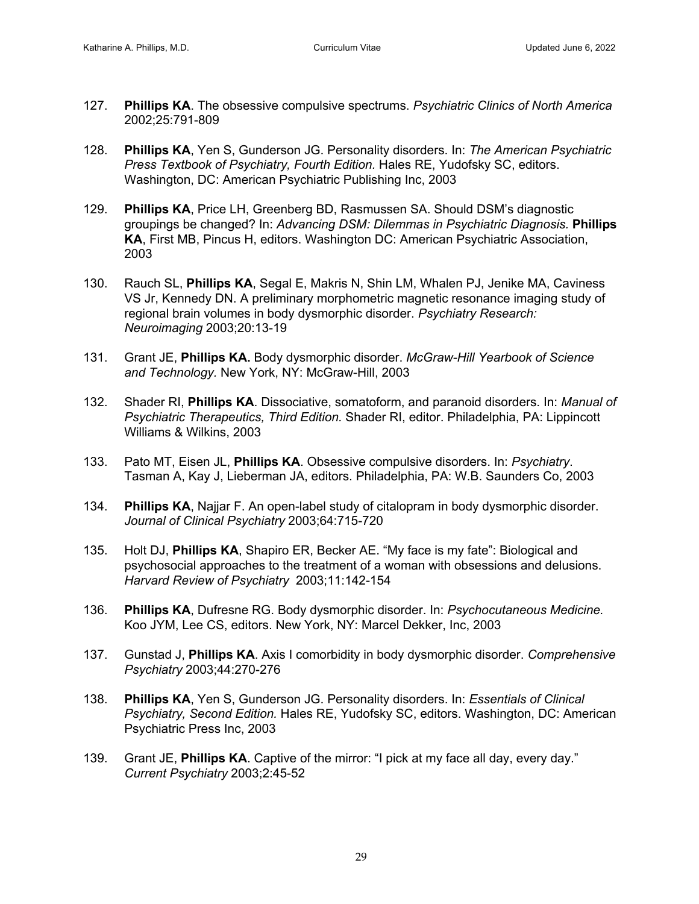127. **Phillips KA**. The obsessive compulsive spectrums. *Psychiatric Clinics of North America* 2002;25:791-809

128. **Phillips KA**, Yen S, Gunderson JG. Personality disorders. In: *The American Psychiatric Press Textbook of Psychiatry, Fourth Edition.* Hales RE, Yudofsky SC, editors. Washington, DC: American Psychiatric Publishing Inc, 2003

129. **Phillips KA**, Price LH, Greenberg BD, Rasmussen SA. Should DSM's diagnostic groupings be changed? In: *Advancing DSM: Dilemmas in Psychiatric Diagnosis.* **Phillips KA**, First MB, Pincus H, editors. Washington DC: American Psychiatric Association, 2003

130. Rauch SL, **Phillips KA**, Segal E, Makris N, Shin LM, Whalen PJ, Jenike MA, Caviness VS Jr, Kennedy DN. A preliminary morphometric magnetic resonance imaging study of regional brain volumes in body dysmorphic disorder. *Psychiatry Research: Neuroimaging* 2003;20:13-19

131. Grant JE, **Phillips KA.** Body dysmorphic disorder. *McGraw-Hill Yearbook of Science and Technology.* New York, NY: McGraw-Hill, 2003

132. Shader RI, **Phillips KA**. Dissociative, somatoform, and paranoid disorders. In: *Manual of Psychiatric Therapeutics, Third Edition.* Shader RI, editor. Philadelphia, PA: Lippincott Williams & Wilkins, 2003

133. Pato MT, Eisen JL, **Phillips KA**. Obsessive compulsive disorders. In: *Psychiatry*. Tasman A, Kay J, Lieberman JA, editors. Philadelphia, PA: W.B. Saunders Co, 2003

134. **Phillips KA**, Najjar F. An open-label study of citalopram in body dysmorphic disorder. *Journal of Clinical Psychiatry* 2003;64:715-720

135. Holt DJ, **Phillips KA**, Shapiro ER, Becker AE. "My face is my fate": Biological and psychosocial approaches to the treatment of a woman with obsessions and delusions. *Harvard Review of Psychiatry* 2003;11:142-154

136. **Phillips KA**, Dufresne RG. Body dysmorphic disorder. In: *Psychocutaneous Medicine.* Koo JYM, Lee CS, editors. New York, NY: Marcel Dekker, Inc, 2003

137. Gunstad J, **Phillips KA**. Axis I comorbidity in body dysmorphic disorder. *Comprehensive Psychiatry* 2003;44:270-276

138. **Phillips KA**, Yen S, Gunderson JG. Personality disorders. In: *Essentials of Clinical Psychiatry, Second Edition.* Hales RE, Yudofsky SC, editors. Washington, DC: American Psychiatric Press Inc, 2003

139. Grant JE, **Phillips KA**. Captive of the mirror: "I pick at my face all day, every day." *Current Psychiatry* 2003;2:45-52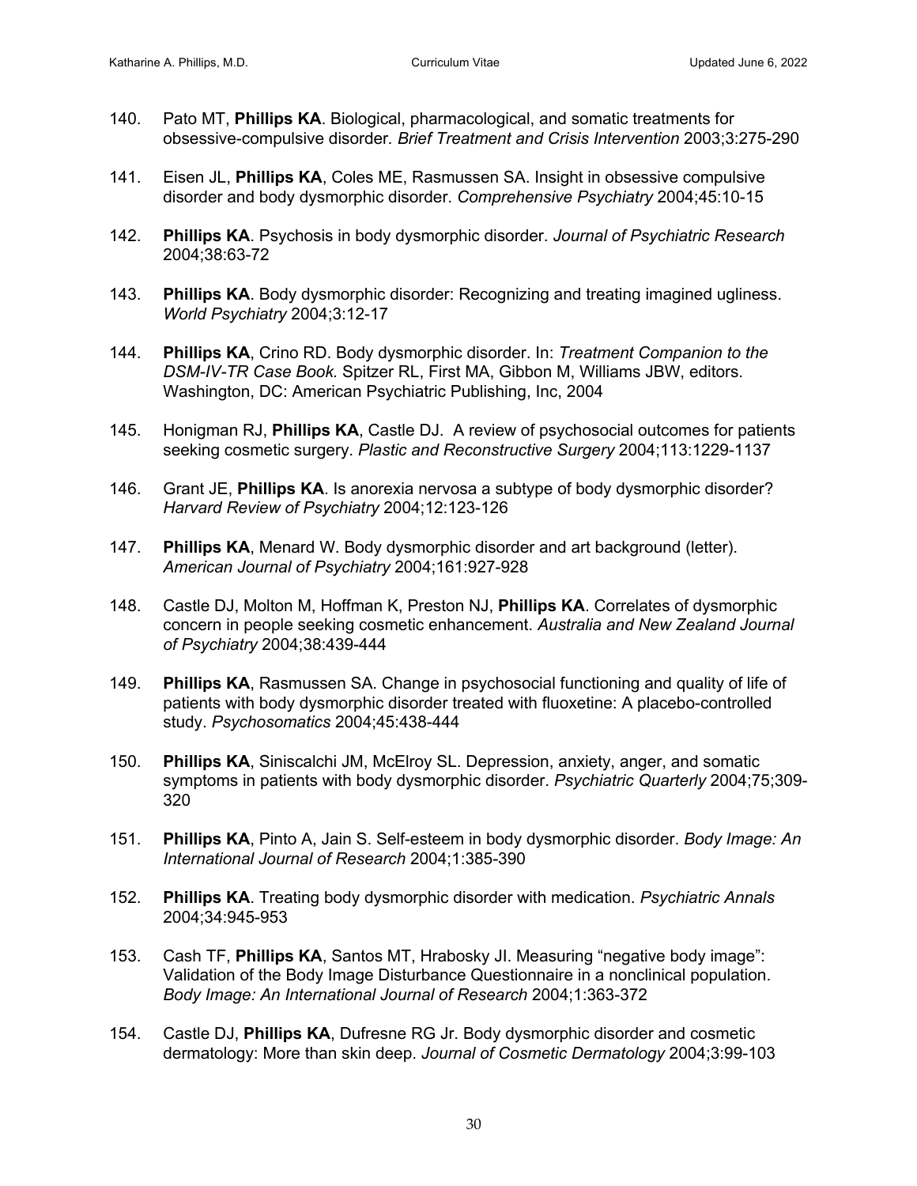140. Pato MT, **Phillips KA**. Biological, pharmacological, and somatic treatments for obsessive-compulsive disorder*. Brief Treatment and Crisis Intervention* 2003;3:275-290

141. Eisen JL, **Phillips KA**, Coles ME, Rasmussen SA. Insight in obsessive compulsive disorder and body dysmorphic disorder. *Comprehensive Psychiatry* 2004;45:10-15

142. **Phillips KA**. Psychosis in body dysmorphic disorder. *Journal of Psychiatric Research* 2004;38:63-72

143. **Phillips KA**. Body dysmorphic disorder: Recognizing and treating imagined ugliness. *World Psychiatry* 2004;3:12-17

144. **Phillips KA**, Crino RD. Body dysmorphic disorder. In: *Treatment Companion to the DSM-IV-TR Case Book.* Spitzer RL, First MA, Gibbon M, Williams JBW, editors. Washington, DC: American Psychiatric Publishing, Inc, 2004

145. Honigman RJ, **Phillips KA**, Castle DJ. A review of psychosocial outcomes for patients seeking cosmetic surgery. *Plastic and Reconstructive Surgery* 2004;113:1229-1137

146. Grant JE, **Phillips KA**. Is anorexia nervosa a subtype of body dysmorphic disorder? *Harvard Review of Psychiatry* 2004;12:123-126

147. **Phillips KA**, Menard W. Body dysmorphic disorder and art background (letter). *American Journal of Psychiatry* 2004;161:927-928

148. Castle DJ, Molton M, Hoffman K, Preston NJ, **Phillips KA**. Correlates of dysmorphic concern in people seeking cosmetic enhancement. *Australia and New Zealand Journal of Psychiatry* 2004;38:439-444

149. **Phillips KA**, Rasmussen SA. Change in psychosocial functioning and quality of life of patients with body dysmorphic disorder treated with fluoxetine: A placebo-controlled study. *Psychosomatics* 2004;45:438-444

150. **Phillips KA**, Siniscalchi JM, McElroy SL. Depression, anxiety, anger, and somatic symptoms in patients with body dysmorphic disorder. *Psychiatric Quarterly* 2004;75;309-320

151. **Phillips KA**, Pinto A, Jain S. Self-esteem in body dysmorphic disorder. *Body Image: An International Journal of Research* 2004;1:385-390

152. **Phillips KA**. Treating body dysmorphic disorder with medication. *Psychiatric Annals* 2004;34:945-953

153. Cash TF, **Phillips KA**, Santos MT, Hrabosky JI. Measuring "negative body image": Validation of the Body Image Disturbance Questionnaire in a nonclinical population. *Body Image: An International Journal of Research* 2004;1:363-372

154. Castle DJ, **Phillips KA**, Dufresne RG Jr. Body dysmorphic disorder and cosmetic dermatology: More than skin deep. *Journal of Cosmetic Dermatology* 2004;3:99-103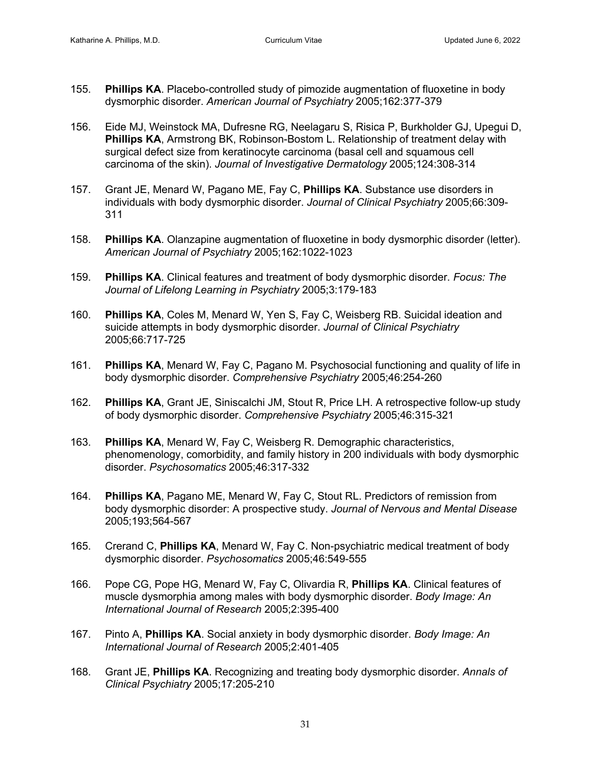155. **Phillips KA**. Placebo-controlled study of pimozide augmentation of fluoxetine in body dysmorphic disorder. *American Journal of Psychiatry* 2005;162:377-379

156. Eide MJ, Weinstock MA, Dufresne RG, Neelagaru S, Risica P, Burkholder GJ, Upegui D, **Phillips KA**, Armstrong BK, Robinson-Bostom L. Relationship of treatment delay with surgical defect size from keratinocyte carcinoma (basal cell and squamous cell carcinoma of the skin). *Journal of Investigative Dermatology* 2005;124:308-314

157. Grant JE, Menard W, Pagano ME, Fay C, **Phillips KA**. Substance use disorders in individuals with body dysmorphic disorder. *Journal of Clinical Psychiatry* 2005;66:309-311

158. **Phillips KA**. Olanzapine augmentation of fluoxetine in body dysmorphic disorder (letter). *American Journal of Psychiatry* 2005;162:1022-1023

159. **Phillips KA**. Clinical features and treatment of body dysmorphic disorder. *Focus: The Journal of Lifelong Learning in Psychiatry* 2005;3:179-183

160. **Phillips KA**, Coles M, Menard W, Yen S, Fay C, Weisberg RB. Suicidal ideation and suicide attempts in body dysmorphic disorder. *Journal of Clinical Psychiatry* 2005;66:717-725

161. **Phillips KA**, Menard W, Fay C, Pagano M. Psychosocial functioning and quality of life in body dysmorphic disorder. *Comprehensive Psychiatry* 2005;46:254-260

162. **Phillips KA**, Grant JE, Siniscalchi JM, Stout R, Price LH. A retrospective follow-up study of body dysmorphic disorder. *Comprehensive Psychiatry* 2005;46:315-321

163. **Phillips KA**, Menard W, Fay C, Weisberg R. Demographic characteristics, phenomenology, comorbidity, and family history in 200 individuals with body dysmorphic disorder. *Psychosomatics* 2005;46:317-332

164. **Phillips KA**, Pagano ME, Menard W, Fay C, Stout RL. Predictors of remission from body dysmorphic disorder: A prospective study. *Journal of Nervous and Mental Disease* 2005;193;564-567

165. Crerand C, **Phillips KA**, Menard W, Fay C. Non-psychiatric medical treatment of body dysmorphic disorder. *Psychosomatics* 2005;46:549-555

166. Pope CG, Pope HG, Menard W, Fay C, Olivardia R, **Phillips KA**. Clinical features of muscle dysmorphia among males with body dysmorphic disorder. *Body Image: An International Journal of Research* 2005;2:395-400

167. Pinto A, **Phillips KA**. Social anxiety in body dysmorphic disorder. *Body Image: An International Journal of Research* 2005;2:401-405

168. Grant JE, **Phillips KA**. Recognizing and treating body dysmorphic disorder. *Annals of Clinical Psychiatry* 2005;17:205-210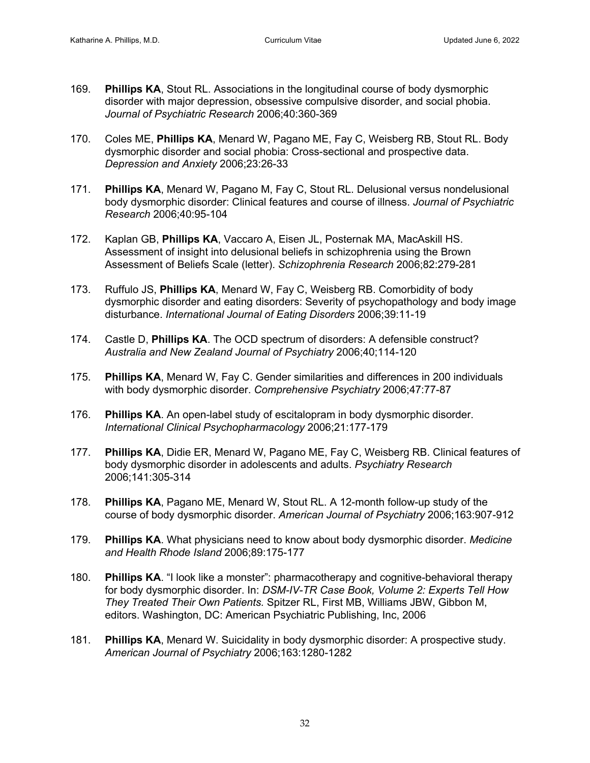169. **Phillips KA**, Stout RL. Associations in the longitudinal course of body dysmorphic disorder with major depression, obsessive compulsive disorder, and social phobia. *Journal of Psychiatric Research* 2006;40:360-369

170. Coles ME, **Phillips KA**, Menard W, Pagano ME, Fay C, Weisberg RB, Stout RL. Body dysmorphic disorder and social phobia: Cross-sectional and prospective data. *Depression and Anxiety* 2006;23:26-33

171. **Phillips KA**, Menard W, Pagano M, Fay C, Stout RL. Delusional versus nondelusional body dysmorphic disorder: Clinical features and course of illness. *Journal of Psychiatric Research* 2006;40:95-104

172. Kaplan GB, **Phillips KA**, Vaccaro A, Eisen JL, Posternak MA, MacAskill HS. Assessment of insight into delusional beliefs in schizophrenia using the Brown Assessment of Beliefs Scale (letter). *Schizophrenia Research* 2006;82:279-281

173. Ruffulo JS, **Phillips KA**, Menard W, Fay C, Weisberg RB. Comorbidity of body dysmorphic disorder and eating disorders: Severity of psychopathology and body image disturbance. *International Journal of Eating Disorders* 2006;39:11-19

174. Castle D, **Phillips KA**. The OCD spectrum of disorders: A defensible construct? *Australia and New Zealand Journal of Psychiatry* 2006;40;114-120

175. **Phillips KA**, Menard W, Fay C. Gender similarities and differences in 200 individuals with body dysmorphic disorder. *Comprehensive Psychiatry* 2006;47:77-87

176. **Phillips KA**. An open-label study of escitalopram in body dysmorphic disorder. *International Clinical Psychopharmacology* 2006;21:177-179

177. **Phillips KA**, Didie ER, Menard W, Pagano ME, Fay C, Weisberg RB. Clinical features of body dysmorphic disorder in adolescents and adults. *Psychiatry Research* 2006;141:305-314

178. **Phillips KA**, Pagano ME, Menard W, Stout RL. A 12-month follow-up study of the course of body dysmorphic disorder. *American Journal of Psychiatry* 2006;163:907-912

179. **Phillips KA**. What physicians need to know about body dysmorphic disorder. *Medicine and Health Rhode Island* 2006;89:175-177

180. **Phillips KA**. "I look like a monster": pharmacotherapy and cognitive-behavioral therapy for body dysmorphic disorder. In: *DSM-IV-TR Case Book, Volume 2: Experts Tell How They Treated Their Own Patients.* Spitzer RL, First MB, Williams JBW, Gibbon M, editors. Washington, DC: American Psychiatric Publishing, Inc, 2006

181. **Phillips KA**, Menard W. Suicidality in body dysmorphic disorder: A prospective study. *American Journal of Psychiatry* 2006;163:1280-1282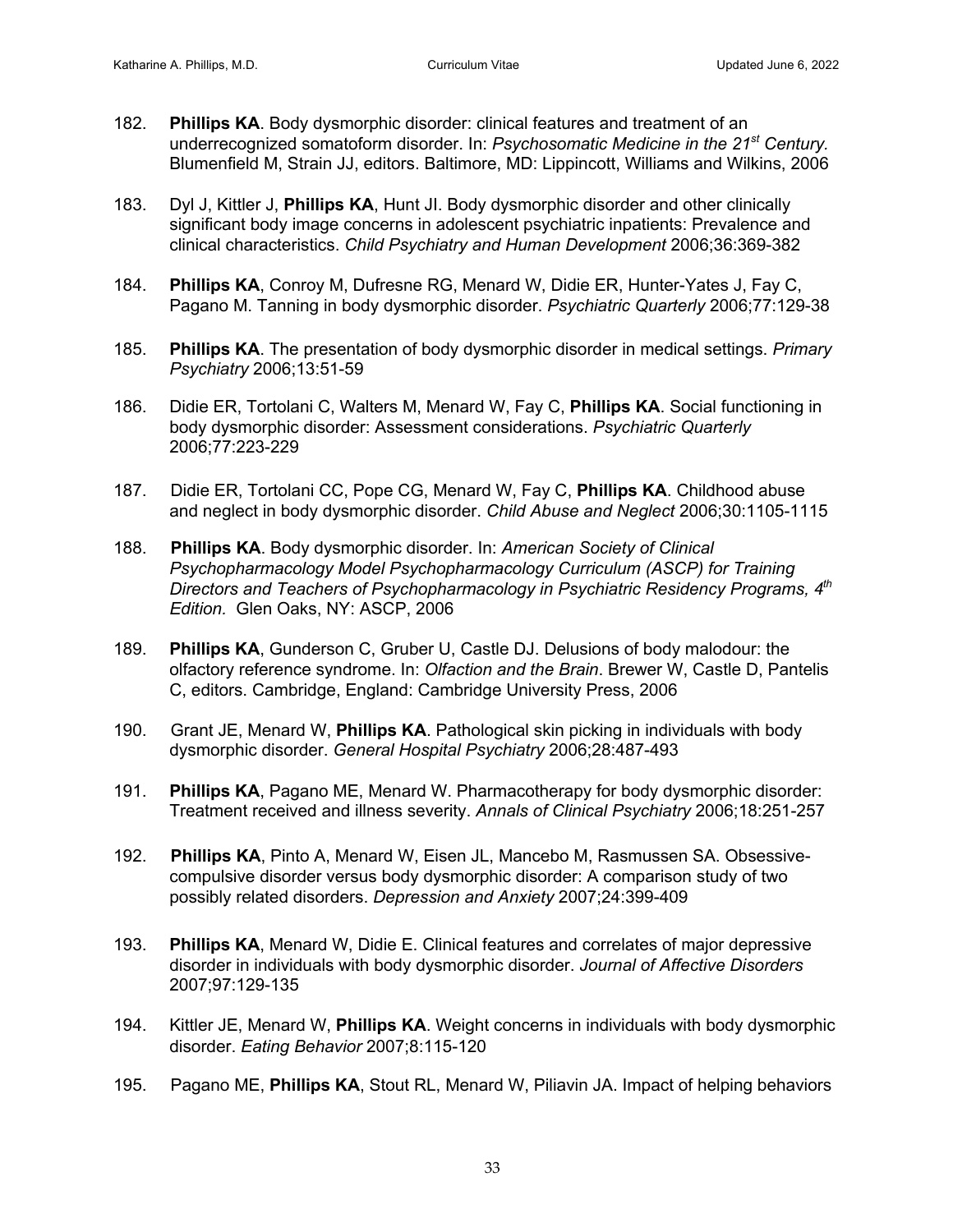182. **Phillips KA**. Body dysmorphic disorder: clinical features and treatment of an underrecognized somatoform disorder. In: *Psychosomatic Medicine in the 21st Century.* Blumenfield M, Strain JJ, editors. Baltimore, MD: Lippincott, Williams and Wilkins, 2006

183. Dyl J, Kittler J, **Phillips KA**, Hunt JI. Body dysmorphic disorder and other clinically significant body image concerns in adolescent psychiatric inpatients: Prevalence and clinical characteristics. *Child Psychiatry and Human Development* 2006;36:369-382

184. **Phillips KA**, Conroy M, Dufresne RG, Menard W, Didie ER, Hunter-Yates J, Fay C, Pagano M. Tanning in body dysmorphic disorder. *Psychiatric Quarterly* 2006;77:129-38

185. **Phillips KA**. The presentation of body dysmorphic disorder in medical settings. *Primary Psychiatry* 2006;13:51-59

186. Didie ER, Tortolani C, Walters M, Menard W, Fay C, **Phillips KA**. Social functioning in body dysmorphic disorder: Assessment considerations. *Psychiatric Quarterly* 2006;77:223-229

187. Didie ER, Tortolani CC, Pope CG, Menard W, Fay C, **Phillips KA**. Childhood abuse and neglect in body dysmorphic disorder. *Child Abuse and Neglect* 2006;30:1105-1115

188. **Phillips KA**. Body dysmorphic disorder. In: *American Society of Clinical Psychopharmacology Model Psychopharmacology Curriculum (ASCP) for Training Directors and Teachers of Psychopharmacology in Psychiatric Residency Programs, 4th Edition.* Glen Oaks, NY: ASCP, 2006

189. **Phillips KA**, Gunderson C, Gruber U, Castle DJ. Delusions of body malodour: the olfactory reference syndrome. In: *Olfaction and the Brain*. Brewer W, Castle D, Pantelis C, editors. Cambridge, England: Cambridge University Press, 2006

190. Grant JE, Menard W, **Phillips KA**. Pathological skin picking in individuals with body dysmorphic disorder. *General Hospital Psychiatry* 2006;28:487-493

191. **Phillips KA**, Pagano ME, Menard W. Pharmacotherapy for body dysmorphic disorder: Treatment received and illness severity. *Annals of Clinical Psychiatry* 2006;18:251-257

192. **Phillips KA**, Pinto A, Menard W, Eisen JL, Mancebo M, Rasmussen SA. Obsessive-compulsive disorder versus body dysmorphic disorder: A comparison study of two possibly related disorders. *Depression and Anxiety* 2007;24:399-409

193. **Phillips KA**, Menard W, Didie E. Clinical features and correlates of major depressive disorder in individuals with body dysmorphic disorder. *Journal of Affective Disorders* 2007;97:129-135

194. Kittler JE, Menard W, **Phillips KA**. Weight concerns in individuals with body dysmorphic disorder. *Eating Behavior* 2007;8:115-120

195. Pagano ME, **Phillips KA**, Stout RL, Menard W, Piliavin JA. Impact of helping behaviors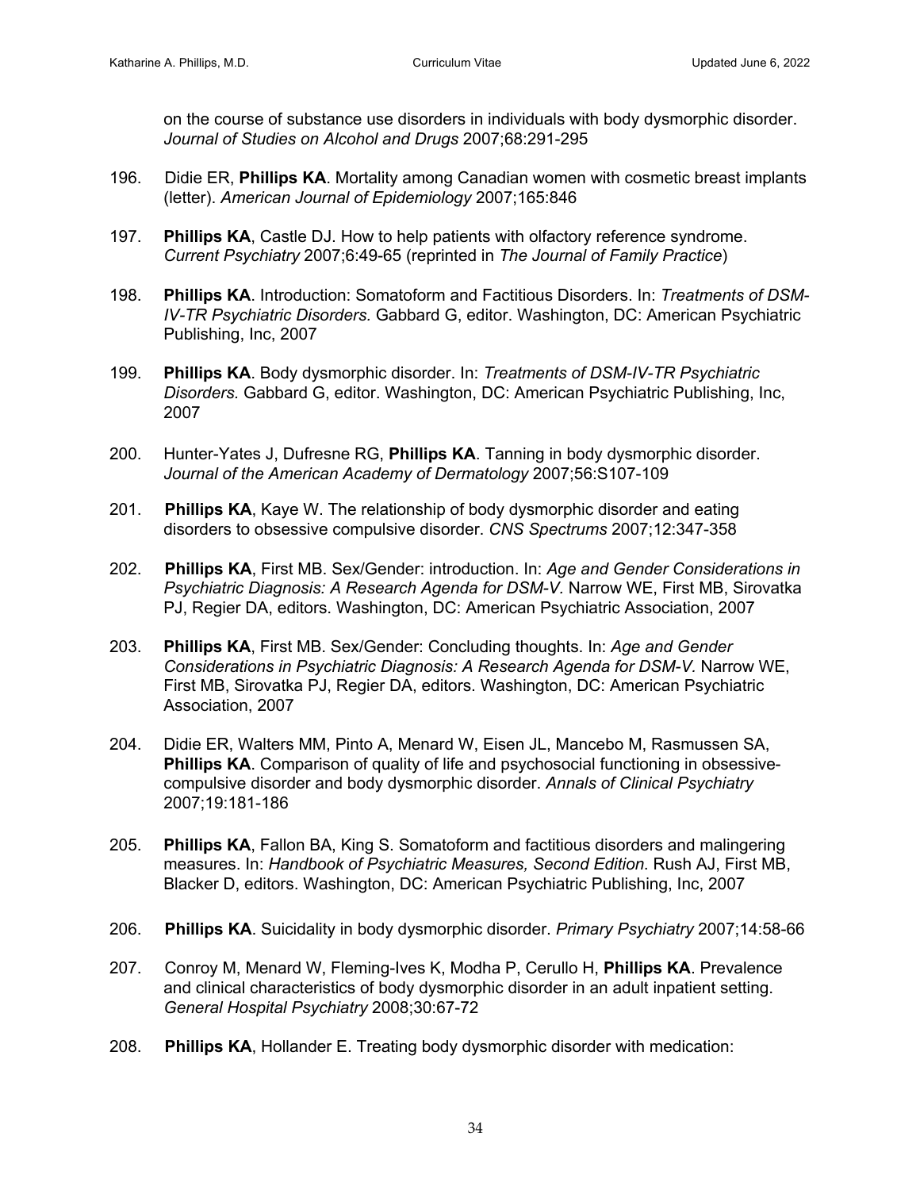on the course of substance use disorders in individuals with body dysmorphic disorder. *Journal of Studies on Alcohol and Drugs* 2007;68:291-295

196. Didie ER, **Phillips KA**. Mortality among Canadian women with cosmetic breast implants (letter). *American Journal of Epidemiology* 2007;165:846

197. **Phillips KA**, Castle DJ. How to help patients with olfactory reference syndrome. *Current Psychiatry* 2007;6:49-65 (reprinted in *The Journal of Family Practice*)

198. **Phillips KA**. Introduction: Somatoform and Factitious Disorders. In: *Treatments of DSM-IV-TR Psychiatric Disorders.* Gabbard G, editor. Washington, DC: American Psychiatric Publishing, Inc, 2007

199. **Phillips KA**. Body dysmorphic disorder. In: *Treatments of DSM-IV-TR Psychiatric Disorders.* Gabbard G, editor. Washington, DC: American Psychiatric Publishing, Inc, 2007

200. Hunter-Yates J, Dufresne RG, **Phillips KA**. Tanning in body dysmorphic disorder. *Journal of the American Academy of Dermatology* 2007;56:S107-109

201. **Phillips KA**, Kaye W. The relationship of body dysmorphic disorder and eating disorders to obsessive compulsive disorder. *CNS Spectrums* 2007;12:347-358

202. **Phillips KA**, First MB. Sex/Gender: introduction. In: *Age and Gender Considerations in Psychiatric Diagnosis: A Research Agenda for DSM-V.* Narrow WE, First MB, Sirovatka PJ, Regier DA, editors. Washington, DC: American Psychiatric Association, 2007

203. **Phillips KA**, First MB. Sex/Gender: Concluding thoughts. In: *Age and Gender Considerations in Psychiatric Diagnosis: A Research Agenda for DSM-V.* Narrow WE, First MB, Sirovatka PJ, Regier DA, editors. Washington, DC: American Psychiatric Association, 2007

204. Didie ER, Walters MM, Pinto A, Menard W, Eisen JL, Mancebo M, Rasmussen SA, **Phillips KA**. Comparison of quality of life and psychosocial functioning in obsessive-compulsive disorder and body dysmorphic disorder. *Annals of Clinical Psychiatry* 2007;19:181-186

205. **Phillips KA**, Fallon BA, King S. Somatoform and factitious disorders and malingering measures. In: *Handbook of Psychiatric Measures, Second Edition*. Rush AJ, First MB, Blacker D, editors. Washington, DC: American Psychiatric Publishing, Inc, 2007

206. **Phillips KA**. Suicidality in body dysmorphic disorder. *Primary Psychiatry* 2007;14:58-66

207. Conroy M, Menard W, Fleming-Ives K, Modha P, Cerullo H, **Phillips KA**. Prevalence and clinical characteristics of body dysmorphic disorder in an adult inpatient setting. *General Hospital Psychiatry* 2008;30:67-72

208. **Phillips KA**, Hollander E. Treating body dysmorphic disorder with medication: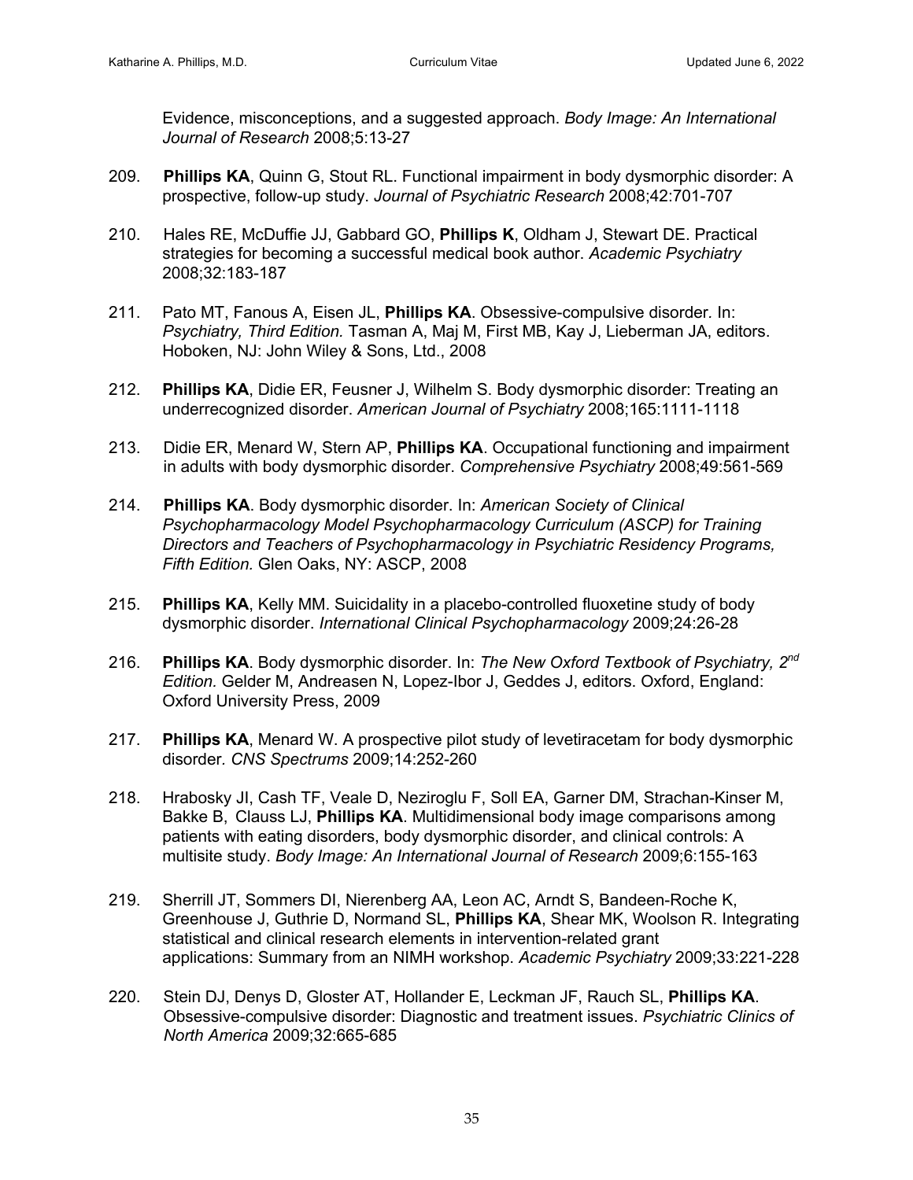Evidence, misconceptions, and a suggested approach. *Body Image: An International Journal of Research* 2008;5:13-27

209. **Phillips KA**, Quinn G, Stout RL. Functional impairment in body dysmorphic disorder: A prospective, follow-up study. *Journal of Psychiatric Research* 2008;42:701-707

210. Hales RE, McDuffie JJ, Gabbard GO, **Phillips K**, Oldham J, Stewart DE. Practical strategies for becoming a successful medical book author. *Academic Psychiatry* 2008;32:183-187

211. Pato MT, Fanous A, Eisen JL, **Phillips KA**. Obsessive-compulsive disorder. In: *Psychiatry, Third Edition.* Tasman A, Maj M, First MB, Kay J, Lieberman JA, editors. Hoboken, NJ: John Wiley & Sons, Ltd., 2008

212. **Phillips KA**, Didie ER, Feusner J, Wilhelm S. Body dysmorphic disorder: Treating an underrecognized disorder. *American Journal of Psychiatry* 2008;165:1111-1118

213. Didie ER, Menard W, Stern AP, **Phillips KA**. Occupational functioning and impairment in adults with body dysmorphic disorder. *Comprehensive Psychiatry* 2008;49:561-569

214. **Phillips KA**. Body dysmorphic disorder. In: *American Society of Clinical Psychopharmacology Model Psychopharmacology Curriculum (ASCP) for Training Directors and Teachers of Psychopharmacology in Psychiatric Residency Programs, Fifth Edition.* Glen Oaks, NY: ASCP, 2008

215. **Phillips KA**, Kelly MM. Suicidality in a placebo-controlled fluoxetine study of body dysmorphic disorder. *International Clinical Psychopharmacology* 2009;24:26-28

216. **Phillips KA**. Body dysmorphic disorder. In: *The New Oxford Textbook of Psychiatry, 2nd Edition.* Gelder M, Andreasen N, Lopez-Ibor J, Geddes J, editors. Oxford, England: Oxford University Press, 2009

217. **Phillips KA**, Menard W. A prospective pilot study of levetiracetam for body dysmorphic disorder. *CNS Spectrums* 2009;14:252-260

218. Hrabosky JI, Cash TF, Veale D, Neziroglu F, Soll EA, Garner DM, Strachan-Kinser M, Bakke B, Clauss LJ, **Phillips KA**. Multidimensional body image comparisons among patients with eating disorders, body dysmorphic disorder, and clinical controls: A multisite study. *Body Image: An International Journal of Research* 2009;6:155-163

219. Sherrill JT, Sommers DI, Nierenberg AA, Leon AC, Arndt S, Bandeen-Roche K, Greenhouse J, Guthrie D, Normand SL, **Phillips KA**, Shear MK, Woolson R. Integrating statistical and clinical research elements in intervention-related grant applications: Summary from an NIMH workshop. *Academic Psychiatry* 2009;33:221-228

220. Stein DJ, Denys D, Gloster AT, Hollander E, Leckman JF, Rauch SL, **Phillips KA**. Obsessive-compulsive disorder: Diagnostic and treatment issues. *Psychiatric Clinics of North America* 2009;32:665-685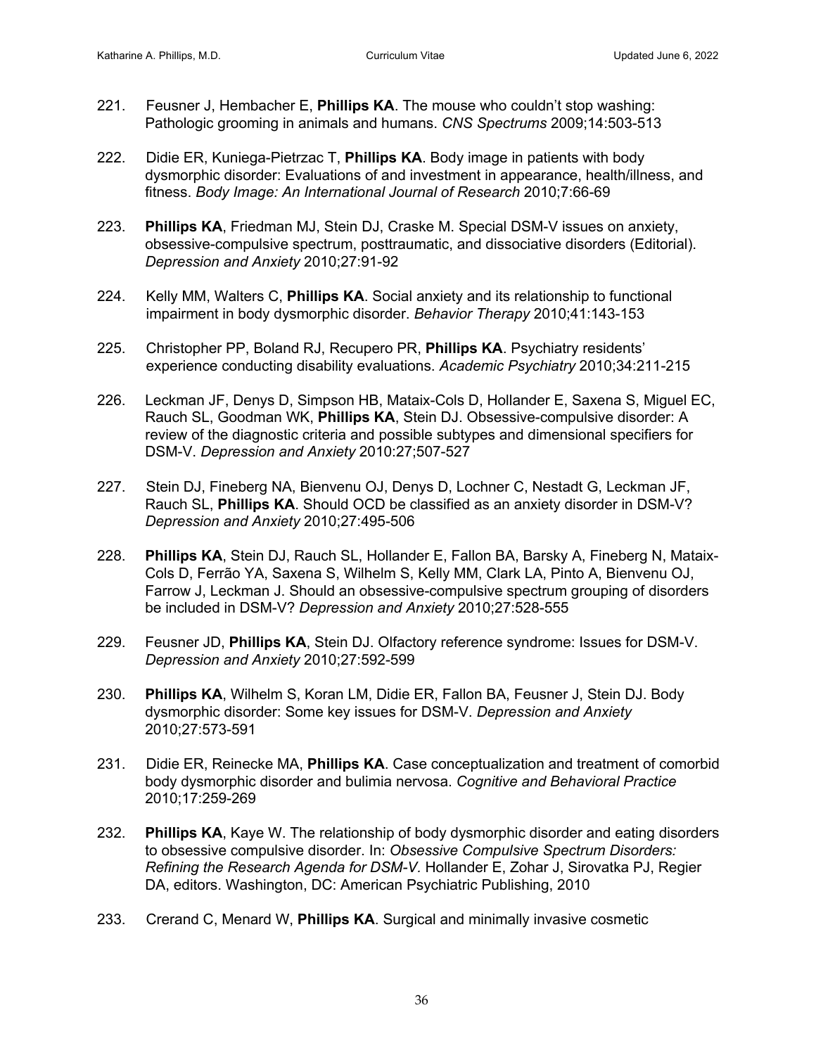221. Feusner J, Hembacher E, **Phillips KA**. The mouse who couldn't stop washing: Pathologic grooming in animals and humans. *CNS Spectrums* 2009;14:503-513

222. Didie ER, Kuniega-Pietrzac T, **Phillips KA**. Body image in patients with body dysmorphic disorder: Evaluations of and investment in appearance, health/illness, and fitness. *Body Image: An International Journal of Research* 2010;7:66-69

223. **Phillips KA**, Friedman MJ, Stein DJ, Craske M. Special DSM-V issues on anxiety, obsessive-compulsive spectrum, posttraumatic, and dissociative disorders (Editorial). *Depression and Anxiety* 2010;27:91-92

224. Kelly MM, Walters C, **Phillips KA**. Social anxiety and its relationship to functional impairment in body dysmorphic disorder. *Behavior Therapy* 2010;41:143-153

225. Christopher PP, Boland RJ, Recupero PR, **Phillips KA**. Psychiatry residents' experience conducting disability evaluations. *Academic Psychiatry* 2010;34:211-215

226. Leckman JF, Denys D, Simpson HB, Mataix-Cols D, Hollander E, Saxena S, Miguel EC, Rauch SL, Goodman WK, **Phillips KA**, Stein DJ. Obsessive-compulsive disorder: A review of the diagnostic criteria and possible subtypes and dimensional specifiers for DSM-V. *Depression and Anxiety* 2010:27;507-527

227. Stein DJ, Fineberg NA, Bienvenu OJ, Denys D, Lochner C, Nestadt G, Leckman JF, Rauch SL, **Phillips KA**. Should OCD be classified as an anxiety disorder in DSM-V? *Depression and Anxiety* 2010;27:495-506

228. **Phillips KA**, Stein DJ, Rauch SL, Hollander E, Fallon BA, Barsky A, Fineberg N, Mataix-Cols D, Ferrão YA, Saxena S, Wilhelm S, Kelly MM, Clark LA, Pinto A, Bienvenu OJ, Farrow J, Leckman J. Should an obsessive-compulsive spectrum grouping of disorders be included in DSM-V? *Depression and Anxiety* 2010;27:528-555

229. Feusner JD, **Phillips KA**, Stein DJ. Olfactory reference syndrome: Issues for DSM-V. *Depression and Anxiety* 2010;27:592-599

230. **Phillips KA**, Wilhelm S, Koran LM, Didie ER, Fallon BA, Feusner J, Stein DJ. Body dysmorphic disorder: Some key issues for DSM-V. *Depression and Anxiety* 2010;27:573-591

231. Didie ER, Reinecke MA, **Phillips KA**. Case conceptualization and treatment of comorbid body dysmorphic disorder and bulimia nervosa. *Cognitive and Behavioral Practice* 2010;17:259-269

232. **Phillips KA**, Kaye W. The relationship of body dysmorphic disorder and eating disorders to obsessive compulsive disorder. In: *Obsessive Compulsive Spectrum Disorders: Refining the Research Agenda for DSM-V.* Hollander E, Zohar J, Sirovatka PJ, Regier DA, editors. Washington, DC: American Psychiatric Publishing, 2010

233. Crerand C, Menard W, **Phillips KA**. Surgical and minimally invasive cosmetic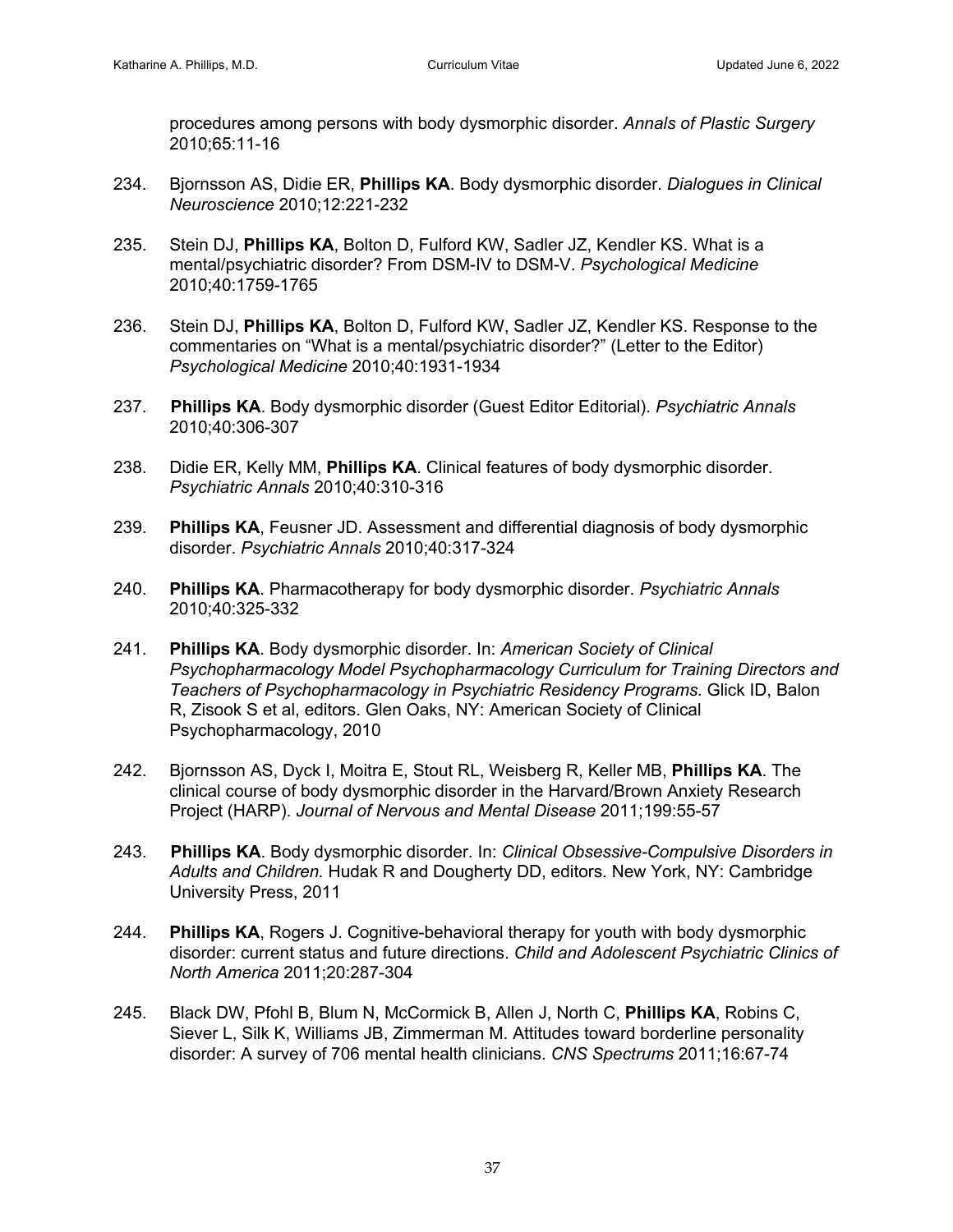procedures among persons with body dysmorphic disorder. *Annals of Plastic Surgery* 2010;65:11-16

234. Bjornsson AS, Didie ER, **Phillips KA**. Body dysmorphic disorder. *Dialogues in Clinical Neuroscience* 2010;12:221-232

235. Stein DJ, **Phillips KA**, Bolton D, Fulford KW, Sadler JZ, Kendler KS. What is a mental/psychiatric disorder? From DSM-IV to DSM-V. *Psychological Medicine* 2010;40:1759-1765

236. Stein DJ, **Phillips KA**, Bolton D, Fulford KW, Sadler JZ, Kendler KS. Response to the commentaries on "What is a mental/psychiatric disorder?" (Letter to the Editor) *Psychological Medicine* 2010;40:1931-1934

237. **Phillips KA**. Body dysmorphic disorder (Guest Editor Editorial). *Psychiatric Annals* 2010;40:306-307

238. Didie ER, Kelly MM, **Phillips KA**. Clinical features of body dysmorphic disorder. *Psychiatric Annals* 2010;40:310-316

239. **Phillips KA**, Feusner JD. Assessment and differential diagnosis of body dysmorphic disorder. *Psychiatric Annals* 2010;40:317-324

240. **Phillips KA**. Pharmacotherapy for body dysmorphic disorder. *Psychiatric Annals* 2010;40:325-332

241. **Phillips KA**. Body dysmorphic disorder. In: *American Society of Clinical Psychopharmacology Model Psychopharmacology Curriculum for Training Directors and Teachers of Psychopharmacology in Psychiatric Residency Programs.* Glick ID, Balon R, Zisook S et al, editors. Glen Oaks, NY: American Society of Clinical Psychopharmacology, 2010

242. Bjornsson AS, Dyck I, Moitra E, Stout RL, Weisberg R, Keller MB, **Phillips KA**. The clinical course of body dysmorphic disorder in the Harvard/Brown Anxiety Research Project (HARP). *Journal of Nervous and Mental Disease* 2011;199:55-57

243. **Phillips KA**. Body dysmorphic disorder. In: *Clinical Obsessive-Compulsive Disorders in Adults and Children.* Hudak R and Dougherty DD, editors. New York, NY: Cambridge University Press, 2011

244. **Phillips KA**, Rogers J. Cognitive-behavioral therapy for youth with body dysmorphic disorder: current status and future directions. *Child and Adolescent Psychiatric Clinics of North America* 2011;20:287-304

245. Black DW, Pfohl B, Blum N, McCormick B, Allen J, North C, **Phillips KA**, Robins C, Siever L, Silk K, Williams JB, Zimmerman M. Attitudes toward borderline personality disorder: A survey of 706 mental health clinicians. *CNS Spectrums* 2011;16:67-74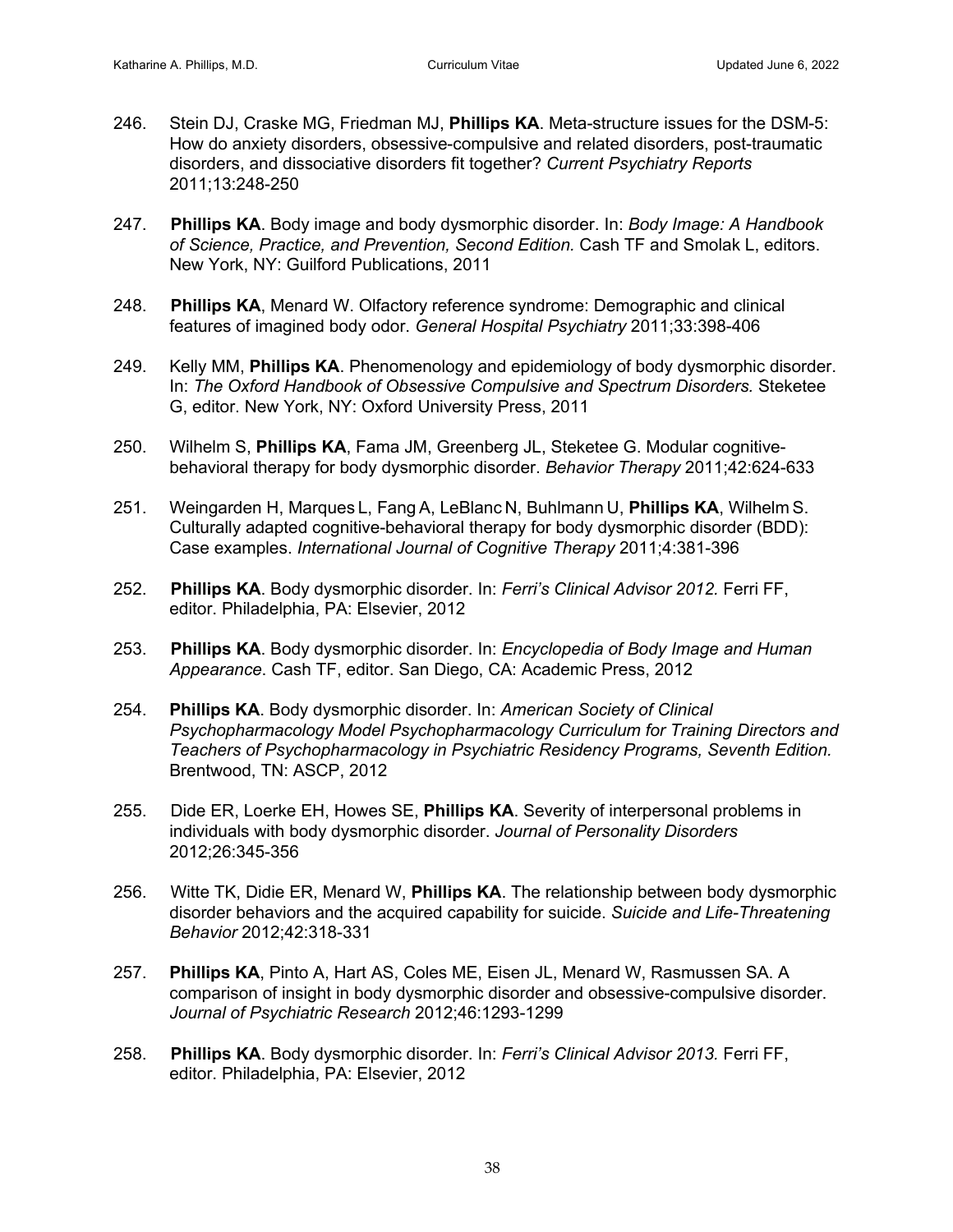246. Stein DJ, Craske MG, Friedman MJ, **Phillips KA**. Meta-structure issues for the DSM-5: How do anxiety disorders, obsessive-compulsive and related disorders, post-traumatic disorders, and dissociative disorders fit together? *Current Psychiatry Reports* 2011;13:248-250

247. **Phillips KA**. Body image and body dysmorphic disorder. In: *Body Image: A Handbook of Science, Practice, and Prevention, Second Edition.* Cash TF and Smolak L, editors. New York, NY: Guilford Publications, 2011

248. **Phillips KA**, Menard W. Olfactory reference syndrome: Demographic and clinical features of imagined body odor. *General Hospital Psychiatry* 2011;33:398-406

249. Kelly MM, **Phillips KA**. Phenomenology and epidemiology of body dysmorphic disorder. In: *The Oxford Handbook of Obsessive Compulsive and Spectrum Disorders.* Steketee G, editor. New York, NY: Oxford University Press, 2011

250. Wilhelm S, **Phillips KA**, Fama JM, Greenberg JL, Steketee G. Modular cognitive-behavioral therapy for body dysmorphic disorder. *Behavior Therapy* 2011;42:624-633

251. Weingarden H, Marques L, Fang A, LeBlanc N, Buhlmann U, **Phillips KA**, Wilhelm S. Culturally adapted cognitive-behavioral therapy for body dysmorphic disorder (BDD): Case examples. *International Journal of Cognitive Therapy* 2011;4:381-396

252. **Phillips KA**. Body dysmorphic disorder. In: *Ferri's Clinical Advisor 2012.* Ferri FF, editor. Philadelphia, PA: Elsevier, 2012

253. **Phillips KA**. Body dysmorphic disorder. In: *Encyclopedia of Body Image and Human Appearance.* Cash TF, editor. San Diego, CA: Academic Press, 2012

254. **Phillips KA**. Body dysmorphic disorder. In: *American Society of Clinical Psychopharmacology Model Psychopharmacology Curriculum for Training Directors and Teachers of Psychopharmacology in Psychiatric Residency Programs, Seventh Edition.* Brentwood, TN: ASCP, 2012

255. Dide ER, Loerke EH, Howes SE, **Phillips KA**. Severity of interpersonal problems in individuals with body dysmorphic disorder. *Journal of Personality Disorders* 2012;26:345-356

256. Witte TK, Didie ER, Menard W, **Phillips KA**. The relationship between body dysmorphic disorder behaviors and the acquired capability for suicide. *Suicide and Life-Threatening Behavior* 2012;42:318-331

257. **Phillips KA**, Pinto A, Hart AS, Coles ME, Eisen JL, Menard W, Rasmussen SA. A comparison of insight in body dysmorphic disorder and obsessive-compulsive disorder. *Journal of Psychiatric Research* 2012;46:1293-1299

258. **Phillips KA**. Body dysmorphic disorder. In: *Ferri's Clinical Advisor 2013.* Ferri FF, editor. Philadelphia, PA: Elsevier, 2012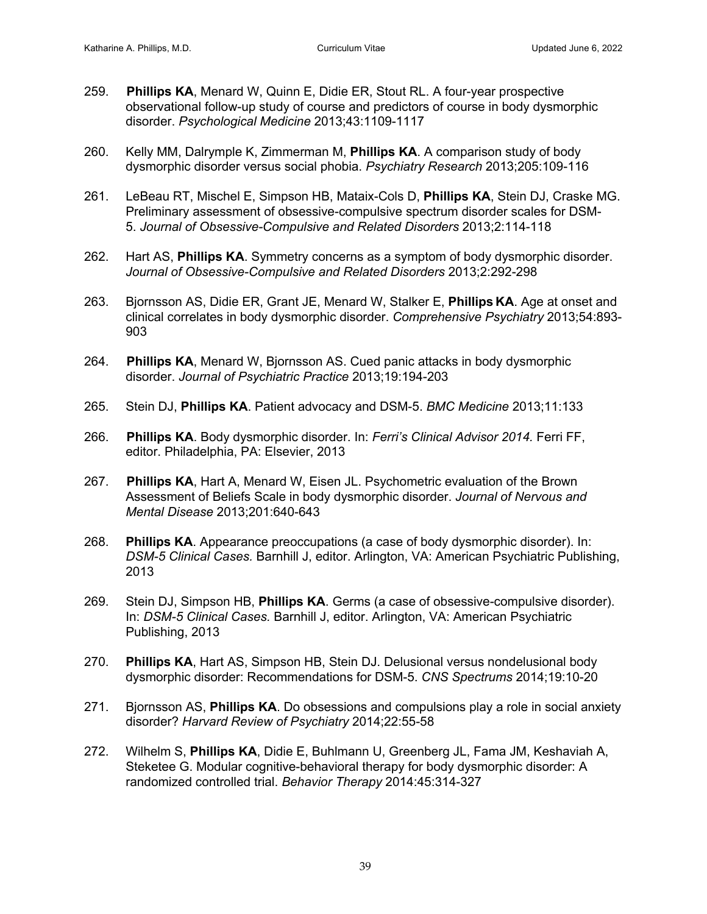259. **Phillips KA**, Menard W, Quinn E, Didie ER, Stout RL. A four-year prospective observational follow-up study of course and predictors of course in body dysmorphic disorder. *Psychological Medicine* 2013;43:1109-1117

260. Kelly MM, Dalrymple K, Zimmerman M, **Phillips KA**. A comparison study of body dysmorphic disorder versus social phobia. *Psychiatry Research* 2013;205:109-116

261. LeBeau RT, Mischel E, Simpson HB, Mataix-Cols D, **Phillips KA**, Stein DJ, Craske MG. Preliminary assessment of obsessive-compulsive spectrum disorder scales for DSM-5. *Journal of Obsessive-Compulsive and Related Disorders* 2013;2:114-118

262. Hart AS, **Phillips KA**. Symmetry concerns as a symptom of body dysmorphic disorder. *Journal of Obsessive-Compulsive and Related Disorders* 2013;2:292-298

263. Bjornsson AS, Didie ER, Grant JE, Menard W, Stalker E, **Phillips KA**. Age at onset and clinical correlates in body dysmorphic disorder. *Comprehensive Psychiatry* 2013;54:893-903

264. **Phillips KA**, Menard W, Bjornsson AS. Cued panic attacks in body dysmorphic disorder. *Journal of Psychiatric Practice* 2013;19:194-203

265. Stein DJ, **Phillips KA**. Patient advocacy and DSM-5. *BMC Medicine* 2013;11:133

266. **Phillips KA**. Body dysmorphic disorder. In: *Ferri's Clinical Advisor 2014.* Ferri FF, editor. Philadelphia, PA: Elsevier, 2013

267. **Phillips KA**, Hart A, Menard W, Eisen JL. Psychometric evaluation of the Brown Assessment of Beliefs Scale in body dysmorphic disorder. *Journal of Nervous and Mental Disease* 2013;201:640-643

268. **Phillips KA**. Appearance preoccupations (a case of body dysmorphic disorder). In: *DSM-5 Clinical Cases.* Barnhill J, editor. Arlington, VA: American Psychiatric Publishing, 2013

269. Stein DJ, Simpson HB, **Phillips KA**. Germs (a case of obsessive-compulsive disorder). In: *DSM-5 Clinical Cases.* Barnhill J, editor. Arlington, VA: American Psychiatric Publishing, 2013

270. **Phillips KA**, Hart AS, Simpson HB, Stein DJ. Delusional versus nondelusional body dysmorphic disorder: Recommendations for DSM-5. *CNS Spectrums* 2014;19:10-20

271. Bjornsson AS, **Phillips KA**. Do obsessions and compulsions play a role in social anxiety disorder? *Harvard Review of Psychiatry* 2014;22:55-58

272. Wilhelm S, **Phillips KA**, Didie E, Buhlmann U, Greenberg JL, Fama JM, Keshaviah A, Steketee G. Modular cognitive-behavioral therapy for body dysmorphic disorder: A randomized controlled trial. *Behavior Therapy* 2014:45:314-327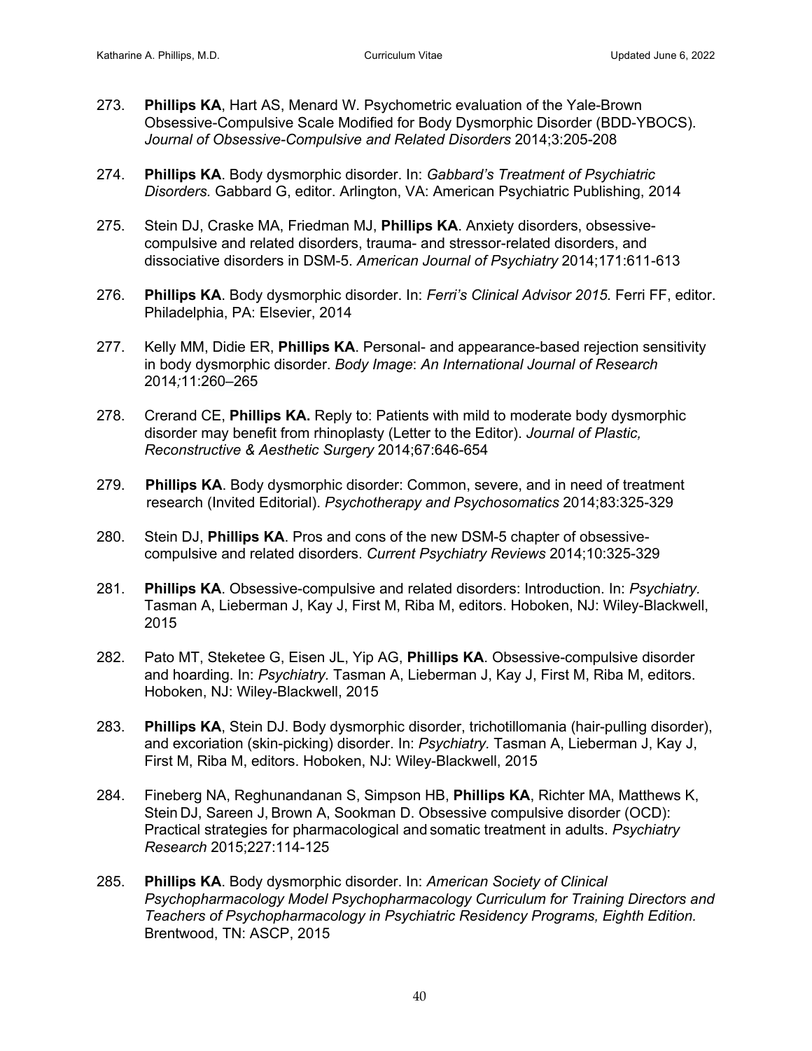273. **Phillips KA**, Hart AS, Menard W. Psychometric evaluation of the Yale-Brown Obsessive-Compulsive Scale Modified for Body Dysmorphic Disorder (BDD-YBOCS). *Journal of Obsessive-Compulsive and Related Disorders* 2014;3:205-208

274. **Phillips KA**. Body dysmorphic disorder. In: *Gabbard's Treatment of Psychiatric Disorders.* Gabbard G, editor. Arlington, VA: American Psychiatric Publishing, 2014

275. Stein DJ, Craske MA, Friedman MJ, **Phillips KA**. Anxiety disorders, obsessive-compulsive and related disorders, trauma- and stressor-related disorders, and dissociative disorders in DSM-5. *American Journal of Psychiatry* 2014;171:611-613

276. **Phillips KA**. Body dysmorphic disorder. In: *Ferri's Clinical Advisor 2015.* Ferri FF, editor. Philadelphia, PA: Elsevier, 2014

277. Kelly MM, Didie ER, **Phillips KA**. Personal- and appearance-based rejection sensitivity in body dysmorphic disorder. *Body Image*: *An International Journal of Research* 2014*;*11:260–265

278. Crerand CE, **Phillips KA.** Reply to: Patients with mild to moderate body dysmorphic disorder may benefit from rhinoplasty (Letter to the Editor). *Journal of Plastic, Reconstructive & Aesthetic Surgery* 2014;67:646-654

279. **Phillips KA**. Body dysmorphic disorder: Common, severe, and in need of treatment research (Invited Editorial). *Psychotherapy and Psychosomatics* 2014;83:325-329

280. Stein DJ, **Phillips KA**. Pros and cons of the new DSM-5 chapter of obsessive-compulsive and related disorders. *Current Psychiatry Reviews* 2014;10:325-329

281. **Phillips KA**. Obsessive-compulsive and related disorders: Introduction. In: *Psychiatry.* Tasman A, Lieberman J, Kay J, First M, Riba M, editors. Hoboken, NJ: Wiley-Blackwell, 2015

282. Pato MT, Steketee G, Eisen JL, Yip AG, **Phillips KA**. Obsessive-compulsive disorder and hoarding. In: *Psychiatry.* Tasman A, Lieberman J, Kay J, First M, Riba M, editors. Hoboken, NJ: Wiley-Blackwell, 2015

283. **Phillips KA**, Stein DJ. Body dysmorphic disorder, trichotillomania (hair-pulling disorder), and excoriation (skin-picking) disorder. In: *Psychiatry.* Tasman A, Lieberman J, Kay J, First M, Riba M, editors. Hoboken, NJ: Wiley-Blackwell, 2015

284. Fineberg NA, Reghunandanan S, Simpson HB, **Phillips KA**, Richter MA, Matthews K, Stein DJ, Sareen J, Brown A, Sookman D. Obsessive compulsive disorder (OCD): Practical strategies for pharmacological and somatic treatment in adults. *Psychiatry Research* 2015;227:114-125

285. **Phillips KA**. Body dysmorphic disorder. In: *American Society of Clinical Psychopharmacology Model Psychopharmacology Curriculum for Training Directors and Teachers of Psychopharmacology in Psychiatric Residency Programs, Eighth Edition.* Brentwood, TN: ASCP, 2015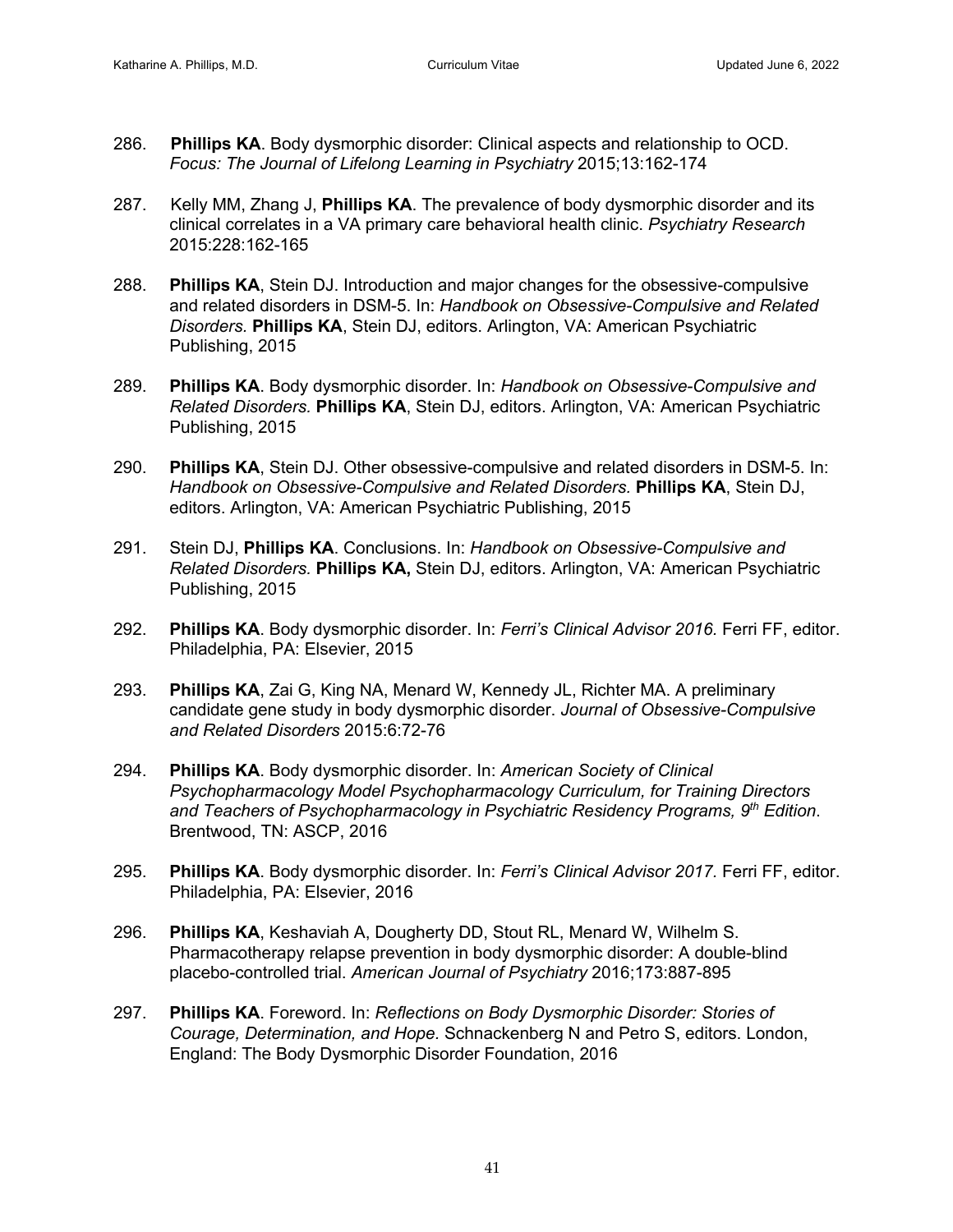286. **Phillips KA**. Body dysmorphic disorder: Clinical aspects and relationship to OCD. *Focus: The Journal of Lifelong Learning in Psychiatry* 2015;13:162-174

287. Kelly MM, Zhang J, **Phillips KA**. The prevalence of body dysmorphic disorder and its clinical correlates in a VA primary care behavioral health clinic. *Psychiatry Research* 2015:228:162-165

288. **Phillips KA**, Stein DJ. Introduction and major changes for the obsessive-compulsive and related disorders in DSM-5. In: *Handbook on Obsessive-Compulsive and Related Disorders.* **Phillips KA**, Stein DJ, editors. Arlington, VA: American Psychiatric Publishing, 2015

289. **Phillips KA**. Body dysmorphic disorder. In: *Handbook on Obsessive-Compulsive and Related Disorders.* **Phillips KA**, Stein DJ, editors. Arlington, VA: American Psychiatric Publishing, 2015

290. **Phillips KA**, Stein DJ. Other obsessive-compulsive and related disorders in DSM-5. In: *Handbook on Obsessive-Compulsive and Related Disorders.* **Phillips KA**, Stein DJ, editors. Arlington, VA: American Psychiatric Publishing, 2015

291. Stein DJ, **Phillips KA**. Conclusions. In: *Handbook on Obsessive-Compulsive and Related Disorders.* **Phillips KA,** Stein DJ, editors. Arlington, VA: American Psychiatric Publishing, 2015

292. **Phillips KA**. Body dysmorphic disorder. In: *Ferri's Clinical Advisor 2016.* Ferri FF, editor. Philadelphia, PA: Elsevier, 2015

293. **Phillips KA**, Zai G, King NA, Menard W, Kennedy JL, Richter MA. A preliminary candidate gene study in body dysmorphic disorder. *Journal of Obsessive-Compulsive and Related Disorders* 2015:6:72-76

294. **Phillips KA**. Body dysmorphic disorder. In: *American Society of Clinical Psychopharmacology Model Psychopharmacology Curriculum, for Training Directors and Teachers of Psychopharmacology in Psychiatric Residency Programs, 9th Edition.* Brentwood, TN: ASCP, 2016

295. **Phillips KA**. Body dysmorphic disorder. In: *Ferri's Clinical Advisor 2017.* Ferri FF, editor. Philadelphia, PA: Elsevier, 2016

296. **Phillips KA**, Keshaviah A, Dougherty DD, Stout RL, Menard W, Wilhelm S. Pharmacotherapy relapse prevention in body dysmorphic disorder: A double-blind placebo-controlled trial. *American Journal of Psychiatry* 2016;173:887-895

297. **Phillips KA**. Foreword. In: *Reflections on Body Dysmorphic Disorder: Stories of Courage, Determination, and Hope.* Schnackenberg N and Petro S, editors. London, England: The Body Dysmorphic Disorder Foundation, 2016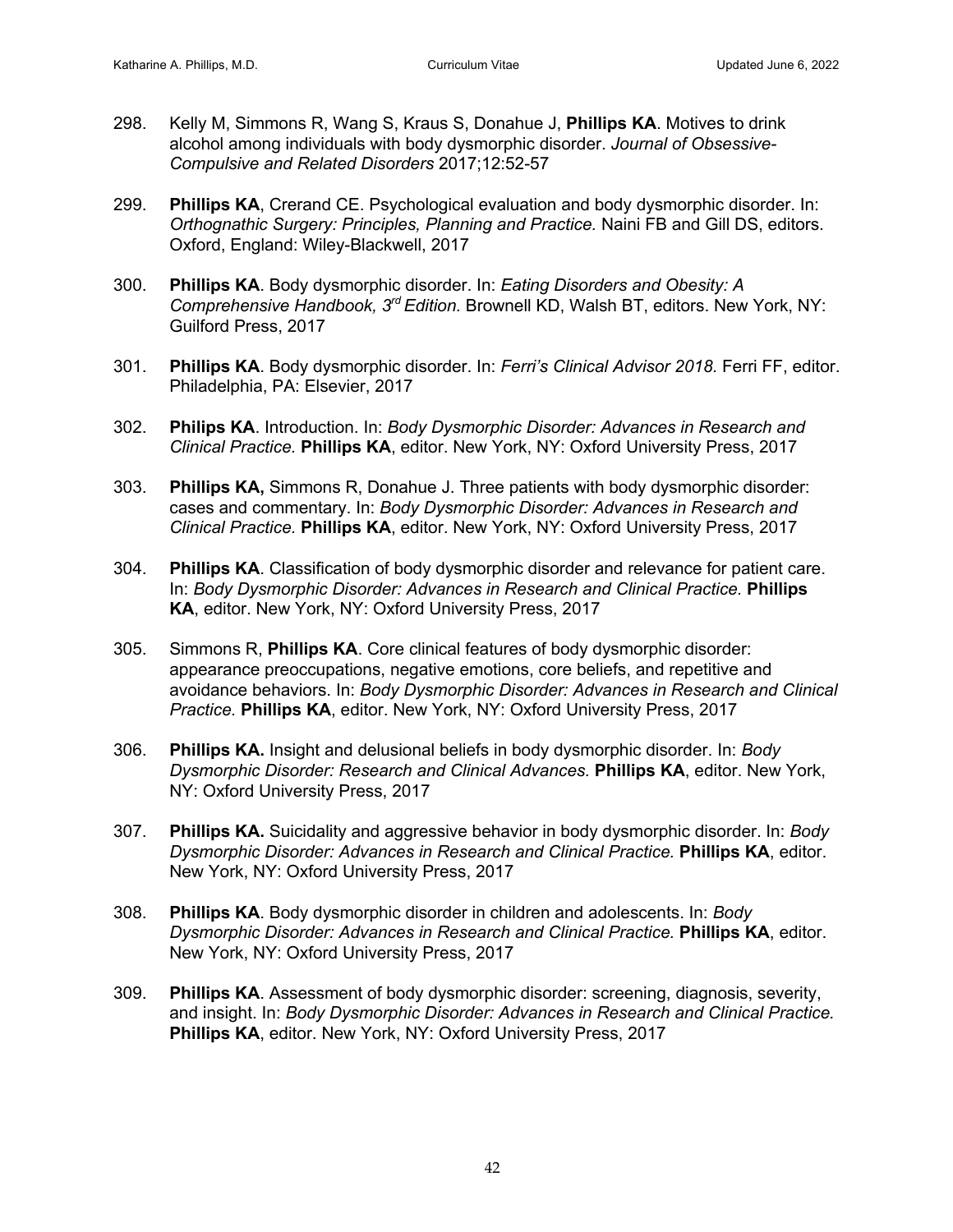298. Kelly M, Simmons R, Wang S, Kraus S, Donahue J, **Phillips KA**. Motives to drink alcohol among individuals with body dysmorphic disorder. *Journal of Obsessive-Compulsive and Related Disorders* 2017;12:52-57

299. **Phillips KA**, Crerand CE. Psychological evaluation and body dysmorphic disorder. In: *Orthognathic Surgery: Principles, Planning and Practice.* Naini FB and Gill DS, editors. Oxford, England: Wiley-Blackwell, 2017

300. **Phillips KA**. Body dysmorphic disorder. In: *Eating Disorders and Obesity: A Comprehensive Handbook, 3rd Edition.* Brownell KD, Walsh BT, editors. New York, NY: Guilford Press, 2017

301. **Phillips KA**. Body dysmorphic disorder. In: *Ferri's Clinical Advisor 2018.* Ferri FF, editor. Philadelphia, PA: Elsevier, 2017

302. **Philips KA**. Introduction. In: *Body Dysmorphic Disorder: Advances in Research and Clinical Practice.* **Phillips KA**, editor. New York, NY: Oxford University Press, 2017

303. **Phillips KA,** Simmons R, Donahue J. Three patients with body dysmorphic disorder: cases and commentary. In: *Body Dysmorphic Disorder: Advances in Research and Clinical Practice.* **Phillips KA**, editor. New York, NY: Oxford University Press, 2017

304. **Phillips KA**. Classification of body dysmorphic disorder and relevance for patient care. In: *Body Dysmorphic Disorder: Advances in Research and Clinical Practice.* **Phillips KA**, editor. New York, NY: Oxford University Press, 2017

305. Simmons R, **Phillips KA**. Core clinical features of body dysmorphic disorder: appearance preoccupations, negative emotions, core beliefs, and repetitive and avoidance behaviors. In: *Body Dysmorphic Disorder: Advances in Research and Clinical Practice.* **Phillips KA**, editor. New York, NY: Oxford University Press, 2017

306. **Phillips KA.** Insight and delusional beliefs in body dysmorphic disorder. In: *Body Dysmorphic Disorder: Research and Clinical Advances.* **Phillips KA**, editor. New York, NY: Oxford University Press, 2017

307. **Phillips KA.** Suicidality and aggressive behavior in body dysmorphic disorder. In: *Body Dysmorphic Disorder: Advances in Research and Clinical Practice.* **Phillips KA**, editor. New York, NY: Oxford University Press, 2017

308. **Phillips KA**. Body dysmorphic disorder in children and adolescents. In: *Body Dysmorphic Disorder: Advances in Research and Clinical Practice.* **Phillips KA**, editor. New York, NY: Oxford University Press, 2017

309. **Phillips KA**. Assessment of body dysmorphic disorder: screening, diagnosis, severity, and insight. In: *Body Dysmorphic Disorder: Advances in Research and Clinical Practice.* **Phillips KA**, editor. New York, NY: Oxford University Press, 2017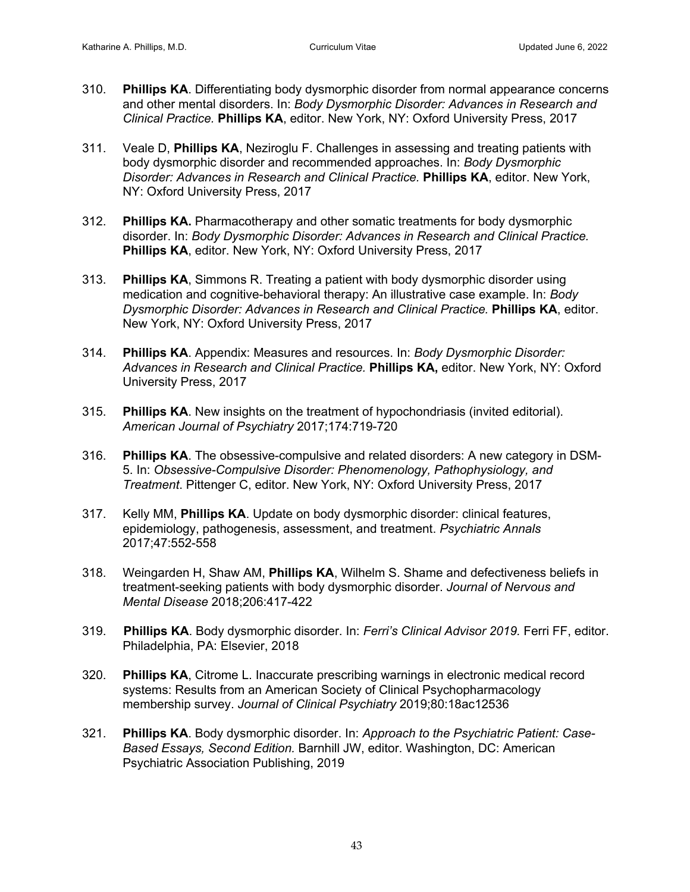310. **Phillips KA**. Differentiating body dysmorphic disorder from normal appearance concerns and other mental disorders. In: *Body Dysmorphic Disorder: Advances in Research and Clinical Practice.* **Phillips KA**, editor. New York, NY: Oxford University Press, 2017

311. Veale D, **Phillips KA**, Neziroglu F. Challenges in assessing and treating patients with body dysmorphic disorder and recommended approaches. In: *Body Dysmorphic Disorder: Advances in Research and Clinical Practice.* **Phillips KA**, editor. New York, NY: Oxford University Press, 2017

312. **Phillips KA.** Pharmacotherapy and other somatic treatments for body dysmorphic disorder. In: *Body Dysmorphic Disorder: Advances in Research and Clinical Practice.* **Phillips KA**, editor. New York, NY: Oxford University Press, 2017

313. **Phillips KA**, Simmons R. Treating a patient with body dysmorphic disorder using medication and cognitive-behavioral therapy: An illustrative case example. In: *Body Dysmorphic Disorder: Advances in Research and Clinical Practice.* **Phillips KA**, editor. New York, NY: Oxford University Press, 2017

314. **Phillips KA**. Appendix: Measures and resources. In: *Body Dysmorphic Disorder: Advances in Research and Clinical Practice.* **Phillips KA,** editor. New York, NY: Oxford University Press, 2017

315. **Phillips KA**. New insights on the treatment of hypochondriasis (invited editorial). *American Journal of Psychiatry* 2017;174:719-720

316. **Phillips KA**. The obsessive-compulsive and related disorders: A new category in DSM-5. In: *Obsessive-Compulsive Disorder: Phenomenology, Pathophysiology, and Treatment*. Pittenger C, editor. New York, NY: Oxford University Press, 2017

317. Kelly MM, **Phillips KA**. Update on body dysmorphic disorder: clinical features, epidemiology, pathogenesis, assessment, and treatment. *Psychiatric Annals* 2017;47:552-558

318. Weingarden H, Shaw AM, **Phillips KA**, Wilhelm S. Shame and defectiveness beliefs in treatment-seeking patients with body dysmorphic disorder. *Journal of Nervous and Mental Disease* 2018;206:417-422

319. **Phillips KA**. Body dysmorphic disorder. In: *Ferri's Clinical Advisor 2019.* Ferri FF, editor. Philadelphia, PA: Elsevier, 2018

320. **Phillips KA**, Citrome L. Inaccurate prescribing warnings in electronic medical record systems: Results from an American Society of Clinical Psychopharmacology membership survey. *Journal of Clinical Psychiatry* 2019;80:18ac12536

321. **Phillips KA**. Body dysmorphic disorder. In: *Approach to the Psychiatric Patient: Case-Based Essays, Second Edition.* Barnhill JW, editor. Washington, DC: American Psychiatric Association Publishing, 2019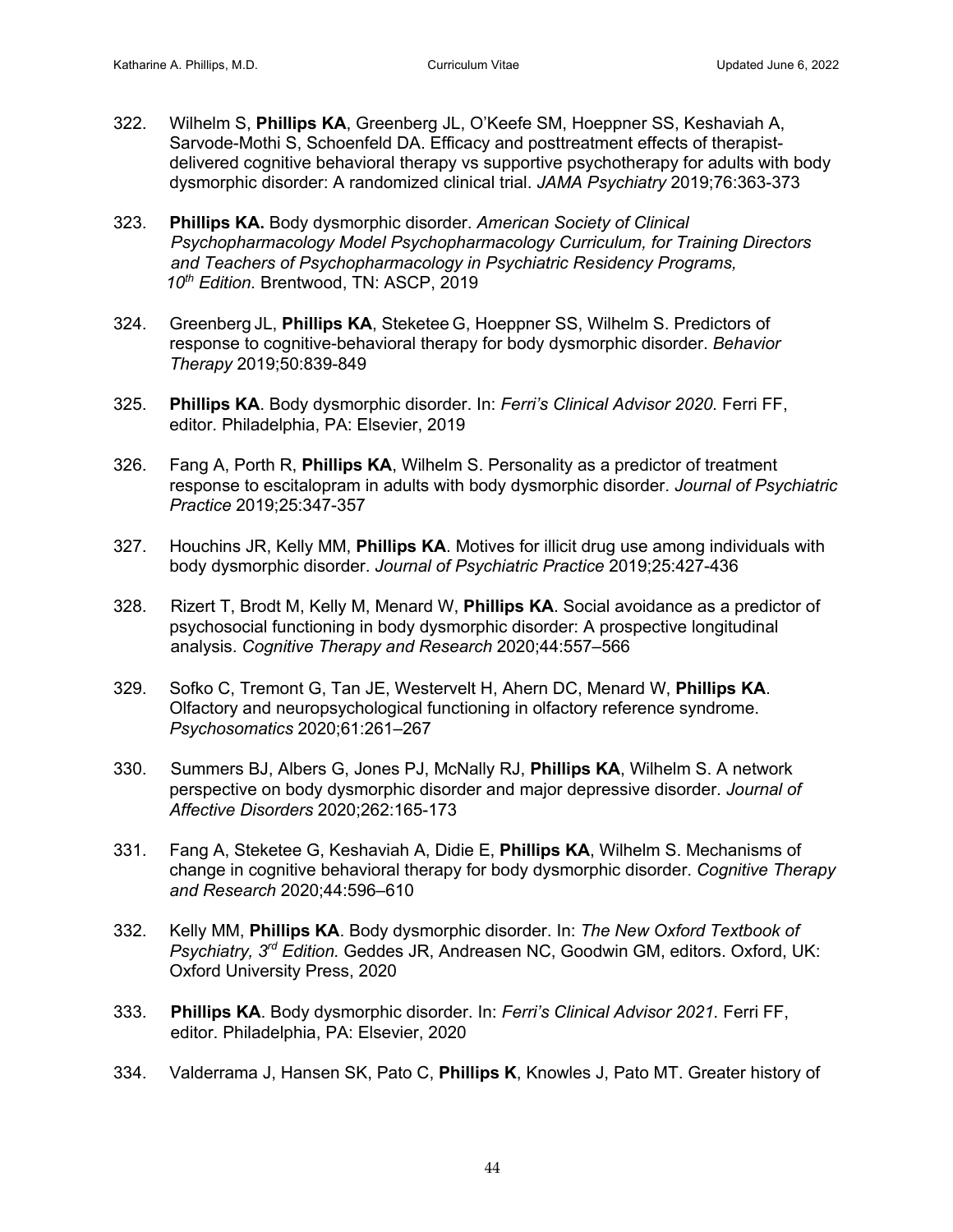322. Wilhelm S, **Phillips KA**, Greenberg JL, O'Keefe SM, Hoeppner SS, Keshaviah A, Sarvode-Mothi S, Schoenfeld DA. Efficacy and posttreatment effects of therapist-delivered cognitive behavioral therapy vs supportive psychotherapy for adults with body dysmorphic disorder: A randomized clinical trial. *JAMA Psychiatry* 2019;76:363-373

323. **Phillips KA.** Body dysmorphic disorder. *American Society of Clinical Psychopharmacology Model Psychopharmacology Curriculum, for Training Directors and Teachers of Psychopharmacology in Psychiatric Residency Programs, 10th Edition.* Brentwood, TN: ASCP, 2019

324. Greenberg JL, **Phillips KA**, Steketee G, Hoeppner SS, Wilhelm S. Predictors of response to cognitive-behavioral therapy for body dysmorphic disorder. *Behavior Therapy* 2019;50:839-849

325. **Phillips KA**. Body dysmorphic disorder. In: *Ferri's Clinical Advisor 2020.* Ferri FF, editor. Philadelphia, PA: Elsevier, 2019

326. Fang A, Porth R, **Phillips KA**, Wilhelm S. Personality as a predictor of treatment response to escitalopram in adults with body dysmorphic disorder. *Journal of Psychiatric Practice* 2019;25:347-357

327. Houchins JR, Kelly MM, **Phillips KA**. Motives for illicit drug use among individuals with body dysmorphic disorder. *Journal of Psychiatric Practice* 2019;25:427-436

328. Rizert T, Brodt M, Kelly M, Menard W, **Phillips KA**. Social avoidance as a predictor of psychosocial functioning in body dysmorphic disorder: A prospective longitudinal analysis. *Cognitive Therapy and Research* 2020;44:557–566

329. Sofko C, Tremont G, Tan JE, Westervelt H, Ahern DC, Menard W, **Phillips KA**. Olfactory and neuropsychological functioning in olfactory reference syndrome. *Psychosomatics* 2020;61:261–267

330. Summers BJ, Albers G, Jones PJ, McNally RJ, **Phillips KA**, Wilhelm S. A network perspective on body dysmorphic disorder and major depressive disorder. *Journal of Affective Disorders* 2020;262:165-173

331. Fang A, Steketee G, Keshaviah A, Didie E, **Phillips KA**, Wilhelm S. Mechanisms of change in cognitive behavioral therapy for body dysmorphic disorder. *Cognitive Therapy and Research* 2020;44:596–610

332. Kelly MM, **Phillips KA**. Body dysmorphic disorder. In: *The New Oxford Textbook of Psychiatry, 3rd Edition.* Geddes JR, Andreasen NC, Goodwin GM, editors. Oxford, UK: Oxford University Press, 2020

333. **Phillips KA**. Body dysmorphic disorder. In: *Ferri's Clinical Advisor 2021.* Ferri FF, editor. Philadelphia, PA: Elsevier, 2020

334. Valderrama J, Hansen SK, Pato C, **Phillips K**, Knowles J, Pato MT. Greater history of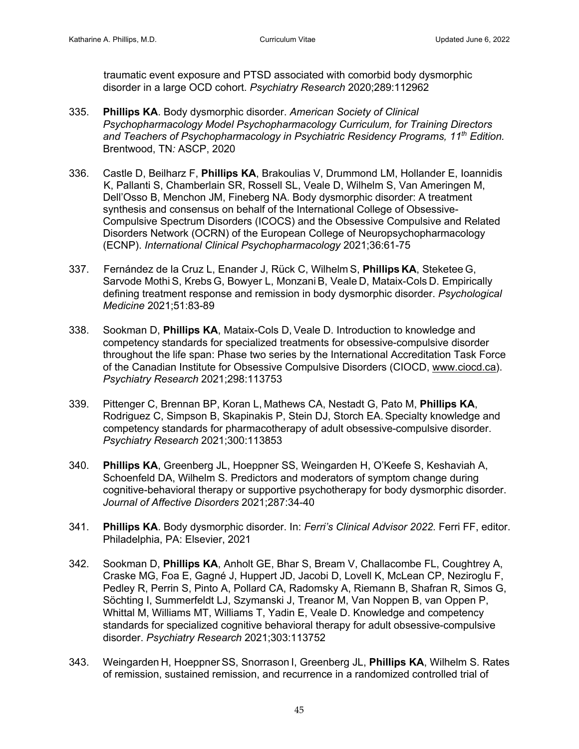traumatic event exposure and PTSD associated with comorbid body dysmorphic disorder in a large OCD cohort. *Psychiatry Research* 2020;289:112962

335. **Phillips KA**. Body dysmorphic disorder. *American Society of Clinical Psychopharmacology Model Psychopharmacology Curriculum, for Training Directors and Teachers of Psychopharmacology in Psychiatric Residency Programs, 11th Edition.* Brentwood, TN*:* ASCP, 2020

336. Castle D, Beilharz F, **Phillips KA**, Brakoulias V, Drummond LM, Hollander E, Ioannidis K, Pallanti S, Chamberlain SR, Rossell SL, Veale D, Wilhelm S, Van Ameringen M, Dell'Osso B, Menchon JM, Fineberg NA. Body dysmorphic disorder: A treatment synthesis and consensus on behalf of the International College of Obsessive-Compulsive Spectrum Disorders (ICOCS) and the Obsessive Compulsive and Related Disorders Network (OCRN) of the European College of Neuropsychopharmacology (ECNP). *International Clinical Psychopharmacology* 2021;36:61-75

337. Fernández de la Cruz L, Enander J, Rück C, Wilhelm S, **Phillips KA**, Steketee G, Sarvode Mothi S, Krebs G, Bowyer L, Monzani B, Veale D, Mataix-Cols D. Empirically defining treatment response and remission in body dysmorphic disorder. *Psychological Medicine* 2021;51:83-89

338. Sookman D, **Phillips KA**, Mataix-Cols D, Veale D. Introduction to knowledge and competency standards for specialized treatments for obsessive-compulsive disorder throughout the life span: Phase two series by the International Accreditation Task Force of the Canadian Institute for Obsessive Compulsive Disorders (CIOCD, www.ciocd.ca). *Psychiatry Research* 2021;298:113753

339. Pittenger C, Brennan BP, Koran L, Mathews CA, Nestadt G, Pato M, **Phillips KA**, Rodriguez C, Simpson B, Skapinakis P, Stein DJ, Storch EA. Specialty knowledge and competency standards for pharmacotherapy of adult obsessive-compulsive disorder. *Psychiatry Research* 2021;300:113853

340. **Phillips KA**, Greenberg JL, Hoeppner SS, Weingarden H, O'Keefe S, Keshaviah A, Schoenfeld DA, Wilhelm S. Predictors and moderators of symptom change during cognitive-behavioral therapy or supportive psychotherapy for body dysmorphic disorder. *Journal of Affective Disorders* 2021;287:34-40

341. **Phillips KA**. Body dysmorphic disorder. In: *Ferri's Clinical Advisor 2022.* Ferri FF, editor. Philadelphia, PA: Elsevier, 2021

342. Sookman D, **Phillips KA**, Anholt GE, Bhar S, Bream V, Challacombe FL, Coughtrey A, Craske MG, Foa E, Gagné J, Huppert JD, Jacobi D, Lovell K, McLean CP, Neziroglu F, Pedley R, Perrin S, Pinto A, Pollard CA, Radomsky A, Riemann B, Shafran R, Simos G, Söchting I, Summerfeldt LJ, Szymanski J, Treanor M, Van Noppen B, van Oppen P, Whittal M, Williams MT, Williams T, Yadin E, Veale D. Knowledge and competency standards for specialized cognitive behavioral therapy for adult obsessive-compulsive disorder. *Psychiatry Research* 2021;303:113752

343. Weingarden H, Hoeppner SS, Snorrason I, Greenberg JL, **Phillips KA**, Wilhelm S. Rates of remission, sustained remission, and recurrence in a randomized controlled trial of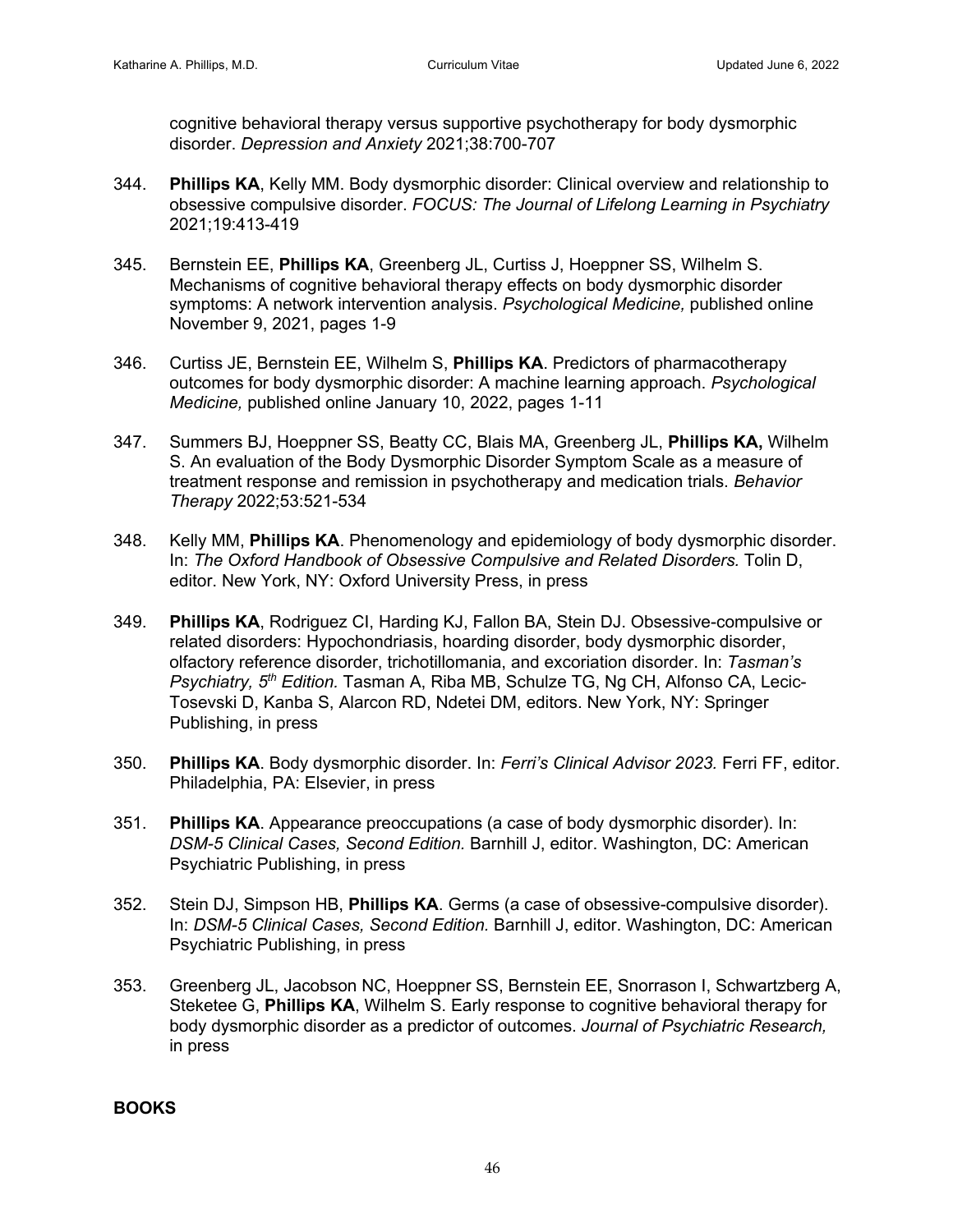cognitive behavioral therapy versus supportive psychotherapy for body dysmorphic disorder. *Depression and Anxiety* 2021;38:700-707

344. **Phillips KA**, Kelly MM. Body dysmorphic disorder: Clinical overview and relationship to obsessive compulsive disorder. *FOCUS: The Journal of Lifelong Learning in Psychiatry* 2021;19:413-419

345. Bernstein EE, **Phillips KA**, Greenberg JL, Curtiss J, Hoeppner SS, Wilhelm S. Mechanisms of cognitive behavioral therapy effects on body dysmorphic disorder symptoms: A network intervention analysis. *Psychological Medicine,* published online November 9, 2021, pages 1-9

346. Curtiss JE, Bernstein EE, Wilhelm S, **Phillips KA**. Predictors of pharmacotherapy outcomes for body dysmorphic disorder: A machine learning approach. *Psychological Medicine,* published online January 10, 2022, pages 1-11

347. Summers BJ, Hoeppner SS, Beatty CC, Blais MA, Greenberg JL, **Phillips KA,** Wilhelm S. An evaluation of the Body Dysmorphic Disorder Symptom Scale as a measure of treatment response and remission in psychotherapy and medication trials. *Behavior Therapy* 2022;53:521-534

348. Kelly MM, **Phillips KA**. Phenomenology and epidemiology of body dysmorphic disorder. In: *The Oxford Handbook of Obsessive Compulsive and Related Disorders.* Tolin D, editor. New York, NY: Oxford University Press, in press

349. **Phillips KA**, Rodriguez CI, Harding KJ, Fallon BA, Stein DJ. Obsessive-compulsive or related disorders: Hypochondriasis, hoarding disorder, body dysmorphic disorder, olfactory reference disorder, trichotillomania, and excoriation disorder. In: *Tasman's Psychiatry, 5th Edition.* Tasman A, Riba MB, Schulze TG, Ng CH, Alfonso CA, Lecic-Tosevski D, Kanba S, Alarcon RD, Ndetei DM, editors. New York, NY: Springer Publishing, in press

350. **Phillips KA**. Body dysmorphic disorder. In: *Ferri's Clinical Advisor 2023.* Ferri FF, editor. Philadelphia, PA: Elsevier, in press

351. **Phillips KA**. Appearance preoccupations (a case of body dysmorphic disorder). In: *DSM-5 Clinical Cases, Second Edition.* Barnhill J, editor. Washington, DC: American Psychiatric Publishing, in press

352. Stein DJ, Simpson HB, **Phillips KA**. Germs (a case of obsessive-compulsive disorder). In: *DSM-5 Clinical Cases, Second Edition.* Barnhill J, editor. Washington, DC: American Psychiatric Publishing, in press

353. Greenberg JL, Jacobson NC, Hoeppner SS, Bernstein EE, Snorrason I, Schwartzberg A, Steketee G, **Phillips KA**, Wilhelm S. Early response to cognitive behavioral therapy for body dysmorphic disorder as a predictor of outcomes. *Journal of Psychiatric Research,* in press

## BOOKS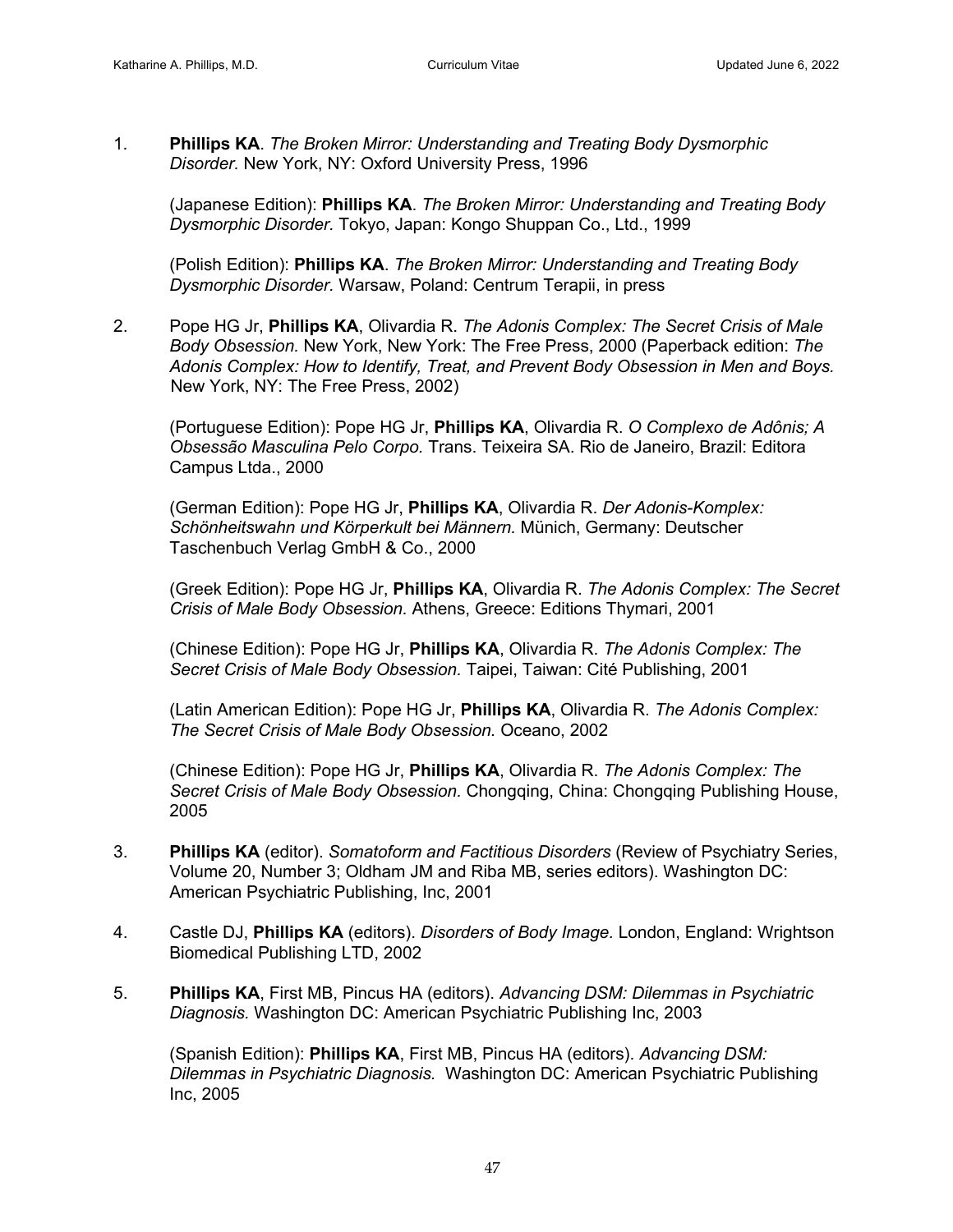1. **Phillips KA**. *The Broken Mirror: Understanding and Treating Body Dysmorphic Disorder.* New York, NY: Oxford University Press, 1996

   (Japanese Edition): **Phillips KA**. *The Broken Mirror: Understanding and Treating Body Dysmorphic Disorder.* Tokyo, Japan: Kongo Shuppan Co., Ltd., 1999

   (Polish Edition): **Phillips KA**. *The Broken Mirror: Understanding and Treating Body Dysmorphic Disorder.* Warsaw, Poland: Centrum Terapii, in press

2. Pope HG Jr, **Phillips KA**, Olivardia R. *The Adonis Complex: The Secret Crisis of Male Body Obsession.* New York, New York: The Free Press, 2000 (Paperback edition: *The Adonis Complex: How to Identify, Treat, and Prevent Body Obsession in Men and Boys.* New York, NY: The Free Press, 2002)

   (Portuguese Edition): Pope HG Jr, **Phillips KA**, Olivardia R. *O Complexo de Adônis; A Obsessão Masculina Pelo Corpo.* Trans. Teixeira SA. Rio de Janeiro, Brazil: Editora Campus Ltda., 2000

   (German Edition): Pope HG Jr, **Phillips KA**, Olivardia R. *Der Adonis-Komplex: Schönheitswahn und Körperkult bei Männern.* Münich, Germany: Deutscher Taschenbuch Verlag GmbH & Co., 2000

   (Greek Edition): Pope HG Jr, **Phillips KA**, Olivardia R. *The Adonis Complex: The Secret Crisis of Male Body Obsession.* Athens, Greece: Editions Thymari, 2001

   (Chinese Edition): Pope HG Jr, **Phillips KA**, Olivardia R. *The Adonis Complex: The Secret Crisis of Male Body Obsession.* Taipei, Taiwan: Cité Publishing, 2001

   (Latin American Edition): Pope HG Jr, **Phillips KA**, Olivardia R. *The Adonis Complex: The Secret Crisis of Male Body Obsession.* Oceano, 2002

   (Chinese Edition): Pope HG Jr, **Phillips KA**, Olivardia R. *The Adonis Complex: The Secret Crisis of Male Body Obsession.* Chongqing, China: Chongqing Publishing House, 2005

3. **Phillips KA** (editor). *Somatoform and Factitious Disorders* (Review of Psychiatry Series, Volume 20, Number 3; Oldham JM and Riba MB, series editors). Washington DC: American Psychiatric Publishing, Inc, 2001

4. Castle DJ, **Phillips KA** (editors). *Disorders of Body Image.* London, England: Wrightson Biomedical Publishing LTD, 2002

5. **Phillips KA**, First MB, Pincus HA (editors). *Advancing DSM: Dilemmas in Psychiatric Diagnosis.* Washington DC: American Psychiatric Publishing Inc, 2003

   (Spanish Edition): **Phillips KA**, First MB, Pincus HA (editors). *Advancing DSM: Dilemmas in Psychiatric Diagnosis.* Washington DC: American Psychiatric Publishing Inc, 2005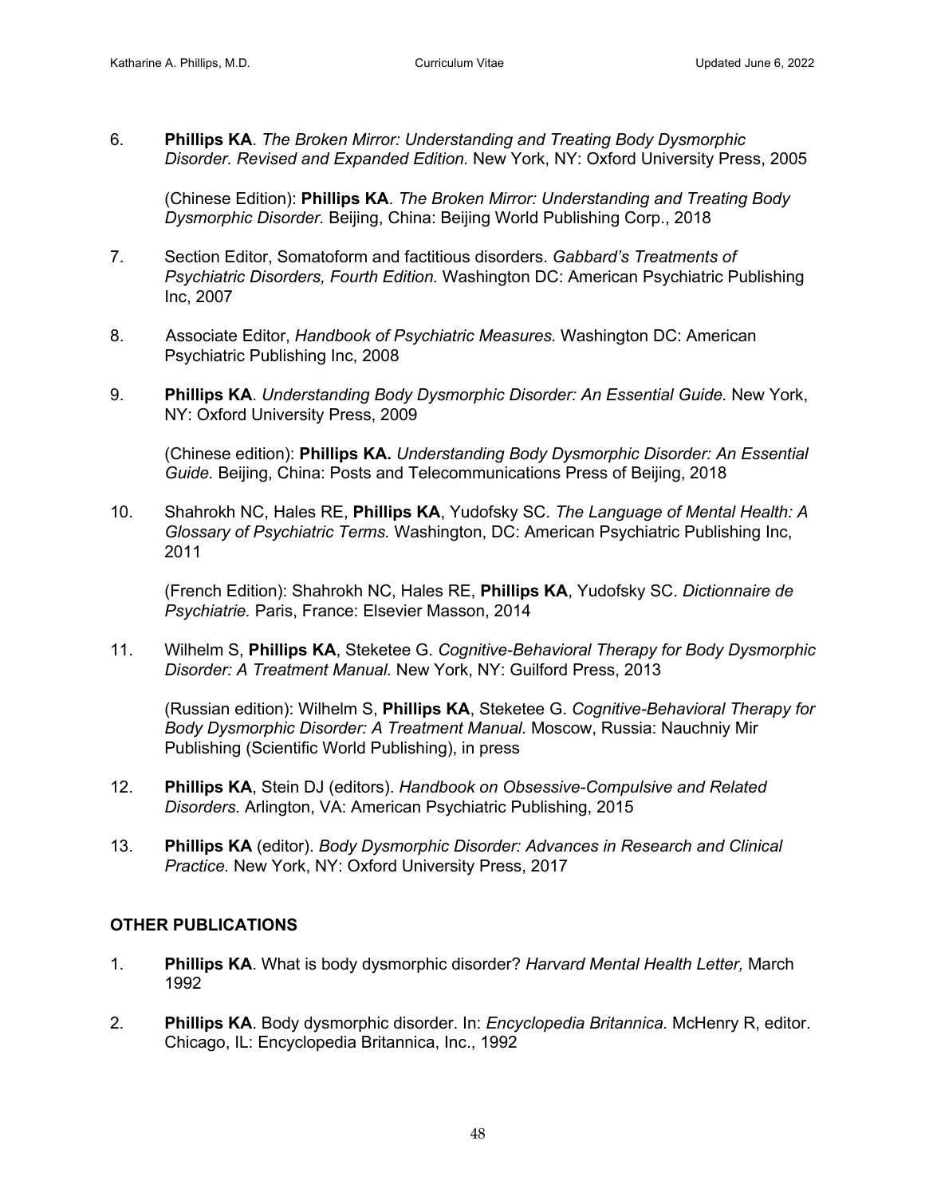6. **Phillips KA**. *The Broken Mirror: Understanding and Treating Body Dysmorphic Disorder. Revised and Expanded Edition.* New York, NY: Oxford University Press, 2005

   (Chinese Edition): **Phillips KA**. *The Broken Mirror: Understanding and Treating Body Dysmorphic Disorder.* Beijing, China: Beijing World Publishing Corp., 2018

7. Section Editor, Somatoform and factitious disorders. *Gabbard's Treatments of Psychiatric Disorders, Fourth Edition.* Washington DC: American Psychiatric Publishing Inc, 2007

8. Associate Editor, *Handbook of Psychiatric Measures.* Washington DC: American Psychiatric Publishing Inc, 2008

9. **Phillips KA**. *Understanding Body Dysmorphic Disorder: An Essential Guide.* New York, NY: Oxford University Press, 2009

   (Chinese edition): **Phillips KA.** *Understanding Body Dysmorphic Disorder: An Essential Guide.* Beijing, China: Posts and Telecommunications Press of Beijing, 2018

10. Shahrokh NC, Hales RE, **Phillips KA**, Yudofsky SC. *The Language of Mental Health: A Glossary of Psychiatric Terms.* Washington, DC: American Psychiatric Publishing Inc, 2011

    (French Edition): Shahrokh NC, Hales RE, **Phillips KA**, Yudofsky SC. *Dictionnaire de Psychiatrie.* Paris, France: Elsevier Masson, 2014

11. Wilhelm S, **Phillips KA**, Steketee G. *Cognitive-Behavioral Therapy for Body Dysmorphic Disorder: A Treatment Manual.* New York, NY: Guilford Press, 2013

    (Russian edition): Wilhelm S, **Phillips KA**, Steketee G. *Cognitive-Behavioral Therapy for Body Dysmorphic Disorder: A Treatment Manual.* Moscow, Russia: Nauchniy Mir Publishing (Scientific World Publishing), in press

12. **Phillips KA**, Stein DJ (editors). *Handbook on Obsessive-Compulsive and Related Disorders.* Arlington, VA: American Psychiatric Publishing, 2015

13. **Phillips KA** (editor). *Body Dysmorphic Disorder: Advances in Research and Clinical Practice.* New York, NY: Oxford University Press, 2017

## OTHER PUBLICATIONS

1. **Phillips KA**. What is body dysmorphic disorder? *Harvard Mental Health Letter,* March 1992

2. **Phillips KA**. Body dysmorphic disorder. In: *Encyclopedia Britannica.* McHenry R, editor. Chicago, IL: Encyclopedia Britannica, Inc., 1992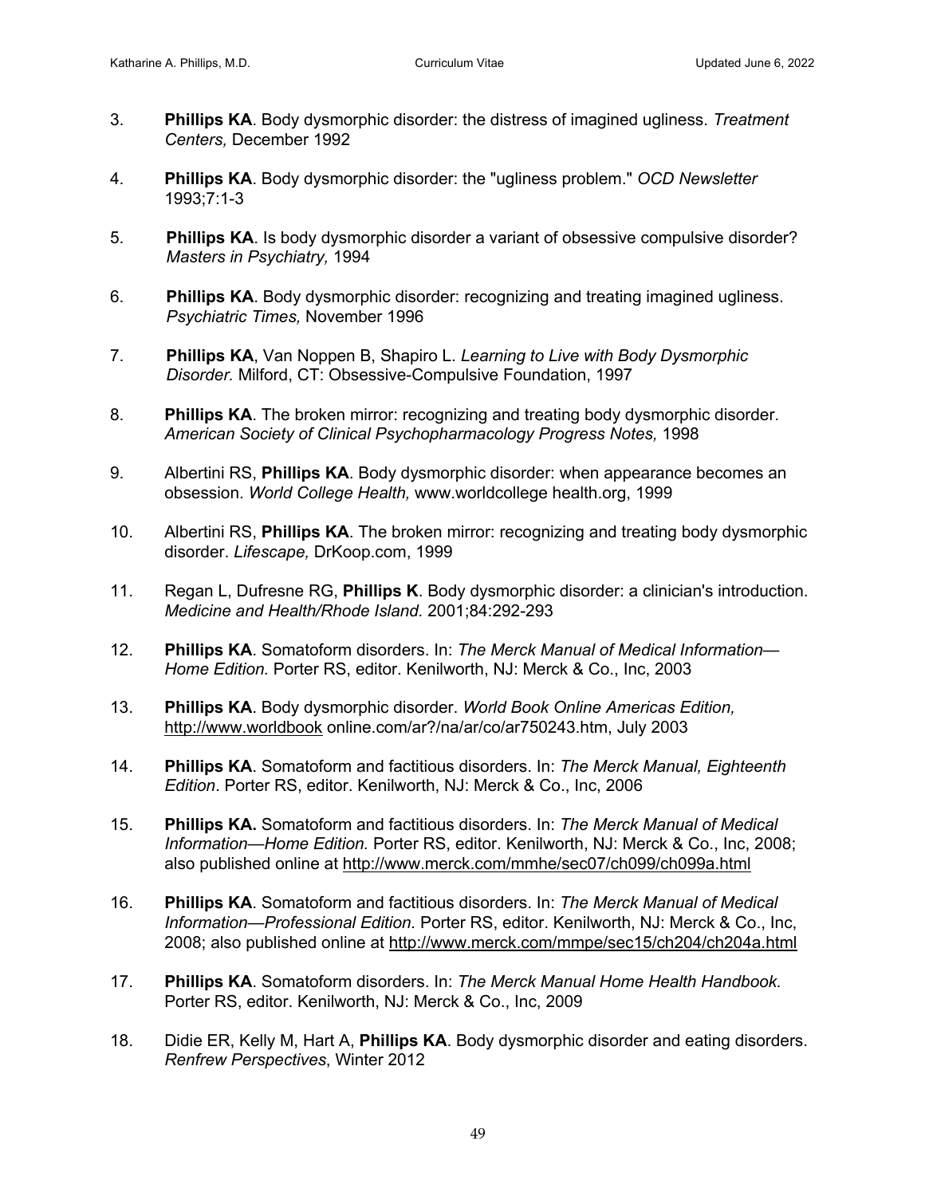3. **Phillips KA**. Body dysmorphic disorder: the distress of imagined ugliness. *Treatment Centers,* December 1992

4. **Phillips KA**. Body dysmorphic disorder: the "ugliness problem." *OCD Newsletter* 1993;7:1-3

5. **Phillips KA**. Is body dysmorphic disorder a variant of obsessive compulsive disorder? *Masters in Psychiatry,* 1994

6. **Phillips KA**. Body dysmorphic disorder: recognizing and treating imagined ugliness. *Psychiatric Times,* November 1996

7. **Phillips KA**, Van Noppen B, Shapiro L. *Learning to Live with Body Dysmorphic Disorder.* Milford, CT: Obsessive-Compulsive Foundation, 1997

8. **Phillips KA**. The broken mirror: recognizing and treating body dysmorphic disorder. *American Society of Clinical Psychopharmacology Progress Notes,* 1998

9. Albertini RS, **Phillips KA**. Body dysmorphic disorder: when appearance becomes an obsession. *World College Health,* www.worldcollege health.org, 1999

10. Albertini RS, **Phillips KA**. The broken mirror: recognizing and treating body dysmorphic disorder. *Lifescape,* DrKoop.com, 1999

11. Regan L, Dufresne RG, **Phillips K**. Body dysmorphic disorder: a clinician's introduction. *Medicine and Health/Rhode Island.* 2001;84:292-293

12. **Phillips KA**. Somatoform disorders. In: *The Merck Manual of Medical Information—Home Edition.* Porter RS, editor. Kenilworth, NJ: Merck & Co., Inc, 2003

13. **Phillips KA**. Body dysmorphic disorder. *World Book Online Americas Edition,* http://www.worldbook online.com/ar?/na/ar/co/ar750243.htm, July 2003

14. **Phillips KA**. Somatoform and factitious disorders. In: *The Merck Manual, Eighteenth Edition*. Porter RS, editor. Kenilworth, NJ: Merck & Co., Inc, 2006

15. **Phillips KA.** Somatoform and factitious disorders. In: *The Merck Manual of Medical Information—Home Edition.* Porter RS, editor. Kenilworth, NJ: Merck & Co., Inc, 2008; also published online at http://www.merck.com/mmhe/sec07/ch099/ch099a.html

16. **Phillips KA**. Somatoform and factitious disorders. In: *The Merck Manual of Medical Information—Professional Edition.* Porter RS, editor. Kenilworth, NJ: Merck & Co., Inc, 2008; also published online at http://www.merck.com/mmpe/sec15/ch204/ch204a.html

17. **Phillips KA**. Somatoform disorders. In: *The Merck Manual Home Health Handbook.* Porter RS, editor. Kenilworth, NJ: Merck & Co., Inc, 2009

18. Didie ER, Kelly M, Hart A, **Phillips KA**. Body dysmorphic disorder and eating disorders. *Renfrew Perspectives*, Winter 2012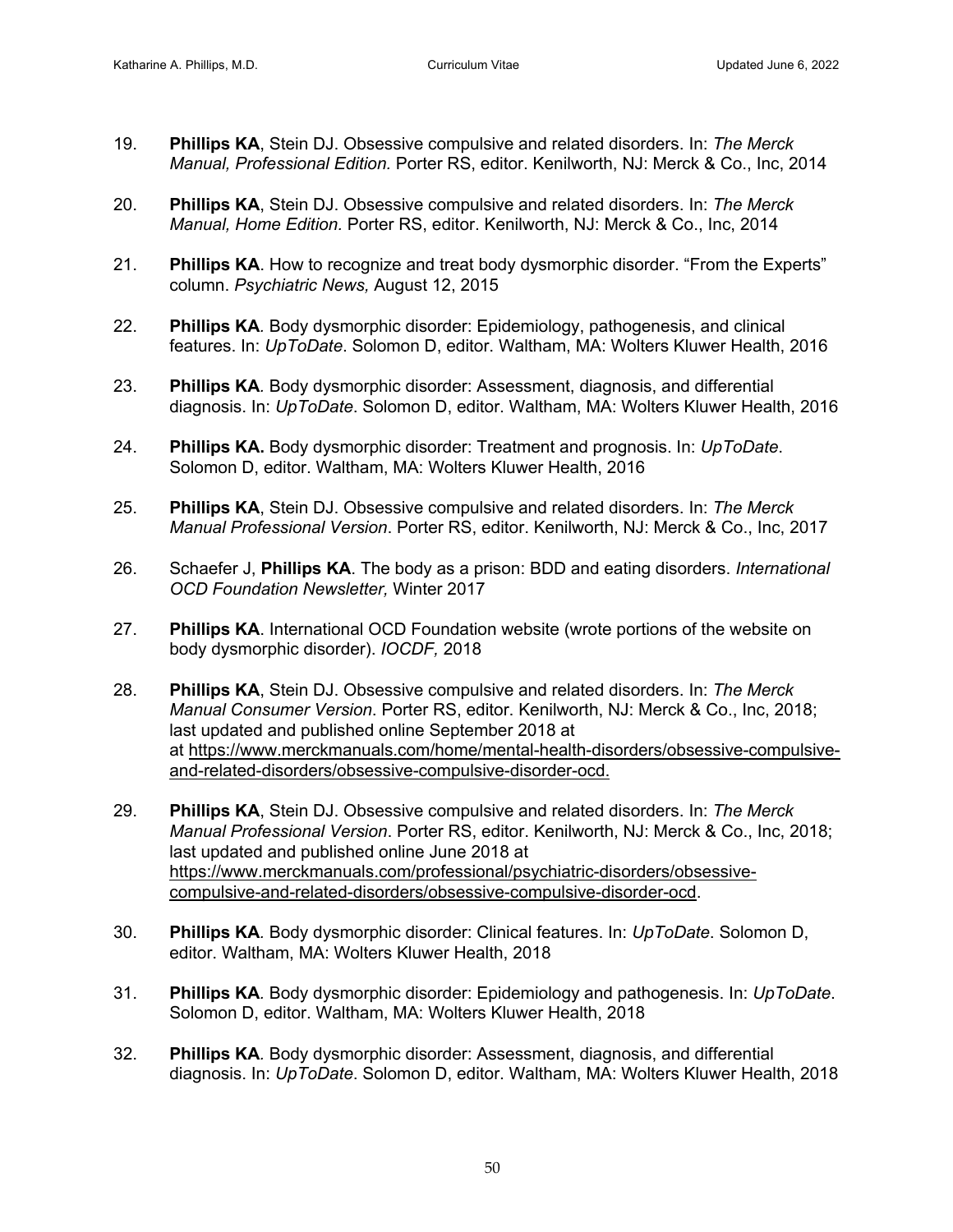19. **Phillips KA**, Stein DJ. Obsessive compulsive and related disorders. In: *The Merck Manual, Professional Edition.* Porter RS, editor. Kenilworth, NJ: Merck & Co., Inc, 2014

20. **Phillips KA**, Stein DJ. Obsessive compulsive and related disorders. In: *The Merck Manual, Home Edition.* Porter RS, editor. Kenilworth, NJ: Merck & Co., Inc, 2014

21. **Phillips KA**. How to recognize and treat body dysmorphic disorder. "From the Experts" column. *Psychiatric News,* August 12, 2015

22. **Phillips KA**. Body dysmorphic disorder: Epidemiology, pathogenesis, and clinical features. In: *UpToDate*. Solomon D, editor. Waltham, MA: Wolters Kluwer Health, 2016

23. **Phillips KA**. Body dysmorphic disorder: Assessment, diagnosis, and differential diagnosis. In: *UpToDate*. Solomon D, editor. Waltham, MA: Wolters Kluwer Health, 2016

24. **Phillips KA.** Body dysmorphic disorder: Treatment and prognosis. In: *UpToDate*. Solomon D, editor. Waltham, MA: Wolters Kluwer Health, 2016

25. **Phillips KA**, Stein DJ. Obsessive compulsive and related disorders. In: *The Merck Manual Professional Version*. Porter RS, editor. Kenilworth, NJ: Merck & Co., Inc, 2017

26. Schaefer J, **Phillips KA**. The body as a prison: BDD and eating disorders. *International OCD Foundation Newsletter,* Winter 2017

27. **Phillips KA**. International OCD Foundation website (wrote portions of the website on body dysmorphic disorder). *IOCDF,* 2018

28. **Phillips KA**, Stein DJ. Obsessive compulsive and related disorders. In: *The Merck Manual Consumer Version*. Porter RS, editor. Kenilworth, NJ: Merck & Co., Inc, 2018; last updated and published online September 2018 at at https://www.merckmanuals.com/home/mental-health-disorders/obsessive-compulsive-and-related-disorders/obsessive-compulsive-disorder-ocd.

29. **Phillips KA**, Stein DJ. Obsessive compulsive and related disorders. In: *The Merck Manual Professional Version*. Porter RS, editor. Kenilworth, NJ: Merck & Co., Inc, 2018; last updated and published online June 2018 at https://www.merckmanuals.com/professional/psychiatric-disorders/obsessive-compulsive-and-related-disorders/obsessive-compulsive-disorder-ocd.

30. **Phillips KA**. Body dysmorphic disorder: Clinical features. In: *UpToDate*. Solomon D, editor. Waltham, MA: Wolters Kluwer Health, 2018

31. **Phillips KA**. Body dysmorphic disorder: Epidemiology and pathogenesis. In: *UpToDate*. Solomon D, editor. Waltham, MA: Wolters Kluwer Health, 2018

32. **Phillips KA**. Body dysmorphic disorder: Assessment, diagnosis, and differential diagnosis. In: *UpToDate*. Solomon D, editor. Waltham, MA: Wolters Kluwer Health, 2018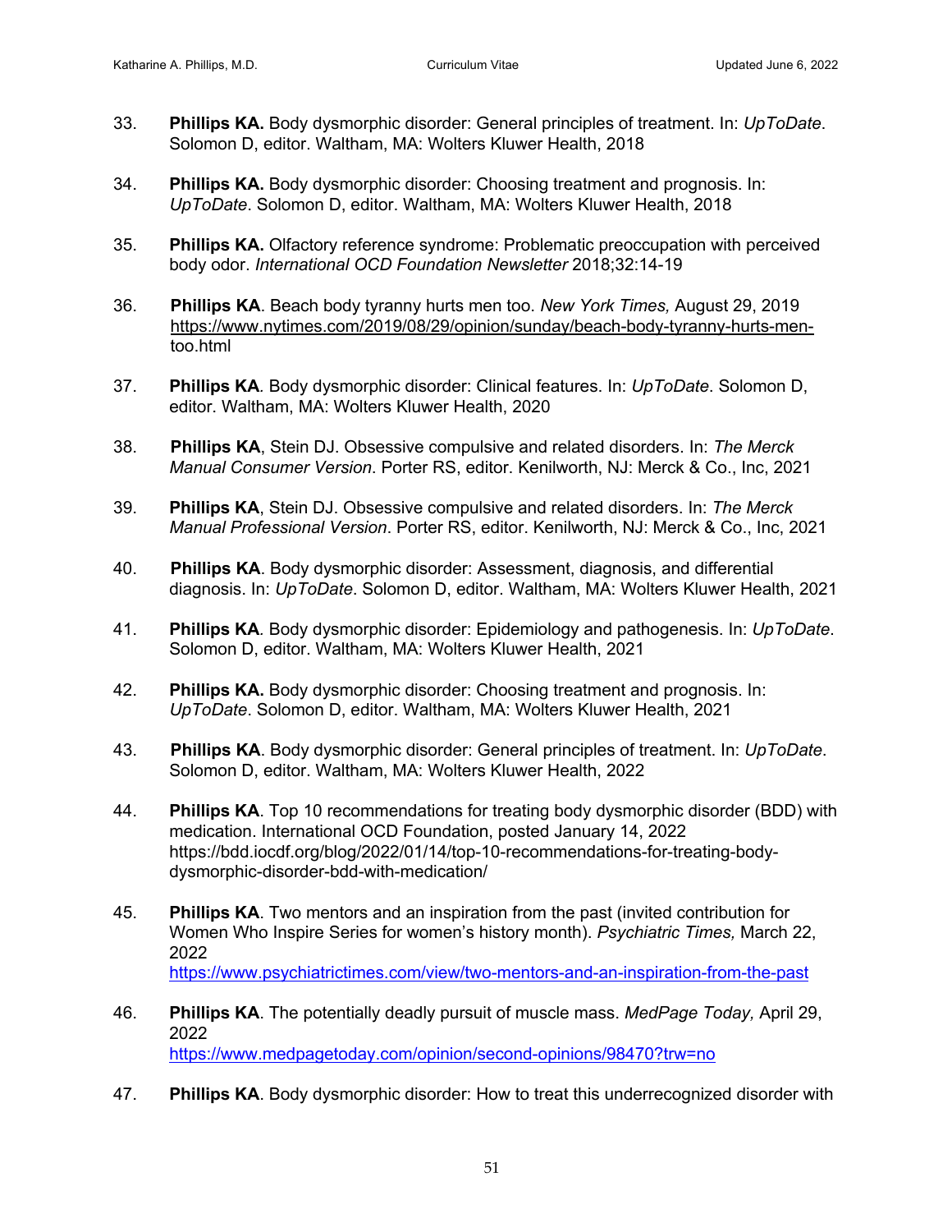33. **Phillips KA.** Body dysmorphic disorder: General principles of treatment. In: *UpToDate*. Solomon D, editor. Waltham, MA: Wolters Kluwer Health, 2018

34. **Phillips KA.** Body dysmorphic disorder: Choosing treatment and prognosis. In: *UpToDate*. Solomon D, editor. Waltham, MA: Wolters Kluwer Health, 2018

35. **Phillips KA.** Olfactory reference syndrome: Problematic preoccupation with perceived body odor. *International OCD Foundation Newsletter* 2018;32:14-19

36. **Phillips KA**. Beach body tyranny hurts men too. *New York Times,* August 29, 2019 https://www.nytimes.com/2019/08/29/opinion/sunday/beach-body-tyranny-hurts-men-too.html

37. **Phillips KA**. Body dysmorphic disorder: Clinical features. In: *UpToDate*. Solomon D, editor. Waltham, MA: Wolters Kluwer Health, 2020

38. **Phillips KA**, Stein DJ. Obsessive compulsive and related disorders. In: *The Merck Manual Consumer Version*. Porter RS, editor. Kenilworth, NJ: Merck & Co., Inc, 2021

39. **Phillips KA**, Stein DJ. Obsessive compulsive and related disorders. In: *The Merck Manual Professional Version*. Porter RS, editor. Kenilworth, NJ: Merck & Co., Inc, 2021

40. **Phillips KA**. Body dysmorphic disorder: Assessment, diagnosis, and differential diagnosis. In: *UpToDate*. Solomon D, editor. Waltham, MA: Wolters Kluwer Health, 2021

41. **Phillips KA**. Body dysmorphic disorder: Epidemiology and pathogenesis. In: *UpToDate*. Solomon D, editor. Waltham, MA: Wolters Kluwer Health, 2021

42. **Phillips KA.** Body dysmorphic disorder: Choosing treatment and prognosis. In: *UpToDate*. Solomon D, editor. Waltham, MA: Wolters Kluwer Health, 2021

43. **Phillips KA**. Body dysmorphic disorder: General principles of treatment. In: *UpToDate*. Solomon D, editor. Waltham, MA: Wolters Kluwer Health, 2022

44. **Phillips KA**. Top 10 recommendations for treating body dysmorphic disorder (BDD) with medication. International OCD Foundation, posted January 14, 2022 https://bdd.iocdf.org/blog/2022/01/14/top-10-recommendations-for-treating-body-dysmorphic-disorder-bdd-with-medication/

45. **Phillips KA**. Two mentors and an inspiration from the past (invited contribution for Women Who Inspire Series for women's history month). *Psychiatric Times,* March 22, 2022 https://www.psychiatrictimes.com/view/two-mentors-and-an-inspiration-from-the-past

46. **Phillips KA**. The potentially deadly pursuit of muscle mass. *MedPage Today,* April 29, 2022 https://www.medpagetoday.com/opinion/second-opinions/98470?trw=no

47. **Phillips KA**. Body dysmorphic disorder: How to treat this underrecognized disorder with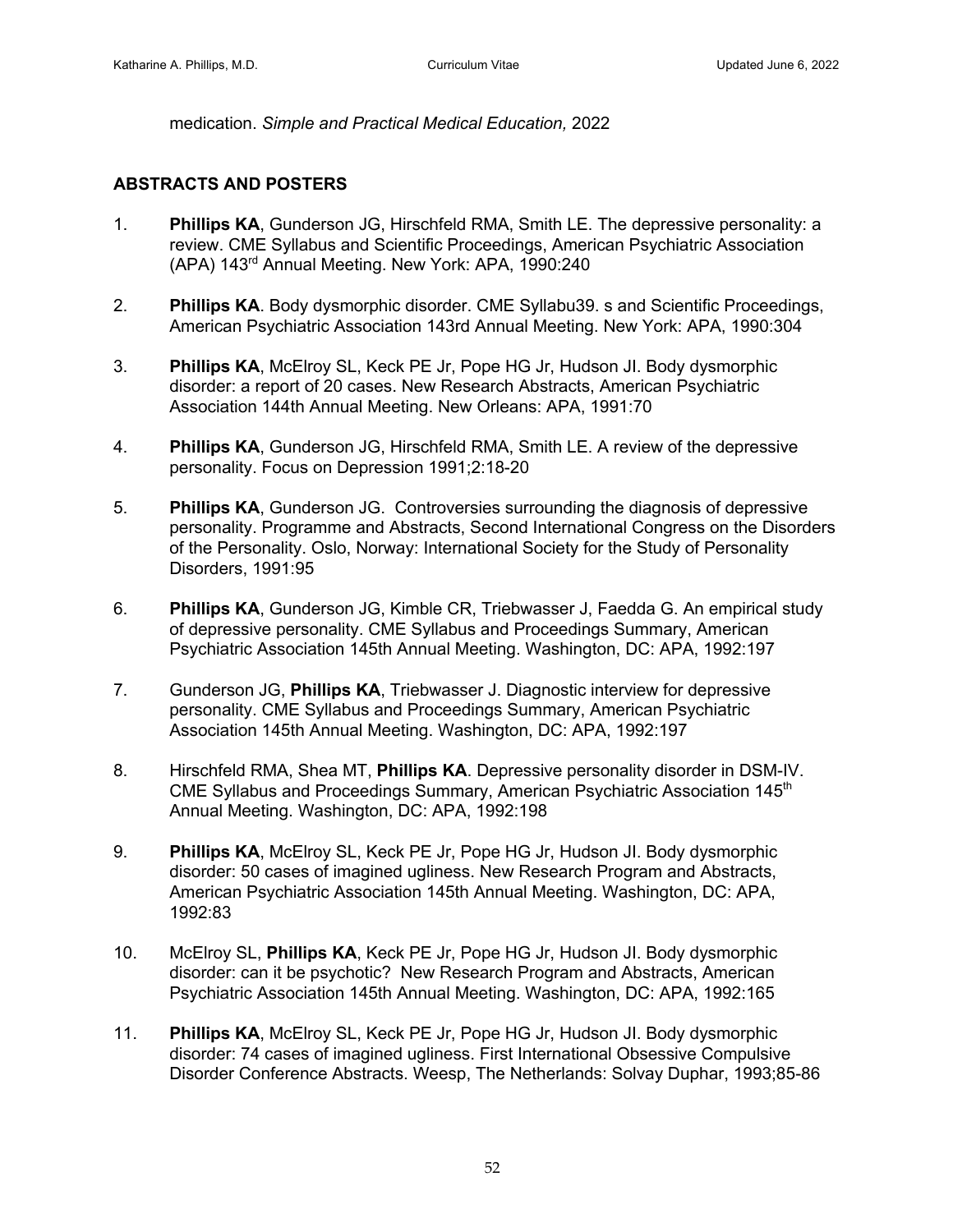medication. *Simple and Practical Medical Education,* 2022

## ABSTRACTS AND POSTERS

1. **Phillips KA**, Gunderson JG, Hirschfeld RMA, Smith LE. The depressive personality: a review. CME Syllabus and Scientific Proceedings, American Psychiatric Association (APA) 143rd Annual Meeting. New York: APA, 1990:240

2. **Phillips KA**. Body dysmorphic disorder. CME Syllabu39. s and Scientific Proceedings, American Psychiatric Association 143rd Annual Meeting. New York: APA, 1990:304

3. **Phillips KA**, McElroy SL, Keck PE Jr, Pope HG Jr, Hudson JI. Body dysmorphic disorder: a report of 20 cases. New Research Abstracts, American Psychiatric Association 144th Annual Meeting. New Orleans: APA, 1991:70

4. **Phillips KA**, Gunderson JG, Hirschfeld RMA, Smith LE. A review of the depressive personality. Focus on Depression 1991;2:18-20

5. **Phillips KA**, Gunderson JG. Controversies surrounding the diagnosis of depressive personality. Programme and Abstracts, Second International Congress on the Disorders of the Personality. Oslo, Norway: International Society for the Study of Personality Disorders, 1991:95

6. **Phillips KA**, Gunderson JG, Kimble CR, Triebwasser J, Faedda G. An empirical study of depressive personality. CME Syllabus and Proceedings Summary, American Psychiatric Association 145th Annual Meeting. Washington, DC: APA, 1992:197

7. Gunderson JG, **Phillips KA**, Triebwasser J. Diagnostic interview for depressive personality. CME Syllabus and Proceedings Summary, American Psychiatric Association 145th Annual Meeting. Washington, DC: APA, 1992:197

8. Hirschfeld RMA, Shea MT, **Phillips KA**. Depressive personality disorder in DSM-IV. CME Syllabus and Proceedings Summary, American Psychiatric Association 145th Annual Meeting. Washington, DC: APA, 1992:198

9. **Phillips KA**, McElroy SL, Keck PE Jr, Pope HG Jr, Hudson JI. Body dysmorphic disorder: 50 cases of imagined ugliness. New Research Program and Abstracts, American Psychiatric Association 145th Annual Meeting. Washington, DC: APA, 1992:83

10. McElroy SL, **Phillips KA**, Keck PE Jr, Pope HG Jr, Hudson JI. Body dysmorphic disorder: can it be psychotic? New Research Program and Abstracts, American Psychiatric Association 145th Annual Meeting. Washington, DC: APA, 1992:165

11. **Phillips KA**, McElroy SL, Keck PE Jr, Pope HG Jr, Hudson JI. Body dysmorphic disorder: 74 cases of imagined ugliness. First International Obsessive Compulsive Disorder Conference Abstracts. Weesp, The Netherlands: Solvay Duphar, 1993;85-86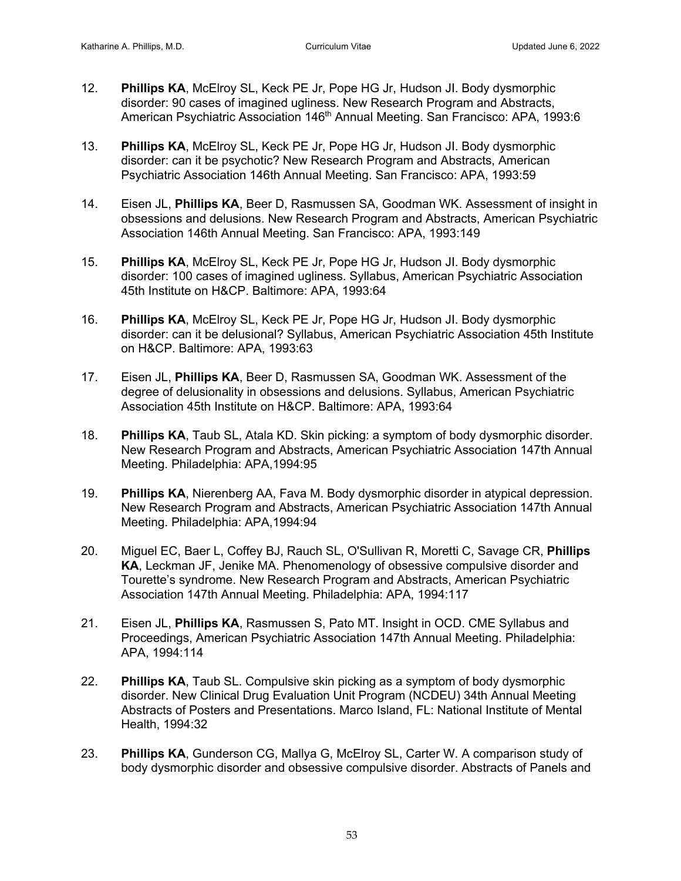12. **Phillips KA**, McElroy SL, Keck PE Jr, Pope HG Jr, Hudson JI. Body dysmorphic disorder: 90 cases of imagined ugliness. New Research Program and Abstracts, American Psychiatric Association 146th Annual Meeting. San Francisco: APA, 1993:6

13. **Phillips KA**, McElroy SL, Keck PE Jr, Pope HG Jr, Hudson JI. Body dysmorphic disorder: can it be psychotic? New Research Program and Abstracts, American Psychiatric Association 146th Annual Meeting. San Francisco: APA, 1993:59

14. Eisen JL, **Phillips KA**, Beer D, Rasmussen SA, Goodman WK. Assessment of insight in obsessions and delusions. New Research Program and Abstracts, American Psychiatric Association 146th Annual Meeting. San Francisco: APA, 1993:149

15. **Phillips KA**, McElroy SL, Keck PE Jr, Pope HG Jr, Hudson JI. Body dysmorphic disorder: 100 cases of imagined ugliness. Syllabus, American Psychiatric Association 45th Institute on H&CP. Baltimore: APA, 1993:64

16. **Phillips KA**, McElroy SL, Keck PE Jr, Pope HG Jr, Hudson JI. Body dysmorphic disorder: can it be delusional? Syllabus, American Psychiatric Association 45th Institute on H&CP. Baltimore: APA, 1993:63

17. Eisen JL, **Phillips KA**, Beer D, Rasmussen SA, Goodman WK. Assessment of the degree of delusionality in obsessions and delusions. Syllabus, American Psychiatric Association 45th Institute on H&CP. Baltimore: APA, 1993:64

18. **Phillips KA**, Taub SL, Atala KD. Skin picking: a symptom of body dysmorphic disorder. New Research Program and Abstracts, American Psychiatric Association 147th Annual Meeting. Philadelphia: APA,1994:95

19. **Phillips KA**, Nierenberg AA, Fava M. Body dysmorphic disorder in atypical depression. New Research Program and Abstracts, American Psychiatric Association 147th Annual Meeting. Philadelphia: APA,1994:94

20. Miguel EC, Baer L, Coffey BJ, Rauch SL, O'Sullivan R, Moretti C, Savage CR, **Phillips KA**, Leckman JF, Jenike MA. Phenomenology of obsessive compulsive disorder and Tourette's syndrome. New Research Program and Abstracts, American Psychiatric Association 147th Annual Meeting. Philadelphia: APA, 1994:117

21. Eisen JL, **Phillips KA**, Rasmussen S, Pato MT. Insight in OCD. CME Syllabus and Proceedings, American Psychiatric Association 147th Annual Meeting. Philadelphia: APA, 1994:114

22. **Phillips KA**, Taub SL. Compulsive skin picking as a symptom of body dysmorphic disorder. New Clinical Drug Evaluation Unit Program (NCDEU) 34th Annual Meeting Abstracts of Posters and Presentations. Marco Island, FL: National Institute of Mental Health, 1994:32

23. **Phillips KA**, Gunderson CG, Mallya G, McElroy SL, Carter W. A comparison study of body dysmorphic disorder and obsessive compulsive disorder. Abstracts of Panels and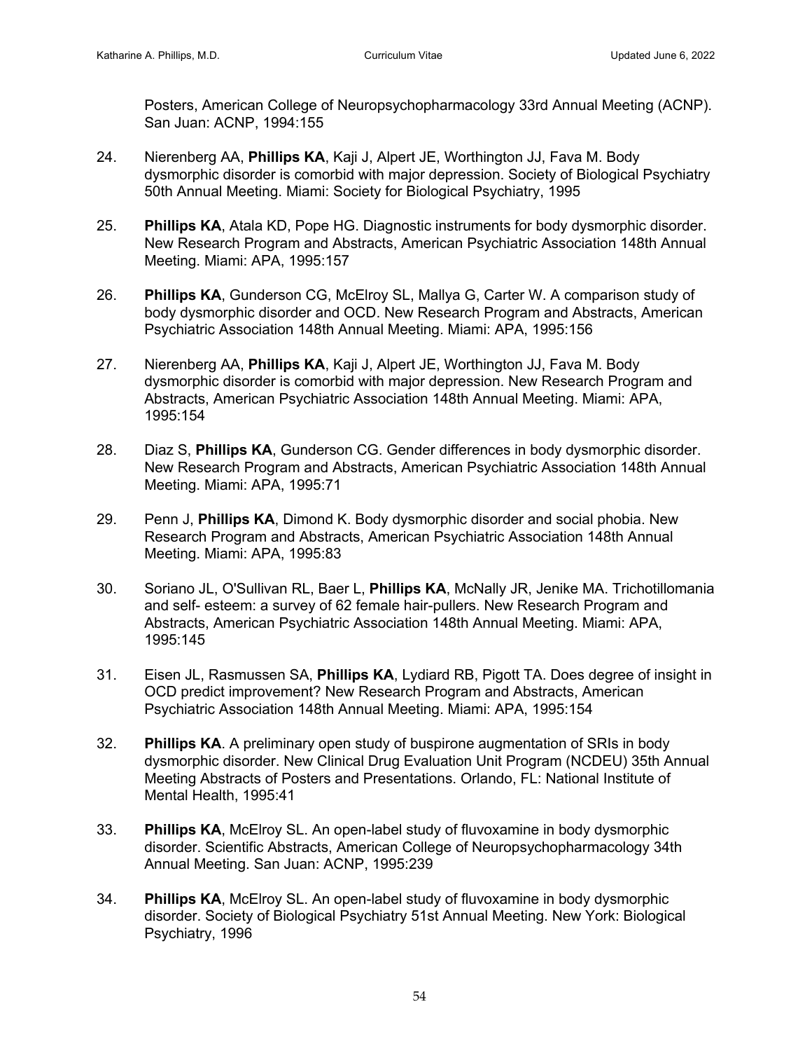Posters, American College of Neuropsychopharmacology 33rd Annual Meeting (ACNP). San Juan: ACNP, 1994:155

24. Nierenberg AA, **Phillips KA**, Kaji J, Alpert JE, Worthington JJ, Fava M. Body dysmorphic disorder is comorbid with major depression. Society of Biological Psychiatry 50th Annual Meeting. Miami: Society for Biological Psychiatry, 1995

25. **Phillips KA**, Atala KD, Pope HG. Diagnostic instruments for body dysmorphic disorder. New Research Program and Abstracts, American Psychiatric Association 148th Annual Meeting. Miami: APA, 1995:157

26. **Phillips KA**, Gunderson CG, McElroy SL, Mallya G, Carter W. A comparison study of body dysmorphic disorder and OCD. New Research Program and Abstracts, American Psychiatric Association 148th Annual Meeting. Miami: APA, 1995:156

27. Nierenberg AA, **Phillips KA**, Kaji J, Alpert JE, Worthington JJ, Fava M. Body dysmorphic disorder is comorbid with major depression. New Research Program and Abstracts, American Psychiatric Association 148th Annual Meeting. Miami: APA, 1995:154

28. Diaz S, **Phillips KA**, Gunderson CG. Gender differences in body dysmorphic disorder. New Research Program and Abstracts, American Psychiatric Association 148th Annual Meeting. Miami: APA, 1995:71

29. Penn J, **Phillips KA**, Dimond K. Body dysmorphic disorder and social phobia. New Research Program and Abstracts, American Psychiatric Association 148th Annual Meeting. Miami: APA, 1995:83

30. Soriano JL, O'Sullivan RL, Baer L, **Phillips KA**, McNally JR, Jenike MA. Trichotillomania and self- esteem: a survey of 62 female hair-pullers. New Research Program and Abstracts, American Psychiatric Association 148th Annual Meeting. Miami: APA, 1995:145

31. Eisen JL, Rasmussen SA, **Phillips KA**, Lydiard RB, Pigott TA. Does degree of insight in OCD predict improvement? New Research Program and Abstracts, American Psychiatric Association 148th Annual Meeting. Miami: APA, 1995:154

32. **Phillips KA**. A preliminary open study of buspirone augmentation of SRIs in body dysmorphic disorder. New Clinical Drug Evaluation Unit Program (NCDEU) 35th Annual Meeting Abstracts of Posters and Presentations. Orlando, FL: National Institute of Mental Health, 1995:41

33. **Phillips KA**, McElroy SL. An open-label study of fluvoxamine in body dysmorphic disorder. Scientific Abstracts, American College of Neuropsychopharmacology 34th Annual Meeting. San Juan: ACNP, 1995:239

34. **Phillips KA**, McElroy SL. An open-label study of fluvoxamine in body dysmorphic disorder. Society of Biological Psychiatry 51st Annual Meeting. New York: Biological Psychiatry, 1996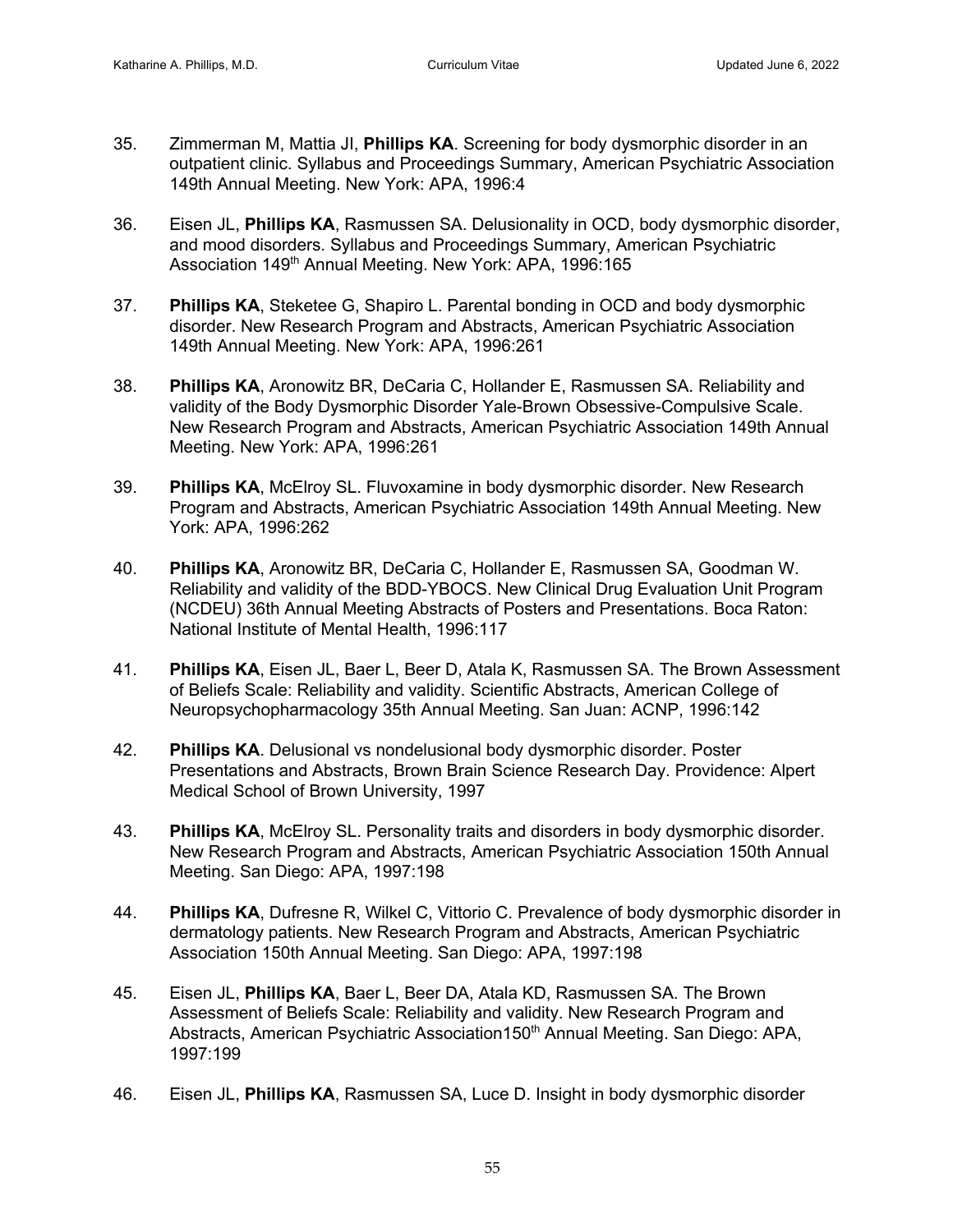35. Zimmerman M, Mattia JI, **Phillips KA**. Screening for body dysmorphic disorder in an outpatient clinic. Syllabus and Proceedings Summary, American Psychiatric Association 149th Annual Meeting. New York: APA, 1996:4

36. Eisen JL, **Phillips KA**, Rasmussen SA. Delusionality in OCD, body dysmorphic disorder, and mood disorders. Syllabus and Proceedings Summary, American Psychiatric Association 149th Annual Meeting. New York: APA, 1996:165

37. **Phillips KA**, Steketee G, Shapiro L. Parental bonding in OCD and body dysmorphic disorder. New Research Program and Abstracts, American Psychiatric Association 149th Annual Meeting. New York: APA, 1996:261

38. **Phillips KA**, Aronowitz BR, DeCaria C, Hollander E, Rasmussen SA. Reliability and validity of the Body Dysmorphic Disorder Yale-Brown Obsessive-Compulsive Scale. New Research Program and Abstracts, American Psychiatric Association 149th Annual Meeting. New York: APA, 1996:261

39. **Phillips KA**, McElroy SL. Fluvoxamine in body dysmorphic disorder. New Research Program and Abstracts, American Psychiatric Association 149th Annual Meeting. New York: APA, 1996:262

40. **Phillips KA**, Aronowitz BR, DeCaria C, Hollander E, Rasmussen SA, Goodman W. Reliability and validity of the BDD-YBOCS. New Clinical Drug Evaluation Unit Program (NCDEU) 36th Annual Meeting Abstracts of Posters and Presentations. Boca Raton: National Institute of Mental Health, 1996:117

41. **Phillips KA**, Eisen JL, Baer L, Beer D, Atala K, Rasmussen SA. The Brown Assessment of Beliefs Scale: Reliability and validity. Scientific Abstracts, American College of Neuropsychopharmacology 35th Annual Meeting. San Juan: ACNP, 1996:142

42. **Phillips KA**. Delusional vs nondelusional body dysmorphic disorder. Poster Presentations and Abstracts, Brown Brain Science Research Day. Providence: Alpert Medical School of Brown University, 1997

43. **Phillips KA**, McElroy SL. Personality traits and disorders in body dysmorphic disorder. New Research Program and Abstracts, American Psychiatric Association 150th Annual Meeting. San Diego: APA, 1997:198

44. **Phillips KA**, Dufresne R, Wilkel C, Vittorio C. Prevalence of body dysmorphic disorder in dermatology patients. New Research Program and Abstracts, American Psychiatric Association 150th Annual Meeting. San Diego: APA, 1997:198

45. Eisen JL, **Phillips KA**, Baer L, Beer DA, Atala KD, Rasmussen SA. The Brown Assessment of Beliefs Scale: Reliability and validity. New Research Program and Abstracts, American Psychiatric Association150th Annual Meeting. San Diego: APA, 1997:199

46. Eisen JL, **Phillips KA**, Rasmussen SA, Luce D. Insight in body dysmorphic disorder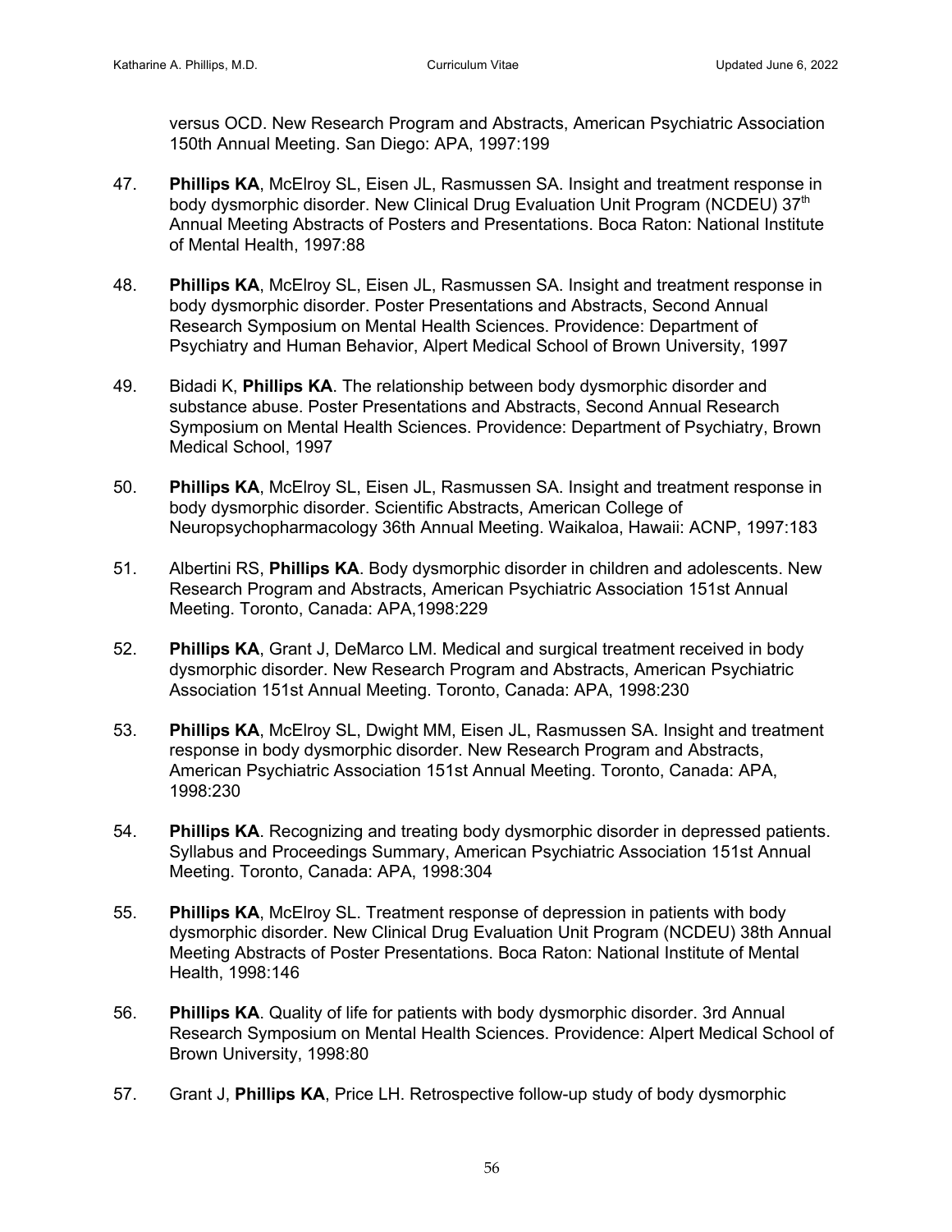versus OCD. New Research Program and Abstracts, American Psychiatric Association 150th Annual Meeting. San Diego: APA, 1997:199

47. **Phillips KA**, McElroy SL, Eisen JL, Rasmussen SA. Insight and treatment response in body dysmorphic disorder. New Clinical Drug Evaluation Unit Program (NCDEU) 37th Annual Meeting Abstracts of Posters and Presentations. Boca Raton: National Institute of Mental Health, 1997:88

48. **Phillips KA**, McElroy SL, Eisen JL, Rasmussen SA. Insight and treatment response in body dysmorphic disorder. Poster Presentations and Abstracts, Second Annual Research Symposium on Mental Health Sciences. Providence: Department of Psychiatry and Human Behavior, Alpert Medical School of Brown University, 1997

49. Bidadi K, **Phillips KA**. The relationship between body dysmorphic disorder and substance abuse. Poster Presentations and Abstracts, Second Annual Research Symposium on Mental Health Sciences. Providence: Department of Psychiatry, Brown Medical School, 1997

50. **Phillips KA**, McElroy SL, Eisen JL, Rasmussen SA. Insight and treatment response in body dysmorphic disorder. Scientific Abstracts, American College of Neuropsychopharmacology 36th Annual Meeting. Waikaloa, Hawaii: ACNP, 1997:183

51. Albertini RS, **Phillips KA**. Body dysmorphic disorder in children and adolescents. New Research Program and Abstracts, American Psychiatric Association 151st Annual Meeting. Toronto, Canada: APA,1998:229

52. **Phillips KA**, Grant J, DeMarco LM. Medical and surgical treatment received in body dysmorphic disorder. New Research Program and Abstracts, American Psychiatric Association 151st Annual Meeting. Toronto, Canada: APA, 1998:230

53. **Phillips KA**, McElroy SL, Dwight MM, Eisen JL, Rasmussen SA. Insight and treatment response in body dysmorphic disorder. New Research Program and Abstracts, American Psychiatric Association 151st Annual Meeting. Toronto, Canada: APA, 1998:230

54. **Phillips KA**. Recognizing and treating body dysmorphic disorder in depressed patients. Syllabus and Proceedings Summary, American Psychiatric Association 151st Annual Meeting. Toronto, Canada: APA, 1998:304

55. **Phillips KA**, McElroy SL. Treatment response of depression in patients with body dysmorphic disorder. New Clinical Drug Evaluation Unit Program (NCDEU) 38th Annual Meeting Abstracts of Poster Presentations. Boca Raton: National Institute of Mental Health, 1998:146

56. **Phillips KA**. Quality of life for patients with body dysmorphic disorder. 3rd Annual Research Symposium on Mental Health Sciences. Providence: Alpert Medical School of Brown University, 1998:80

57. Grant J, **Phillips KA**, Price LH. Retrospective follow-up study of body dysmorphic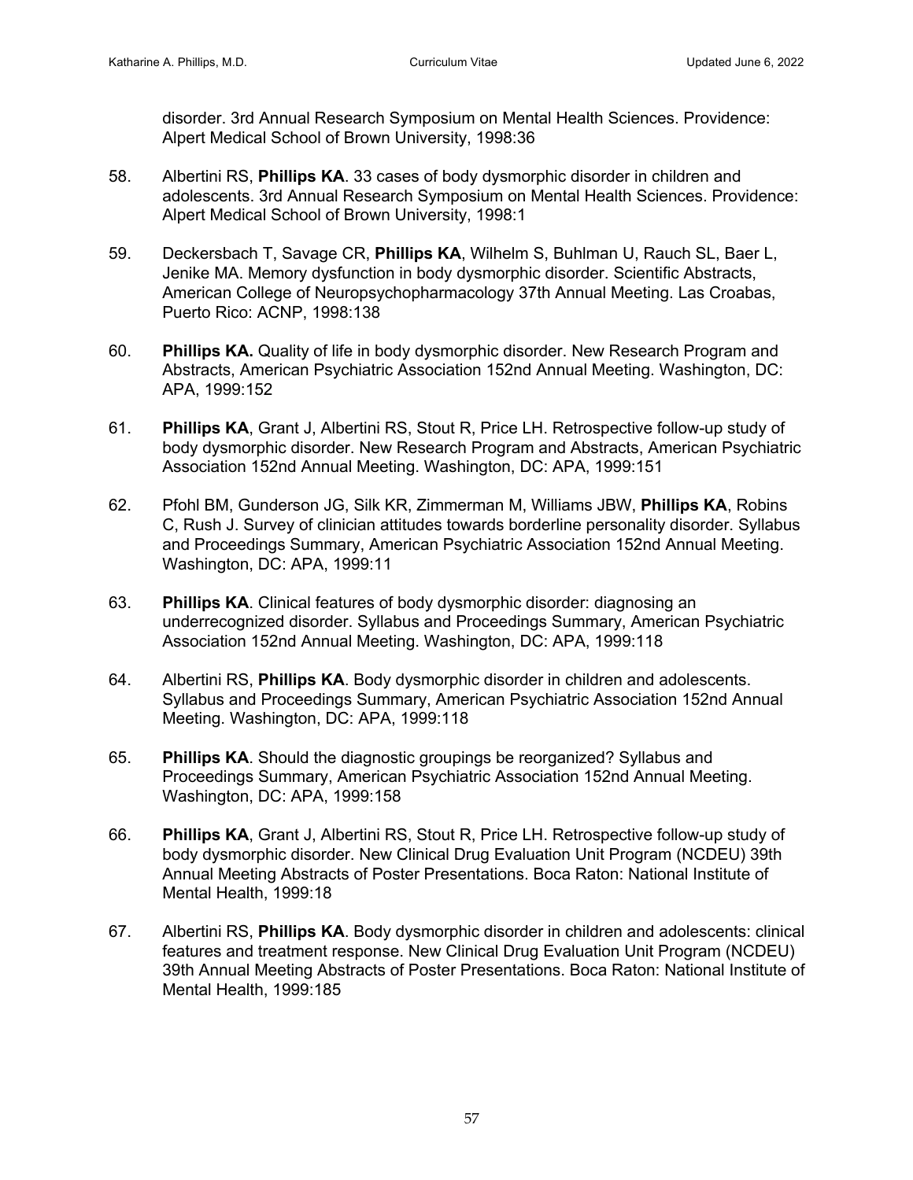disorder. 3rd Annual Research Symposium on Mental Health Sciences. Providence: Alpert Medical School of Brown University, 1998:36

58. Albertini RS, **Phillips KA**. 33 cases of body dysmorphic disorder in children and adolescents. 3rd Annual Research Symposium on Mental Health Sciences. Providence: Alpert Medical School of Brown University, 1998:1

59. Deckersbach T, Savage CR, **Phillips KA**, Wilhelm S, Buhlman U, Rauch SL, Baer L, Jenike MA. Memory dysfunction in body dysmorphic disorder. Scientific Abstracts, American College of Neuropsychopharmacology 37th Annual Meeting. Las Croabas, Puerto Rico: ACNP, 1998:138

60. **Phillips KA.** Quality of life in body dysmorphic disorder. New Research Program and Abstracts, American Psychiatric Association 152nd Annual Meeting. Washington, DC: APA, 1999:152

61. **Phillips KA**, Grant J, Albertini RS, Stout R, Price LH. Retrospective follow-up study of body dysmorphic disorder. New Research Program and Abstracts, American Psychiatric Association 152nd Annual Meeting. Washington, DC: APA, 1999:151

62. Pfohl BM, Gunderson JG, Silk KR, Zimmerman M, Williams JBW, **Phillips KA**, Robins C, Rush J. Survey of clinician attitudes towards borderline personality disorder. Syllabus and Proceedings Summary, American Psychiatric Association 152nd Annual Meeting. Washington, DC: APA, 1999:11

63. **Phillips KA**. Clinical features of body dysmorphic disorder: diagnosing an underrecognized disorder. Syllabus and Proceedings Summary, American Psychiatric Association 152nd Annual Meeting. Washington, DC: APA, 1999:118

64. Albertini RS, **Phillips KA**. Body dysmorphic disorder in children and adolescents. Syllabus and Proceedings Summary, American Psychiatric Association 152nd Annual Meeting. Washington, DC: APA, 1999:118

65. **Phillips KA**. Should the diagnostic groupings be reorganized? Syllabus and Proceedings Summary, American Psychiatric Association 152nd Annual Meeting. Washington, DC: APA, 1999:158

66. **Phillips KA**, Grant J, Albertini RS, Stout R, Price LH. Retrospective follow-up study of body dysmorphic disorder. New Clinical Drug Evaluation Unit Program (NCDEU) 39th Annual Meeting Abstracts of Poster Presentations. Boca Raton: National Institute of Mental Health, 1999:18

67. Albertini RS, **Phillips KA**. Body dysmorphic disorder in children and adolescents: clinical features and treatment response. New Clinical Drug Evaluation Unit Program (NCDEU) 39th Annual Meeting Abstracts of Poster Presentations. Boca Raton: National Institute of Mental Health, 1999:185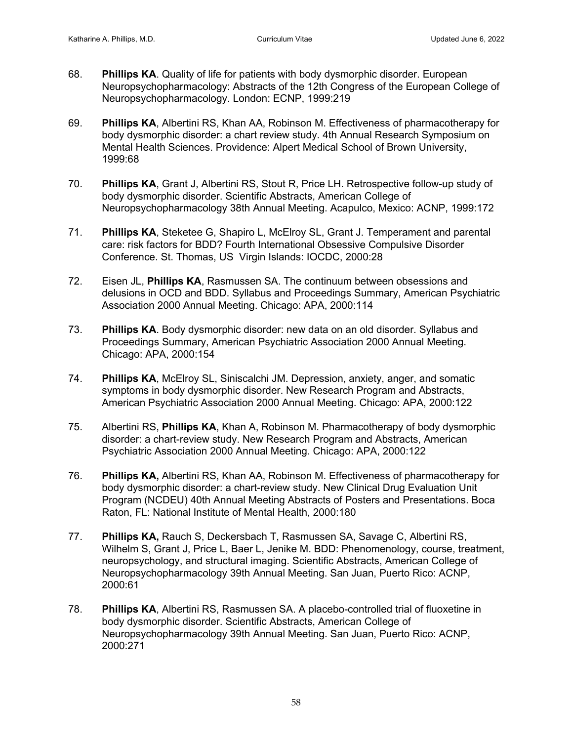68. **Phillips KA**. Quality of life for patients with body dysmorphic disorder. European Neuropsychopharmacology: Abstracts of the 12th Congress of the European College of Neuropsychopharmacology. London: ECNP, 1999:219

69. **Phillips KA**, Albertini RS, Khan AA, Robinson M. Effectiveness of pharmacotherapy for body dysmorphic disorder: a chart review study. 4th Annual Research Symposium on Mental Health Sciences. Providence: Alpert Medical School of Brown University, 1999:68

70. **Phillips KA**, Grant J, Albertini RS, Stout R, Price LH. Retrospective follow-up study of body dysmorphic disorder. Scientific Abstracts, American College of Neuropsychopharmacology 38th Annual Meeting. Acapulco, Mexico: ACNP, 1999:172

71. **Phillips KA**, Steketee G, Shapiro L, McElroy SL, Grant J. Temperament and parental care: risk factors for BDD? Fourth International Obsessive Compulsive Disorder Conference. St. Thomas, US Virgin Islands: IOCDC, 2000:28

72. Eisen JL, **Phillips KA**, Rasmussen SA. The continuum between obsessions and delusions in OCD and BDD. Syllabus and Proceedings Summary, American Psychiatric Association 2000 Annual Meeting. Chicago: APA, 2000:114

73. **Phillips KA**. Body dysmorphic disorder: new data on an old disorder. Syllabus and Proceedings Summary, American Psychiatric Association 2000 Annual Meeting. Chicago: APA, 2000:154

74. **Phillips KA**, McElroy SL, Siniscalchi JM. Depression, anxiety, anger, and somatic symptoms in body dysmorphic disorder. New Research Program and Abstracts, American Psychiatric Association 2000 Annual Meeting. Chicago: APA, 2000:122

75. Albertini RS, **Phillips KA**, Khan A, Robinson M. Pharmacotherapy of body dysmorphic disorder: a chart-review study. New Research Program and Abstracts, American Psychiatric Association 2000 Annual Meeting. Chicago: APA, 2000:122

76. **Phillips KA,** Albertini RS, Khan AA, Robinson M. Effectiveness of pharmacotherapy for body dysmorphic disorder: a chart-review study. New Clinical Drug Evaluation Unit Program (NCDEU) 40th Annual Meeting Abstracts of Posters and Presentations. Boca Raton, FL: National Institute of Mental Health, 2000:180

77. **Phillips KA,** Rauch S, Deckersbach T, Rasmussen SA, Savage C, Albertini RS, Wilhelm S, Grant J, Price L, Baer L, Jenike M. BDD: Phenomenology, course, treatment, neuropsychology, and structural imaging. Scientific Abstracts, American College of Neuropsychopharmacology 39th Annual Meeting. San Juan, Puerto Rico: ACNP, 2000:61

78. **Phillips KA**, Albertini RS, Rasmussen SA. A placebo-controlled trial of fluoxetine in body dysmorphic disorder. Scientific Abstracts, American College of Neuropsychopharmacology 39th Annual Meeting. San Juan, Puerto Rico: ACNP, 2000:271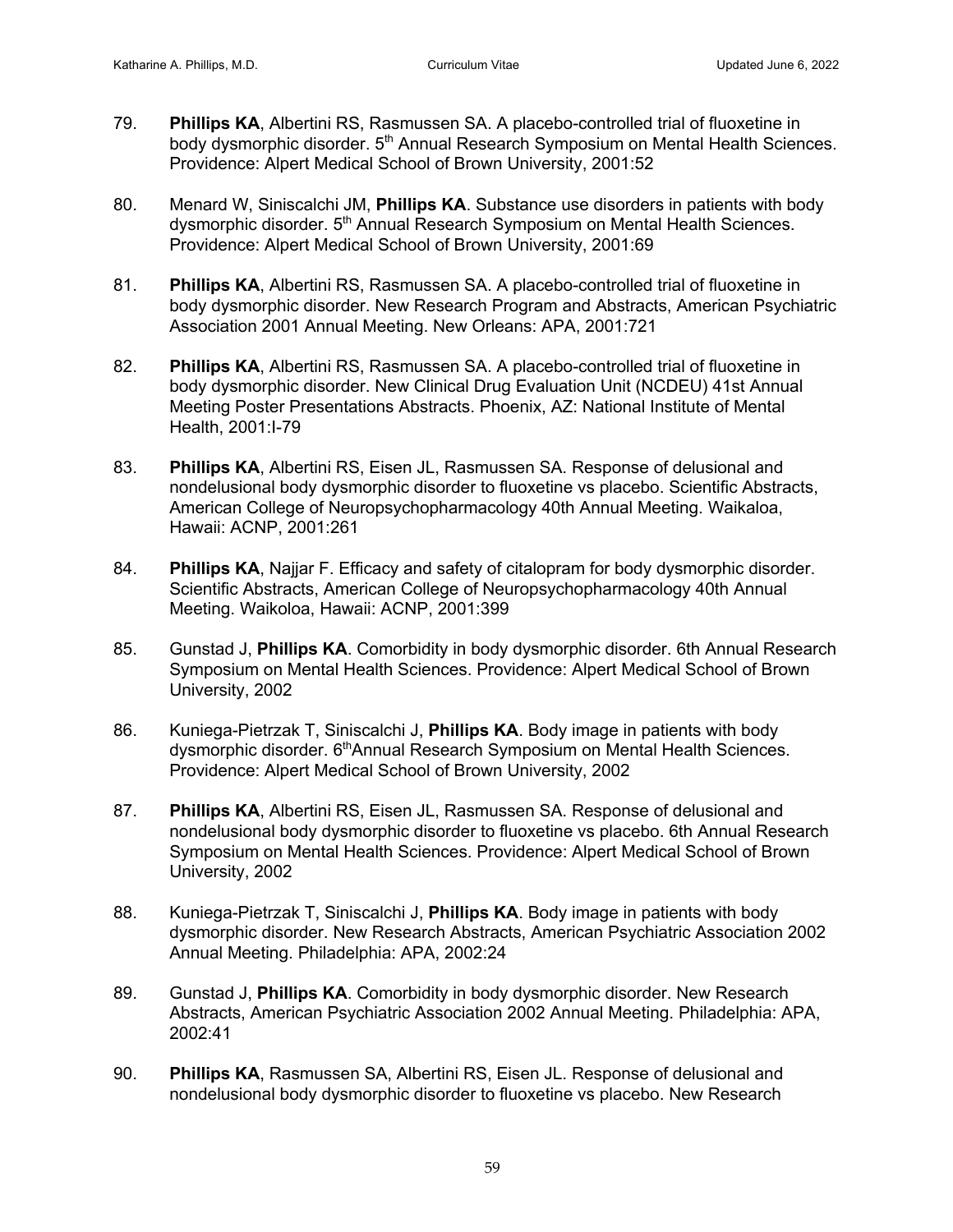79. **Phillips KA**, Albertini RS, Rasmussen SA. A placebo-controlled trial of fluoxetine in body dysmorphic disorder. 5th Annual Research Symposium on Mental Health Sciences. Providence: Alpert Medical School of Brown University, 2001:52

80. Menard W, Siniscalchi JM, **Phillips KA**. Substance use disorders in patients with body dysmorphic disorder. 5th Annual Research Symposium on Mental Health Sciences. Providence: Alpert Medical School of Brown University, 2001:69

81. **Phillips KA**, Albertini RS, Rasmussen SA. A placebo-controlled trial of fluoxetine in body dysmorphic disorder. New Research Program and Abstracts, American Psychiatric Association 2001 Annual Meeting. New Orleans: APA, 2001:721

82. **Phillips KA**, Albertini RS, Rasmussen SA. A placebo-controlled trial of fluoxetine in body dysmorphic disorder. New Clinical Drug Evaluation Unit (NCDEU) 41st Annual Meeting Poster Presentations Abstracts. Phoenix, AZ: National Institute of Mental Health, 2001:I-79

83. **Phillips KA**, Albertini RS, Eisen JL, Rasmussen SA. Response of delusional and nondelusional body dysmorphic disorder to fluoxetine vs placebo. Scientific Abstracts, American College of Neuropsychopharmacology 40th Annual Meeting. Waikaloa, Hawaii: ACNP, 2001:261

84. **Phillips KA**, Najjar F. Efficacy and safety of citalopram for body dysmorphic disorder. Scientific Abstracts, American College of Neuropsychopharmacology 40th Annual Meeting. Waikaloa, Hawaii: ACNP, 2001:399

85. Gunstad J, **Phillips KA**. Comorbidity in body dysmorphic disorder. 6th Annual Research Symposium on Mental Health Sciences. Providence: Alpert Medical School of Brown University, 2002

86. Kuniega-Pietrzak T, Siniscalchi J, **Phillips KA**. Body image in patients with body dysmorphic disorder. 6thAnnual Research Symposium on Mental Health Sciences. Providence: Alpert Medical School of Brown University, 2002

87. **Phillips KA**, Albertini RS, Eisen JL, Rasmussen SA. Response of delusional and nondelusional body dysmorphic disorder to fluoxetine vs placebo. 6th Annual Research Symposium on Mental Health Sciences. Providence: Alpert Medical School of Brown University, 2002

88. Kuniega-Pietrzak T, Siniscalchi J, **Phillips KA**. Body image in patients with body dysmorphic disorder. New Research Abstracts, American Psychiatric Association 2002 Annual Meeting. Philadelphia: APA, 2002:24

89. Gunstad J, **Phillips KA**. Comorbidity in body dysmorphic disorder. New Research Abstracts, American Psychiatric Association 2002 Annual Meeting. Philadelphia: APA, 2002:41

90. **Phillips KA**, Rasmussen SA, Albertini RS, Eisen JL. Response of delusional and nondelusional body dysmorphic disorder to fluoxetine vs placebo. New Research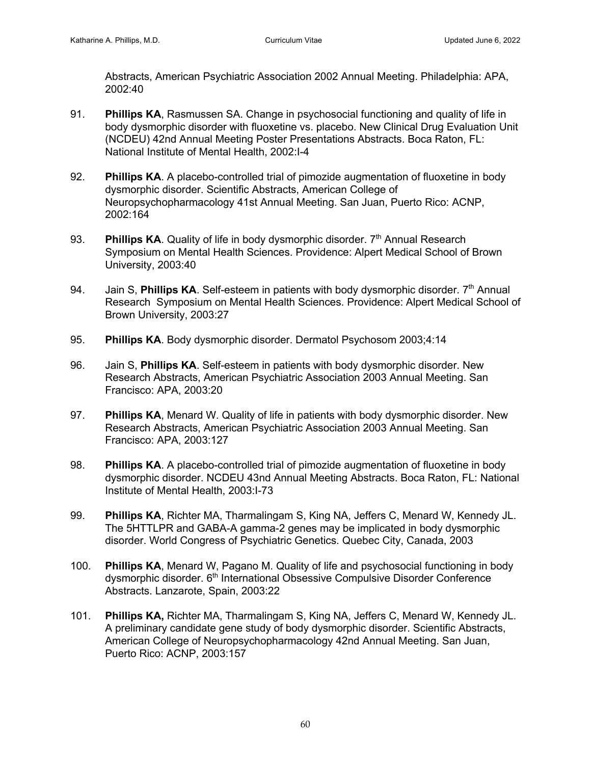Abstracts, American Psychiatric Association 2002 Annual Meeting. Philadelphia: APA, 2002:40

91. **Phillips KA**, Rasmussen SA. Change in psychosocial functioning and quality of life in body dysmorphic disorder with fluoxetine vs. placebo. New Clinical Drug Evaluation Unit (NCDEU) 42nd Annual Meeting Poster Presentations Abstracts. Boca Raton, FL: National Institute of Mental Health, 2002:I-4

92. **Phillips KA**. A placebo-controlled trial of pimozide augmentation of fluoxetine in body dysmorphic disorder. Scientific Abstracts, American College of Neuropsychopharmacology 41st Annual Meeting. San Juan, Puerto Rico: ACNP, 2002:164

93. **Phillips KA**. Quality of life in body dysmorphic disorder. 7th Annual Research Symposium on Mental Health Sciences. Providence: Alpert Medical School of Brown University, 2003:40

94. Jain S, **Phillips KA**. Self-esteem in patients with body dysmorphic disorder. 7th Annual Research Symposium on Mental Health Sciences. Providence: Alpert Medical School of Brown University, 2003:27

95. **Phillips KA**. Body dysmorphic disorder. Dermatol Psychosom 2003;4:14

96. Jain S, **Phillips KA**. Self-esteem in patients with body dysmorphic disorder. New Research Abstracts, American Psychiatric Association 2003 Annual Meeting. San Francisco: APA, 2003:20

97. **Phillips KA**, Menard W. Quality of life in patients with body dysmorphic disorder. New Research Abstracts, American Psychiatric Association 2003 Annual Meeting. San Francisco: APA, 2003:127

98. **Phillips KA**. A placebo-controlled trial of pimozide augmentation of fluoxetine in body dysmorphic disorder. NCDEU 43nd Annual Meeting Abstracts. Boca Raton, FL: National Institute of Mental Health, 2003:I-73

99. **Phillips KA**, Richter MA, Tharmalingam S, King NA, Jeffers C, Menard W, Kennedy JL. The 5HTTLPR and GABA-A gamma-2 genes may be implicated in body dysmorphic disorder. World Congress of Psychiatric Genetics. Quebec City, Canada, 2003

100. **Phillips KA**, Menard W, Pagano M. Quality of life and psychosocial functioning in body dysmorphic disorder. 6th International Obsessive Compulsive Disorder Conference Abstracts. Lanzarote, Spain, 2003:22

101. **Phillips KA,** Richter MA, Tharmalingam S, King NA, Jeffers C, Menard W, Kennedy JL. A preliminary candidate gene study of body dysmorphic disorder. Scientific Abstracts, American College of Neuropsychopharmacology 42nd Annual Meeting. San Juan, Puerto Rico: ACNP, 2003:157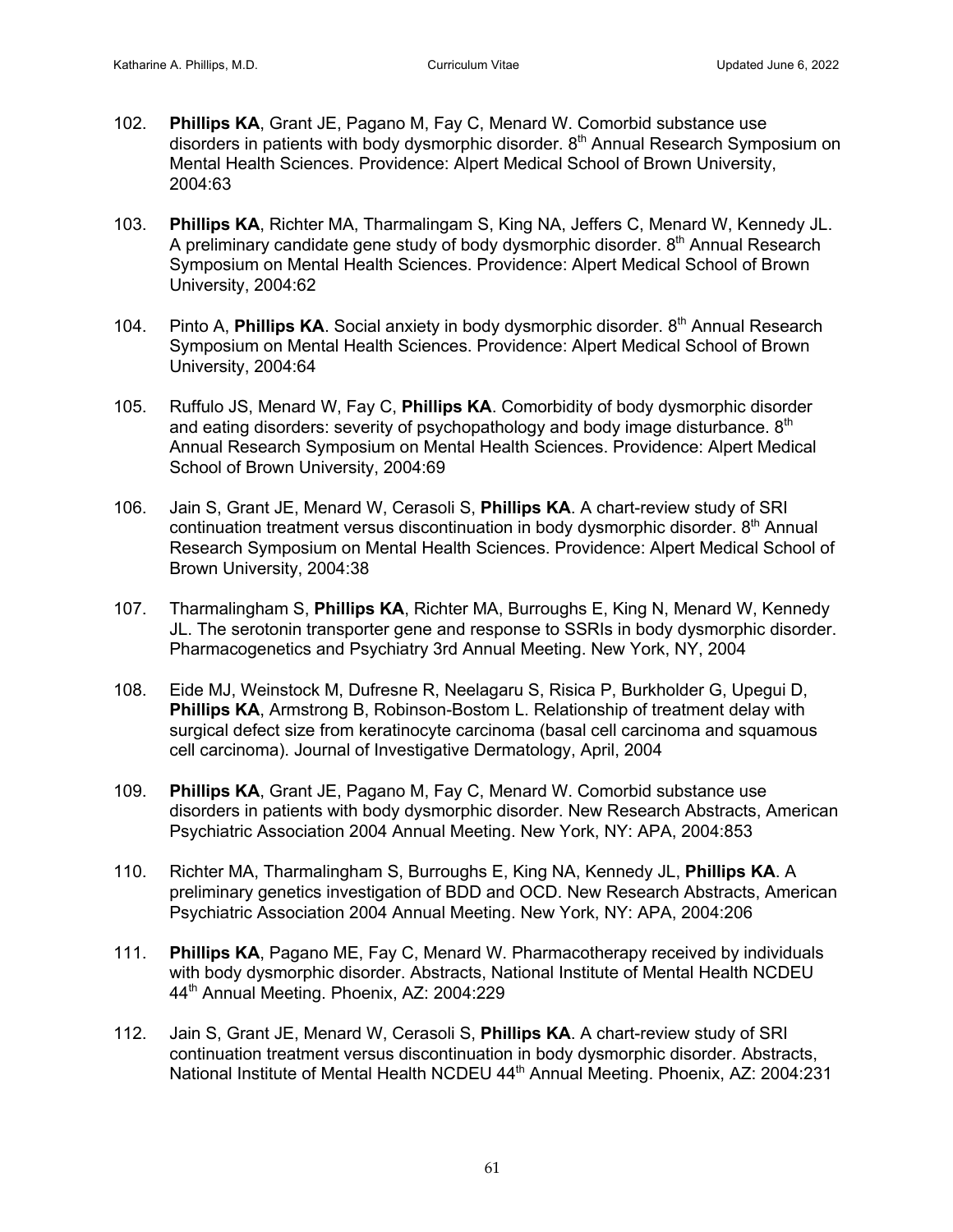102. **Phillips KA**, Grant JE, Pagano M, Fay C, Menard W. Comorbid substance use disorders in patients with body dysmorphic disorder. 8th Annual Research Symposium on Mental Health Sciences. Providence: Alpert Medical School of Brown University, 2004:63

103. **Phillips KA**, Richter MA, Tharmalingam S, King NA, Jeffers C, Menard W, Kennedy JL. A preliminary candidate gene study of body dysmorphic disorder. 8th Annual Research Symposium on Mental Health Sciences. Providence: Alpert Medical School of Brown University, 2004:62

104. Pinto A, **Phillips KA**. Social anxiety in body dysmorphic disorder. 8th Annual Research Symposium on Mental Health Sciences. Providence: Alpert Medical School of Brown University, 2004:64

105. Ruffulo JS, Menard W, Fay C, **Phillips KA**. Comorbidity of body dysmorphic disorder and eating disorders: severity of psychopathology and body image disturbance. 8th Annual Research Symposium on Mental Health Sciences. Providence: Alpert Medical School of Brown University, 2004:69

106. Jain S, Grant JE, Menard W, Cerasoli S, **Phillips KA**. A chart-review study of SRI continuation treatment versus discontinuation in body dysmorphic disorder. 8th Annual Research Symposium on Mental Health Sciences. Providence: Alpert Medical School of Brown University, 2004:38

107. Tharmalingham S, **Phillips KA**, Richter MA, Burroughs E, King N, Menard W, Kennedy JL. The serotonin transporter gene and response to SSRIs in body dysmorphic disorder. Pharmacogenetics and Psychiatry 3rd Annual Meeting. New York, NY, 2004

108. Eide MJ, Weinstock M, Dufresne R, Neelagaru S, Risica P, Burkholder G, Upegui D, **Phillips KA**, Armstrong B, Robinson-Bostom L. Relationship of treatment delay with surgical defect size from keratinocyte carcinoma (basal cell carcinoma and squamous cell carcinoma). Journal of Investigative Dermatology, April, 2004

109. **Phillips KA**, Grant JE, Pagano M, Fay C, Menard W. Comorbid substance use disorders in patients with body dysmorphic disorder. New Research Abstracts, American Psychiatric Association 2004 Annual Meeting. New York, NY: APA, 2004:853

110. Richter MA, Tharmalingham S, Burroughs E, King NA, Kennedy JL, **Phillips KA**. A preliminary genetics investigation of BDD and OCD. New Research Abstracts, American Psychiatric Association 2004 Annual Meeting. New York, NY: APA, 2004:206

111. **Phillips KA**, Pagano ME, Fay C, Menard W. Pharmacotherapy received by individuals with body dysmorphic disorder. Abstracts, National Institute of Mental Health NCDEU 44th Annual Meeting. Phoenix, AZ: 2004:229

112. Jain S, Grant JE, Menard W, Cerasoli S, **Phillips KA**. A chart-review study of SRI continuation treatment versus discontinuation in body dysmorphic disorder. Abstracts, National Institute of Mental Health NCDEU 44th Annual Meeting. Phoenix, AZ: 2004:231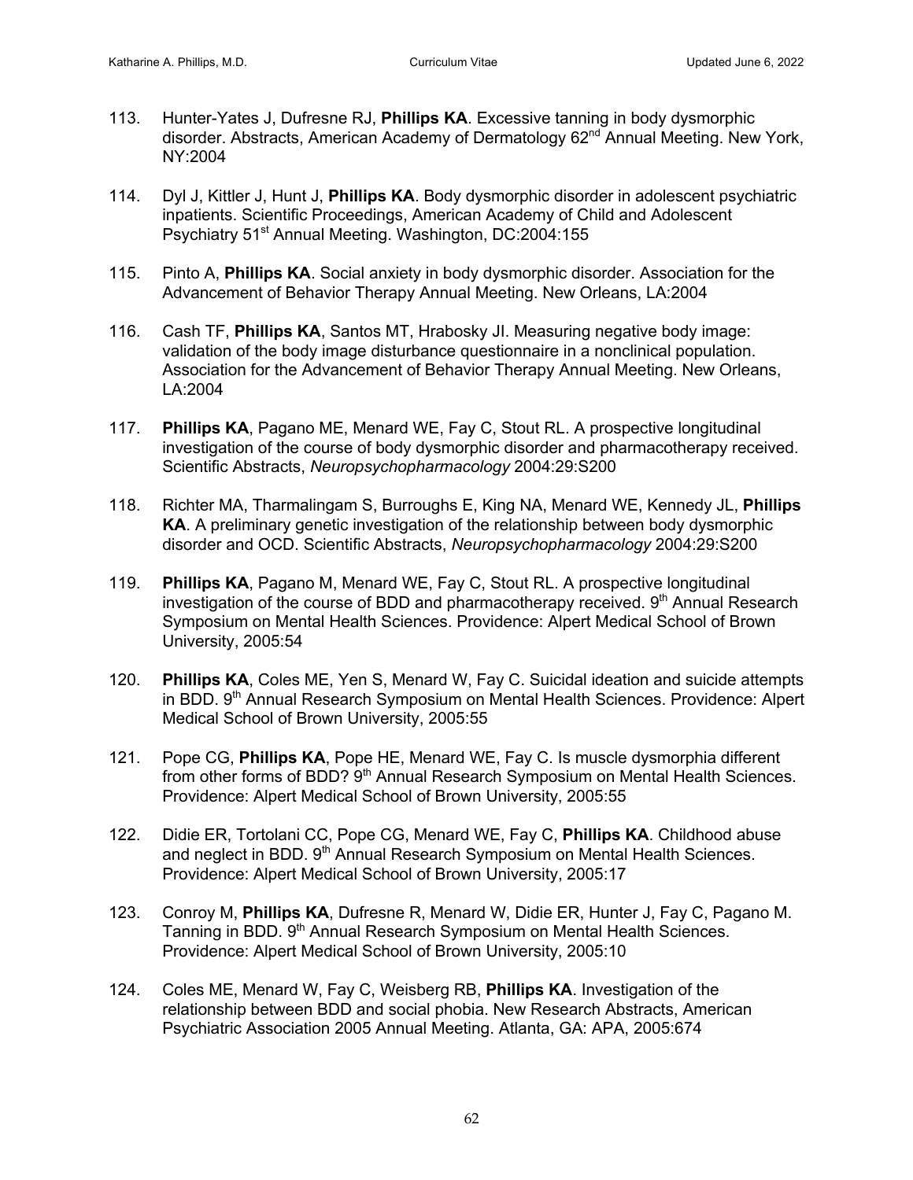113. Hunter-Yates J, Dufresne RJ, **Phillips KA**. Excessive tanning in body dysmorphic disorder. Abstracts, American Academy of Dermatology 62nd Annual Meeting. New York, NY:2004

114. Dyl J, Kittler J, Hunt J, **Phillips KA**. Body dysmorphic disorder in adolescent psychiatric inpatients. Scientific Proceedings, American Academy of Child and Adolescent Psychiatry 51st Annual Meeting. Washington, DC:2004:155

115. Pinto A, **Phillips KA**. Social anxiety in body dysmorphic disorder. Association for the Advancement of Behavior Therapy Annual Meeting. New Orleans, LA:2004

116. Cash TF, **Phillips KA**, Santos MT, Hrabosky JI. Measuring negative body image: validation of the body image disturbance questionnaire in a nonclinical population. Association for the Advancement of Behavior Therapy Annual Meeting. New Orleans, LA:2004

117. **Phillips KA**, Pagano ME, Menard WE, Fay C, Stout RL. A prospective longitudinal investigation of the course of body dysmorphic disorder and pharmacotherapy received. Scientific Abstracts, *Neuropsychopharmacology* 2004:29:S200

118. Richter MA, Tharmalingam S, Burroughs E, King NA, Menard WE, Kennedy JL, **Phillips KA**. A preliminary genetic investigation of the relationship between body dysmorphic disorder and OCD. Scientific Abstracts, *Neuropsychopharmacology* 2004:29:S200

119. **Phillips KA**, Pagano M, Menard WE, Fay C, Stout RL. A prospective longitudinal investigation of the course of BDD and pharmacotherapy received. 9th Annual Research Symposium on Mental Health Sciences. Providence: Alpert Medical School of Brown University, 2005:54

120. **Phillips KA**, Coles ME, Yen S, Menard W, Fay C. Suicidal ideation and suicide attempts in BDD. 9th Annual Research Symposium on Mental Health Sciences. Providence: Alpert Medical School of Brown University, 2005:55

121. Pope CG, **Phillips KA**, Pope HE, Menard WE, Fay C. Is muscle dysmorphia different from other forms of BDD? 9th Annual Research Symposium on Mental Health Sciences. Providence: Alpert Medical School of Brown University, 2005:55

122. Didie ER, Tortolani CC, Pope CG, Menard WE, Fay C, **Phillips KA**. Childhood abuse and neglect in BDD. 9th Annual Research Symposium on Mental Health Sciences. Providence: Alpert Medical School of Brown University, 2005:17

123. Conroy M, **Phillips KA**, Dufresne R, Menard W, Didie ER, Hunter J, Fay C, Pagano M. Tanning in BDD. 9th Annual Research Symposium on Mental Health Sciences. Providence: Alpert Medical School of Brown University, 2005:10

124. Coles ME, Menard W, Fay C, Weisberg RB, **Phillips KA**. Investigation of the relationship between BDD and social phobia. New Research Abstracts, American Psychiatric Association 2005 Annual Meeting. Atlanta, GA: APA, 2005:674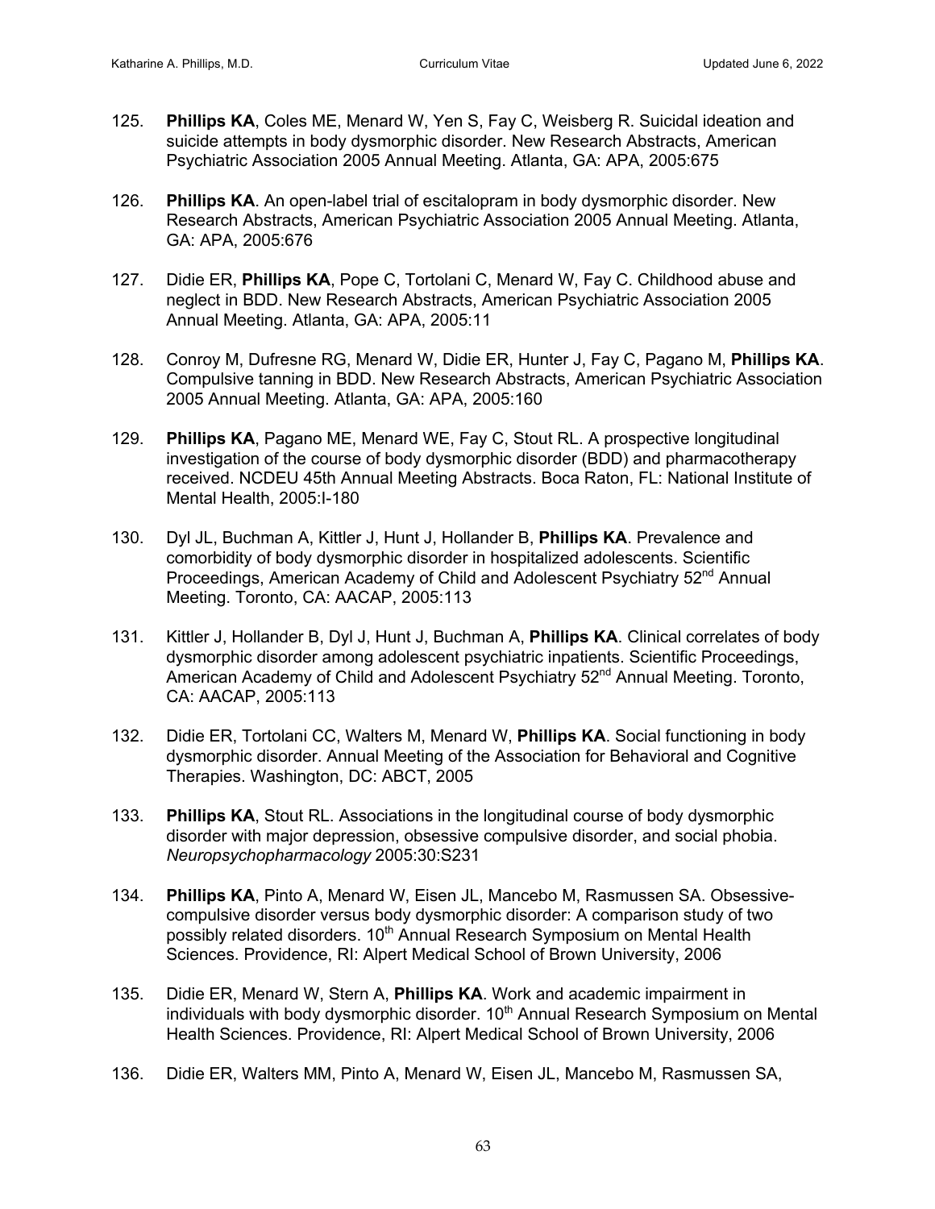125. **Phillips KA**, Coles ME, Menard W, Yen S, Fay C, Weisberg R. Suicidal ideation and suicide attempts in body dysmorphic disorder. New Research Abstracts, American Psychiatric Association 2005 Annual Meeting. Atlanta, GA: APA, 2005:675

126. **Phillips KA**. An open-label trial of escitalopram in body dysmorphic disorder. New Research Abstracts, American Psychiatric Association 2005 Annual Meeting. Atlanta, GA: APA, 2005:676

127. Didie ER, **Phillips KA**, Pope C, Tortolani C, Menard W, Fay C. Childhood abuse and neglect in BDD. New Research Abstracts, American Psychiatric Association 2005 Annual Meeting. Atlanta, GA: APA, 2005:11

128. Conroy M, Dufresne RG, Menard W, Didie ER, Hunter J, Fay C, Pagano M, **Phillips KA**. Compulsive tanning in BDD. New Research Abstracts, American Psychiatric Association 2005 Annual Meeting. Atlanta, GA: APA, 2005:160

129. **Phillips KA**, Pagano ME, Menard WE, Fay C, Stout RL. A prospective longitudinal investigation of the course of body dysmorphic disorder (BDD) and pharmacotherapy received. NCDEU 45th Annual Meeting Abstracts. Boca Raton, FL: National Institute of Mental Health, 2005:I-180

130. Dyl JL, Buchman A, Kittler J, Hunt J, Hollander B, **Phillips KA**. Prevalence and comorbidity of body dysmorphic disorder in hospitalized adolescents. Scientific Proceedings, American Academy of Child and Adolescent Psychiatry 52nd Annual Meeting. Toronto, CA: AACAP, 2005:113

131. Kittler J, Hollander B, Dyl J, Hunt J, Buchman A, **Phillips KA**. Clinical correlates of body dysmorphic disorder among adolescent psychiatric inpatients. Scientific Proceedings, American Academy of Child and Adolescent Psychiatry 52nd Annual Meeting. Toronto, CA: AACAP, 2005:113

132. Didie ER, Tortolani CC, Walters M, Menard W, **Phillips KA**. Social functioning in body dysmorphic disorder. Annual Meeting of the Association for Behavioral and Cognitive Therapies. Washington, DC: ABCT, 2005

133. **Phillips KA**, Stout RL. Associations in the longitudinal course of body dysmorphic disorder with major depression, obsessive compulsive disorder, and social phobia. *Neuropsychopharmacology* 2005:30:S231

134. **Phillips KA**, Pinto A, Menard W, Eisen JL, Mancebo M, Rasmussen SA. Obsessive-compulsive disorder versus body dysmorphic disorder: A comparison study of two possibly related disorders. 10th Annual Research Symposium on Mental Health Sciences. Providence, RI: Alpert Medical School of Brown University, 2006

135. Didie ER, Menard W, Stern A, **Phillips KA**. Work and academic impairment in individuals with body dysmorphic disorder. 10th Annual Research Symposium on Mental Health Sciences. Providence, RI: Alpert Medical School of Brown University, 2006

136. Didie ER, Walters MM, Pinto A, Menard W, Eisen JL, Mancebo M, Rasmussen SA,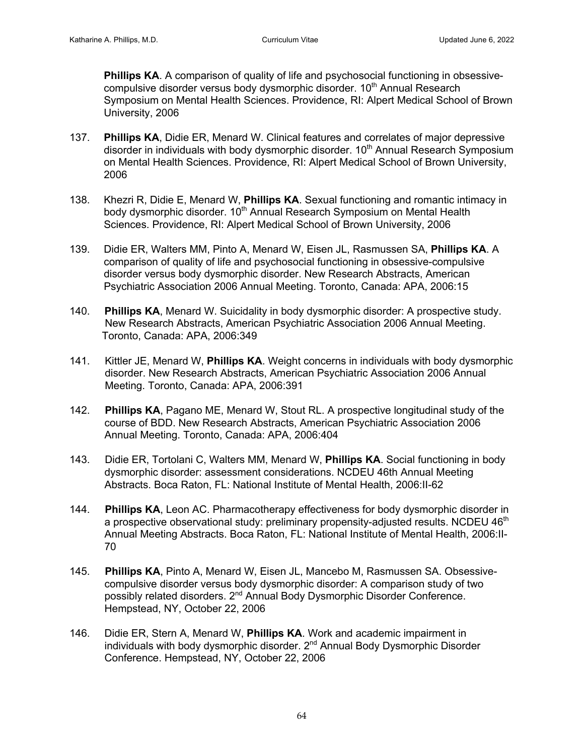**Phillips KA**. A comparison of quality of life and psychosocial functioning in obsessive-compulsive disorder versus body dysmorphic disorder. 10th Annual Research Symposium on Mental Health Sciences. Providence, RI: Alpert Medical School of Brown University, 2006

137. **Phillips KA**, Didie ER, Menard W. Clinical features and correlates of major depressive disorder in individuals with body dysmorphic disorder. 10th Annual Research Symposium on Mental Health Sciences. Providence, RI: Alpert Medical School of Brown University, 2006

138. Khezri R, Didie E, Menard W, **Phillips KA**. Sexual functioning and romantic intimacy in body dysmorphic disorder. 10th Annual Research Symposium on Mental Health Sciences. Providence, RI: Alpert Medical School of Brown University, 2006

139. Didie ER, Walters MM, Pinto A, Menard W, Eisen JL, Rasmussen SA, **Phillips KA**. A comparison of quality of life and psychosocial functioning in obsessive-compulsive disorder versus body dysmorphic disorder. New Research Abstracts, American Psychiatric Association 2006 Annual Meeting. Toronto, Canada: APA, 2006:15

140. **Phillips KA**, Menard W. Suicidality in body dysmorphic disorder: A prospective study. New Research Abstracts, American Psychiatric Association 2006 Annual Meeting. Toronto, Canada: APA, 2006:349

141. Kittler JE, Menard W, **Phillips KA**. Weight concerns in individuals with body dysmorphic disorder. New Research Abstracts, American Psychiatric Association 2006 Annual Meeting. Toronto, Canada: APA, 2006:391

142. **Phillips KA**, Pagano ME, Menard W, Stout RL. A prospective longitudinal study of the course of BDD. New Research Abstracts, American Psychiatric Association 2006 Annual Meeting. Toronto, Canada: APA, 2006:404

143. Didie ER, Tortolani C, Walters MM, Menard W, **Phillips KA**. Social functioning in body dysmorphic disorder: assessment considerations. NCDEU 46th Annual Meeting Abstracts. Boca Raton, FL: National Institute of Mental Health, 2006:II-62

144. **Phillips KA**, Leon AC. Pharmacotherapy effectiveness for body dysmorphic disorder in a prospective observational study: preliminary propensity-adjusted results. NCDEU 46th Annual Meeting Abstracts. Boca Raton, FL: National Institute of Mental Health, 2006:II-70

145. **Phillips KA**, Pinto A, Menard W, Eisen JL, Mancebo M, Rasmussen SA. Obsessive-compulsive disorder versus body dysmorphic disorder: A comparison study of two possibly related disorders. 2nd Annual Body Dysmorphic Disorder Conference. Hempstead, NY, October 22, 2006

146. Didie ER, Stern A, Menard W, **Phillips KA**. Work and academic impairment in individuals with body dysmorphic disorder. 2nd Annual Body Dysmorphic Disorder Conference. Hempstead, NY, October 22, 2006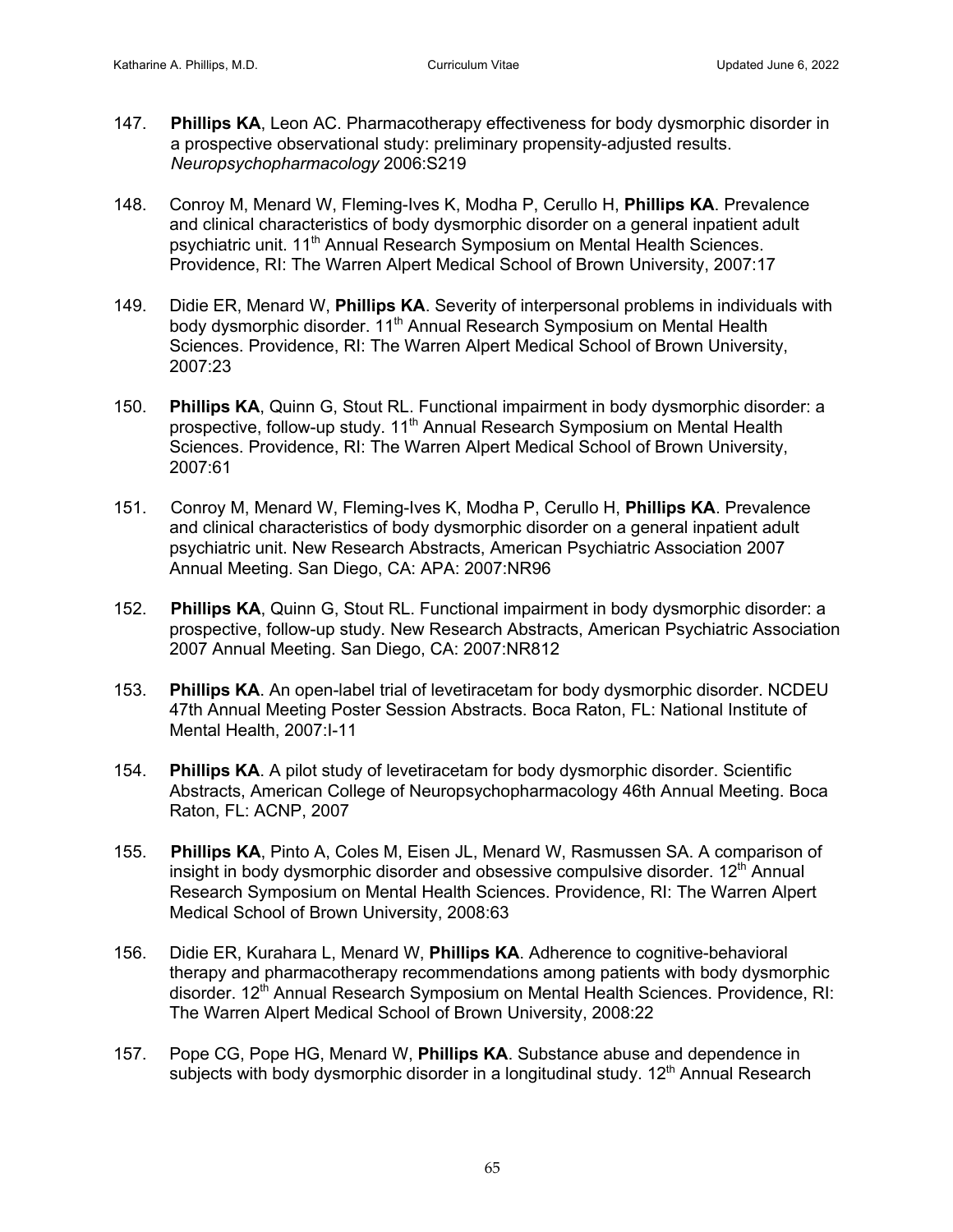147. **Phillips KA**, Leon AC. Pharmacotherapy effectiveness for body dysmorphic disorder in a prospective observational study: preliminary propensity-adjusted results. *Neuropsychopharmacology* 2006:S219

148. Conroy M, Menard W, Fleming-Ives K, Modha P, Cerullo H, **Phillips KA**. Prevalence and clinical characteristics of body dysmorphic disorder on a general inpatient adult psychiatric unit. 11th Annual Research Symposium on Mental Health Sciences. Providence, RI: The Warren Alpert Medical School of Brown University, 2007:17

149. Didie ER, Menard W, **Phillips KA**. Severity of interpersonal problems in individuals with body dysmorphic disorder. 11th Annual Research Symposium on Mental Health Sciences. Providence, RI: The Warren Alpert Medical School of Brown University, 2007:23

150. **Phillips KA**, Quinn G, Stout RL. Functional impairment in body dysmorphic disorder: a prospective, follow-up study. 11th Annual Research Symposium on Mental Health Sciences. Providence, RI: The Warren Alpert Medical School of Brown University, 2007:61

151. Conroy M, Menard W, Fleming-Ives K, Modha P, Cerullo H, **Phillips KA**. Prevalence and clinical characteristics of body dysmorphic disorder on a general inpatient adult psychiatric unit. New Research Abstracts, American Psychiatric Association 2007 Annual Meeting. San Diego, CA: APA: 2007:NR96

152. **Phillips KA**, Quinn G, Stout RL. Functional impairment in body dysmorphic disorder: a prospective, follow-up study. New Research Abstracts, American Psychiatric Association 2007 Annual Meeting. San Diego, CA: 2007:NR812

153. **Phillips KA**. An open-label trial of levetiracetam for body dysmorphic disorder. NCDEU 47th Annual Meeting Poster Session Abstracts. Boca Raton, FL: National Institute of Mental Health, 2007:I-11

154. **Phillips KA**. A pilot study of levetiracetam for body dysmorphic disorder. Scientific Abstracts, American College of Neuropsychopharmacology 46th Annual Meeting. Boca Raton, FL: ACNP, 2007

155. **Phillips KA**, Pinto A, Coles M, Eisen JL, Menard W, Rasmussen SA. A comparison of insight in body dysmorphic disorder and obsessive compulsive disorder. 12th Annual Research Symposium on Mental Health Sciences. Providence, RI: The Warren Alpert Medical School of Brown University, 2008:63

156. Didie ER, Kurahara L, Menard W, **Phillips KA**. Adherence to cognitive-behavioral therapy and pharmacotherapy recommendations among patients with body dysmorphic disorder. 12th Annual Research Symposium on Mental Health Sciences. Providence, RI: The Warren Alpert Medical School of Brown University, 2008:22

157. Pope CG, Pope HG, Menard W, **Phillips KA**. Substance abuse and dependence in subjects with body dysmorphic disorder in a longitudinal study. 12th Annual Research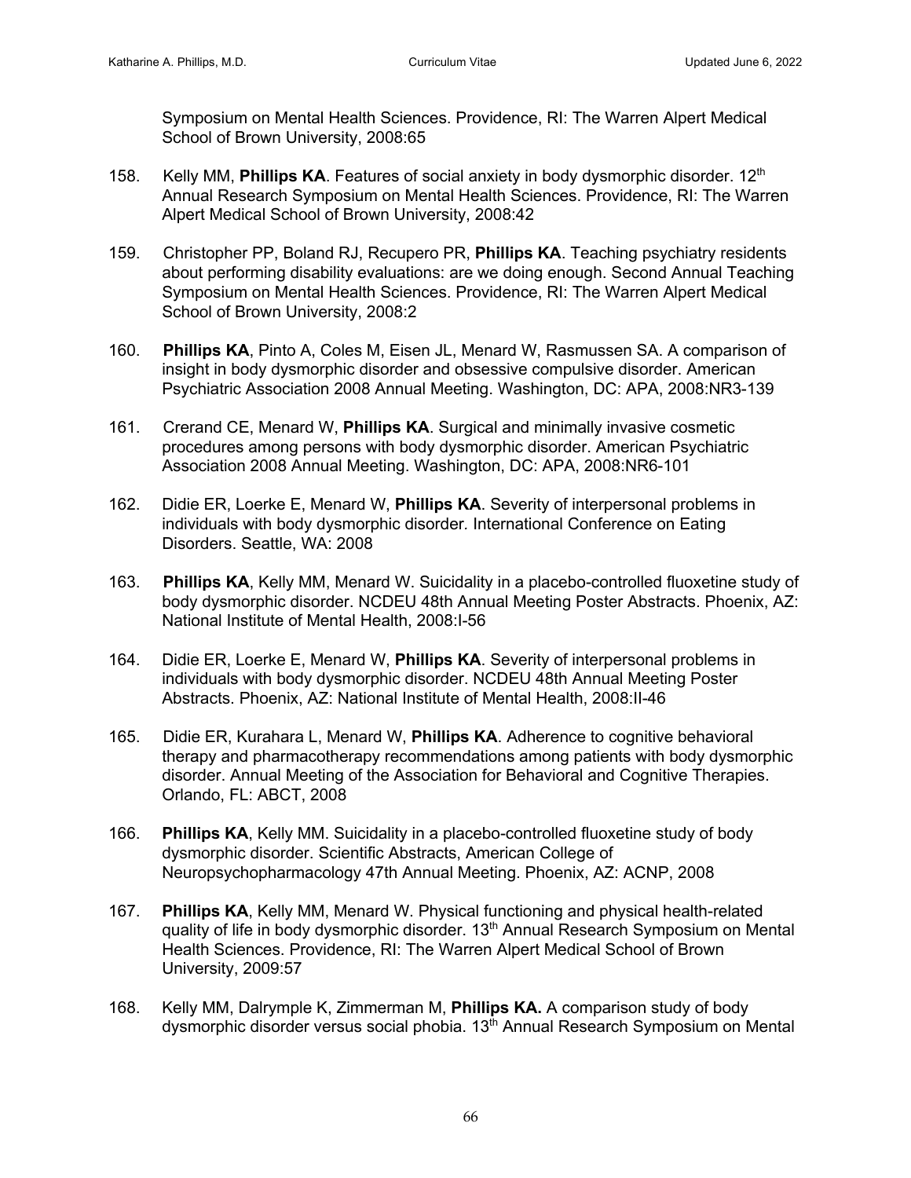Symposium on Mental Health Sciences. Providence, RI: The Warren Alpert Medical School of Brown University, 2008:65

158. Kelly MM, **Phillips KA**. Features of social anxiety in body dysmorphic disorder. 12th Annual Research Symposium on Mental Health Sciences. Providence, RI: The Warren Alpert Medical School of Brown University, 2008:42

159. Christopher PP, Boland RJ, Recupero PR, **Phillips KA**. Teaching psychiatry residents about performing disability evaluations: are we doing enough. Second Annual Teaching Symposium on Mental Health Sciences. Providence, RI: The Warren Alpert Medical School of Brown University, 2008:2

160. **Phillips KA**, Pinto A, Coles M, Eisen JL, Menard W, Rasmussen SA. A comparison of insight in body dysmorphic disorder and obsessive compulsive disorder. American Psychiatric Association 2008 Annual Meeting. Washington, DC: APA, 2008:NR3-139

161. Crerand CE, Menard W, **Phillips KA**. Surgical and minimally invasive cosmetic procedures among persons with body dysmorphic disorder. American Psychiatric Association 2008 Annual Meeting. Washington, DC: APA, 2008:NR6-101

162. Didie ER, Loerke E, Menard W, **Phillips KA**. Severity of interpersonal problems in individuals with body dysmorphic disorder. International Conference on Eating Disorders. Seattle, WA: 2008

163. **Phillips KA**, Kelly MM, Menard W. Suicidality in a placebo-controlled fluoxetine study of body dysmorphic disorder. NCDEU 48th Annual Meeting Poster Abstracts. Phoenix, AZ: National Institute of Mental Health, 2008:I-56

164. Didie ER, Loerke E, Menard W, **Phillips KA**. Severity of interpersonal problems in individuals with body dysmorphic disorder. NCDEU 48th Annual Meeting Poster Abstracts. Phoenix, AZ: National Institute of Mental Health, 2008:II-46

165. Didie ER, Kurahara L, Menard W, **Phillips KA**. Adherence to cognitive behavioral therapy and pharmacotherapy recommendations among patients with body dysmorphic disorder. Annual Meeting of the Association for Behavioral and Cognitive Therapies. Orlando, FL: ABCT, 2008

166. **Phillips KA**, Kelly MM. Suicidality in a placebo-controlled fluoxetine study of body dysmorphic disorder. Scientific Abstracts, American College of Neuropsychopharmacology 47th Annual Meeting. Phoenix, AZ: ACNP, 2008

167. **Phillips KA**, Kelly MM, Menard W. Physical functioning and physical health-related quality of life in body dysmorphic disorder. 13th Annual Research Symposium on Mental Health Sciences. Providence, RI: The Warren Alpert Medical School of Brown University, 2009:57

168. Kelly MM, Dalrymple K, Zimmerman M, **Phillips KA.** A comparison study of body dysmorphic disorder versus social phobia. 13th Annual Research Symposium on Mental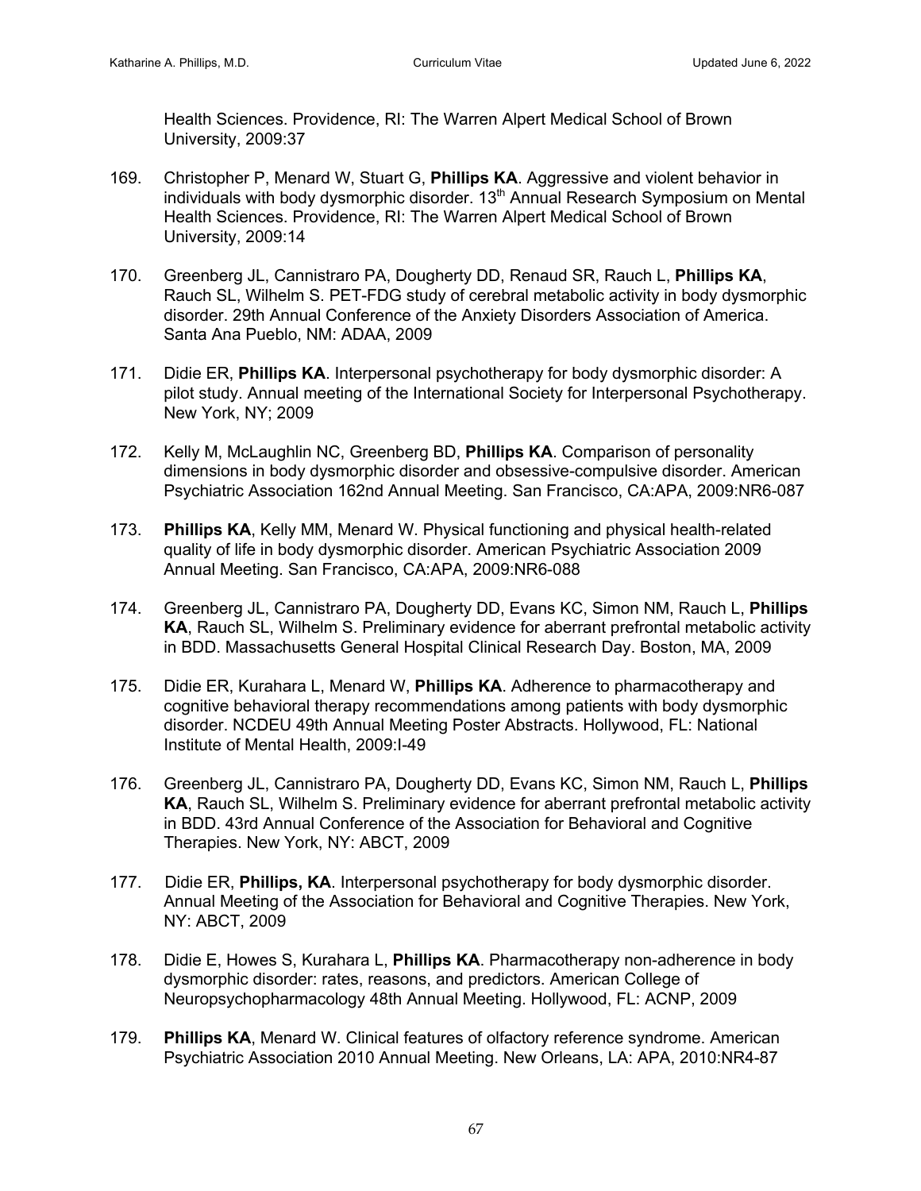Health Sciences. Providence, RI: The Warren Alpert Medical School of Brown University, 2009:37

169. Christopher P, Menard W, Stuart G, **Phillips KA**. Aggressive and violent behavior in individuals with body dysmorphic disorder. 13th Annual Research Symposium on Mental Health Sciences. Providence, RI: The Warren Alpert Medical School of Brown University, 2009:14

170. Greenberg JL, Cannistraro PA, Dougherty DD, Renaud SR, Rauch L, **Phillips KA**, Rauch SL, Wilhelm S. PET-FDG study of cerebral metabolic activity in body dysmorphic disorder. 29th Annual Conference of the Anxiety Disorders Association of America. Santa Ana Pueblo, NM: ADAA, 2009

171. Didie ER, **Phillips KA**. Interpersonal psychotherapy for body dysmorphic disorder: A pilot study. Annual meeting of the International Society for Interpersonal Psychotherapy. New York, NY; 2009

172. Kelly M, McLaughlin NC, Greenberg BD, **Phillips KA**. Comparison of personality dimensions in body dysmorphic disorder and obsessive-compulsive disorder. American Psychiatric Association 162nd Annual Meeting. San Francisco, CA:APA, 2009:NR6-087

173. **Phillips KA**, Kelly MM, Menard W. Physical functioning and physical health-related quality of life in body dysmorphic disorder. American Psychiatric Association 2009 Annual Meeting. San Francisco, CA:APA, 2009:NR6-088

174. Greenberg JL, Cannistraro PA, Dougherty DD, Evans KC, Simon NM, Rauch L, **Phillips KA**, Rauch SL, Wilhelm S. Preliminary evidence for aberrant prefrontal metabolic activity in BDD. Massachusetts General Hospital Clinical Research Day. Boston, MA, 2009

175. Didie ER, Kurahara L, Menard W, **Phillips KA**. Adherence to pharmacotherapy and cognitive behavioral therapy recommendations among patients with body dysmorphic disorder. NCDEU 49th Annual Meeting Poster Abstracts. Hollywood, FL: National Institute of Mental Health, 2009:I-49

176. Greenberg JL, Cannistraro PA, Dougherty DD, Evans KC, Simon NM, Rauch L, **Phillips KA**, Rauch SL, Wilhelm S. Preliminary evidence for aberrant prefrontal metabolic activity in BDD. 43rd Annual Conference of the Association for Behavioral and Cognitive Therapies. New York, NY: ABCT, 2009

177. Didie ER, **Phillips, KA**. Interpersonal psychotherapy for body dysmorphic disorder. Annual Meeting of the Association for Behavioral and Cognitive Therapies. New York, NY: ABCT, 2009

178. Didie E, Howes S, Kurahara L, **Phillips KA**. Pharmacotherapy non-adherence in body dysmorphic disorder: rates, reasons, and predictors. American College of Neuropsychopharmacology 48th Annual Meeting. Hollywood, FL: ACNP, 2009

179. **Phillips KA**, Menard W. Clinical features of olfactory reference syndrome. American Psychiatric Association 2010 Annual Meeting. New Orleans, LA: APA, 2010:NR4-87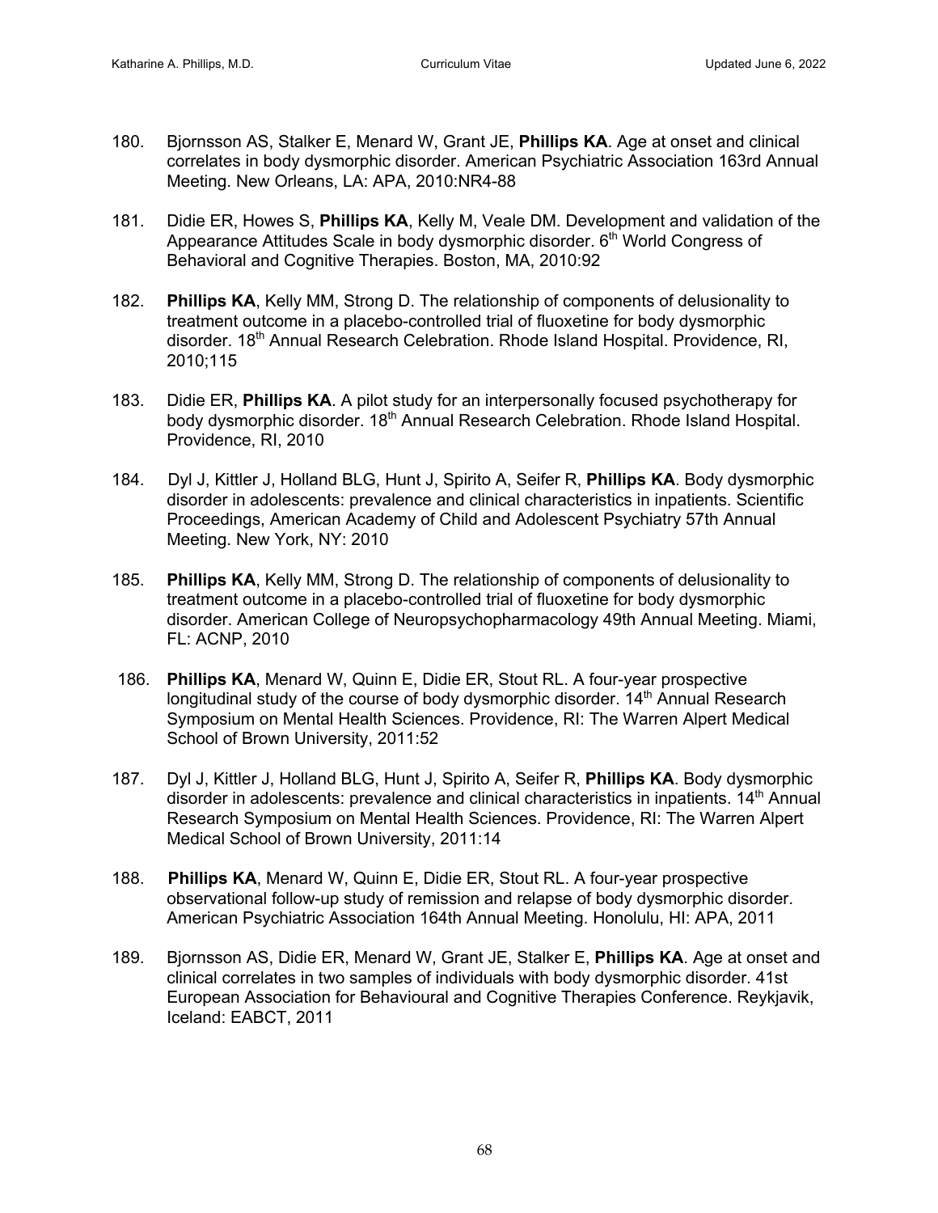180. Bjornsson AS, Stalker E, Menard W, Grant JE, **Phillips KA**. Age at onset and clinical correlates in body dysmorphic disorder. American Psychiatric Association 163rd Annual Meeting. New Orleans, LA: APA, 2010:NR4-88

181. Didie ER, Howes S, **Phillips KA**, Kelly M, Veale DM. Development and validation of the Appearance Attitudes Scale in body dysmorphic disorder. 6th World Congress of Behavioral and Cognitive Therapies. Boston, MA, 2010:92

182. **Phillips KA**, Kelly MM, Strong D. The relationship of components of delusionality to treatment outcome in a placebo-controlled trial of fluoxetine for body dysmorphic disorder. 18th Annual Research Celebration. Rhode Island Hospital. Providence, RI, 2010;115

183. Didie ER, **Phillips KA**. A pilot study for an interpersonally focused psychotherapy for body dysmorphic disorder. 18th Annual Research Celebration. Rhode Island Hospital. Providence, RI, 2010

184. Dyl J, Kittler J, Holland BLG, Hunt J, Spirito A, Seifer R, **Phillips KA**. Body dysmorphic disorder in adolescents: prevalence and clinical characteristics in inpatients. Scientific Proceedings, American Academy of Child and Adolescent Psychiatry 57th Annual Meeting. New York, NY: 2010

185. **Phillips KA**, Kelly MM, Strong D. The relationship of components of delusionality to treatment outcome in a placebo-controlled trial of fluoxetine for body dysmorphic disorder. American College of Neuropsychopharmacology 49th Annual Meeting. Miami, FL: ACNP, 2010

186. **Phillips KA**, Menard W, Quinn E, Didie ER, Stout RL. A four-year prospective longitudinal study of the course of body dysmorphic disorder. 14th Annual Research Symposium on Mental Health Sciences. Providence, RI: The Warren Alpert Medical School of Brown University, 2011:52

187. Dyl J, Kittler J, Holland BLG, Hunt J, Spirito A, Seifer R, **Phillips KA**. Body dysmorphic disorder in adolescents: prevalence and clinical characteristics in inpatients. 14th Annual Research Symposium on Mental Health Sciences. Providence, RI: The Warren Alpert Medical School of Brown University, 2011:14

188. **Phillips KA**, Menard W, Quinn E, Didie ER, Stout RL. A four-year prospective observational follow-up study of remission and relapse of body dysmorphic disorder. American Psychiatric Association 164th Annual Meeting. Honolulu, HI: APA, 2011

189. Bjornsson AS, Didie ER, Menard W, Grant JE, Stalker E, **Phillips KA**. Age at onset and clinical correlates in two samples of individuals with body dysmorphic disorder. 41st European Association for Behavioural and Cognitive Therapies Conference. Reykjavik, Iceland: EABCT, 2011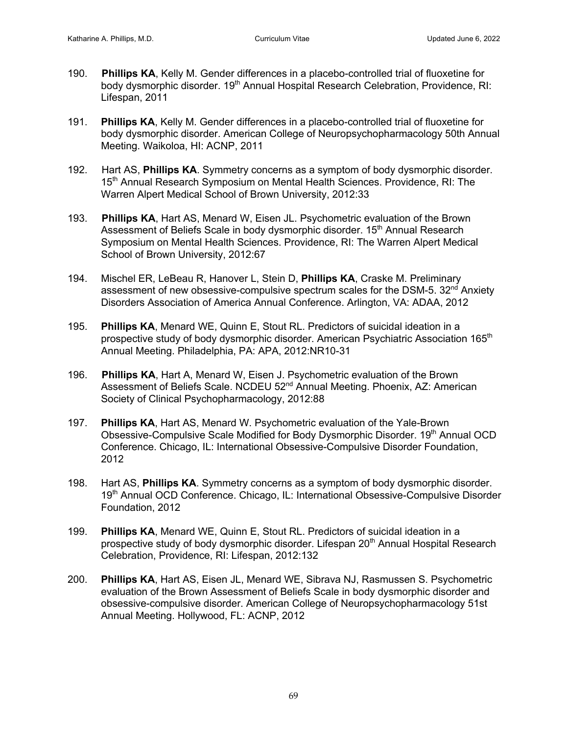190. **Phillips KA**, Kelly M. Gender differences in a placebo-controlled trial of fluoxetine for body dysmorphic disorder. 19th Annual Hospital Research Celebration, Providence, RI: Lifespan, 2011

191. **Phillips KA**, Kelly M. Gender differences in a placebo-controlled trial of fluoxetine for body dysmorphic disorder. American College of Neuropsychopharmacology 50th Annual Meeting. Waikoloa, HI: ACNP, 2011

192. Hart AS, **Phillips KA**. Symmetry concerns as a symptom of body dysmorphic disorder. 15th Annual Research Symposium on Mental Health Sciences. Providence, RI: The Warren Alpert Medical School of Brown University, 2012:33

193. **Phillips KA**, Hart AS, Menard W, Eisen JL. Psychometric evaluation of the Brown Assessment of Beliefs Scale in body dysmorphic disorder. 15th Annual Research Symposium on Mental Health Sciences. Providence, RI: The Warren Alpert Medical School of Brown University, 2012:67

194. Mischel ER, LeBeau R, Hanover L, Stein D, **Phillips KA**, Craske M. Preliminary assessment of new obsessive-compulsive spectrum scales for the DSM-5. 32nd Anxiety Disorders Association of America Annual Conference. Arlington, VA: ADAA, 2012

195. **Phillips KA**, Menard WE, Quinn E, Stout RL. Predictors of suicidal ideation in a prospective study of body dysmorphic disorder. American Psychiatric Association 165th Annual Meeting. Philadelphia, PA: APA, 2012:NR10-31

196. **Phillips KA**, Hart A, Menard W, Eisen J. Psychometric evaluation of the Brown Assessment of Beliefs Scale. NCDEU 52nd Annual Meeting. Phoenix, AZ: American Society of Clinical Psychopharmacology, 2012:88

197. **Phillips KA**, Hart AS, Menard W. Psychometric evaluation of the Yale-Brown Obsessive-Compulsive Scale Modified for Body Dysmorphic Disorder. 19th Annual OCD Conference. Chicago, IL: International Obsessive-Compulsive Disorder Foundation, 2012

198. Hart AS, **Phillips KA**. Symmetry concerns as a symptom of body dysmorphic disorder. 19th Annual OCD Conference. Chicago, IL: International Obsessive-Compulsive Disorder Foundation, 2012

199. **Phillips KA**, Menard WE, Quinn E, Stout RL. Predictors of suicidal ideation in a prospective study of body dysmorphic disorder. Lifespan 20th Annual Hospital Research Celebration, Providence, RI: Lifespan, 2012:132

200. **Phillips KA**, Hart AS, Eisen JL, Menard WE, Sibrava NJ, Rasmussen S. Psychometric evaluation of the Brown Assessment of Beliefs Scale in body dysmorphic disorder and obsessive-compulsive disorder. American College of Neuropsychopharmacology 51st Annual Meeting. Hollywood, FL: ACNP, 2012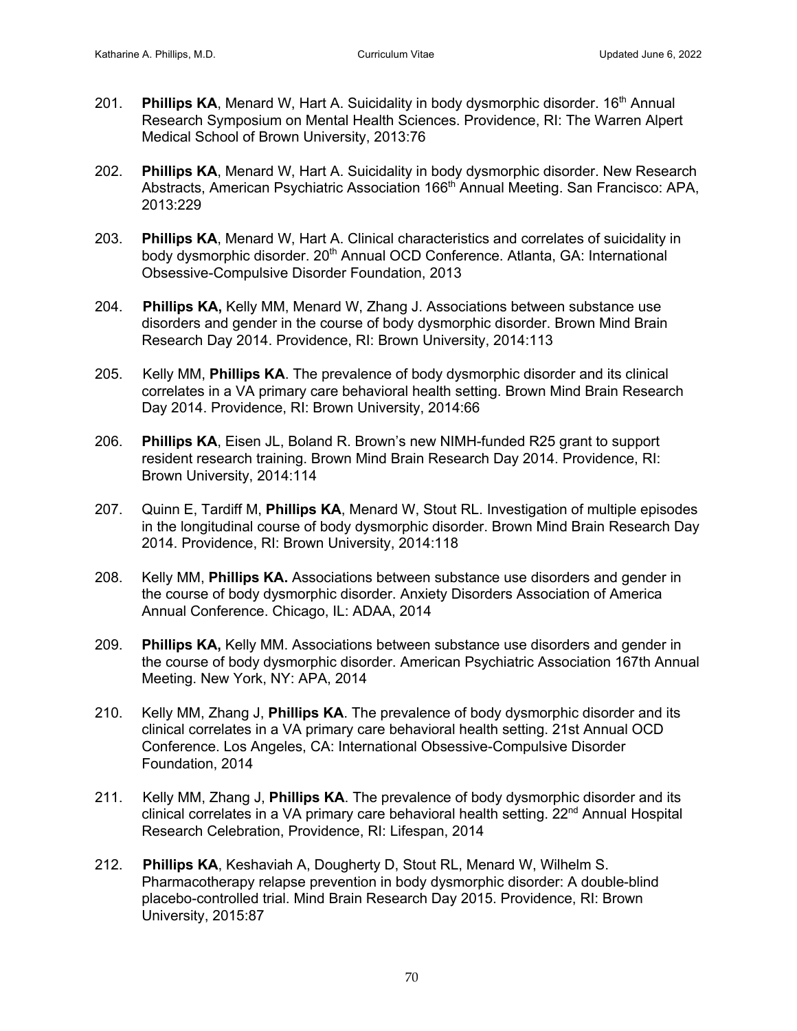201. **Phillips KA**, Menard W, Hart A. Suicidality in body dysmorphic disorder. 16th Annual Research Symposium on Mental Health Sciences. Providence, RI: The Warren Alpert Medical School of Brown University, 2013:76

202. **Phillips KA**, Menard W, Hart A. Suicidality in body dysmorphic disorder. New Research Abstracts, American Psychiatric Association 166th Annual Meeting. San Francisco: APA, 2013:229

203. **Phillips KA**, Menard W, Hart A. Clinical characteristics and correlates of suicidality in body dysmorphic disorder. 20th Annual OCD Conference. Atlanta, GA: International Obsessive-Compulsive Disorder Foundation, 2013

204. **Phillips KA,** Kelly MM, Menard W, Zhang J. Associations between substance use disorders and gender in the course of body dysmorphic disorder. Brown Mind Brain Research Day 2014. Providence, RI: Brown University, 2014:113

205. Kelly MM, **Phillips KA**. The prevalence of body dysmorphic disorder and its clinical correlates in a VA primary care behavioral health setting. Brown Mind Brain Research Day 2014. Providence, RI: Brown University, 2014:66

206. **Phillips KA**, Eisen JL, Boland R. Brown's new NIMH-funded R25 grant to support resident research training. Brown Mind Brain Research Day 2014. Providence, RI: Brown University, 2014:114

207. Quinn E, Tardiff M, **Phillips KA**, Menard W, Stout RL. Investigation of multiple episodes in the longitudinal course of body dysmorphic disorder. Brown Mind Brain Research Day 2014. Providence, RI: Brown University, 2014:118

208. Kelly MM, **Phillips KA.** Associations between substance use disorders and gender in the course of body dysmorphic disorder. Anxiety Disorders Association of America Annual Conference. Chicago, IL: ADAA, 2014

209. **Phillips KA,** Kelly MM. Associations between substance use disorders and gender in the course of body dysmorphic disorder. American Psychiatric Association 167th Annual Meeting. New York, NY: APA, 2014

210. Kelly MM, Zhang J, **Phillips KA**. The prevalence of body dysmorphic disorder and its clinical correlates in a VA primary care behavioral health setting. 21st Annual OCD Conference. Los Angeles, CA: International Obsessive-Compulsive Disorder Foundation, 2014

211. Kelly MM, Zhang J, **Phillips KA**. The prevalence of body dysmorphic disorder and its clinical correlates in a VA primary care behavioral health setting. 22nd Annual Hospital Research Celebration, Providence, RI: Lifespan, 2014

212. **Phillips KA**, Keshaviah A, Dougherty D, Stout RL, Menard W, Wilhelm S. Pharmacotherapy relapse prevention in body dysmorphic disorder: A double-blind placebo-controlled trial. Mind Brain Research Day 2015. Providence, RI: Brown University, 2015:87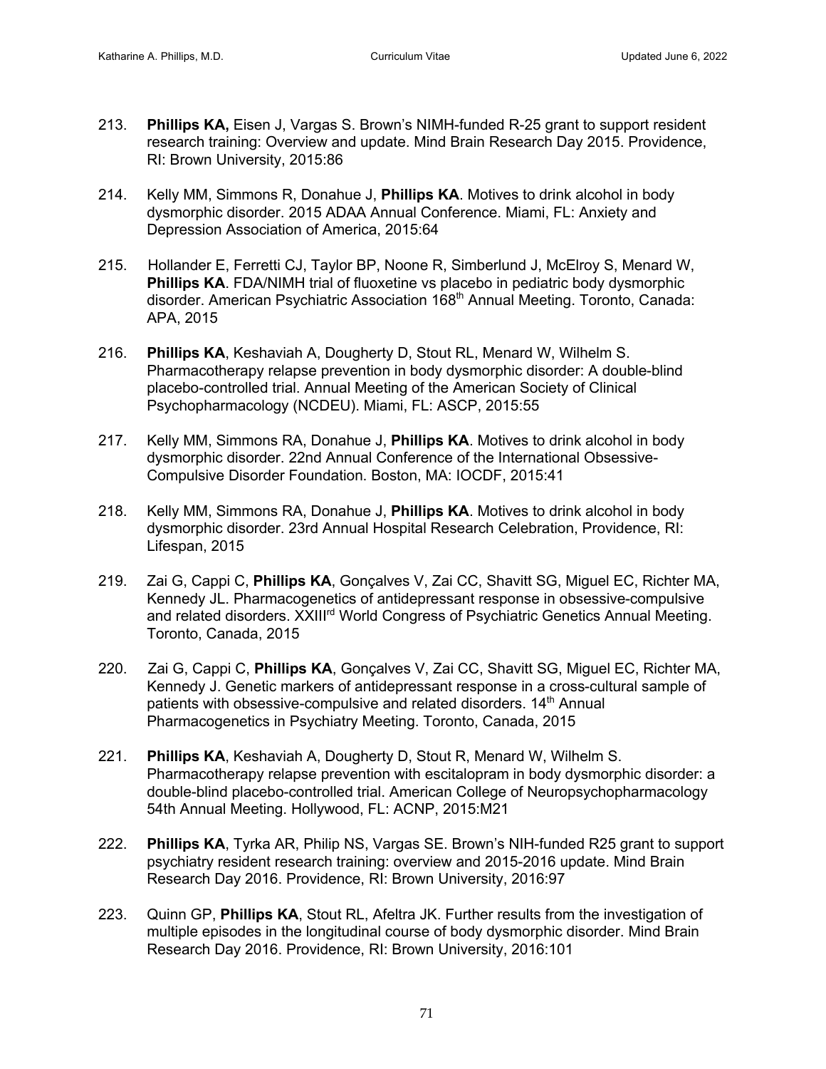213. **Phillips KA,** Eisen J, Vargas S. Brown's NIMH-funded R-25 grant to support resident research training: Overview and update. Mind Brain Research Day 2015. Providence, RI: Brown University, 2015:86

214. Kelly MM, Simmons R, Donahue J, **Phillips KA**. Motives to drink alcohol in body dysmorphic disorder. 2015 ADAA Annual Conference. Miami, FL: Anxiety and Depression Association of America, 2015:64

215. Hollander E, Ferretti CJ, Taylor BP, Noone R, Simberlund J, McElroy S, Menard W, **Phillips KA**. FDA/NIMH trial of fluoxetine vs placebo in pediatric body dysmorphic disorder. American Psychiatric Association 168th Annual Meeting. Toronto, Canada: APA, 2015

216. **Phillips KA**, Keshaviah A, Dougherty D, Stout RL, Menard W, Wilhelm S. Pharmacotherapy relapse prevention in body dysmorphic disorder: A double-blind placebo-controlled trial. Annual Meeting of the American Society of Clinical Psychopharmacology (NCDEU). Miami, FL: ASCP, 2015:55

217. Kelly MM, Simmons RA, Donahue J, **Phillips KA**. Motives to drink alcohol in body dysmorphic disorder. 22nd Annual Conference of the International Obsessive-Compulsive Disorder Foundation. Boston, MA: IOCDF, 2015:41

218. Kelly MM, Simmons RA, Donahue J, **Phillips KA**. Motives to drink alcohol in body dysmorphic disorder. 23rd Annual Hospital Research Celebration, Providence, RI: Lifespan, 2015

219. Zai G, Cappi C, **Phillips KA**, Gonçalves V, Zai CC, Shavitt SG, Miguel EC, Richter MA, Kennedy JL. Pharmacogenetics of antidepressant response in obsessive-compulsive and related disorders. XXIIIrd World Congress of Psychiatric Genetics Annual Meeting. Toronto, Canada, 2015

220. Zai G, Cappi C, **Phillips KA**, Gonçalves V, Zai CC, Shavitt SG, Miguel EC, Richter MA, Kennedy J. Genetic markers of antidepressant response in a cross-cultural sample of patients with obsessive-compulsive and related disorders. 14th Annual Pharmacogenetics in Psychiatry Meeting. Toronto, Canada, 2015

221. **Phillips KA**, Keshaviah A, Dougherty D, Stout R, Menard W, Wilhelm S. Pharmacotherapy relapse prevention with escitalopram in body dysmorphic disorder: a double-blind placebo-controlled trial. American College of Neuropsychopharmacology 54th Annual Meeting. Hollywood, FL: ACNP, 2015:M21

222. **Phillips KA**, Tyrka AR, Philip NS, Vargas SE. Brown's NIH-funded R25 grant to support psychiatry resident research training: overview and 2015-2016 update. Mind Brain Research Day 2016. Providence, RI: Brown University, 2016:97

223. Quinn GP, **Phillips KA**, Stout RL, Afeltra JK. Further results from the investigation of multiple episodes in the longitudinal course of body dysmorphic disorder. Mind Brain Research Day 2016. Providence, RI: Brown University, 2016:101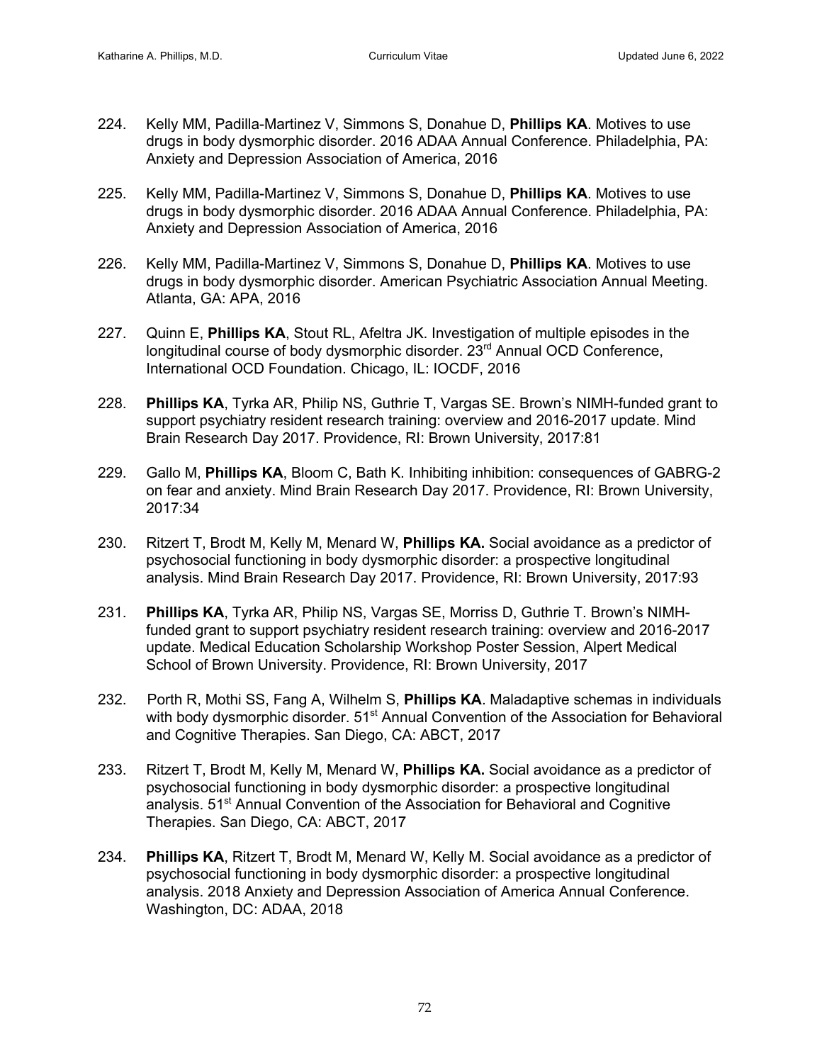224. Kelly MM, Padilla-Martinez V, Simmons S, Donahue D, **Phillips KA**. Motives to use drugs in body dysmorphic disorder. 2016 ADAA Annual Conference. Philadelphia, PA: Anxiety and Depression Association of America, 2016

225. Kelly MM, Padilla-Martinez V, Simmons S, Donahue D, **Phillips KA**. Motives to use drugs in body dysmorphic disorder. 2016 ADAA Annual Conference. Philadelphia, PA: Anxiety and Depression Association of America, 2016

226. Kelly MM, Padilla-Martinez V, Simmons S, Donahue D, **Phillips KA**. Motives to use drugs in body dysmorphic disorder. American Psychiatric Association Annual Meeting. Atlanta, GA: APA, 2016

227. Quinn E, **Phillips KA**, Stout RL, Afeltra JK. Investigation of multiple episodes in the longitudinal course of body dysmorphic disorder. 23rd Annual OCD Conference, International OCD Foundation. Chicago, IL: IOCDF, 2016

228. **Phillips KA**, Tyrka AR, Philip NS, Guthrie T, Vargas SE. Brown's NIMH-funded grant to support psychiatry resident research training: overview and 2016-2017 update. Mind Brain Research Day 2017. Providence, RI: Brown University, 2017:81

229. Gallo M, **Phillips KA**, Bloom C, Bath K. Inhibiting inhibition: consequences of GABRG-2 on fear and anxiety. Mind Brain Research Day 2017. Providence, RI: Brown University, 2017:34

230. Ritzert T, Brodt M, Kelly M, Menard W, **Phillips KA.** Social avoidance as a predictor of psychosocial functioning in body dysmorphic disorder: a prospective longitudinal analysis. Mind Brain Research Day 2017. Providence, RI: Brown University, 2017:93

231. **Phillips KA**, Tyrka AR, Philip NS, Vargas SE, Morriss D, Guthrie T. Brown's NIMH-funded grant to support psychiatry resident research training: overview and 2016-2017 update. Medical Education Scholarship Workshop Poster Session, Alpert Medical School of Brown University. Providence, RI: Brown University, 2017

232. Porth R, Mothi SS, Fang A, Wilhelm S, **Phillips KA**. Maladaptive schemas in individuals with body dysmorphic disorder. 51st Annual Convention of the Association for Behavioral and Cognitive Therapies. San Diego, CA: ABCT, 2017

233. Ritzert T, Brodt M, Kelly M, Menard W, **Phillips KA.** Social avoidance as a predictor of psychosocial functioning in body dysmorphic disorder: a prospective longitudinal analysis. 51st Annual Convention of the Association for Behavioral and Cognitive Therapies. San Diego, CA: ABCT, 2017

234. **Phillips KA**, Ritzert T, Brodt M, Menard W, Kelly M. Social avoidance as a predictor of psychosocial functioning in body dysmorphic disorder: a prospective longitudinal analysis. 2018 Anxiety and Depression Association of America Annual Conference. Washington, DC: ADAA, 2018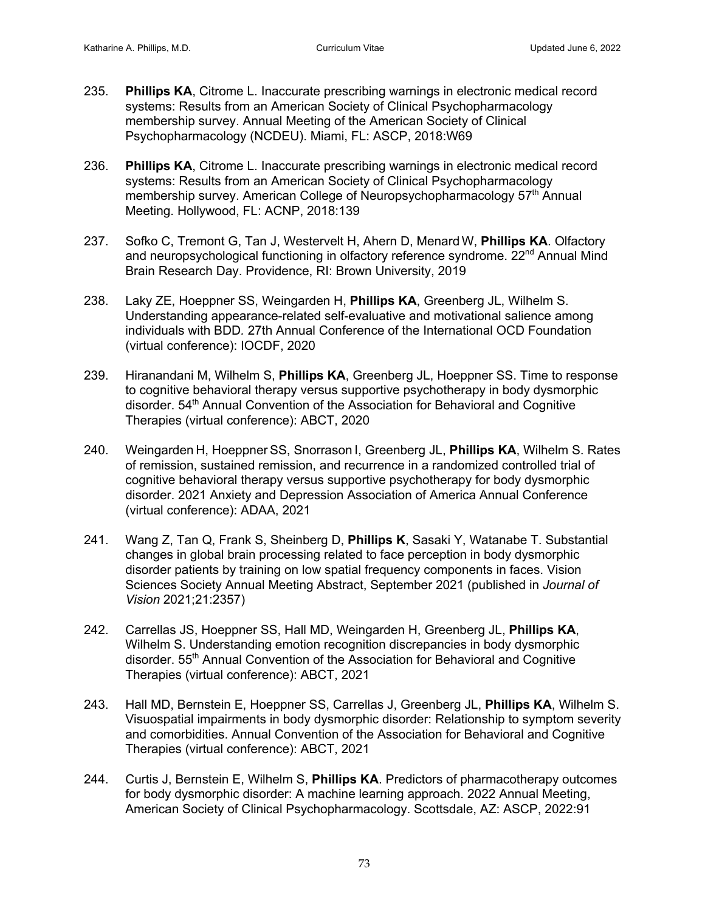235. **Phillips KA**, Citrome L. Inaccurate prescribing warnings in electronic medical record systems: Results from an American Society of Clinical Psychopharmacology membership survey. Annual Meeting of the American Society of Clinical Psychopharmacology (NCDEU). Miami, FL: ASCP, 2018:W69

236. **Phillips KA**, Citrome L. Inaccurate prescribing warnings in electronic medical record systems: Results from an American Society of Clinical Psychopharmacology membership survey. American College of Neuropsychopharmacology 57th Annual Meeting. Hollywood, FL: ACNP, 2018:139

237. Sofko C, Tremont G, Tan J, Westervelt H, Ahern D, Menard W, **Phillips KA**. Olfactory and neuropsychological functioning in olfactory reference syndrome. 22nd Annual Mind Brain Research Day. Providence, RI: Brown University, 2019

238. Laky ZE, Hoeppner SS, Weingarden H, **Phillips KA**, Greenberg JL, Wilhelm S. Understanding appearance-related self-evaluative and motivational salience among individuals with BDD*.* 27th Annual Conference of the International OCD Foundation (virtual conference): IOCDF, 2020

239. Hiranandani M, Wilhelm S, **Phillips KA**, Greenberg JL, Hoeppner SS. Time to response to cognitive behavioral therapy versus supportive psychotherapy in body dysmorphic disorder. 54th Annual Convention of the Association for Behavioral and Cognitive Therapies (virtual conference): ABCT, 2020

240. Weingarden H, Hoeppner SS, Snorrason I, Greenberg JL, **Phillips KA**, Wilhelm S. Rates of remission, sustained remission, and recurrence in a randomized controlled trial of cognitive behavioral therapy versus supportive psychotherapy for body dysmorphic disorder. 2021 Anxiety and Depression Association of America Annual Conference (virtual conference): ADAA, 2021

241. Wang Z, Tan Q, Frank S, Sheinberg D, **Phillips K**, Sasaki Y, Watanabe T. Substantial changes in global brain processing related to face perception in body dysmorphic disorder patients by training on low spatial frequency components in faces. Vision Sciences Society Annual Meeting Abstract, September 2021 (published in *Journal of Vision* 2021;21:2357)

242. Carrellas JS, Hoeppner SS, Hall MD, Weingarden H, Greenberg JL, **Phillips KA**, Wilhelm S. Understanding emotion recognition discrepancies in body dysmorphic disorder. 55th Annual Convention of the Association for Behavioral and Cognitive Therapies (virtual conference): ABCT, 2021

243. Hall MD, Bernstein E, Hoeppner SS, Carrellas J, Greenberg JL, **Phillips KA**, Wilhelm S. Visuospatial impairments in body dysmorphic disorder: Relationship to symptom severity and comorbidities. Annual Convention of the Association for Behavioral and Cognitive Therapies (virtual conference): ABCT, 2021

244. Curtis J, Bernstein E, Wilhelm S, **Phillips KA**. Predictors of pharmacotherapy outcomes for body dysmorphic disorder: A machine learning approach. 2022 Annual Meeting, American Society of Clinical Psychopharmacology. Scottsdale, AZ: ASCP, 2022:91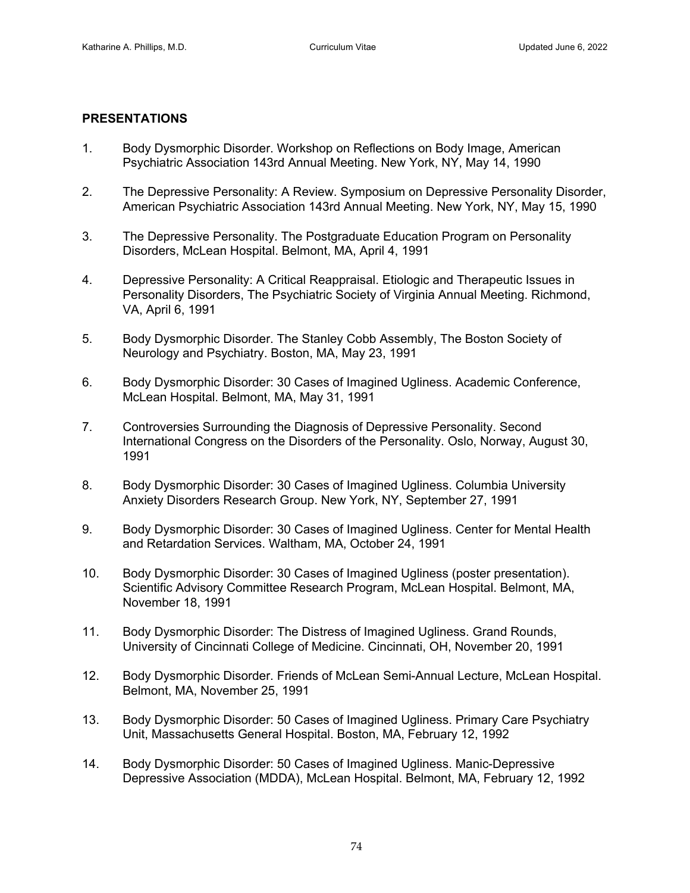## PRESENTATIONS

1. Body Dysmorphic Disorder. Workshop on Reflections on Body Image, American Psychiatric Association 143rd Annual Meeting. New York, NY, May 14, 1990

2. The Depressive Personality: A Review. Symposium on Depressive Personality Disorder, American Psychiatric Association 143rd Annual Meeting. New York, NY, May 15, 1990

3. The Depressive Personality. The Postgraduate Education Program on Personality Disorders, McLean Hospital. Belmont, MA, April 4, 1991

4. Depressive Personality: A Critical Reappraisal. Etiologic and Therapeutic Issues in Personality Disorders, The Psychiatric Society of Virginia Annual Meeting. Richmond, VA, April 6, 1991

5. Body Dysmorphic Disorder. The Stanley Cobb Assembly, The Boston Society of Neurology and Psychiatry. Boston, MA, May 23, 1991

6. Body Dysmorphic Disorder: 30 Cases of Imagined Ugliness. Academic Conference, McLean Hospital. Belmont, MA, May 31, 1991

7. Controversies Surrounding the Diagnosis of Depressive Personality. Second International Congress on the Disorders of the Personality. Oslo, Norway, August 30, 1991

8. Body Dysmorphic Disorder: 30 Cases of Imagined Ugliness. Columbia University Anxiety Disorders Research Group. New York, NY, September 27, 1991

9. Body Dysmorphic Disorder: 30 Cases of Imagined Ugliness. Center for Mental Health and Retardation Services. Waltham, MA, October 24, 1991

10. Body Dysmorphic Disorder: 30 Cases of Imagined Ugliness (poster presentation). Scientific Advisory Committee Research Program, McLean Hospital. Belmont, MA, November 18, 1991

11. Body Dysmorphic Disorder: The Distress of Imagined Ugliness. Grand Rounds, University of Cincinnati College of Medicine. Cincinnati, OH, November 20, 1991

12. Body Dysmorphic Disorder. Friends of McLean Semi-Annual Lecture, McLean Hospital. Belmont, MA, November 25, 1991

13. Body Dysmorphic Disorder: 50 Cases of Imagined Ugliness. Primary Care Psychiatry Unit, Massachusetts General Hospital. Boston, MA, February 12, 1992

14. Body Dysmorphic Disorder: 50 Cases of Imagined Ugliness. Manic-Depressive Depressive Association (MDDA), McLean Hospital. Belmont, MA, February 12, 1992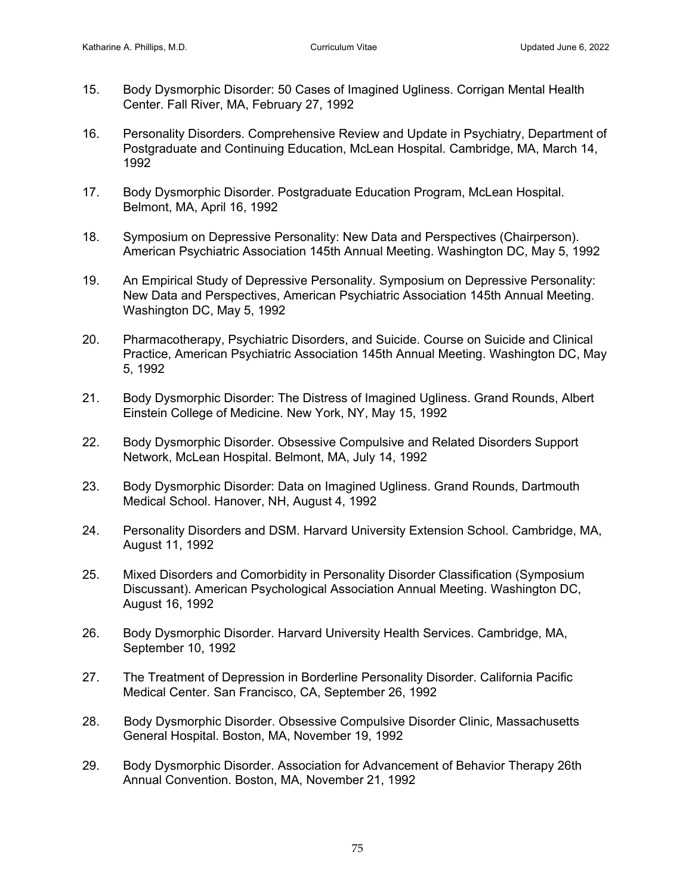15. Body Dysmorphic Disorder: 50 Cases of Imagined Ugliness. Corrigan Mental Health Center. Fall River, MA, February 27, 1992

16. Personality Disorders. Comprehensive Review and Update in Psychiatry, Department of Postgraduate and Continuing Education, McLean Hospital. Cambridge, MA, March 14, 1992

17. Body Dysmorphic Disorder. Postgraduate Education Program, McLean Hospital. Belmont, MA, April 16, 1992

18. Symposium on Depressive Personality: New Data and Perspectives (Chairperson). American Psychiatric Association 145th Annual Meeting. Washington DC, May 5, 1992

19. An Empirical Study of Depressive Personality. Symposium on Depressive Personality: New Data and Perspectives, American Psychiatric Association 145th Annual Meeting. Washington DC, May 5, 1992

20. Pharmacotherapy, Psychiatric Disorders, and Suicide. Course on Suicide and Clinical Practice, American Psychiatric Association 145th Annual Meeting. Washington DC, May 5, 1992

21. Body Dysmorphic Disorder: The Distress of Imagined Ugliness. Grand Rounds, Albert Einstein College of Medicine. New York, NY, May 15, 1992

22. Body Dysmorphic Disorder. Obsessive Compulsive and Related Disorders Support Network, McLean Hospital. Belmont, MA, July 14, 1992

23. Body Dysmorphic Disorder: Data on Imagined Ugliness. Grand Rounds, Dartmouth Medical School. Hanover, NH, August 4, 1992

24. Personality Disorders and DSM. Harvard University Extension School. Cambridge, MA, August 11, 1992

25. Mixed Disorders and Comorbidity in Personality Disorder Classification (Symposium Discussant). American Psychological Association Annual Meeting. Washington DC, August 16, 1992

26. Body Dysmorphic Disorder. Harvard University Health Services. Cambridge, MA, September 10, 1992

27. The Treatment of Depression in Borderline Personality Disorder. California Pacific Medical Center. San Francisco, CA, September 26, 1992

28. Body Dysmorphic Disorder. Obsessive Compulsive Disorder Clinic, Massachusetts General Hospital. Boston, MA, November 19, 1992

29. Body Dysmorphic Disorder. Association for Advancement of Behavior Therapy 26th Annual Convention. Boston, MA, November 21, 1992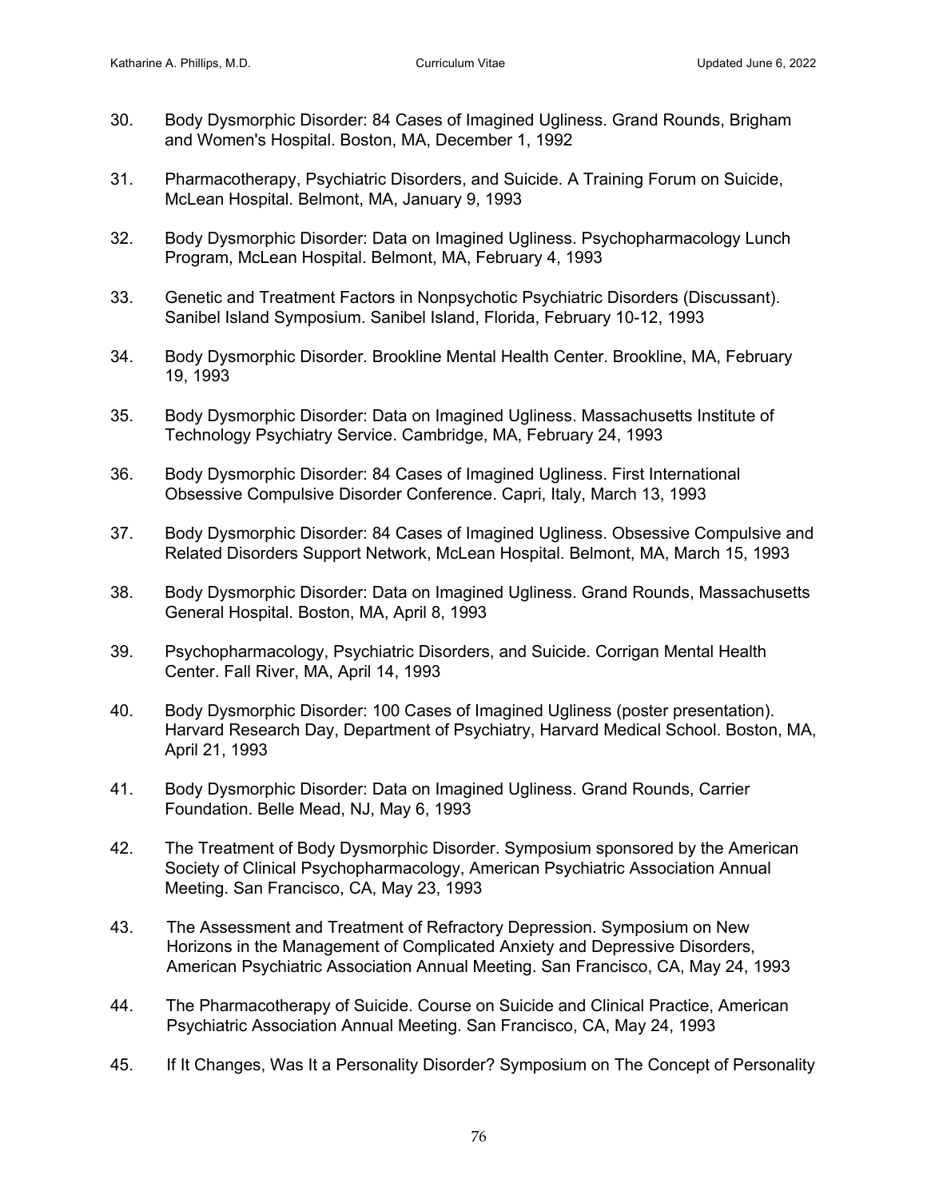30. Body Dysmorphic Disorder: 84 Cases of Imagined Ugliness. Grand Rounds, Brigham and Women's Hospital. Boston, MA, December 1, 1992

31. Pharmacotherapy, Psychiatric Disorders, and Suicide. A Training Forum on Suicide, McLean Hospital. Belmont, MA, January 9, 1993

32. Body Dysmorphic Disorder: Data on Imagined Ugliness. Psychopharmacology Lunch Program, McLean Hospital. Belmont, MA, February 4, 1993

33. Genetic and Treatment Factors in Nonpsychotic Psychiatric Disorders (Discussant). Sanibel Island Symposium. Sanibel Island, Florida, February 10-12, 1993

34. Body Dysmorphic Disorder. Brookline Mental Health Center. Brookline, MA, February 19, 1993

35. Body Dysmorphic Disorder: Data on Imagined Ugliness. Massachusetts Institute of Technology Psychiatry Service. Cambridge, MA, February 24, 1993

36. Body Dysmorphic Disorder: 84 Cases of Imagined Ugliness. First International Obsessive Compulsive Disorder Conference. Capri, Italy, March 13, 1993

37. Body Dysmorphic Disorder: 84 Cases of Imagined Ugliness. Obsessive Compulsive and Related Disorders Support Network, McLean Hospital. Belmont, MA, March 15, 1993

38. Body Dysmorphic Disorder: Data on Imagined Ugliness. Grand Rounds, Massachusetts General Hospital. Boston, MA, April 8, 1993

39. Psychopharmacology, Psychiatric Disorders, and Suicide. Corrigan Mental Health Center. Fall River, MA, April 14, 1993

40. Body Dysmorphic Disorder: 100 Cases of Imagined Ugliness (poster presentation). Harvard Research Day, Department of Psychiatry, Harvard Medical School. Boston, MA, April 21, 1993

41. Body Dysmorphic Disorder: Data on Imagined Ugliness. Grand Rounds, Carrier Foundation. Belle Mead, NJ, May 6, 1993

42. The Treatment of Body Dysmorphic Disorder. Symposium sponsored by the American Society of Clinical Psychopharmacology, American Psychiatric Association Annual Meeting. San Francisco, CA, May 23, 1993

43. The Assessment and Treatment of Refractory Depression. Symposium on New Horizons in the Management of Complicated Anxiety and Depressive Disorders, American Psychiatric Association Annual Meeting. San Francisco, CA, May 24, 1993

44. The Pharmacotherapy of Suicide. Course on Suicide and Clinical Practice, American Psychiatric Association Annual Meeting. San Francisco, CA, May 24, 1993

45. If It Changes, Was It a Personality Disorder? Symposium on The Concept of Personality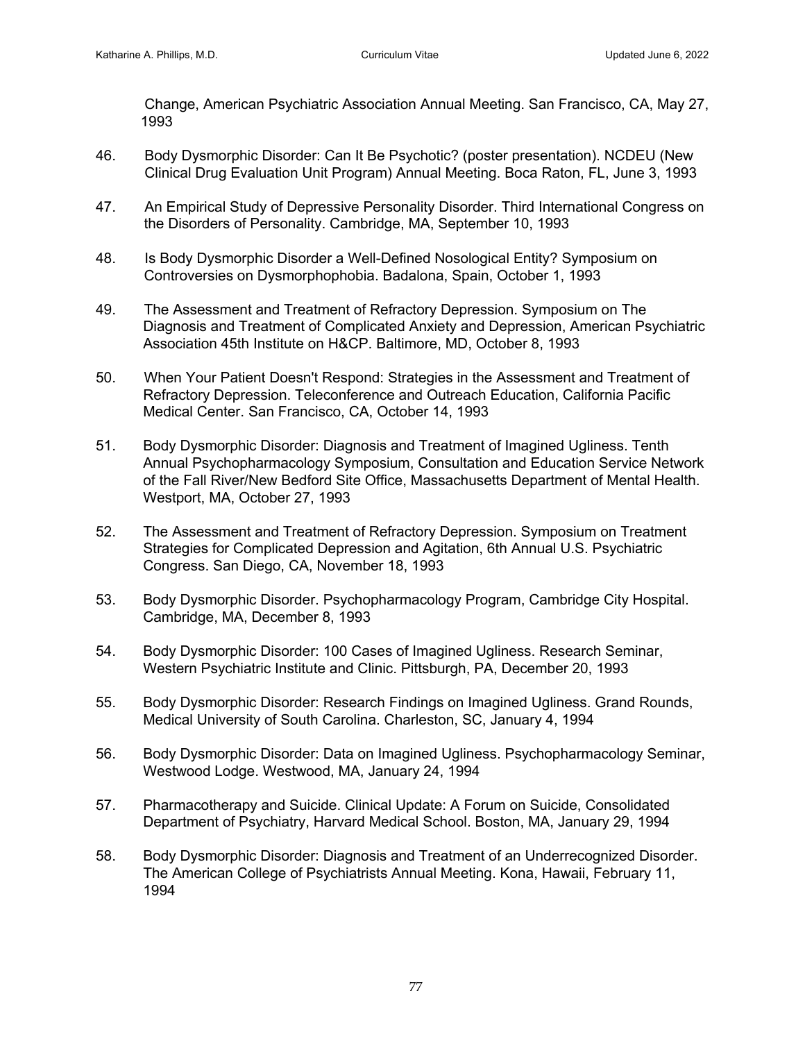Change, American Psychiatric Association Annual Meeting. San Francisco, CA, May 27, 1993

46. Body Dysmorphic Disorder: Can It Be Psychotic? (poster presentation). NCDEU (New Clinical Drug Evaluation Unit Program) Annual Meeting. Boca Raton, FL, June 3, 1993

47. An Empirical Study of Depressive Personality Disorder. Third International Congress on the Disorders of Personality. Cambridge, MA, September 10, 1993

48. Is Body Dysmorphic Disorder a Well-Defined Nosological Entity? Symposium on Controversies on Dysmorphophobia. Badalona, Spain, October 1, 1993

49. The Assessment and Treatment of Refractory Depression. Symposium on The Diagnosis and Treatment of Complicated Anxiety and Depression, American Psychiatric Association 45th Institute on H&CP. Baltimore, MD, October 8, 1993

50. When Your Patient Doesn't Respond: Strategies in the Assessment and Treatment of Refractory Depression. Teleconference and Outreach Education, California Pacific Medical Center. San Francisco, CA, October 14, 1993

51. Body Dysmorphic Disorder: Diagnosis and Treatment of Imagined Ugliness. Tenth Annual Psychopharmacology Symposium, Consultation and Education Service Network of the Fall River/New Bedford Site Office, Massachusetts Department of Mental Health. Westport, MA, October 27, 1993

52. The Assessment and Treatment of Refractory Depression. Symposium on Treatment Strategies for Complicated Depression and Agitation, 6th Annual U.S. Psychiatric Congress. San Diego, CA, November 18, 1993

53. Body Dysmorphic Disorder. Psychopharmacology Program, Cambridge City Hospital. Cambridge, MA, December 8, 1993

54. Body Dysmorphic Disorder: 100 Cases of Imagined Ugliness. Research Seminar, Western Psychiatric Institute and Clinic. Pittsburgh, PA, December 20, 1993

55. Body Dysmorphic Disorder: Research Findings on Imagined Ugliness. Grand Rounds, Medical University of South Carolina. Charleston, SC, January 4, 1994

56. Body Dysmorphic Disorder: Data on Imagined Ugliness. Psychopharmacology Seminar, Westwood Lodge. Westwood, MA, January 24, 1994

57. Pharmacotherapy and Suicide. Clinical Update: A Forum on Suicide, Consolidated Department of Psychiatry, Harvard Medical School. Boston, MA, January 29, 1994

58. Body Dysmorphic Disorder: Diagnosis and Treatment of an Underrecognized Disorder. The American College of Psychiatrists Annual Meeting. Kona, Hawaii, February 11, 1994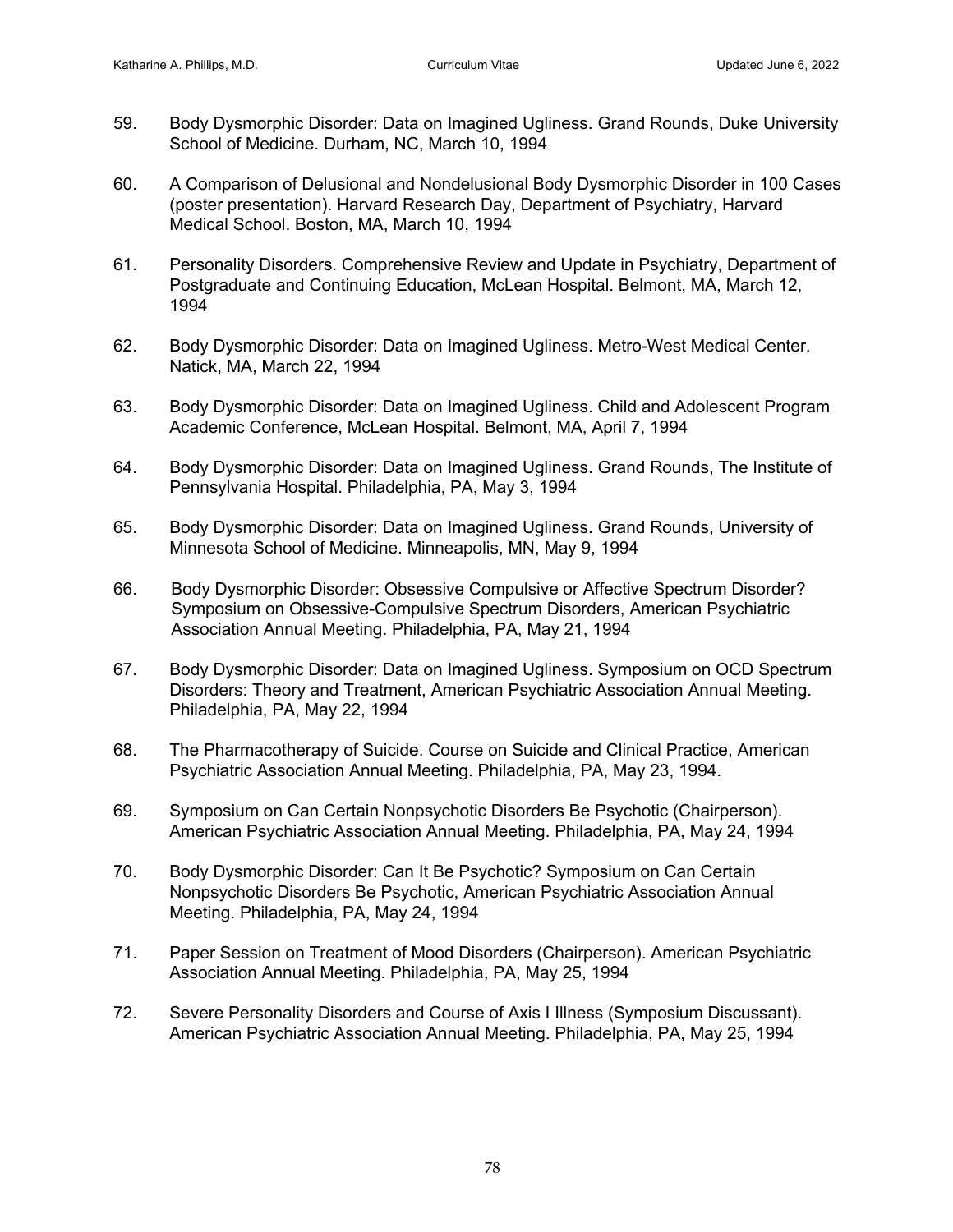59. Body Dysmorphic Disorder: Data on Imagined Ugliness. Grand Rounds, Duke University School of Medicine. Durham, NC, March 10, 1994

60. A Comparison of Delusional and Nondelusional Body Dysmorphic Disorder in 100 Cases (poster presentation). Harvard Research Day, Department of Psychiatry, Harvard Medical School. Boston, MA, March 10, 1994

61. Personality Disorders. Comprehensive Review and Update in Psychiatry, Department of Postgraduate and Continuing Education, McLean Hospital. Belmont, MA, March 12, 1994

62. Body Dysmorphic Disorder: Data on Imagined Ugliness. Metro-West Medical Center. Natick, MA, March 22, 1994

63. Body Dysmorphic Disorder: Data on Imagined Ugliness. Child and Adolescent Program Academic Conference, McLean Hospital. Belmont, MA, April 7, 1994

64. Body Dysmorphic Disorder: Data on Imagined Ugliness. Grand Rounds, The Institute of Pennsylvania Hospital. Philadelphia, PA, May 3, 1994

65. Body Dysmorphic Disorder: Data on Imagined Ugliness. Grand Rounds, University of Minnesota School of Medicine. Minneapolis, MN, May 9, 1994

66. Body Dysmorphic Disorder: Obsessive Compulsive or Affective Spectrum Disorder? Symposium on Obsessive-Compulsive Spectrum Disorders, American Psychiatric Association Annual Meeting. Philadelphia, PA, May 21, 1994

67. Body Dysmorphic Disorder: Data on Imagined Ugliness. Symposium on OCD Spectrum Disorders: Theory and Treatment, American Psychiatric Association Annual Meeting. Philadelphia, PA, May 22, 1994

68. The Pharmacotherapy of Suicide. Course on Suicide and Clinical Practice, American Psychiatric Association Annual Meeting. Philadelphia, PA, May 23, 1994.

69. Symposium on Can Certain Nonpsychotic Disorders Be Psychotic (Chairperson). American Psychiatric Association Annual Meeting. Philadelphia, PA, May 24, 1994

70. Body Dysmorphic Disorder: Can It Be Psychotic? Symposium on Can Certain Nonpsychotic Disorders Be Psychotic, American Psychiatric Association Annual Meeting. Philadelphia, PA, May 24, 1994

71. Paper Session on Treatment of Mood Disorders (Chairperson). American Psychiatric Association Annual Meeting. Philadelphia, PA, May 25, 1994

72. Severe Personality Disorders and Course of Axis I Illness (Symposium Discussant). American Psychiatric Association Annual Meeting. Philadelphia, PA, May 25, 1994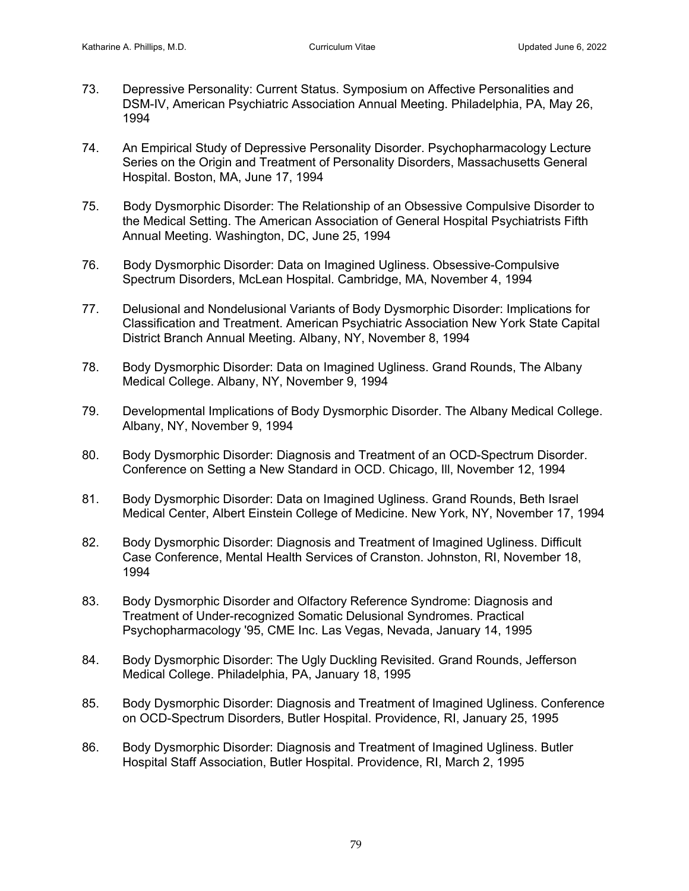73. Depressive Personality: Current Status. Symposium on Affective Personalities and DSM-IV, American Psychiatric Association Annual Meeting. Philadelphia, PA, May 26, 1994

74. An Empirical Study of Depressive Personality Disorder. Psychopharmacology Lecture Series on the Origin and Treatment of Personality Disorders, Massachusetts General Hospital. Boston, MA, June 17, 1994

75. Body Dysmorphic Disorder: The Relationship of an Obsessive Compulsive Disorder to the Medical Setting. The American Association of General Hospital Psychiatrists Fifth Annual Meeting. Washington, DC, June 25, 1994

76. Body Dysmorphic Disorder: Data on Imagined Ugliness. Obsessive-Compulsive Spectrum Disorders, McLean Hospital. Cambridge, MA, November 4, 1994

77. Delusional and Nondelusional Variants of Body Dysmorphic Disorder: Implications for Classification and Treatment. American Psychiatric Association New York State Capital District Branch Annual Meeting. Albany, NY, November 8, 1994

78. Body Dysmorphic Disorder: Data on Imagined Ugliness. Grand Rounds, The Albany Medical College. Albany, NY, November 9, 1994

79. Developmental Implications of Body Dysmorphic Disorder. The Albany Medical College. Albany, NY, November 9, 1994

80. Body Dysmorphic Disorder: Diagnosis and Treatment of an OCD-Spectrum Disorder. Conference on Setting a New Standard in OCD. Chicago, Ill, November 12, 1994

81. Body Dysmorphic Disorder: Data on Imagined Ugliness. Grand Rounds, Beth Israel Medical Center, Albert Einstein College of Medicine. New York, NY, November 17, 1994

82. Body Dysmorphic Disorder: Diagnosis and Treatment of Imagined Ugliness. Difficult Case Conference, Mental Health Services of Cranston. Johnston, RI, November 18, 1994

83. Body Dysmorphic Disorder and Olfactory Reference Syndrome: Diagnosis and Treatment of Under-recognized Somatic Delusional Syndromes. Practical Psychopharmacology '95, CME Inc. Las Vegas, Nevada, January 14, 1995

84. Body Dysmorphic Disorder: The Ugly Duckling Revisited. Grand Rounds, Jefferson Medical College. Philadelphia, PA, January 18, 1995

85. Body Dysmorphic Disorder: Diagnosis and Treatment of Imagined Ugliness. Conference on OCD-Spectrum Disorders, Butler Hospital. Providence, RI, January 25, 1995

86. Body Dysmorphic Disorder: Diagnosis and Treatment of Imagined Ugliness. Butler Hospital Staff Association, Butler Hospital. Providence, RI, March 2, 1995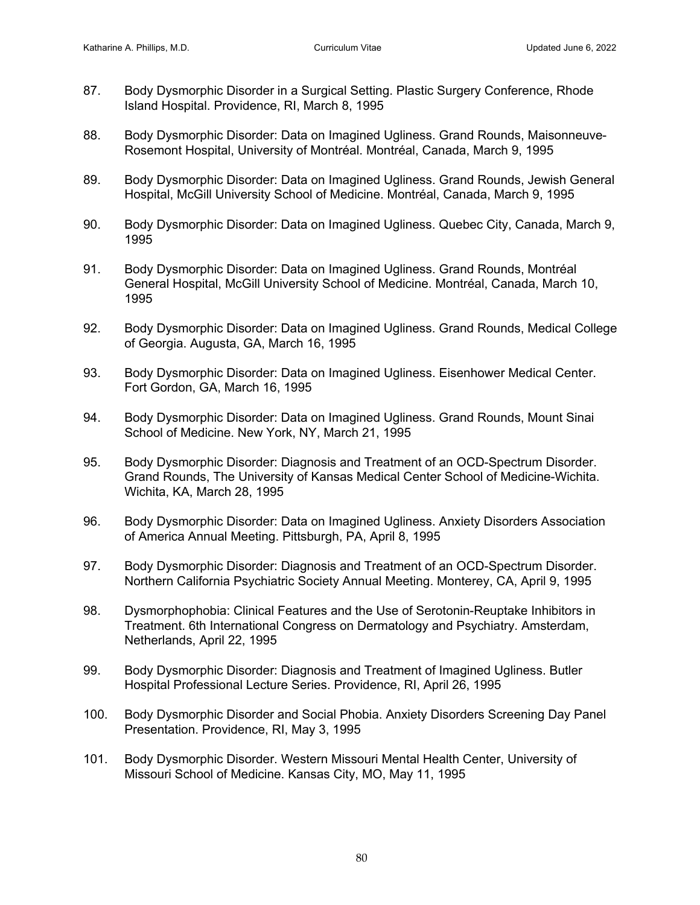87. Body Dysmorphic Disorder in a Surgical Setting. Plastic Surgery Conference, Rhode Island Hospital. Providence, RI, March 8, 1995

88. Body Dysmorphic Disorder: Data on Imagined Ugliness. Grand Rounds, Maisonneuve-Rosemont Hospital, University of Montréal. Montréal, Canada, March 9, 1995

89. Body Dysmorphic Disorder: Data on Imagined Ugliness. Grand Rounds, Jewish General Hospital, McGill University School of Medicine. Montréal, Canada, March 9, 1995

90. Body Dysmorphic Disorder: Data on Imagined Ugliness. Quebec City, Canada, March 9, 1995

91. Body Dysmorphic Disorder: Data on Imagined Ugliness. Grand Rounds, Montréal General Hospital, McGill University School of Medicine. Montréal, Canada, March 10, 1995

92. Body Dysmorphic Disorder: Data on Imagined Ugliness. Grand Rounds, Medical College of Georgia. Augusta, GA, March 16, 1995

93. Body Dysmorphic Disorder: Data on Imagined Ugliness. Eisenhower Medical Center. Fort Gordon, GA, March 16, 1995

94. Body Dysmorphic Disorder: Data on Imagined Ugliness. Grand Rounds, Mount Sinai School of Medicine. New York, NY, March 21, 1995

95. Body Dysmorphic Disorder: Diagnosis and Treatment of an OCD-Spectrum Disorder. Grand Rounds, The University of Kansas Medical Center School of Medicine-Wichita. Wichita, KA, March 28, 1995

96. Body Dysmorphic Disorder: Data on Imagined Ugliness. Anxiety Disorders Association of America Annual Meeting. Pittsburgh, PA, April 8, 1995

97. Body Dysmorphic Disorder: Diagnosis and Treatment of an OCD-Spectrum Disorder. Northern California Psychiatric Society Annual Meeting. Monterey, CA, April 9, 1995

98. Dysmorphophobia: Clinical Features and the Use of Serotonin-Reuptake Inhibitors in Treatment. 6th International Congress on Dermatology and Psychiatry. Amsterdam, Netherlands, April 22, 1995

99. Body Dysmorphic Disorder: Diagnosis and Treatment of Imagined Ugliness. Butler Hospital Professional Lecture Series. Providence, RI, April 26, 1995

100. Body Dysmorphic Disorder and Social Phobia. Anxiety Disorders Screening Day Panel Presentation. Providence, RI, May 3, 1995

101. Body Dysmorphic Disorder. Western Missouri Mental Health Center, University of Missouri School of Medicine. Kansas City, MO, May 11, 1995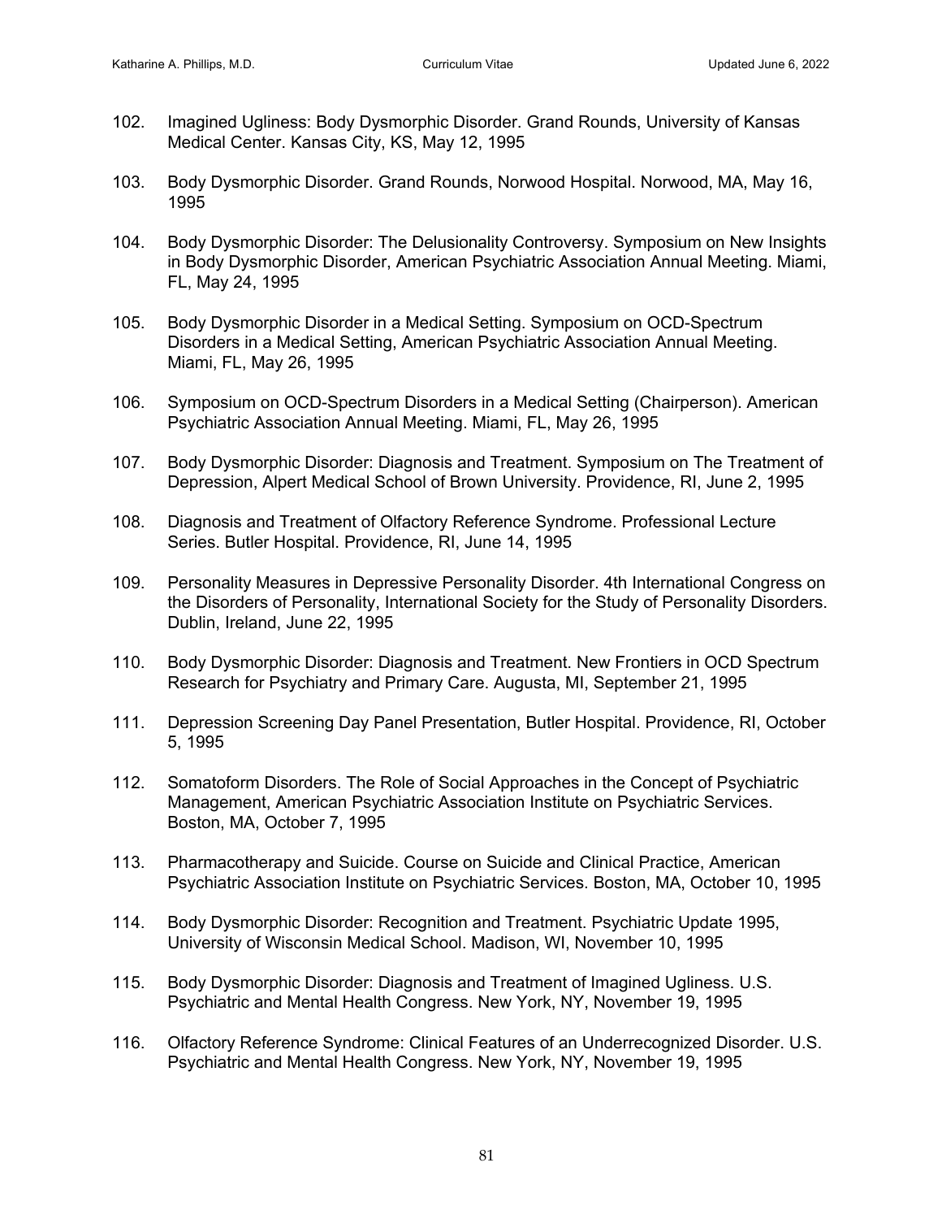102. Imagined Ugliness: Body Dysmorphic Disorder. Grand Rounds, University of Kansas Medical Center. Kansas City, KS, May 12, 1995

103. Body Dysmorphic Disorder. Grand Rounds, Norwood Hospital. Norwood, MA, May 16, 1995

104. Body Dysmorphic Disorder: The Delusionality Controversy. Symposium on New Insights in Body Dysmorphic Disorder, American Psychiatric Association Annual Meeting. Miami, FL, May 24, 1995

105. Body Dysmorphic Disorder in a Medical Setting. Symposium on OCD-Spectrum Disorders in a Medical Setting, American Psychiatric Association Annual Meeting. Miami, FL, May 26, 1995

106. Symposium on OCD-Spectrum Disorders in a Medical Setting (Chairperson). American Psychiatric Association Annual Meeting. Miami, FL, May 26, 1995

107. Body Dysmorphic Disorder: Diagnosis and Treatment. Symposium on The Treatment of Depression, Alpert Medical School of Brown University. Providence, RI, June 2, 1995

108. Diagnosis and Treatment of Olfactory Reference Syndrome. Professional Lecture Series. Butler Hospital. Providence, RI, June 14, 1995

109. Personality Measures in Depressive Personality Disorder. 4th International Congress on the Disorders of Personality, International Society for the Study of Personality Disorders. Dublin, Ireland, June 22, 1995

110. Body Dysmorphic Disorder: Diagnosis and Treatment. New Frontiers in OCD Spectrum Research for Psychiatry and Primary Care. Augusta, MI, September 21, 1995

111. Depression Screening Day Panel Presentation, Butler Hospital. Providence, RI, October 5, 1995

112. Somatoform Disorders. The Role of Social Approaches in the Concept of Psychiatric Management, American Psychiatric Association Institute on Psychiatric Services. Boston, MA, October 7, 1995

113. Pharmacotherapy and Suicide. Course on Suicide and Clinical Practice, American Psychiatric Association Institute on Psychiatric Services. Boston, MA, October 10, 1995

114. Body Dysmorphic Disorder: Recognition and Treatment. Psychiatric Update 1995, University of Wisconsin Medical School. Madison, WI, November 10, 1995

115. Body Dysmorphic Disorder: Diagnosis and Treatment of Imagined Ugliness. U.S. Psychiatric and Mental Health Congress. New York, NY, November 19, 1995

116. Olfactory Reference Syndrome: Clinical Features of an Underrecognized Disorder. U.S. Psychiatric and Mental Health Congress. New York, NY, November 19, 1995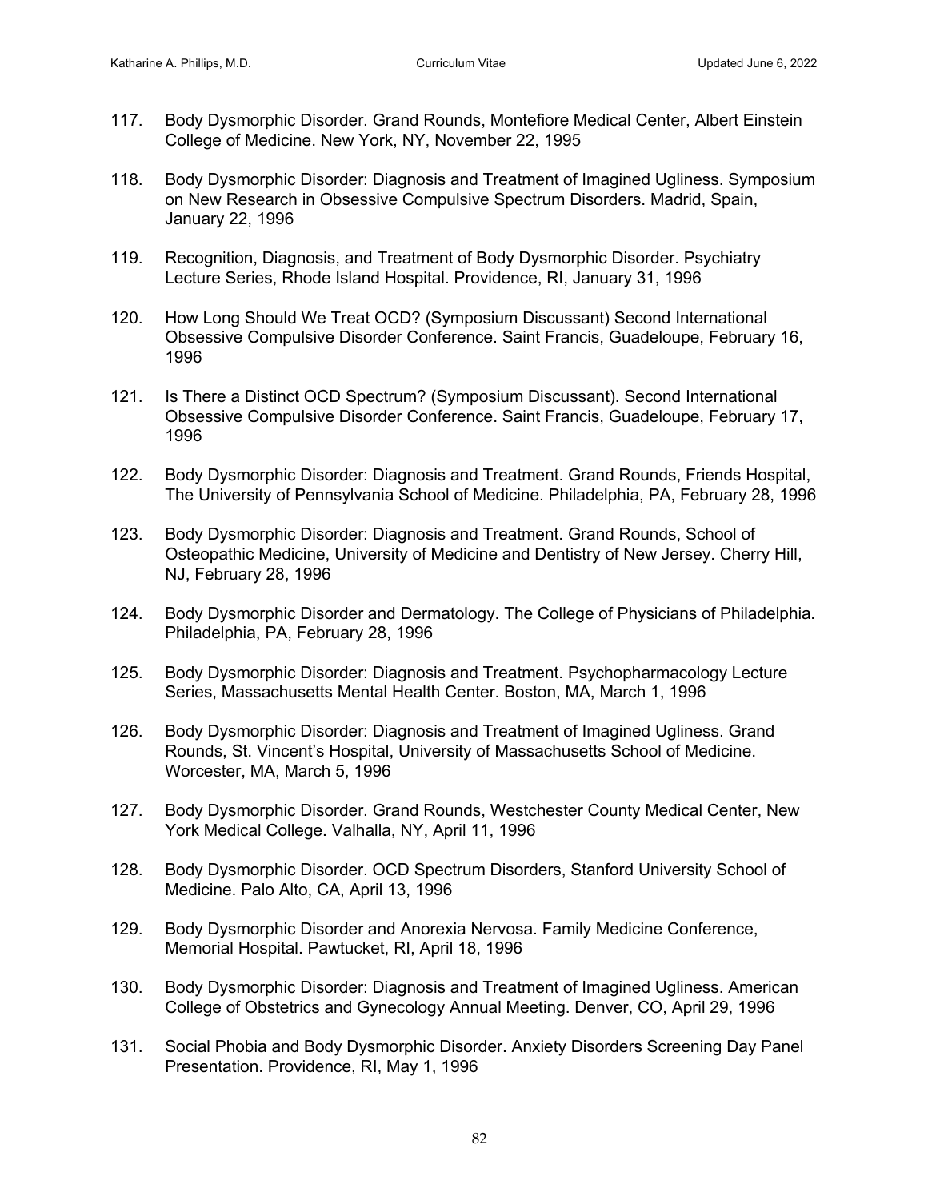117. Body Dysmorphic Disorder. Grand Rounds, Montefiore Medical Center, Albert Einstein College of Medicine. New York, NY, November 22, 1995

118. Body Dysmorphic Disorder: Diagnosis and Treatment of Imagined Ugliness. Symposium on New Research in Obsessive Compulsive Spectrum Disorders. Madrid, Spain, January 22, 1996

119. Recognition, Diagnosis, and Treatment of Body Dysmorphic Disorder. Psychiatry Lecture Series, Rhode Island Hospital. Providence, RI, January 31, 1996

120. How Long Should We Treat OCD? (Symposium Discussant) Second International Obsessive Compulsive Disorder Conference. Saint Francis, Guadeloupe, February 16, 1996

121. Is There a Distinct OCD Spectrum? (Symposium Discussant). Second International Obsessive Compulsive Disorder Conference. Saint Francis, Guadeloupe, February 17, 1996

122. Body Dysmorphic Disorder: Diagnosis and Treatment. Grand Rounds, Friends Hospital, The University of Pennsylvania School of Medicine. Philadelphia, PA, February 28, 1996

123. Body Dysmorphic Disorder: Diagnosis and Treatment. Grand Rounds, School of Osteopathic Medicine, University of Medicine and Dentistry of New Jersey. Cherry Hill, NJ, February 28, 1996

124. Body Dysmorphic Disorder and Dermatology. The College of Physicians of Philadelphia. Philadelphia, PA, February 28, 1996

125. Body Dysmorphic Disorder: Diagnosis and Treatment. Psychopharmacology Lecture Series, Massachusetts Mental Health Center. Boston, MA, March 1, 1996

126. Body Dysmorphic Disorder: Diagnosis and Treatment of Imagined Ugliness. Grand Rounds, St. Vincent's Hospital, University of Massachusetts School of Medicine. Worcester, MA, March 5, 1996

127. Body Dysmorphic Disorder. Grand Rounds, Westchester County Medical Center, New York Medical College. Valhalla, NY, April 11, 1996

128. Body Dysmorphic Disorder. OCD Spectrum Disorders, Stanford University School of Medicine. Palo Alto, CA, April 13, 1996

129. Body Dysmorphic Disorder and Anorexia Nervosa. Family Medicine Conference, Memorial Hospital. Pawtucket, RI, April 18, 1996

130. Body Dysmorphic Disorder: Diagnosis and Treatment of Imagined Ugliness. American College of Obstetrics and Gynecology Annual Meeting. Denver, CO, April 29, 1996

131. Social Phobia and Body Dysmorphic Disorder. Anxiety Disorders Screening Day Panel Presentation. Providence, RI, May 1, 1996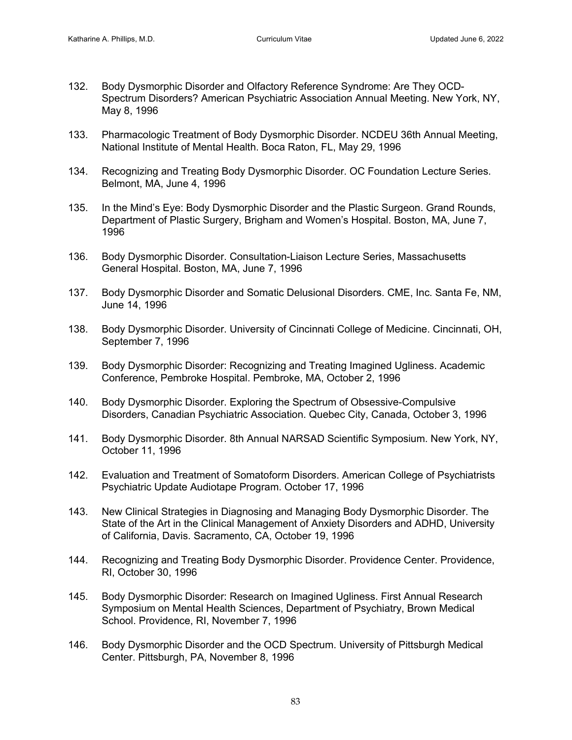132. Body Dysmorphic Disorder and Olfactory Reference Syndrome: Are They OCD-Spectrum Disorders? American Psychiatric Association Annual Meeting. New York, NY, May 8, 1996

133. Pharmacologic Treatment of Body Dysmorphic Disorder. NCDEU 36th Annual Meeting, National Institute of Mental Health. Boca Raton, FL, May 29, 1996

134. Recognizing and Treating Body Dysmorphic Disorder. OC Foundation Lecture Series. Belmont, MA, June 4, 1996

135. In the Mind's Eye: Body Dysmorphic Disorder and the Plastic Surgeon. Grand Rounds, Department of Plastic Surgery, Brigham and Women's Hospital. Boston, MA, June 7, 1996

136. Body Dysmorphic Disorder. Consultation-Liaison Lecture Series, Massachusetts General Hospital. Boston, MA, June 7, 1996

137. Body Dysmorphic Disorder and Somatic Delusional Disorders. CME, Inc. Santa Fe, NM, June 14, 1996

138. Body Dysmorphic Disorder. University of Cincinnati College of Medicine. Cincinnati, OH, September 7, 1996

139. Body Dysmorphic Disorder: Recognizing and Treating Imagined Ugliness. Academic Conference, Pembroke Hospital. Pembroke, MA, October 2, 1996

140. Body Dysmorphic Disorder. Exploring the Spectrum of Obsessive-Compulsive Disorders, Canadian Psychiatric Association. Quebec City, Canada, October 3, 1996

141. Body Dysmorphic Disorder. 8th Annual NARSAD Scientific Symposium. New York, NY, October 11, 1996

142. Evaluation and Treatment of Somatoform Disorders. American College of Psychiatrists Psychiatric Update Audiotape Program. October 17, 1996

143. New Clinical Strategies in Diagnosing and Managing Body Dysmorphic Disorder. The State of the Art in the Clinical Management of Anxiety Disorders and ADHD, University of California, Davis. Sacramento, CA, October 19, 1996

144. Recognizing and Treating Body Dysmorphic Disorder. Providence Center. Providence, RI, October 30, 1996

145. Body Dysmorphic Disorder: Research on Imagined Ugliness. First Annual Research Symposium on Mental Health Sciences, Department of Psychiatry, Brown Medical School. Providence, RI, November 7, 1996

146. Body Dysmorphic Disorder and the OCD Spectrum. University of Pittsburgh Medical Center. Pittsburgh, PA, November 8, 1996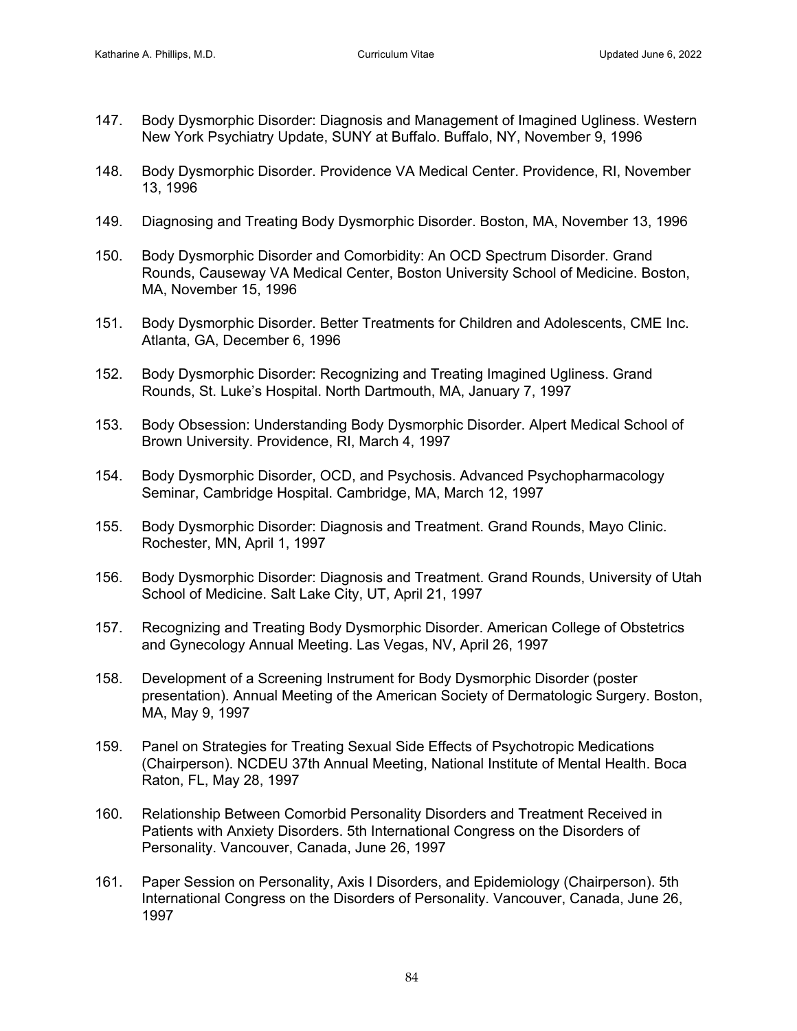147. Body Dysmorphic Disorder: Diagnosis and Management of Imagined Ugliness. Western New York Psychiatry Update, SUNY at Buffalo. Buffalo, NY, November 9, 1996

148. Body Dysmorphic Disorder. Providence VA Medical Center. Providence, RI, November 13, 1996

149. Diagnosing and Treating Body Dysmorphic Disorder. Boston, MA, November 13, 1996

150. Body Dysmorphic Disorder and Comorbidity: An OCD Spectrum Disorder. Grand Rounds, Causeway VA Medical Center, Boston University School of Medicine. Boston, MA, November 15, 1996

151. Body Dysmorphic Disorder. Better Treatments for Children and Adolescents, CME Inc. Atlanta, GA, December 6, 1996

152. Body Dysmorphic Disorder: Recognizing and Treating Imagined Ugliness. Grand Rounds, St. Luke's Hospital. North Dartmouth, MA, January 7, 1997

153. Body Obsession: Understanding Body Dysmorphic Disorder. Alpert Medical School of Brown University. Providence, RI, March 4, 1997

154. Body Dysmorphic Disorder, OCD, and Psychosis. Advanced Psychopharmacology Seminar, Cambridge Hospital. Cambridge, MA, March 12, 1997

155. Body Dysmorphic Disorder: Diagnosis and Treatment. Grand Rounds, Mayo Clinic. Rochester, MN, April 1, 1997

156. Body Dysmorphic Disorder: Diagnosis and Treatment. Grand Rounds, University of Utah School of Medicine. Salt Lake City, UT, April 21, 1997

157. Recognizing and Treating Body Dysmorphic Disorder. American College of Obstetrics and Gynecology Annual Meeting. Las Vegas, NV, April 26, 1997

158. Development of a Screening Instrument for Body Dysmorphic Disorder (poster presentation). Annual Meeting of the American Society of Dermatologic Surgery. Boston, MA, May 9, 1997

159. Panel on Strategies for Treating Sexual Side Effects of Psychotropic Medications (Chairperson). NCDEU 37th Annual Meeting, National Institute of Mental Health. Boca Raton, FL, May 28, 1997

160. Relationship Between Comorbid Personality Disorders and Treatment Received in Patients with Anxiety Disorders. 5th International Congress on the Disorders of Personality. Vancouver, Canada, June 26, 1997

161. Paper Session on Personality, Axis I Disorders, and Epidemiology (Chairperson). 5th International Congress on the Disorders of Personality. Vancouver, Canada, June 26, 1997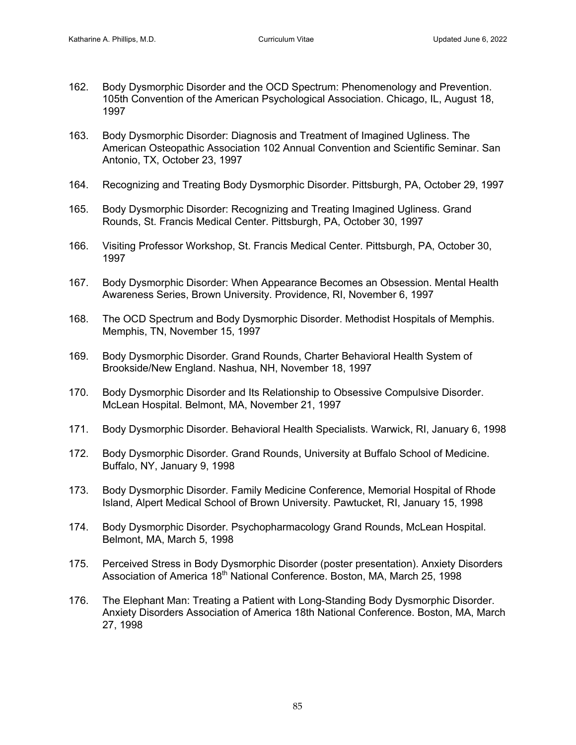162. Body Dysmorphic Disorder and the OCD Spectrum: Phenomenology and Prevention. 105th Convention of the American Psychological Association. Chicago, IL, August 18, 1997

163. Body Dysmorphic Disorder: Diagnosis and Treatment of Imagined Ugliness. The American Osteopathic Association 102 Annual Convention and Scientific Seminar. San Antonio, TX, October 23, 1997

164. Recognizing and Treating Body Dysmorphic Disorder. Pittsburgh, PA, October 29, 1997

165. Body Dysmorphic Disorder: Recognizing and Treating Imagined Ugliness. Grand Rounds, St. Francis Medical Center. Pittsburgh, PA, October 30, 1997

166. Visiting Professor Workshop, St. Francis Medical Center. Pittsburgh, PA, October 30, 1997

167. Body Dysmorphic Disorder: When Appearance Becomes an Obsession. Mental Health Awareness Series, Brown University. Providence, RI, November 6, 1997

168. The OCD Spectrum and Body Dysmorphic Disorder. Methodist Hospitals of Memphis. Memphis, TN, November 15, 1997

169. Body Dysmorphic Disorder. Grand Rounds, Charter Behavioral Health System of Brookside/New England. Nashua, NH, November 18, 1997

170. Body Dysmorphic Disorder and Its Relationship to Obsessive Compulsive Disorder. McLean Hospital. Belmont, MA, November 21, 1997

171. Body Dysmorphic Disorder. Behavioral Health Specialists. Warwick, RI, January 6, 1998

172. Body Dysmorphic Disorder. Grand Rounds, University at Buffalo School of Medicine. Buffalo, NY, January 9, 1998

173. Body Dysmorphic Disorder. Family Medicine Conference, Memorial Hospital of Rhode Island, Alpert Medical School of Brown University. Pawtucket, RI, January 15, 1998

174. Body Dysmorphic Disorder. Psychopharmacology Grand Rounds, McLean Hospital. Belmont, MA, March 5, 1998

175. Perceived Stress in Body Dysmorphic Disorder (poster presentation). Anxiety Disorders Association of America 18th National Conference. Boston, MA, March 25, 1998

176. The Elephant Man: Treating a Patient with Long-Standing Body Dysmorphic Disorder. Anxiety Disorders Association of America 18th National Conference. Boston, MA, March 27, 1998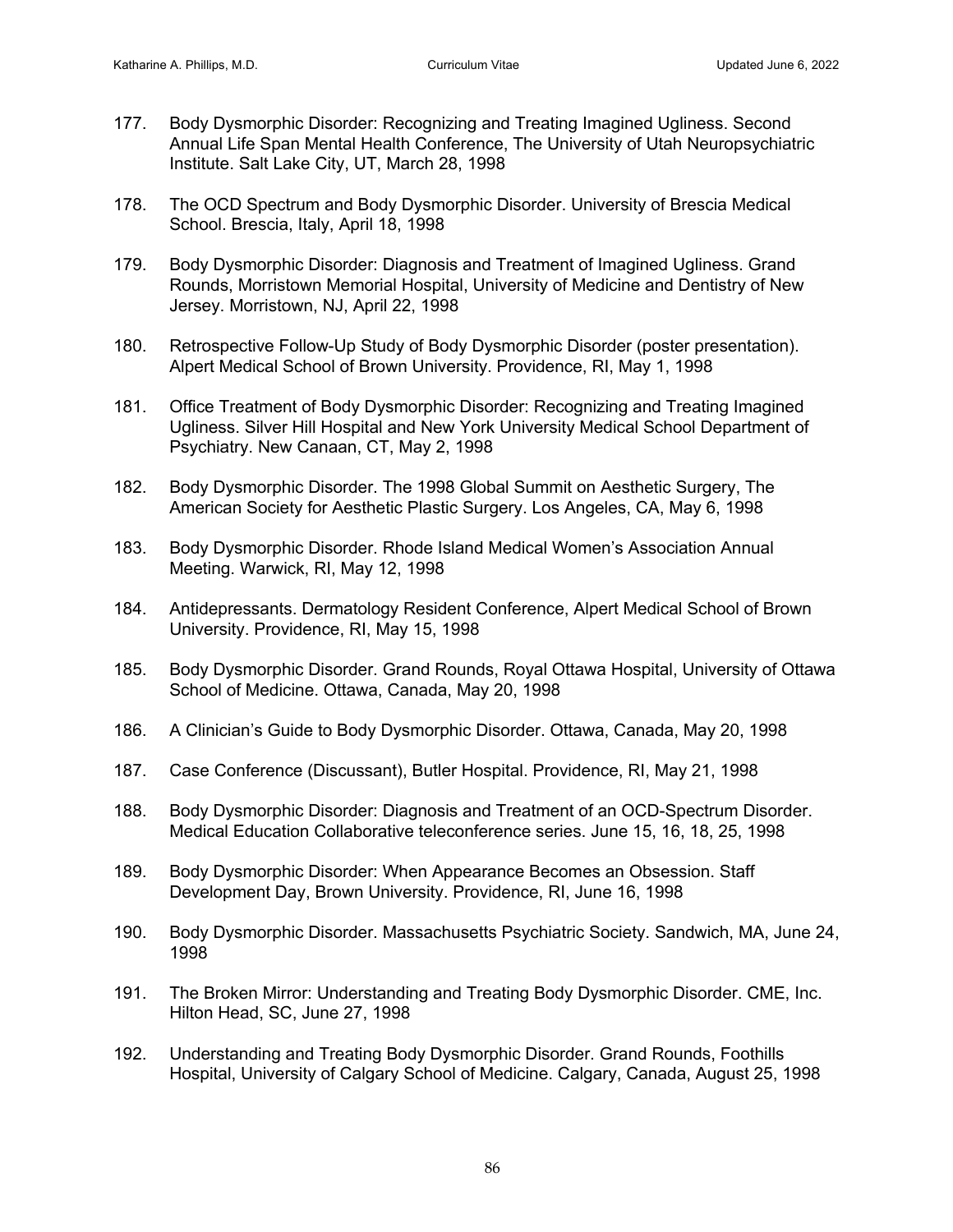177. Body Dysmorphic Disorder: Recognizing and Treating Imagined Ugliness. Second Annual Life Span Mental Health Conference, The University of Utah Neuropsychiatric Institute. Salt Lake City, UT, March 28, 1998

178. The OCD Spectrum and Body Dysmorphic Disorder. University of Brescia Medical School. Brescia, Italy, April 18, 1998

179. Body Dysmorphic Disorder: Diagnosis and Treatment of Imagined Ugliness. Grand Rounds, Morristown Memorial Hospital, University of Medicine and Dentistry of New Jersey. Morristown, NJ, April 22, 1998

180. Retrospective Follow-Up Study of Body Dysmorphic Disorder (poster presentation). Alpert Medical School of Brown University. Providence, RI, May 1, 1998

181. Office Treatment of Body Dysmorphic Disorder: Recognizing and Treating Imagined Ugliness. Silver Hill Hospital and New York University Medical School Department of Psychiatry. New Canaan, CT, May 2, 1998

182. Body Dysmorphic Disorder. The 1998 Global Summit on Aesthetic Surgery, The American Society for Aesthetic Plastic Surgery. Los Angeles, CA, May 6, 1998

183. Body Dysmorphic Disorder. Rhode Island Medical Women's Association Annual Meeting. Warwick, RI, May 12, 1998

184. Antidepressants. Dermatology Resident Conference, Alpert Medical School of Brown University. Providence, RI, May 15, 1998

185. Body Dysmorphic Disorder. Grand Rounds, Royal Ottawa Hospital, University of Ottawa School of Medicine. Ottawa, Canada, May 20, 1998

186. A Clinician's Guide to Body Dysmorphic Disorder. Ottawa, Canada, May 20, 1998

187. Case Conference (Discussant), Butler Hospital. Providence, RI, May 21, 1998

188. Body Dysmorphic Disorder: Diagnosis and Treatment of an OCD-Spectrum Disorder. Medical Education Collaborative teleconference series. June 15, 16, 18, 25, 1998

189. Body Dysmorphic Disorder: When Appearance Becomes an Obsession. Staff Development Day, Brown University. Providence, RI, June 16, 1998

190. Body Dysmorphic Disorder. Massachusetts Psychiatric Society. Sandwich, MA, June 24, 1998

191. The Broken Mirror: Understanding and Treating Body Dysmorphic Disorder. CME, Inc. Hilton Head, SC, June 27, 1998

192. Understanding and Treating Body Dysmorphic Disorder. Grand Rounds, Foothills Hospital, University of Calgary School of Medicine. Calgary, Canada, August 25, 1998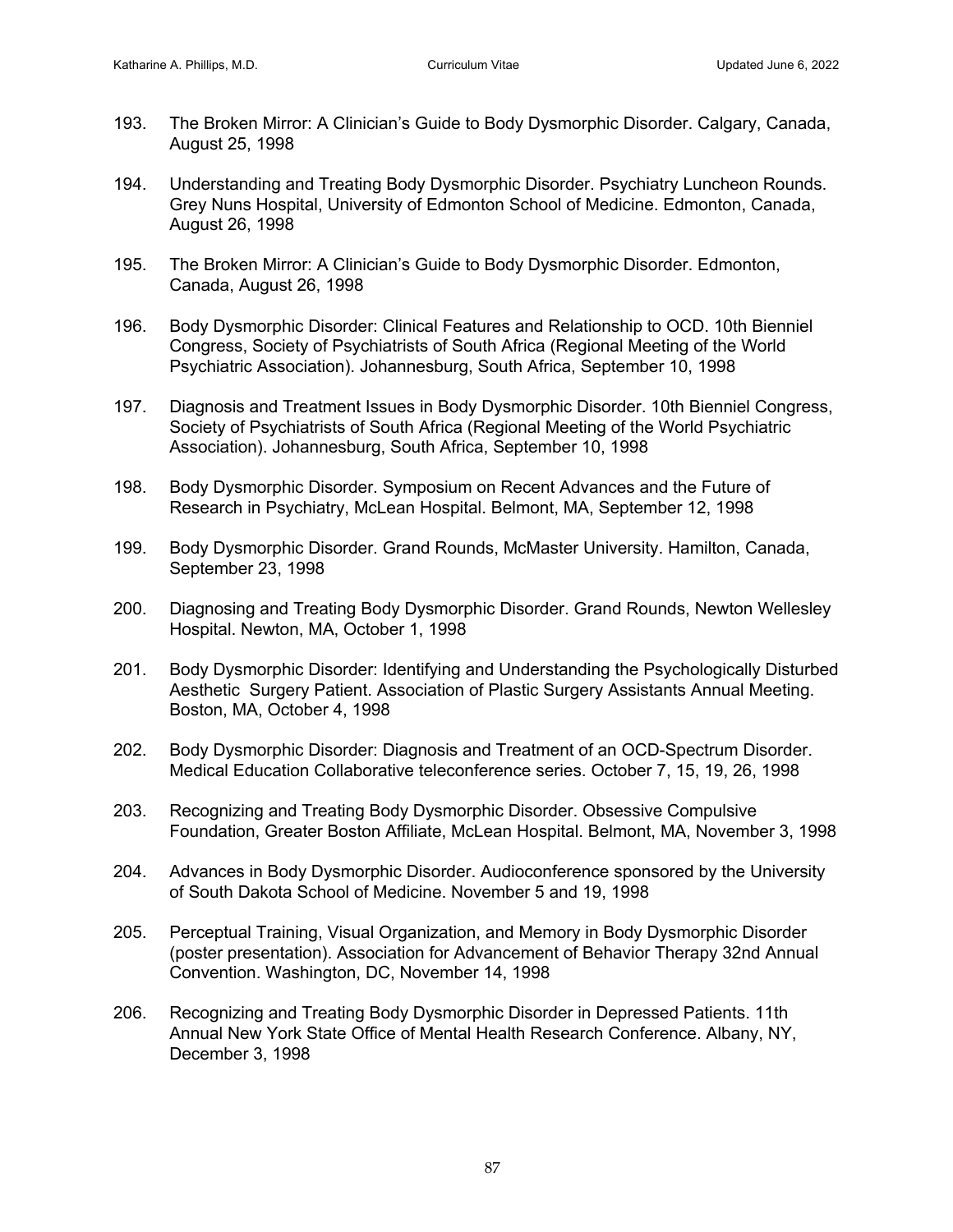193. The Broken Mirror: A Clinician's Guide to Body Dysmorphic Disorder. Calgary, Canada, August 25, 1998

194. Understanding and Treating Body Dysmorphic Disorder. Psychiatry Luncheon Rounds. Grey Nuns Hospital, University of Edmonton School of Medicine. Edmonton, Canada, August 26, 1998

195. The Broken Mirror: A Clinician's Guide to Body Dysmorphic Disorder. Edmonton, Canada, August 26, 1998

196. Body Dysmorphic Disorder: Clinical Features and Relationship to OCD. 10th Bienniel Congress, Society of Psychiatrists of South Africa (Regional Meeting of the World Psychiatric Association). Johannesburg, South Africa, September 10, 1998

197. Diagnosis and Treatment Issues in Body Dysmorphic Disorder. 10th Bienniel Congress, Society of Psychiatrists of South Africa (Regional Meeting of the World Psychiatric Association). Johannesburg, South Africa, September 10, 1998

198. Body Dysmorphic Disorder. Symposium on Recent Advances and the Future of Research in Psychiatry, McLean Hospital. Belmont, MA, September 12, 1998

199. Body Dysmorphic Disorder. Grand Rounds, McMaster University. Hamilton, Canada, September 23, 1998

200. Diagnosing and Treating Body Dysmorphic Disorder. Grand Rounds, Newton Wellesley Hospital. Newton, MA, October 1, 1998

201. Body Dysmorphic Disorder: Identifying and Understanding the Psychologically Disturbed Aesthetic Surgery Patient. Association of Plastic Surgery Assistants Annual Meeting. Boston, MA, October 4, 1998

202. Body Dysmorphic Disorder: Diagnosis and Treatment of an OCD-Spectrum Disorder. Medical Education Collaborative teleconference series. October 7, 15, 19, 26, 1998

203. Recognizing and Treating Body Dysmorphic Disorder. Obsessive Compulsive Foundation, Greater Boston Affiliate, McLean Hospital. Belmont, MA, November 3, 1998

204. Advances in Body Dysmorphic Disorder. Audioconference sponsored by the University of South Dakota School of Medicine. November 5 and 19, 1998

205. Perceptual Training, Visual Organization, and Memory in Body Dysmorphic Disorder (poster presentation). Association for Advancement of Behavior Therapy 32nd Annual Convention. Washington, DC, November 14, 1998

206. Recognizing and Treating Body Dysmorphic Disorder in Depressed Patients. 11th Annual New York State Office of Mental Health Research Conference. Albany, NY, December 3, 1998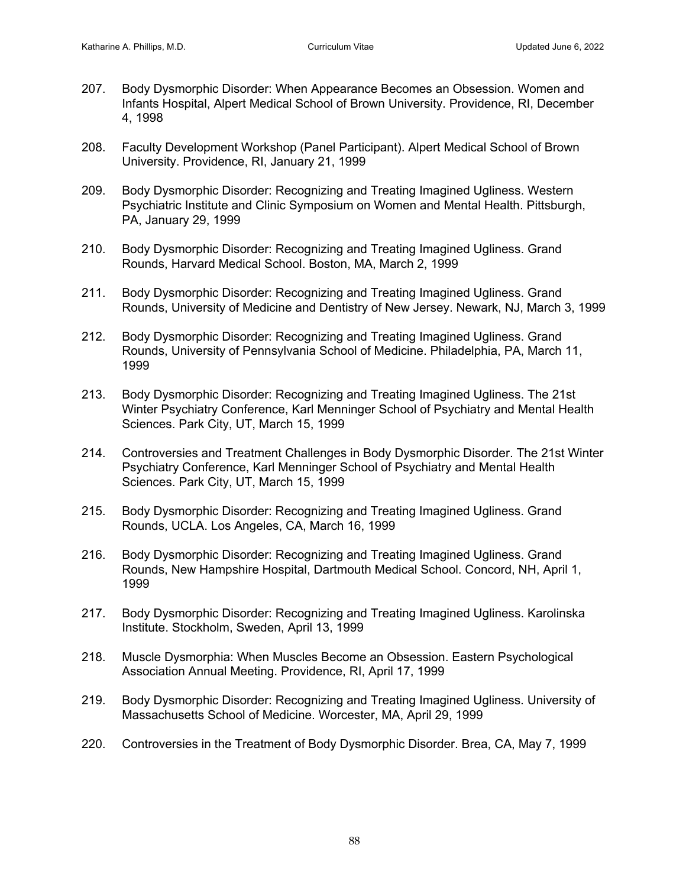207. Body Dysmorphic Disorder: When Appearance Becomes an Obsession. Women and Infants Hospital, Alpert Medical School of Brown University. Providence, RI, December 4, 1998

208. Faculty Development Workshop (Panel Participant). Alpert Medical School of Brown University. Providence, RI, January 21, 1999

209. Body Dysmorphic Disorder: Recognizing and Treating Imagined Ugliness. Western Psychiatric Institute and Clinic Symposium on Women and Mental Health. Pittsburgh, PA, January 29, 1999

210. Body Dysmorphic Disorder: Recognizing and Treating Imagined Ugliness. Grand Rounds, Harvard Medical School. Boston, MA, March 2, 1999

211. Body Dysmorphic Disorder: Recognizing and Treating Imagined Ugliness. Grand Rounds, University of Medicine and Dentistry of New Jersey. Newark, NJ, March 3, 1999

212. Body Dysmorphic Disorder: Recognizing and Treating Imagined Ugliness. Grand Rounds, University of Pennsylvania School of Medicine. Philadelphia, PA, March 11, 1999

213. Body Dysmorphic Disorder: Recognizing and Treating Imagined Ugliness. The 21st Winter Psychiatry Conference, Karl Menninger School of Psychiatry and Mental Health Sciences. Park City, UT, March 15, 1999

214. Controversies and Treatment Challenges in Body Dysmorphic Disorder. The 21st Winter Psychiatry Conference, Karl Menninger School of Psychiatry and Mental Health Sciences. Park City, UT, March 15, 1999

215. Body Dysmorphic Disorder: Recognizing and Treating Imagined Ugliness. Grand Rounds, UCLA. Los Angeles, CA, March 16, 1999

216. Body Dysmorphic Disorder: Recognizing and Treating Imagined Ugliness. Grand Rounds, New Hampshire Hospital, Dartmouth Medical School. Concord, NH, April 1, 1999

217. Body Dysmorphic Disorder: Recognizing and Treating Imagined Ugliness. Karolinska Institute. Stockholm, Sweden, April 13, 1999

218. Muscle Dysmorphia: When Muscles Become an Obsession. Eastern Psychological Association Annual Meeting. Providence, RI, April 17, 1999

219. Body Dysmorphic Disorder: Recognizing and Treating Imagined Ugliness. University of Massachusetts School of Medicine. Worcester, MA, April 29, 1999

220. Controversies in the Treatment of Body Dysmorphic Disorder. Brea, CA, May 7, 1999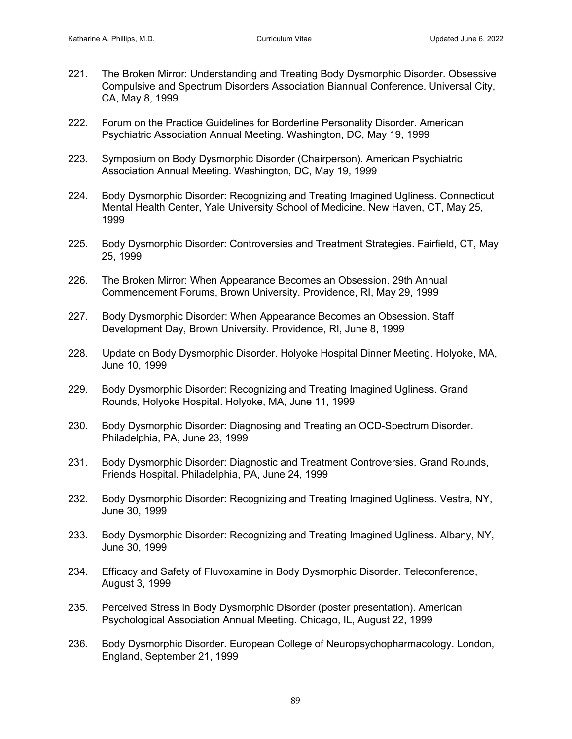221. The Broken Mirror: Understanding and Treating Body Dysmorphic Disorder. Obsessive Compulsive and Spectrum Disorders Association Biannual Conference. Universal City, CA, May 8, 1999

222. Forum on the Practice Guidelines for Borderline Personality Disorder. American Psychiatric Association Annual Meeting. Washington, DC, May 19, 1999

223. Symposium on Body Dysmorphic Disorder (Chairperson). American Psychiatric Association Annual Meeting. Washington, DC, May 19, 1999

224. Body Dysmorphic Disorder: Recognizing and Treating Imagined Ugliness. Connecticut Mental Health Center, Yale University School of Medicine. New Haven, CT, May 25, 1999

225. Body Dysmorphic Disorder: Controversies and Treatment Strategies. Fairfield, CT, May 25, 1999

226. The Broken Mirror: When Appearance Becomes an Obsession. 29th Annual Commencement Forums, Brown University. Providence, RI, May 29, 1999

227. Body Dysmorphic Disorder: When Appearance Becomes an Obsession. Staff Development Day, Brown University. Providence, RI, June 8, 1999

228. Update on Body Dysmorphic Disorder. Holyoke Hospital Dinner Meeting. Holyoke, MA, June 10, 1999

229. Body Dysmorphic Disorder: Recognizing and Treating Imagined Ugliness. Grand Rounds, Holyoke Hospital. Holyoke, MA, June 11, 1999

230. Body Dysmorphic Disorder: Diagnosing and Treating an OCD-Spectrum Disorder. Philadelphia, PA, June 23, 1999

231. Body Dysmorphic Disorder: Diagnostic and Treatment Controversies. Grand Rounds, Friends Hospital. Philadelphia, PA, June 24, 1999

232. Body Dysmorphic Disorder: Recognizing and Treating Imagined Ugliness. Vestra, NY, June 30, 1999

233. Body Dysmorphic Disorder: Recognizing and Treating Imagined Ugliness. Albany, NY, June 30, 1999

234. Efficacy and Safety of Fluvoxamine in Body Dysmorphic Disorder. Teleconference, August 3, 1999

235. Perceived Stress in Body Dysmorphic Disorder (poster presentation). American Psychological Association Annual Meeting. Chicago, IL, August 22, 1999

236. Body Dysmorphic Disorder. European College of Neuropsychopharmacology. London, England, September 21, 1999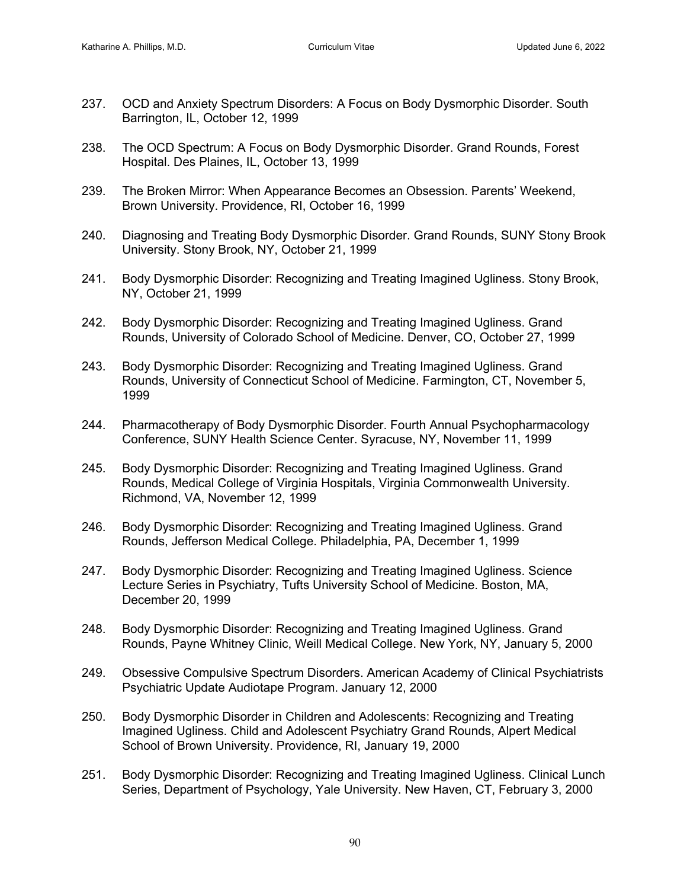237. OCD and Anxiety Spectrum Disorders: A Focus on Body Dysmorphic Disorder. South Barrington, IL, October 12, 1999

238. The OCD Spectrum: A Focus on Body Dysmorphic Disorder. Grand Rounds, Forest Hospital. Des Plaines, IL, October 13, 1999

239. The Broken Mirror: When Appearance Becomes an Obsession. Parents' Weekend, Brown University. Providence, RI, October 16, 1999

240. Diagnosing and Treating Body Dysmorphic Disorder. Grand Rounds, SUNY Stony Brook University. Stony Brook, NY, October 21, 1999

241. Body Dysmorphic Disorder: Recognizing and Treating Imagined Ugliness. Stony Brook, NY, October 21, 1999

242. Body Dysmorphic Disorder: Recognizing and Treating Imagined Ugliness. Grand Rounds, University of Colorado School of Medicine. Denver, CO, October 27, 1999

243. Body Dysmorphic Disorder: Recognizing and Treating Imagined Ugliness. Grand Rounds, University of Connecticut School of Medicine. Farmington, CT, November 5, 1999

244. Pharmacotherapy of Body Dysmorphic Disorder. Fourth Annual Psychopharmacology Conference, SUNY Health Science Center. Syracuse, NY, November 11, 1999

245. Body Dysmorphic Disorder: Recognizing and Treating Imagined Ugliness. Grand Rounds, Medical College of Virginia Hospitals, Virginia Commonwealth University. Richmond, VA, November 12, 1999

246. Body Dysmorphic Disorder: Recognizing and Treating Imagined Ugliness. Grand Rounds, Jefferson Medical College. Philadelphia, PA, December 1, 1999

247. Body Dysmorphic Disorder: Recognizing and Treating Imagined Ugliness. Science Lecture Series in Psychiatry, Tufts University School of Medicine. Boston, MA, December 20, 1999

248. Body Dysmorphic Disorder: Recognizing and Treating Imagined Ugliness. Grand Rounds, Payne Whitney Clinic, Weill Medical College. New York, NY, January 5, 2000

249. Obsessive Compulsive Spectrum Disorders. American Academy of Clinical Psychiatrists Psychiatric Update Audiotape Program. January 12, 2000

250. Body Dysmorphic Disorder in Children and Adolescents: Recognizing and Treating Imagined Ugliness. Child and Adolescent Psychiatry Grand Rounds, Alpert Medical School of Brown University. Providence, RI, January 19, 2000

251. Body Dysmorphic Disorder: Recognizing and Treating Imagined Ugliness. Clinical Lunch Series, Department of Psychology, Yale University. New Haven, CT, February 3, 2000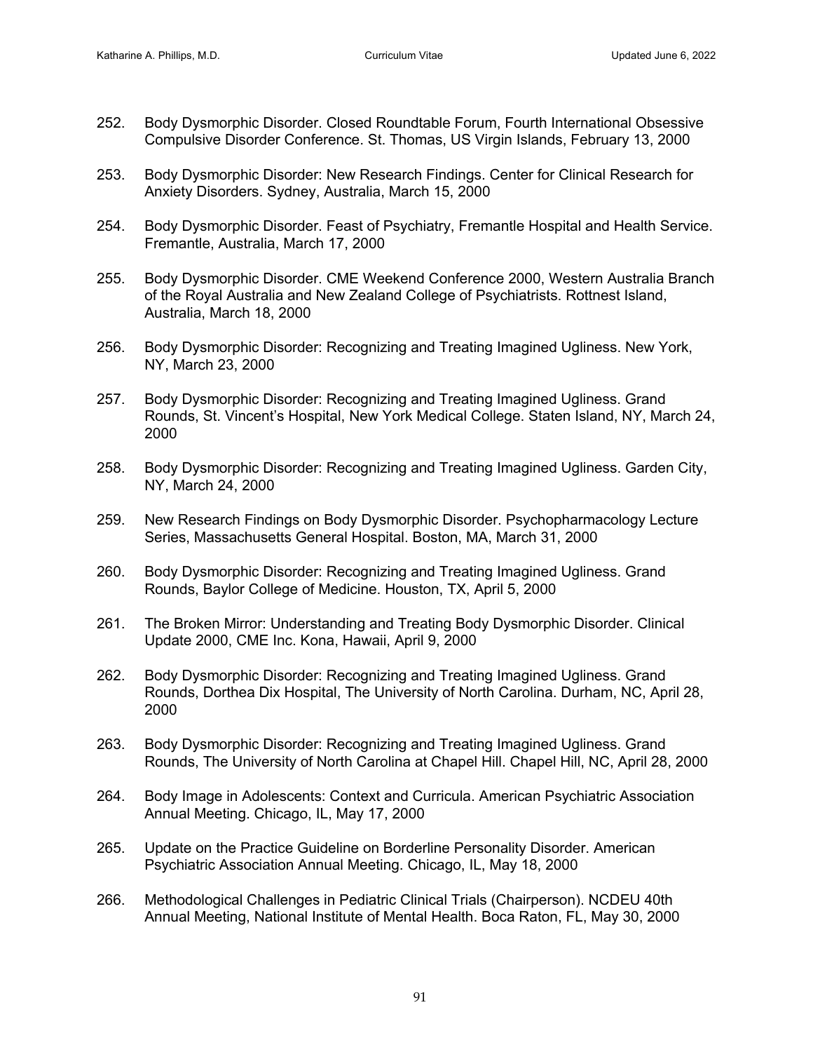252. Body Dysmorphic Disorder. Closed Roundtable Forum, Fourth International Obsessive Compulsive Disorder Conference. St. Thomas, US Virgin Islands, February 13, 2000

253. Body Dysmorphic Disorder: New Research Findings. Center for Clinical Research for Anxiety Disorders. Sydney, Australia, March 15, 2000

254. Body Dysmorphic Disorder. Feast of Psychiatry, Fremantle Hospital and Health Service. Fremantle, Australia, March 17, 2000

255. Body Dysmorphic Disorder. CME Weekend Conference 2000, Western Australia Branch of the Royal Australia and New Zealand College of Psychiatrists. Rottnest Island, Australia, March 18, 2000

256. Body Dysmorphic Disorder: Recognizing and Treating Imagined Ugliness. New York, NY, March 23, 2000

257. Body Dysmorphic Disorder: Recognizing and Treating Imagined Ugliness. Grand Rounds, St. Vincent's Hospital, New York Medical College. Staten Island, NY, March 24, 2000

258. Body Dysmorphic Disorder: Recognizing and Treating Imagined Ugliness. Garden City, NY, March 24, 2000

259. New Research Findings on Body Dysmorphic Disorder. Psychopharmacology Lecture Series, Massachusetts General Hospital. Boston, MA, March 31, 2000

260. Body Dysmorphic Disorder: Recognizing and Treating Imagined Ugliness. Grand Rounds, Baylor College of Medicine. Houston, TX, April 5, 2000

261. The Broken Mirror: Understanding and Treating Body Dysmorphic Disorder. Clinical Update 2000, CME Inc. Kona, Hawaii, April 9, 2000

262. Body Dysmorphic Disorder: Recognizing and Treating Imagined Ugliness. Grand Rounds, Dorthea Dix Hospital, The University of North Carolina. Durham, NC, April 28, 2000

263. Body Dysmorphic Disorder: Recognizing and Treating Imagined Ugliness. Grand Rounds, The University of North Carolina at Chapel Hill. Chapel Hill, NC, April 28, 2000

264. Body Image in Adolescents: Context and Curricula. American Psychiatric Association Annual Meeting. Chicago, IL, May 17, 2000

265. Update on the Practice Guideline on Borderline Personality Disorder. American Psychiatric Association Annual Meeting. Chicago, IL, May 18, 2000

266. Methodological Challenges in Pediatric Clinical Trials (Chairperson). NCDEU 40th Annual Meeting, National Institute of Mental Health. Boca Raton, FL, May 30, 2000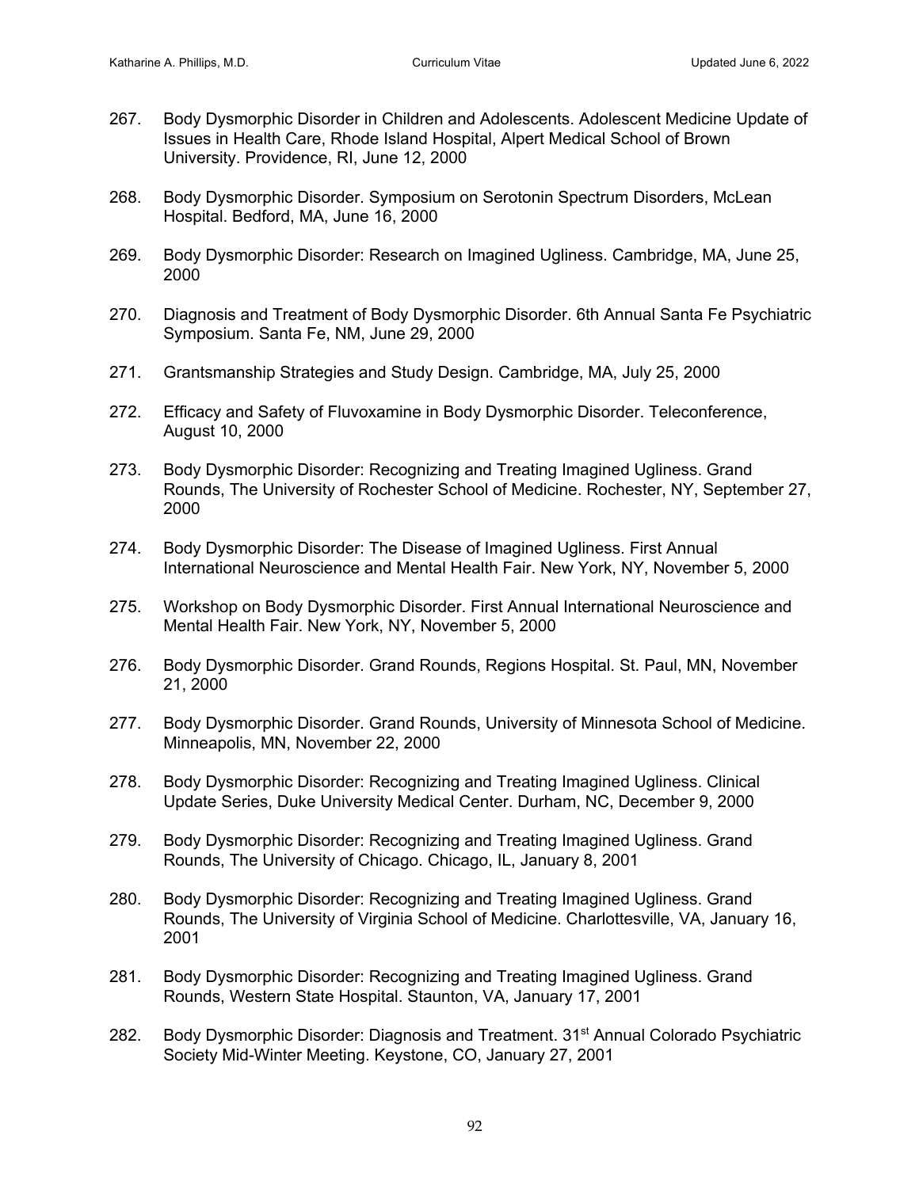267. Body Dysmorphic Disorder in Children and Adolescents. Adolescent Medicine Update of Issues in Health Care, Rhode Island Hospital, Alpert Medical School of Brown University. Providence, RI, June 12, 2000

268. Body Dysmorphic Disorder. Symposium on Serotonin Spectrum Disorders, McLean Hospital. Bedford, MA, June 16, 2000

269. Body Dysmorphic Disorder: Research on Imagined Ugliness. Cambridge, MA, June 25, 2000

270. Diagnosis and Treatment of Body Dysmorphic Disorder. 6th Annual Santa Fe Psychiatric Symposium. Santa Fe, NM, June 29, 2000

271. Grantsmanship Strategies and Study Design. Cambridge, MA, July 25, 2000

272. Efficacy and Safety of Fluvoxamine in Body Dysmorphic Disorder. Teleconference, August 10, 2000

273. Body Dysmorphic Disorder: Recognizing and Treating Imagined Ugliness. Grand Rounds, The University of Rochester School of Medicine. Rochester, NY, September 27, 2000

274. Body Dysmorphic Disorder: The Disease of Imagined Ugliness. First Annual International Neuroscience and Mental Health Fair. New York, NY, November 5, 2000

275. Workshop on Body Dysmorphic Disorder. First Annual International Neuroscience and Mental Health Fair. New York, NY, November 5, 2000

276. Body Dysmorphic Disorder. Grand Rounds, Regions Hospital. St. Paul, MN, November 21, 2000

277. Body Dysmorphic Disorder. Grand Rounds, University of Minnesota School of Medicine. Minneapolis, MN, November 22, 2000

278. Body Dysmorphic Disorder: Recognizing and Treating Imagined Ugliness. Clinical Update Series, Duke University Medical Center. Durham, NC, December 9, 2000

279. Body Dysmorphic Disorder: Recognizing and Treating Imagined Ugliness. Grand Rounds, The University of Chicago. Chicago, IL, January 8, 2001

280. Body Dysmorphic Disorder: Recognizing and Treating Imagined Ugliness. Grand Rounds, The University of Virginia School of Medicine. Charlottesville, VA, January 16, 2001

281. Body Dysmorphic Disorder: Recognizing and Treating Imagined Ugliness. Grand Rounds, Western State Hospital. Staunton, VA, January 17, 2001

282. Body Dysmorphic Disorder: Diagnosis and Treatment. 31st Annual Colorado Psychiatric Society Mid-Winter Meeting. Keystone, CO, January 27, 2001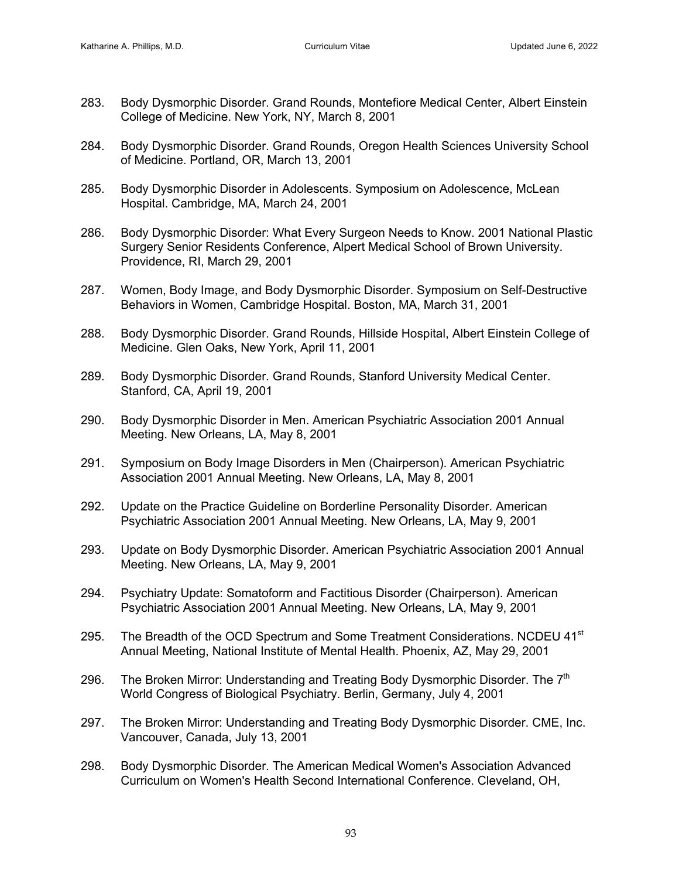283. Body Dysmorphic Disorder. Grand Rounds, Montefiore Medical Center, Albert Einstein College of Medicine. New York, NY, March 8, 2001

284. Body Dysmorphic Disorder. Grand Rounds, Oregon Health Sciences University School of Medicine. Portland, OR, March 13, 2001

285. Body Dysmorphic Disorder in Adolescents. Symposium on Adolescence, McLean Hospital. Cambridge, MA, March 24, 2001

286. Body Dysmorphic Disorder: What Every Surgeon Needs to Know. 2001 National Plastic Surgery Senior Residents Conference, Alpert Medical School of Brown University. Providence, RI, March 29, 2001

287. Women, Body Image, and Body Dysmorphic Disorder. Symposium on Self-Destructive Behaviors in Women, Cambridge Hospital. Boston, MA, March 31, 2001

288. Body Dysmorphic Disorder. Grand Rounds, Hillside Hospital, Albert Einstein College of Medicine. Glen Oaks, New York, April 11, 2001

289. Body Dysmorphic Disorder. Grand Rounds, Stanford University Medical Center. Stanford, CA, April 19, 2001

290. Body Dysmorphic Disorder in Men. American Psychiatric Association 2001 Annual Meeting. New Orleans, LA, May 8, 2001

291. Symposium on Body Image Disorders in Men (Chairperson). American Psychiatric Association 2001 Annual Meeting. New Orleans, LA, May 8, 2001

292. Update on the Practice Guideline on Borderline Personality Disorder. American Psychiatric Association 2001 Annual Meeting. New Orleans, LA, May 9, 2001

293. Update on Body Dysmorphic Disorder. American Psychiatric Association 2001 Annual Meeting. New Orleans, LA, May 9, 2001

294. Psychiatry Update: Somatoform and Factitious Disorder (Chairperson). American Psychiatric Association 2001 Annual Meeting. New Orleans, LA, May 9, 2001

295. The Breadth of the OCD Spectrum and Some Treatment Considerations. NCDEU 41st Annual Meeting, National Institute of Mental Health. Phoenix, AZ, May 29, 2001

296. The Broken Mirror: Understanding and Treating Body Dysmorphic Disorder. The 7th World Congress of Biological Psychiatry. Berlin, Germany, July 4, 2001

297. The Broken Mirror: Understanding and Treating Body Dysmorphic Disorder. CME, Inc. Vancouver, Canada, July 13, 2001

298. Body Dysmorphic Disorder. The American Medical Women's Association Advanced Curriculum on Women's Health Second International Conference. Cleveland, OH,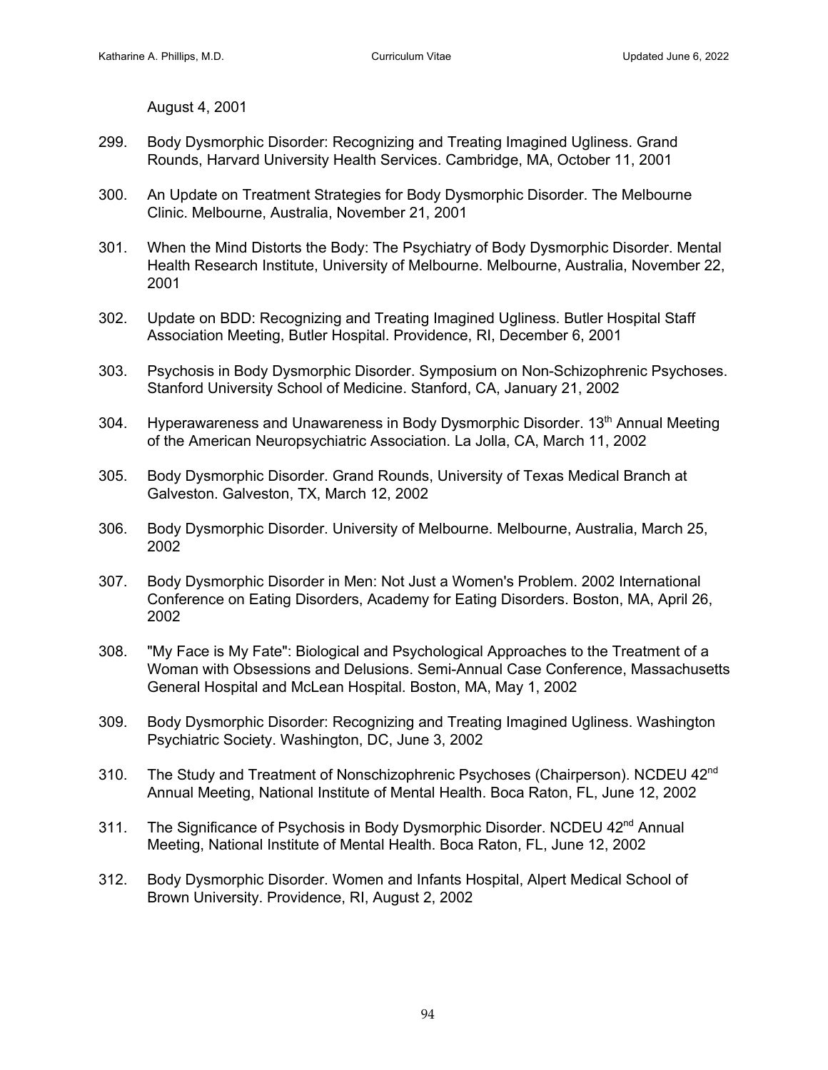August 4, 2001

299. Body Dysmorphic Disorder: Recognizing and Treating Imagined Ugliness. Grand Rounds, Harvard University Health Services. Cambridge, MA, October 11, 2001

300. An Update on Treatment Strategies for Body Dysmorphic Disorder. The Melbourne Clinic. Melbourne, Australia, November 21, 2001

301. When the Mind Distorts the Body: The Psychiatry of Body Dysmorphic Disorder. Mental Health Research Institute, University of Melbourne. Melbourne, Australia, November 22, 2001

302. Update on BDD: Recognizing and Treating Imagined Ugliness. Butler Hospital Staff Association Meeting, Butler Hospital. Providence, RI, December 6, 2001

303. Psychosis in Body Dysmorphic Disorder. Symposium on Non-Schizophrenic Psychoses. Stanford University School of Medicine. Stanford, CA, January 21, 2002

304. Hyperawareness and Unawareness in Body Dysmorphic Disorder. 13th Annual Meeting of the American Neuropsychiatric Association. La Jolla, CA, March 11, 2002

305. Body Dysmorphic Disorder. Grand Rounds, University of Texas Medical Branch at Galveston. Galveston, TX, March 12, 2002

306. Body Dysmorphic Disorder. University of Melbourne. Melbourne, Australia, March 25, 2002

307. Body Dysmorphic Disorder in Men: Not Just a Women's Problem. 2002 International Conference on Eating Disorders, Academy for Eating Disorders. Boston, MA, April 26, 2002

308. "My Face is My Fate": Biological and Psychological Approaches to the Treatment of a Woman with Obsessions and Delusions. Semi-Annual Case Conference, Massachusetts General Hospital and McLean Hospital. Boston, MA, May 1, 2002

309. Body Dysmorphic Disorder: Recognizing and Treating Imagined Ugliness. Washington Psychiatric Society. Washington, DC, June 3, 2002

310. The Study and Treatment of Nonschizophrenic Psychoses (Chairperson). NCDEU 42nd Annual Meeting, National Institute of Mental Health. Boca Raton, FL, June 12, 2002

311. The Significance of Psychosis in Body Dysmorphic Disorder. NCDEU 42nd Annual Meeting, National Institute of Mental Health. Boca Raton, FL, June 12, 2002

312. Body Dysmorphic Disorder. Women and Infants Hospital, Alpert Medical School of Brown University. Providence, RI, August 2, 2002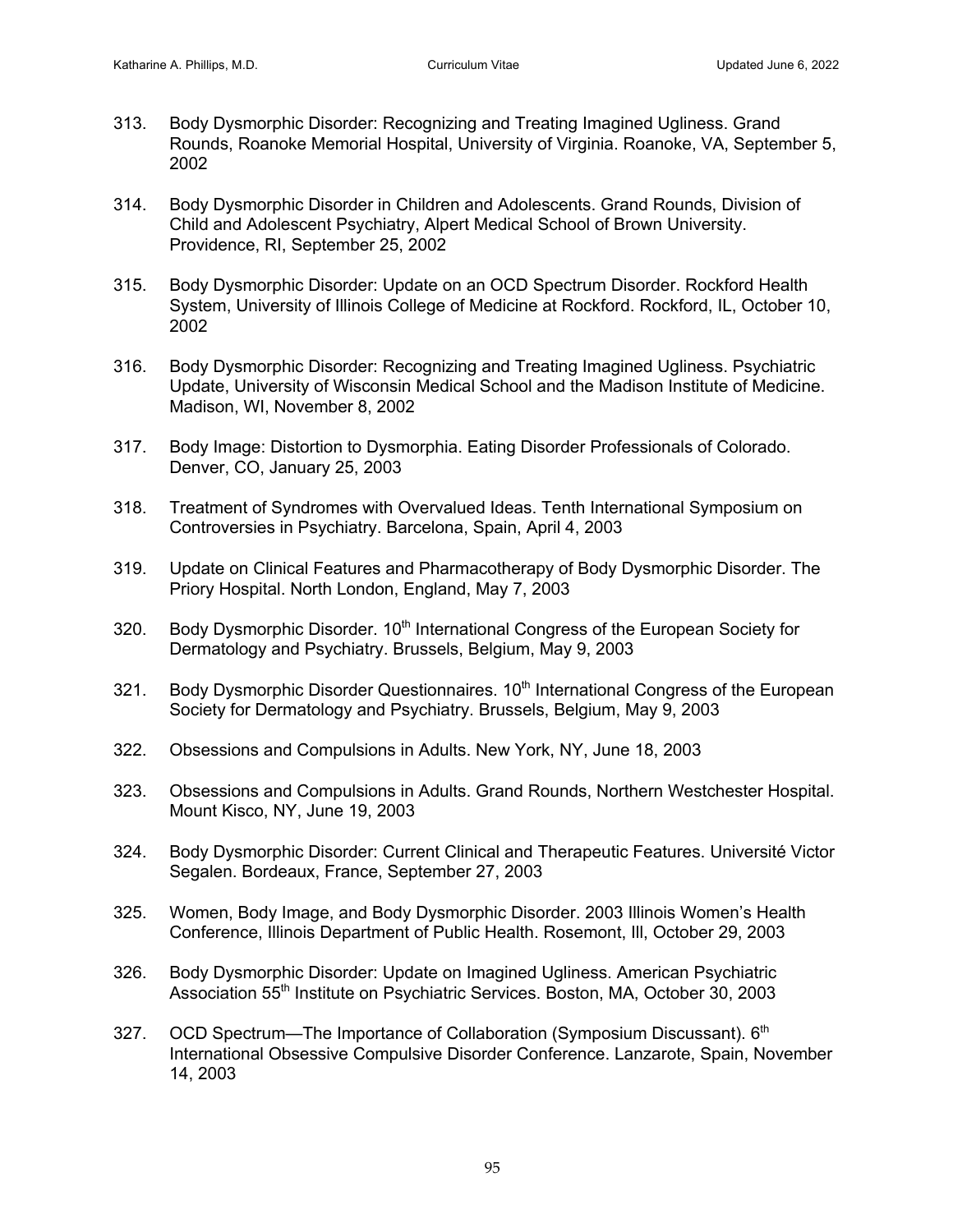313. Body Dysmorphic Disorder: Recognizing and Treating Imagined Ugliness. Grand Rounds, Roanoke Memorial Hospital, University of Virginia. Roanoke, VA, September 5, 2002

314. Body Dysmorphic Disorder in Children and Adolescents. Grand Rounds, Division of Child and Adolescent Psychiatry, Alpert Medical School of Brown University. Providence, RI, September 25, 2002

315. Body Dysmorphic Disorder: Update on an OCD Spectrum Disorder. Rockford Health System, University of Illinois College of Medicine at Rockford. Rockford, IL, October 10, 2002

316. Body Dysmorphic Disorder: Recognizing and Treating Imagined Ugliness. Psychiatric Update, University of Wisconsin Medical School and the Madison Institute of Medicine. Madison, WI, November 8, 2002

317. Body Image: Distortion to Dysmorphia. Eating Disorder Professionals of Colorado. Denver, CO, January 25, 2003

318. Treatment of Syndromes with Overvalued Ideas. Tenth International Symposium on Controversies in Psychiatry. Barcelona, Spain, April 4, 2003

319. Update on Clinical Features and Pharmacotherapy of Body Dysmorphic Disorder. The Priory Hospital. North London, England, May 7, 2003

320. Body Dysmorphic Disorder. 10th International Congress of the European Society for Dermatology and Psychiatry. Brussels, Belgium, May 9, 2003

321. Body Dysmorphic Disorder Questionnaires. 10th International Congress of the European Society for Dermatology and Psychiatry. Brussels, Belgium, May 9, 2003

322. Obsessions and Compulsions in Adults. New York, NY, June 18, 2003

323. Obsessions and Compulsions in Adults. Grand Rounds, Northern Westchester Hospital. Mount Kisco, NY, June 19, 2003

324. Body Dysmorphic Disorder: Current Clinical and Therapeutic Features. Université Victor Segalen. Bordeaux, France, September 27, 2003

325. Women, Body Image, and Body Dysmorphic Disorder. 2003 Illinois Women's Health Conference, Illinois Department of Public Health. Rosemont, Ill, October 29, 2003

326. Body Dysmorphic Disorder: Update on Imagined Ugliness. American Psychiatric Association 55th Institute on Psychiatric Services. Boston, MA, October 30, 2003

327. OCD Spectrum—The Importance of Collaboration (Symposium Discussant). 6th International Obsessive Compulsive Disorder Conference. Lanzarote, Spain, November 14, 2003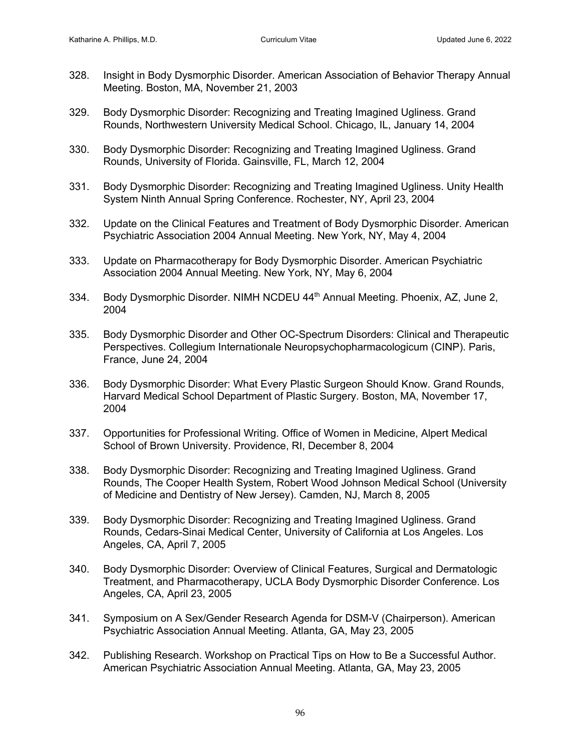328. Insight in Body Dysmorphic Disorder. American Association of Behavior Therapy Annual Meeting. Boston, MA, November 21, 2003

329. Body Dysmorphic Disorder: Recognizing and Treating Imagined Ugliness. Grand Rounds, Northwestern University Medical School. Chicago, IL, January 14, 2004

330. Body Dysmorphic Disorder: Recognizing and Treating Imagined Ugliness. Grand Rounds, University of Florida. Gainsville, FL, March 12, 2004

331. Body Dysmorphic Disorder: Recognizing and Treating Imagined Ugliness. Unity Health System Ninth Annual Spring Conference. Rochester, NY, April 23, 2004

332. Update on the Clinical Features and Treatment of Body Dysmorphic Disorder. American Psychiatric Association 2004 Annual Meeting. New York, NY, May 4, 2004

333. Update on Pharmacotherapy for Body Dysmorphic Disorder. American Psychiatric Association 2004 Annual Meeting. New York, NY, May 6, 2004

334. Body Dysmorphic Disorder. NIMH NCDEU 44th Annual Meeting. Phoenix, AZ, June 2, 2004

335. Body Dysmorphic Disorder and Other OC-Spectrum Disorders: Clinical and Therapeutic Perspectives. Collegium Internationale Neuropsychopharmacologicum (CINP). Paris, France, June 24, 2004

336. Body Dysmorphic Disorder: What Every Plastic Surgeon Should Know. Grand Rounds, Harvard Medical School Department of Plastic Surgery. Boston, MA, November 17, 2004

337. Opportunities for Professional Writing. Office of Women in Medicine, Alpert Medical School of Brown University. Providence, RI, December 8, 2004

338. Body Dysmorphic Disorder: Recognizing and Treating Imagined Ugliness. Grand Rounds, The Cooper Health System, Robert Wood Johnson Medical School (University of Medicine and Dentistry of New Jersey). Camden, NJ, March 8, 2005

339. Body Dysmorphic Disorder: Recognizing and Treating Imagined Ugliness. Grand Rounds, Cedars-Sinai Medical Center, University of California at Los Angeles. Los Angeles, CA, April 7, 2005

340. Body Dysmorphic Disorder: Overview of Clinical Features, Surgical and Dermatologic Treatment, and Pharmacotherapy, UCLA Body Dysmorphic Disorder Conference. Los Angeles, CA, April 23, 2005

341. Symposium on A Sex/Gender Research Agenda for DSM-V (Chairperson). American Psychiatric Association Annual Meeting. Atlanta, GA, May 23, 2005

342. Publishing Research. Workshop on Practical Tips on How to Be a Successful Author. American Psychiatric Association Annual Meeting. Atlanta, GA, May 23, 2005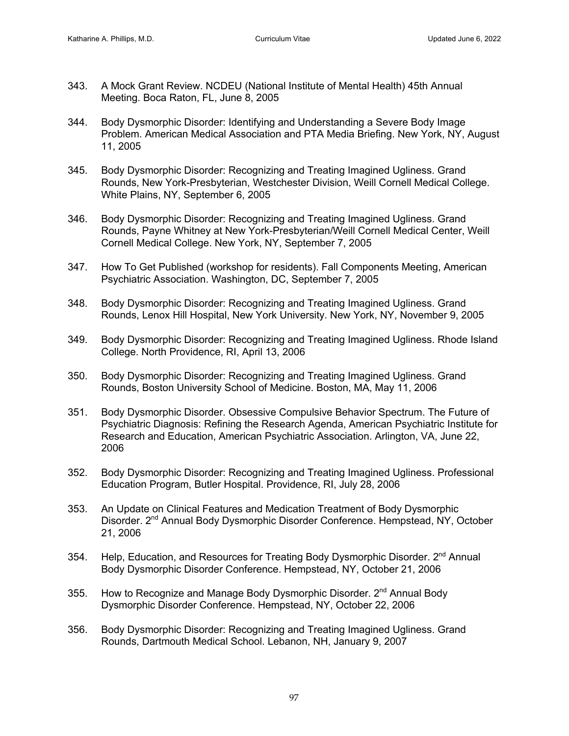343. A Mock Grant Review. NCDEU (National Institute of Mental Health) 45th Annual Meeting. Boca Raton, FL, June 8, 2005

344. Body Dysmorphic Disorder: Identifying and Understanding a Severe Body Image Problem. American Medical Association and PTA Media Briefing. New York, NY, August 11, 2005

345. Body Dysmorphic Disorder: Recognizing and Treating Imagined Ugliness. Grand Rounds, New York-Presbyterian, Westchester Division, Weill Cornell Medical College. White Plains, NY, September 6, 2005

346. Body Dysmorphic Disorder: Recognizing and Treating Imagined Ugliness. Grand Rounds, Payne Whitney at New York-Presbyterian/Weill Cornell Medical Center, Weill Cornell Medical College. New York, NY, September 7, 2005

347. How To Get Published (workshop for residents). Fall Components Meeting, American Psychiatric Association. Washington, DC, September 7, 2005

348. Body Dysmorphic Disorder: Recognizing and Treating Imagined Ugliness. Grand Rounds, Lenox Hill Hospital, New York University. New York, NY, November 9, 2005

349. Body Dysmorphic Disorder: Recognizing and Treating Imagined Ugliness. Rhode Island College. North Providence, RI, April 13, 2006

350. Body Dysmorphic Disorder: Recognizing and Treating Imagined Ugliness. Grand Rounds, Boston University School of Medicine. Boston, MA, May 11, 2006

351. Body Dysmorphic Disorder. Obsessive Compulsive Behavior Spectrum. The Future of Psychiatric Diagnosis: Refining the Research Agenda, American Psychiatric Institute for Research and Education, American Psychiatric Association. Arlington, VA, June 22, 2006

352. Body Dysmorphic Disorder: Recognizing and Treating Imagined Ugliness. Professional Education Program, Butler Hospital. Providence, RI, July 28, 2006

353. An Update on Clinical Features and Medication Treatment of Body Dysmorphic Disorder. 2nd Annual Body Dysmorphic Disorder Conference. Hempstead, NY, October 21, 2006

354. Help, Education, and Resources for Treating Body Dysmorphic Disorder. 2nd Annual Body Dysmorphic Disorder Conference. Hempstead, NY, October 21, 2006

355. How to Recognize and Manage Body Dysmorphic Disorder. 2nd Annual Body Dysmorphic Disorder Conference. Hempstead, NY, October 22, 2006

356. Body Dysmorphic Disorder: Recognizing and Treating Imagined Ugliness. Grand Rounds, Dartmouth Medical School. Lebanon, NH, January 9, 2007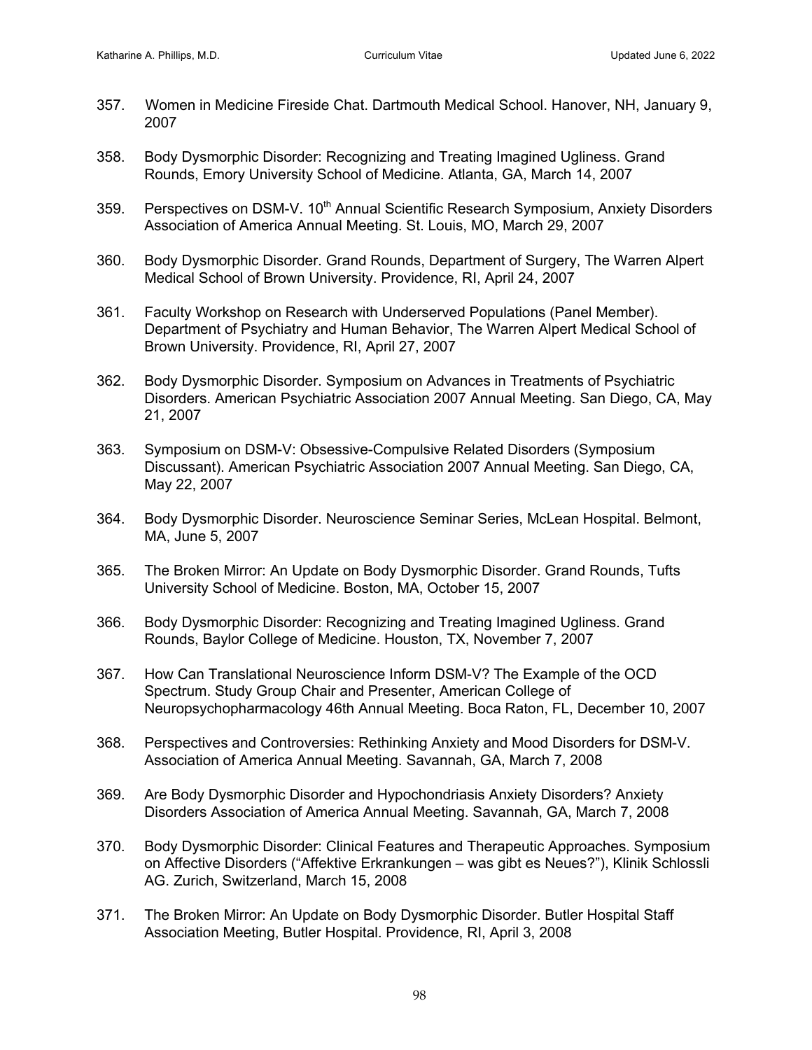357. Women in Medicine Fireside Chat. Dartmouth Medical School. Hanover, NH, January 9, 2007

358. Body Dysmorphic Disorder: Recognizing and Treating Imagined Ugliness. Grand Rounds, Emory University School of Medicine. Atlanta, GA, March 14, 2007

359. Perspectives on DSM-V. 10th Annual Scientific Research Symposium, Anxiety Disorders Association of America Annual Meeting. St. Louis, MO, March 29, 2007

360. Body Dysmorphic Disorder. Grand Rounds, Department of Surgery, The Warren Alpert Medical School of Brown University. Providence, RI, April 24, 2007

361. Faculty Workshop on Research with Underserved Populations (Panel Member). Department of Psychiatry and Human Behavior, The Warren Alpert Medical School of Brown University. Providence, RI, April 27, 2007

362. Body Dysmorphic Disorder. Symposium on Advances in Treatments of Psychiatric Disorders. American Psychiatric Association 2007 Annual Meeting. San Diego, CA, May 21, 2007

363. Symposium on DSM-V: Obsessive-Compulsive Related Disorders (Symposium Discussant). American Psychiatric Association 2007 Annual Meeting. San Diego, CA, May 22, 2007

364. Body Dysmorphic Disorder. Neuroscience Seminar Series, McLean Hospital. Belmont, MA, June 5, 2007

365. The Broken Mirror: An Update on Body Dysmorphic Disorder. Grand Rounds, Tufts University School of Medicine. Boston, MA, October 15, 2007

366. Body Dysmorphic Disorder: Recognizing and Treating Imagined Ugliness. Grand Rounds, Baylor College of Medicine. Houston, TX, November 7, 2007

367. How Can Translational Neuroscience Inform DSM-V? The Example of the OCD Spectrum. Study Group Chair and Presenter, American College of Neuropsychopharmacology 46th Annual Meeting. Boca Raton, FL, December 10, 2007

368. Perspectives and Controversies: Rethinking Anxiety and Mood Disorders for DSM-V. Association of America Annual Meeting. Savannah, GA, March 7, 2008

369. Are Body Dysmorphic Disorder and Hypochondriasis Anxiety Disorders? Anxiety Disorders Association of America Annual Meeting. Savannah, GA, March 7, 2008

370. Body Dysmorphic Disorder: Clinical Features and Therapeutic Approaches. Symposium on Affective Disorders ("Affektive Erkrankungen – was gibt es Neues?"), Klinik Schlossli AG. Zurich, Switzerland, March 15, 2008

371. The Broken Mirror: An Update on Body Dysmorphic Disorder. Butler Hospital Staff Association Meeting, Butler Hospital. Providence, RI, April 3, 2008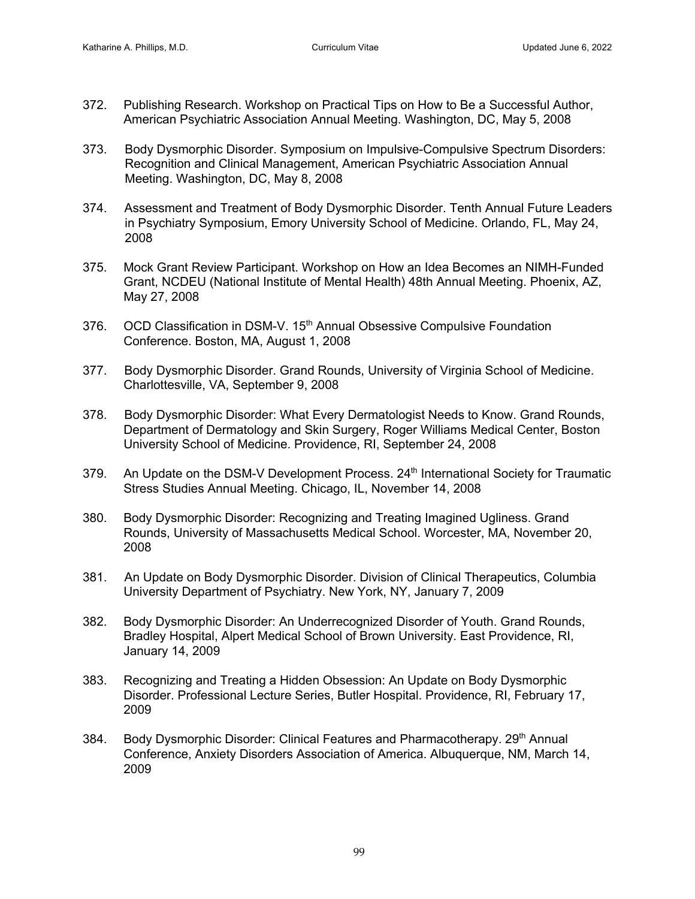372. Publishing Research. Workshop on Practical Tips on How to Be a Successful Author, American Psychiatric Association Annual Meeting. Washington, DC, May 5, 2008

373. Body Dysmorphic Disorder. Symposium on Impulsive-Compulsive Spectrum Disorders: Recognition and Clinical Management, American Psychiatric Association Annual Meeting. Washington, DC, May 8, 2008

374. Assessment and Treatment of Body Dysmorphic Disorder. Tenth Annual Future Leaders in Psychiatry Symposium, Emory University School of Medicine. Orlando, FL, May 24, 2008

375. Mock Grant Review Participant. Workshop on How an Idea Becomes an NIMH-Funded Grant, NCDEU (National Institute of Mental Health) 48th Annual Meeting. Phoenix, AZ, May 27, 2008

376. OCD Classification in DSM-V. 15th Annual Obsessive Compulsive Foundation Conference. Boston, MA, August 1, 2008

377. Body Dysmorphic Disorder. Grand Rounds, University of Virginia School of Medicine. Charlottesville, VA, September 9, 2008

378. Body Dysmorphic Disorder: What Every Dermatologist Needs to Know. Grand Rounds, Department of Dermatology and Skin Surgery, Roger Williams Medical Center, Boston University School of Medicine. Providence, RI, September 24, 2008

379. An Update on the DSM-V Development Process. 24th International Society for Traumatic Stress Studies Annual Meeting. Chicago, IL, November 14, 2008

380. Body Dysmorphic Disorder: Recognizing and Treating Imagined Ugliness. Grand Rounds, University of Massachusetts Medical School. Worcester, MA, November 20, 2008

381. An Update on Body Dysmorphic Disorder. Division of Clinical Therapeutics, Columbia University Department of Psychiatry. New York, NY, January 7, 2009

382. Body Dysmorphic Disorder: An Underrecognized Disorder of Youth. Grand Rounds, Bradley Hospital, Alpert Medical School of Brown University. East Providence, RI, January 14, 2009

383. Recognizing and Treating a Hidden Obsession: An Update on Body Dysmorphic Disorder. Professional Lecture Series, Butler Hospital. Providence, RI, February 17, 2009

384. Body Dysmorphic Disorder: Clinical Features and Pharmacotherapy. 29th Annual Conference, Anxiety Disorders Association of America. Albuquerque, NM, March 14, 2009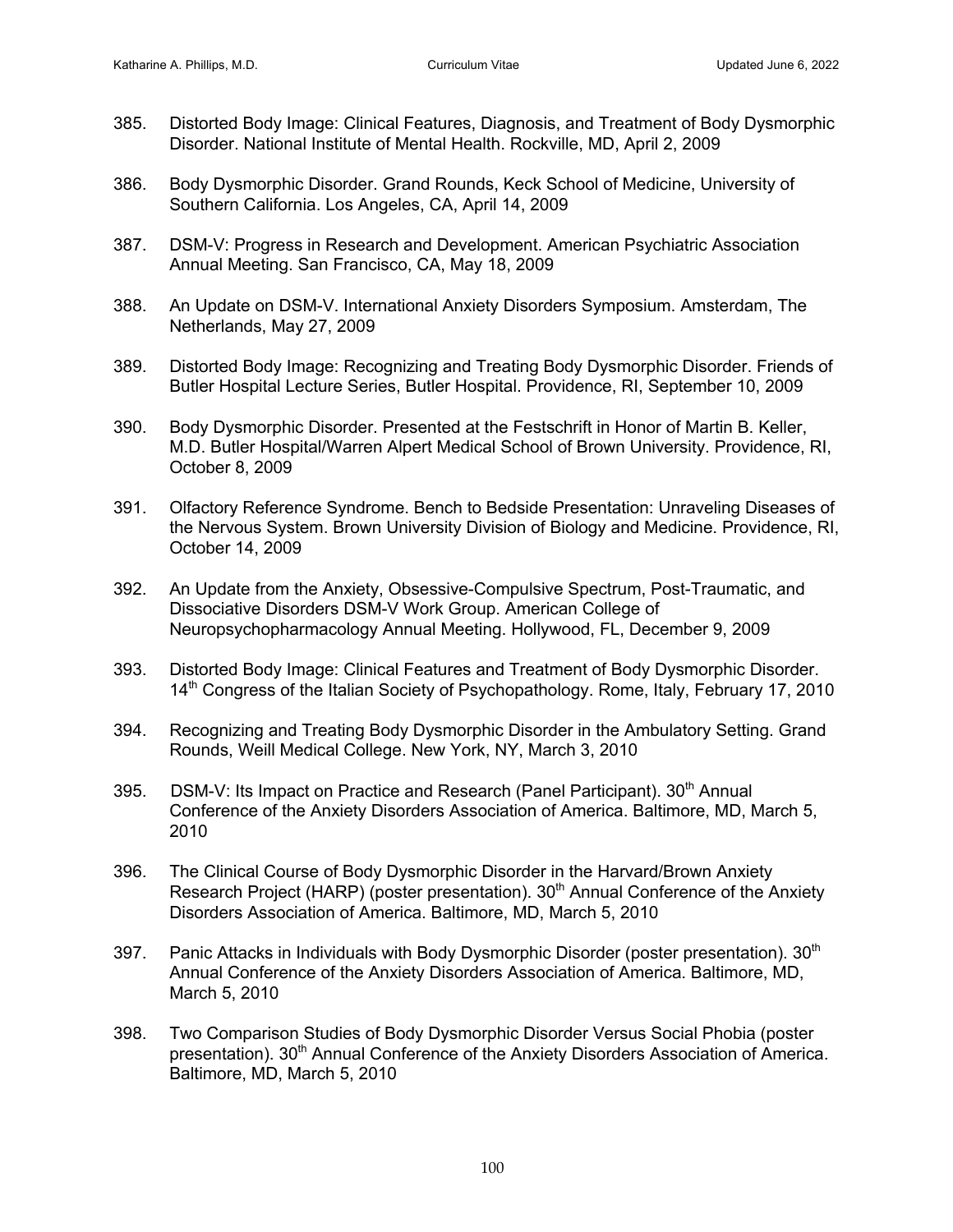385. Distorted Body Image: Clinical Features, Diagnosis, and Treatment of Body Dysmorphic Disorder. National Institute of Mental Health. Rockville, MD, April 2, 2009

386. Body Dysmorphic Disorder. Grand Rounds, Keck School of Medicine, University of Southern California. Los Angeles, CA, April 14, 2009

387. DSM-V: Progress in Research and Development. American Psychiatric Association Annual Meeting. San Francisco, CA, May 18, 2009

388. An Update on DSM-V. International Anxiety Disorders Symposium. Amsterdam, The Netherlands, May 27, 2009

389. Distorted Body Image: Recognizing and Treating Body Dysmorphic Disorder. Friends of Butler Hospital Lecture Series, Butler Hospital. Providence, RI, September 10, 2009

390. Body Dysmorphic Disorder. Presented at the Festschrift in Honor of Martin B. Keller, M.D. Butler Hospital/Warren Alpert Medical School of Brown University. Providence, RI, October 8, 2009

391. Olfactory Reference Syndrome. Bench to Bedside Presentation: Unraveling Diseases of the Nervous System. Brown University Division of Biology and Medicine. Providence, RI, October 14, 2009

392. An Update from the Anxiety, Obsessive-Compulsive Spectrum, Post-Traumatic, and Dissociative Disorders DSM-V Work Group. American College of Neuropsychopharmacology Annual Meeting. Hollywood, FL, December 9, 2009

393. Distorted Body Image: Clinical Features and Treatment of Body Dysmorphic Disorder. 14th Congress of the Italian Society of Psychopathology. Rome, Italy, February 17, 2010

394. Recognizing and Treating Body Dysmorphic Disorder in the Ambulatory Setting. Grand Rounds, Weill Medical College. New York, NY, March 3, 2010

395. DSM-V: Its Impact on Practice and Research (Panel Participant). 30th Annual Conference of the Anxiety Disorders Association of America. Baltimore, MD, March 5, 2010

396. The Clinical Course of Body Dysmorphic Disorder in the Harvard/Brown Anxiety Research Project (HARP) (poster presentation). 30th Annual Conference of the Anxiety Disorders Association of America. Baltimore, MD, March 5, 2010

397. Panic Attacks in Individuals with Body Dysmorphic Disorder (poster presentation). 30th Annual Conference of the Anxiety Disorders Association of America. Baltimore, MD, March 5, 2010

398. Two Comparison Studies of Body Dysmorphic Disorder Versus Social Phobia (poster presentation). 30th Annual Conference of the Anxiety Disorders Association of America. Baltimore, MD, March 5, 2010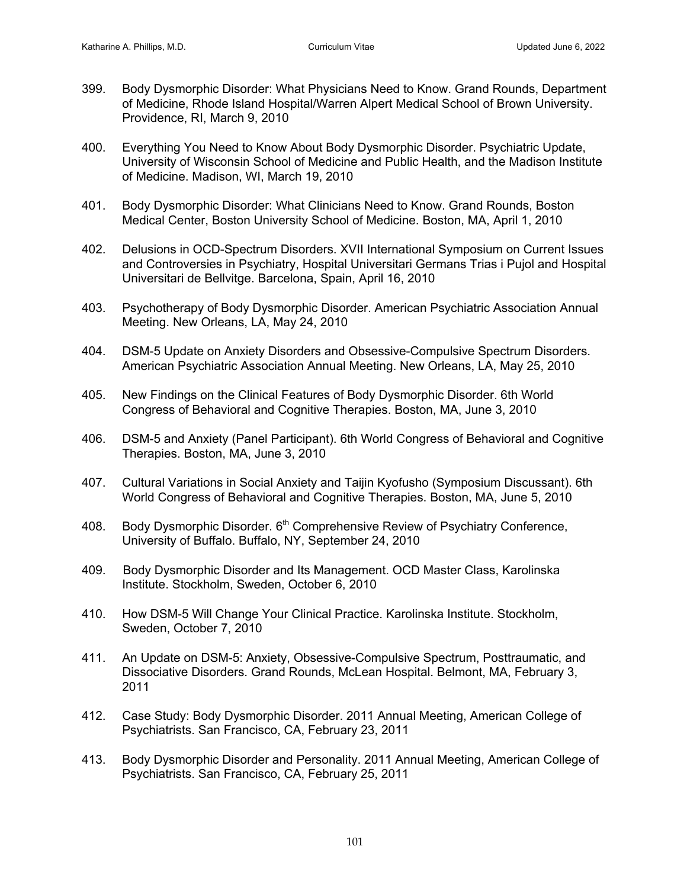399. Body Dysmorphic Disorder: What Physicians Need to Know. Grand Rounds, Department of Medicine, Rhode Island Hospital/Warren Alpert Medical School of Brown University. Providence, RI, March 9, 2010

400. Everything You Need to Know About Body Dysmorphic Disorder. Psychiatric Update, University of Wisconsin School of Medicine and Public Health, and the Madison Institute of Medicine. Madison, WI, March 19, 2010

401. Body Dysmorphic Disorder: What Clinicians Need to Know. Grand Rounds, Boston Medical Center, Boston University School of Medicine. Boston, MA, April 1, 2010

402. Delusions in OCD-Spectrum Disorders. XVII International Symposium on Current Issues and Controversies in Psychiatry, Hospital Universitari Germans Trias i Pujol and Hospital Universitari de Bellvitge. Barcelona, Spain, April 16, 2010

403. Psychotherapy of Body Dysmorphic Disorder. American Psychiatric Association Annual Meeting. New Orleans, LA, May 24, 2010

404. DSM-5 Update on Anxiety Disorders and Obsessive-Compulsive Spectrum Disorders. American Psychiatric Association Annual Meeting. New Orleans, LA, May 25, 2010

405. New Findings on the Clinical Features of Body Dysmorphic Disorder. 6th World Congress of Behavioral and Cognitive Therapies. Boston, MA, June 3, 2010

406. DSM-5 and Anxiety (Panel Participant). 6th World Congress of Behavioral and Cognitive Therapies. Boston, MA, June 3, 2010

407. Cultural Variations in Social Anxiety and Taijin Kyofusho (Symposium Discussant). 6th World Congress of Behavioral and Cognitive Therapies. Boston, MA, June 5, 2010

408. Body Dysmorphic Disorder. 6th Comprehensive Review of Psychiatry Conference, University of Buffalo. Buffalo, NY, September 24, 2010

409. Body Dysmorphic Disorder and Its Management. OCD Master Class, Karolinska Institute. Stockholm, Sweden, October 6, 2010

410. How DSM-5 Will Change Your Clinical Practice. Karolinska Institute. Stockholm, Sweden, October 7, 2010

411. An Update on DSM-5: Anxiety, Obsessive-Compulsive Spectrum, Posttraumatic, and Dissociative Disorders. Grand Rounds, McLean Hospital. Belmont, MA, February 3, 2011

412. Case Study: Body Dysmorphic Disorder. 2011 Annual Meeting, American College of Psychiatrists. San Francisco, CA, February 23, 2011

413. Body Dysmorphic Disorder and Personality. 2011 Annual Meeting, American College of Psychiatrists. San Francisco, CA, February 25, 2011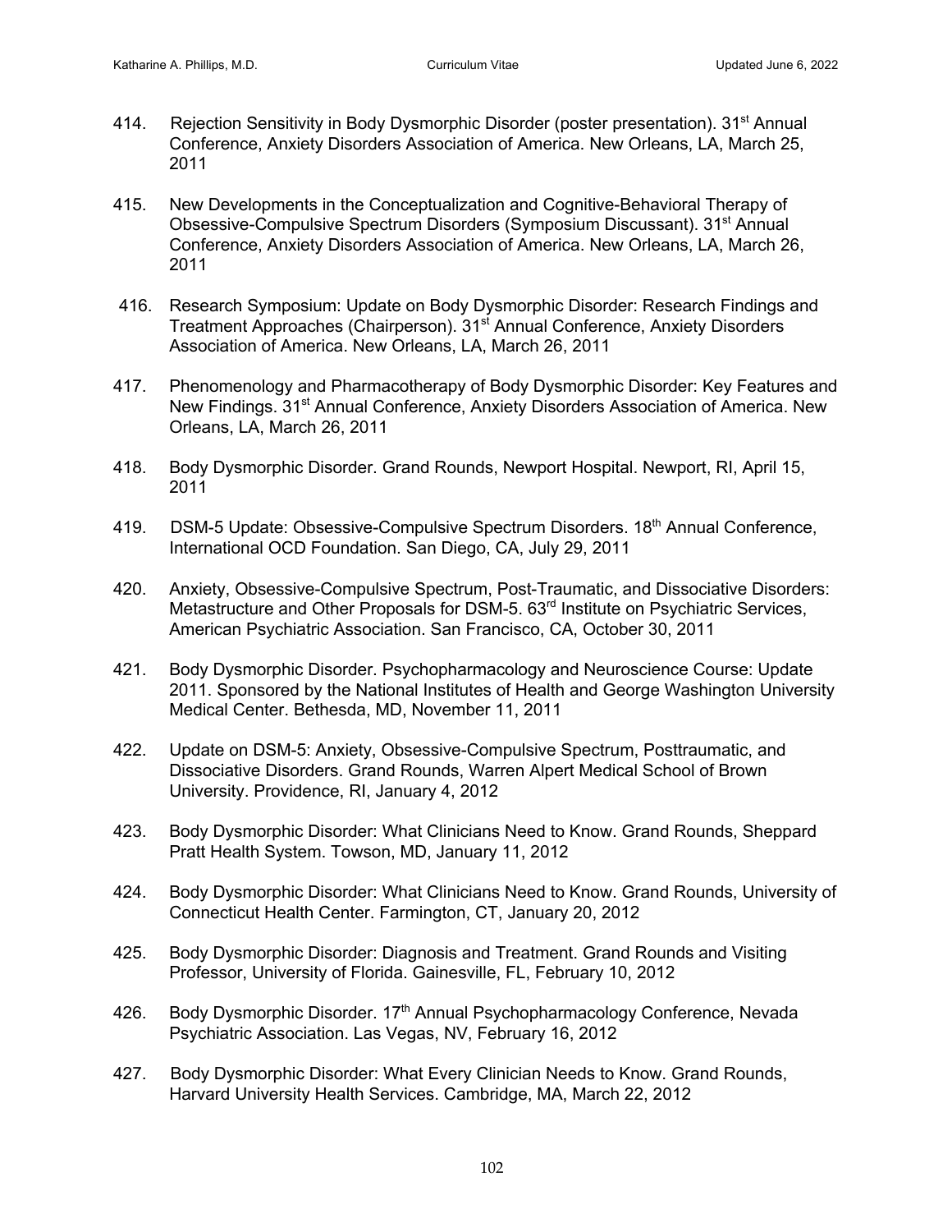414. Rejection Sensitivity in Body Dysmorphic Disorder (poster presentation). 31st Annual Conference, Anxiety Disorders Association of America. New Orleans, LA, March 25, 2011

415. New Developments in the Conceptualization and Cognitive-Behavioral Therapy of Obsessive-Compulsive Spectrum Disorders (Symposium Discussant). 31st Annual Conference, Anxiety Disorders Association of America. New Orleans, LA, March 26, 2011

416. Research Symposium: Update on Body Dysmorphic Disorder: Research Findings and Treatment Approaches (Chairperson). 31st Annual Conference, Anxiety Disorders Association of America. New Orleans, LA, March 26, 2011

417. Phenomenology and Pharmacotherapy of Body Dysmorphic Disorder: Key Features and New Findings. 31st Annual Conference, Anxiety Disorders Association of America. New Orleans, LA, March 26, 2011

418. Body Dysmorphic Disorder. Grand Rounds, Newport Hospital. Newport, RI, April 15, 2011

419. DSM-5 Update: Obsessive-Compulsive Spectrum Disorders. 18th Annual Conference, International OCD Foundation. San Diego, CA, July 29, 2011

420. Anxiety, Obsessive-Compulsive Spectrum, Post-Traumatic, and Dissociative Disorders: Metastructure and Other Proposals for DSM-5. 63rd Institute on Psychiatric Services, American Psychiatric Association. San Francisco, CA, October 30, 2011

421. Body Dysmorphic Disorder. Psychopharmacology and Neuroscience Course: Update 2011. Sponsored by the National Institutes of Health and George Washington University Medical Center. Bethesda, MD, November 11, 2011

422. Update on DSM-5: Anxiety, Obsessive-Compulsive Spectrum, Posttraumatic, and Dissociative Disorders. Grand Rounds, Warren Alpert Medical School of Brown University. Providence, RI, January 4, 2012

423. Body Dysmorphic Disorder: What Clinicians Need to Know. Grand Rounds, Sheppard Pratt Health System. Towson, MD, January 11, 2012

424. Body Dysmorphic Disorder: What Clinicians Need to Know. Grand Rounds, University of Connecticut Health Center. Farmington, CT, January 20, 2012

425. Body Dysmorphic Disorder: Diagnosis and Treatment. Grand Rounds and Visiting Professor, University of Florida. Gainesville, FL, February 10, 2012

426. Body Dysmorphic Disorder. 17th Annual Psychopharmacology Conference, Nevada Psychiatric Association. Las Vegas, NV, February 16, 2012

427. Body Dysmorphic Disorder: What Every Clinician Needs to Know. Grand Rounds, Harvard University Health Services. Cambridge, MA, March 22, 2012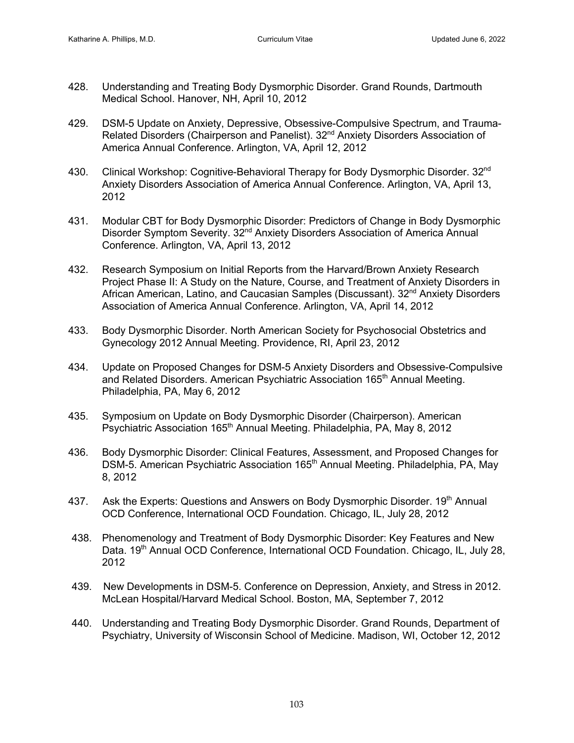428. Understanding and Treating Body Dysmorphic Disorder. Grand Rounds, Dartmouth Medical School. Hanover, NH, April 10, 2012

429. DSM-5 Update on Anxiety, Depressive, Obsessive-Compulsive Spectrum, and Trauma-Related Disorders (Chairperson and Panelist). 32nd Anxiety Disorders Association of America Annual Conference. Arlington, VA, April 12, 2012

430. Clinical Workshop: Cognitive-Behavioral Therapy for Body Dysmorphic Disorder. 32nd Anxiety Disorders Association of America Annual Conference. Arlington, VA, April 13, 2012

431. Modular CBT for Body Dysmorphic Disorder: Predictors of Change in Body Dysmorphic Disorder Symptom Severity. 32nd Anxiety Disorders Association of America Annual Conference. Arlington, VA, April 13, 2012

432. Research Symposium on Initial Reports from the Harvard/Brown Anxiety Research Project Phase II: A Study on the Nature, Course, and Treatment of Anxiety Disorders in African American, Latino, and Caucasian Samples (Discussant). 32nd Anxiety Disorders Association of America Annual Conference. Arlington, VA, April 14, 2012

433. Body Dysmorphic Disorder. North American Society for Psychosocial Obstetrics and Gynecology 2012 Annual Meeting. Providence, RI, April 23, 2012

434. Update on Proposed Changes for DSM-5 Anxiety Disorders and Obsessive-Compulsive and Related Disorders. American Psychiatric Association 165th Annual Meeting. Philadelphia, PA, May 6, 2012

435. Symposium on Update on Body Dysmorphic Disorder (Chairperson). American Psychiatric Association 165th Annual Meeting. Philadelphia, PA, May 8, 2012

436. Body Dysmorphic Disorder: Clinical Features, Assessment, and Proposed Changes for DSM-5. American Psychiatric Association 165th Annual Meeting. Philadelphia, PA, May 8, 2012

437. Ask the Experts: Questions and Answers on Body Dysmorphic Disorder. 19th Annual OCD Conference, International OCD Foundation. Chicago, IL, July 28, 2012

438. Phenomenology and Treatment of Body Dysmorphic Disorder: Key Features and New Data. 19th Annual OCD Conference, International OCD Foundation. Chicago, IL, July 28, 2012

439. New Developments in DSM-5. Conference on Depression, Anxiety, and Stress in 2012. McLean Hospital/Harvard Medical School. Boston, MA, September 7, 2012

440. Understanding and Treating Body Dysmorphic Disorder. Grand Rounds, Department of Psychiatry, University of Wisconsin School of Medicine. Madison, WI, October 12, 2012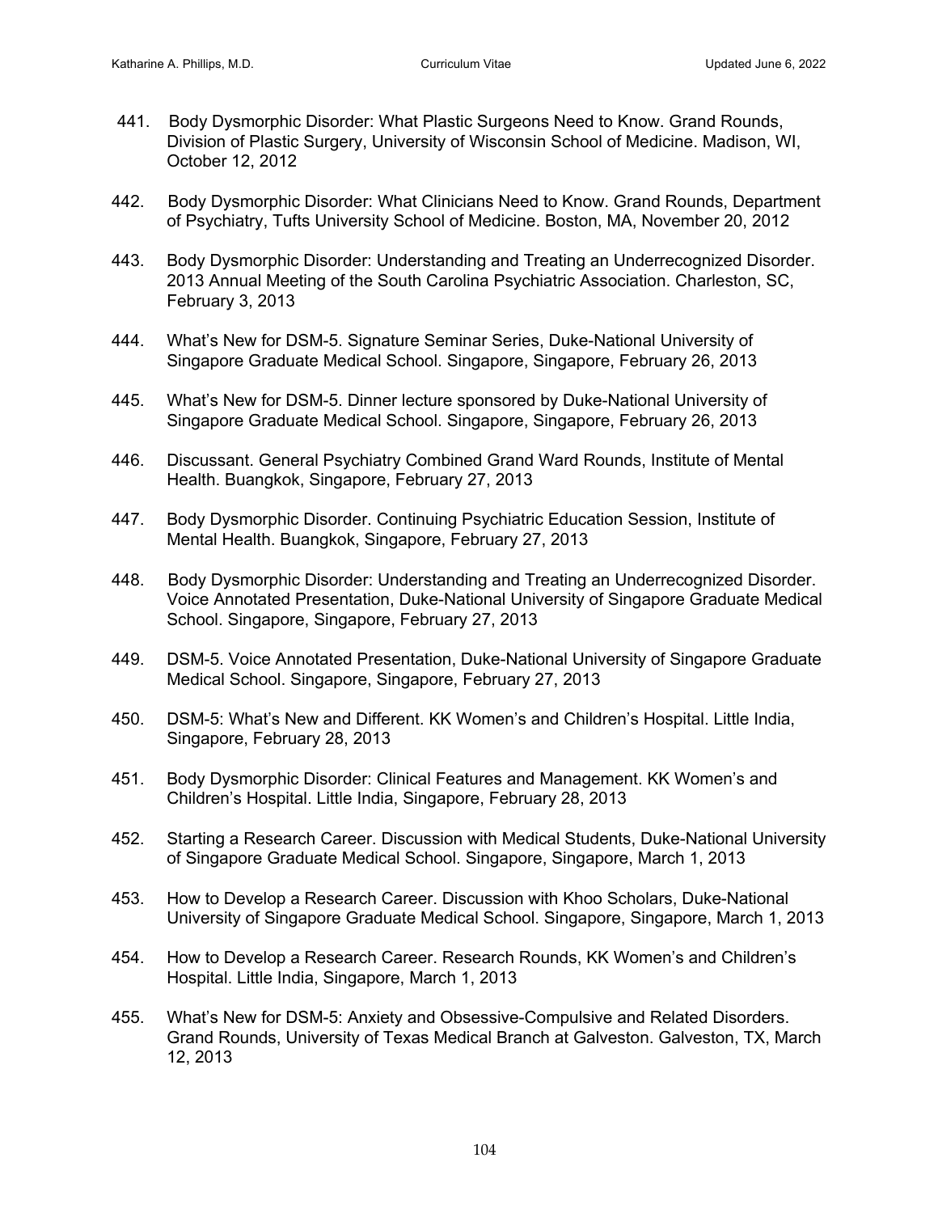441. Body Dysmorphic Disorder: What Plastic Surgeons Need to Know. Grand Rounds, Division of Plastic Surgery, University of Wisconsin School of Medicine. Madison, WI, October 12, 2012

442. Body Dysmorphic Disorder: What Clinicians Need to Know. Grand Rounds, Department of Psychiatry, Tufts University School of Medicine. Boston, MA, November 20, 2012

443. Body Dysmorphic Disorder: Understanding and Treating an Underrecognized Disorder. 2013 Annual Meeting of the South Carolina Psychiatric Association. Charleston, SC, February 3, 2013

444. What's New for DSM-5. Signature Seminar Series, Duke-National University of Singapore Graduate Medical School. Singapore, Singapore, February 26, 2013

445. What's New for DSM-5. Dinner lecture sponsored by Duke-National University of Singapore Graduate Medical School. Singapore, Singapore, February 26, 2013

446. Discussant. General Psychiatry Combined Grand Ward Rounds, Institute of Mental Health. Buangkok, Singapore, February 27, 2013

447. Body Dysmorphic Disorder. Continuing Psychiatric Education Session, Institute of Mental Health. Buangkok, Singapore, February 27, 2013

448. Body Dysmorphic Disorder: Understanding and Treating an Underrecognized Disorder. Voice Annotated Presentation, Duke-National University of Singapore Graduate Medical School. Singapore, Singapore, February 27, 2013

449. DSM-5. Voice Annotated Presentation, Duke-National University of Singapore Graduate Medical School. Singapore, Singapore, February 27, 2013

450. DSM-5: What's New and Different. KK Women's and Children's Hospital. Little India, Singapore, February 28, 2013

451. Body Dysmorphic Disorder: Clinical Features and Management. KK Women's and Children's Hospital. Little India, Singapore, February 28, 2013

452. Starting a Research Career. Discussion with Medical Students, Duke-National University of Singapore Graduate Medical School. Singapore, Singapore, March 1, 2013

453. How to Develop a Research Career. Discussion with Khoo Scholars, Duke-National University of Singapore Graduate Medical School. Singapore, Singapore, March 1, 2013

454. How to Develop a Research Career. Research Rounds, KK Women's and Children's Hospital. Little India, Singapore, March 1, 2013

455. What's New for DSM-5: Anxiety and Obsessive-Compulsive and Related Disorders. Grand Rounds, University of Texas Medical Branch at Galveston. Galveston, TX, March 12, 2013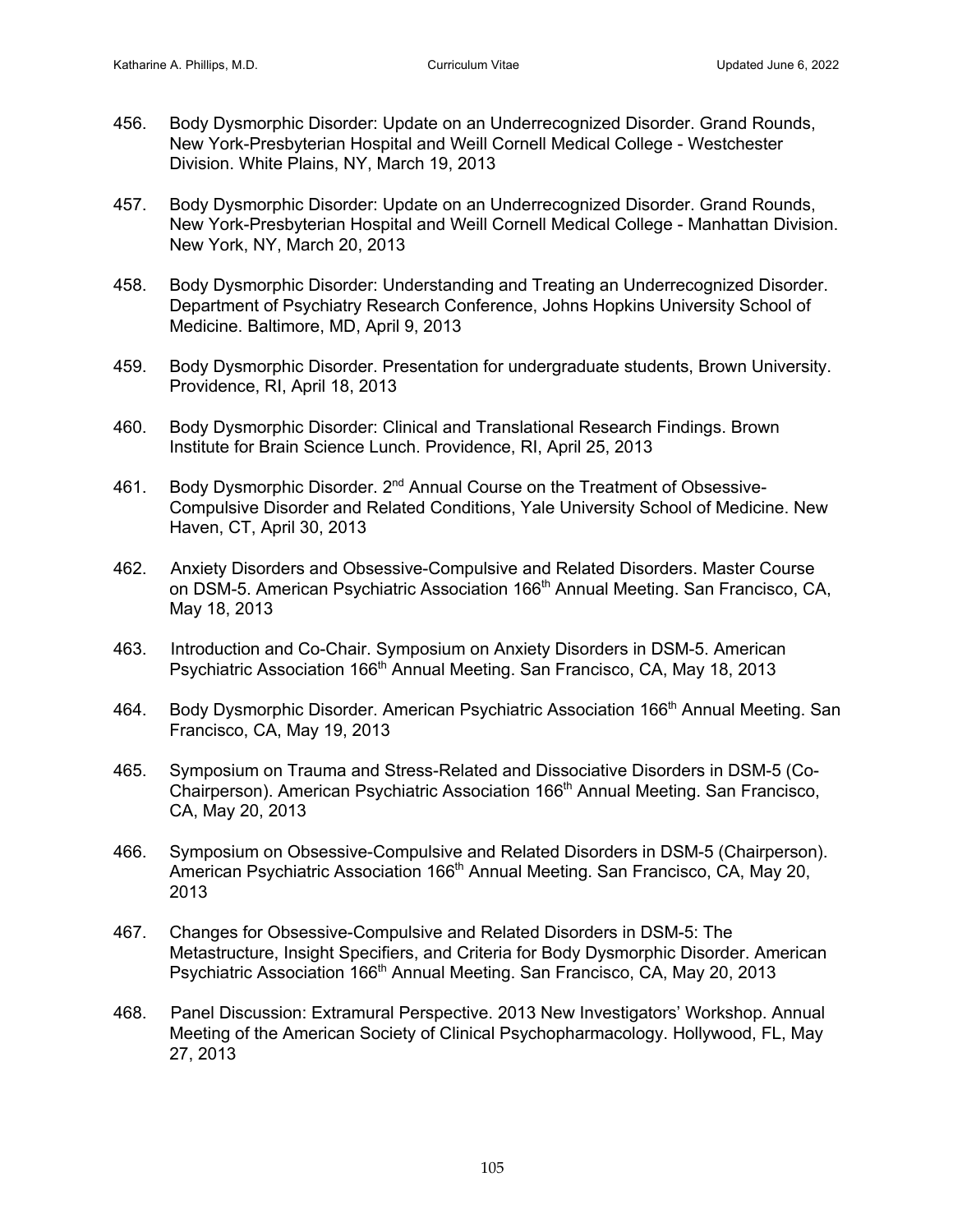456. Body Dysmorphic Disorder: Update on an Underrecognized Disorder. Grand Rounds, New York-Presbyterian Hospital and Weill Cornell Medical College - Westchester Division. White Plains, NY, March 19, 2013

457. Body Dysmorphic Disorder: Update on an Underrecognized Disorder. Grand Rounds, New York-Presbyterian Hospital and Weill Cornell Medical College - Manhattan Division. New York, NY, March 20, 2013

458. Body Dysmorphic Disorder: Understanding and Treating an Underrecognized Disorder. Department of Psychiatry Research Conference, Johns Hopkins University School of Medicine. Baltimore, MD, April 9, 2013

459. Body Dysmorphic Disorder. Presentation for undergraduate students, Brown University. Providence, RI, April 18, 2013

460. Body Dysmorphic Disorder: Clinical and Translational Research Findings. Brown Institute for Brain Science Lunch. Providence, RI, April 25, 2013

461. Body Dysmorphic Disorder. 2nd Annual Course on the Treatment of Obsessive-Compulsive Disorder and Related Conditions, Yale University School of Medicine. New Haven, CT, April 30, 2013

462. Anxiety Disorders and Obsessive-Compulsive and Related Disorders. Master Course on DSM-5. American Psychiatric Association 166th Annual Meeting. San Francisco, CA, May 18, 2013

463. Introduction and Co-Chair. Symposium on Anxiety Disorders in DSM-5. American Psychiatric Association 166th Annual Meeting. San Francisco, CA, May 18, 2013

464. Body Dysmorphic Disorder. American Psychiatric Association 166th Annual Meeting. San Francisco, CA, May 19, 2013

465. Symposium on Trauma and Stress-Related and Dissociative Disorders in DSM-5 (Co-Chairperson). American Psychiatric Association 166th Annual Meeting. San Francisco, CA, May 20, 2013

466. Symposium on Obsessive-Compulsive and Related Disorders in DSM-5 (Chairperson). American Psychiatric Association 166th Annual Meeting. San Francisco, CA, May 20, 2013

467. Changes for Obsessive-Compulsive and Related Disorders in DSM-5: The Metastructure, Insight Specifiers, and Criteria for Body Dysmorphic Disorder. American Psychiatric Association 166th Annual Meeting. San Francisco, CA, May 20, 2013

468. Panel Discussion: Extramural Perspective. 2013 New Investigators' Workshop. Annual Meeting of the American Society of Clinical Psychopharmacology. Hollywood, FL, May 27, 2013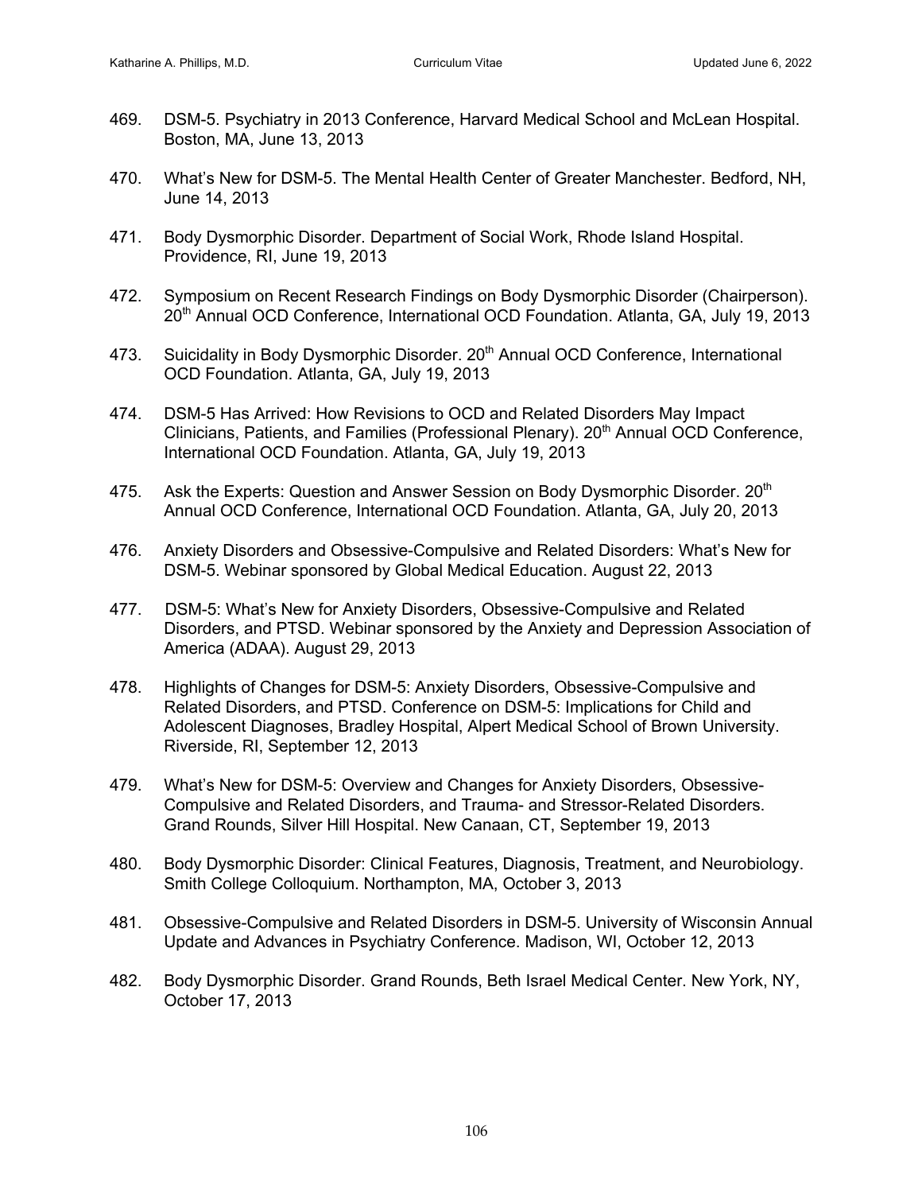469. DSM-5. Psychiatry in 2013 Conference, Harvard Medical School and McLean Hospital. Boston, MA, June 13, 2013

470. What's New for DSM-5. The Mental Health Center of Greater Manchester. Bedford, NH, June 14, 2013

471. Body Dysmorphic Disorder. Department of Social Work, Rhode Island Hospital. Providence, RI, June 19, 2013

472. Symposium on Recent Research Findings on Body Dysmorphic Disorder (Chairperson). 20th Annual OCD Conference, International OCD Foundation. Atlanta, GA, July 19, 2013

473. Suicidality in Body Dysmorphic Disorder. 20th Annual OCD Conference, International OCD Foundation. Atlanta, GA, July 19, 2013

474. DSM-5 Has Arrived: How Revisions to OCD and Related Disorders May Impact Clinicians, Patients, and Families (Professional Plenary). 20th Annual OCD Conference, International OCD Foundation. Atlanta, GA, July 19, 2013

475. Ask the Experts: Question and Answer Session on Body Dysmorphic Disorder. 20th Annual OCD Conference, International OCD Foundation. Atlanta, GA, July 20, 2013

476. Anxiety Disorders and Obsessive-Compulsive and Related Disorders: What's New for DSM-5. Webinar sponsored by Global Medical Education. August 22, 2013

477. DSM-5: What's New for Anxiety Disorders, Obsessive-Compulsive and Related Disorders, and PTSD. Webinar sponsored by the Anxiety and Depression Association of America (ADAA). August 29, 2013

478. Highlights of Changes for DSM-5: Anxiety Disorders, Obsessive-Compulsive and Related Disorders, and PTSD. Conference on DSM-5: Implications for Child and Adolescent Diagnoses, Bradley Hospital, Alpert Medical School of Brown University. Riverside, RI, September 12, 2013

479. What's New for DSM-5: Overview and Changes for Anxiety Disorders, Obsessive-Compulsive and Related Disorders, and Trauma- and Stressor-Related Disorders. Grand Rounds, Silver Hill Hospital. New Canaan, CT, September 19, 2013

480. Body Dysmorphic Disorder: Clinical Features, Diagnosis, Treatment, and Neurobiology. Smith College Colloquium. Northampton, MA, October 3, 2013

481. Obsessive-Compulsive and Related Disorders in DSM-5. University of Wisconsin Annual Update and Advances in Psychiatry Conference. Madison, WI, October 12, 2013

482. Body Dysmorphic Disorder. Grand Rounds, Beth Israel Medical Center. New York, NY, October 17, 2013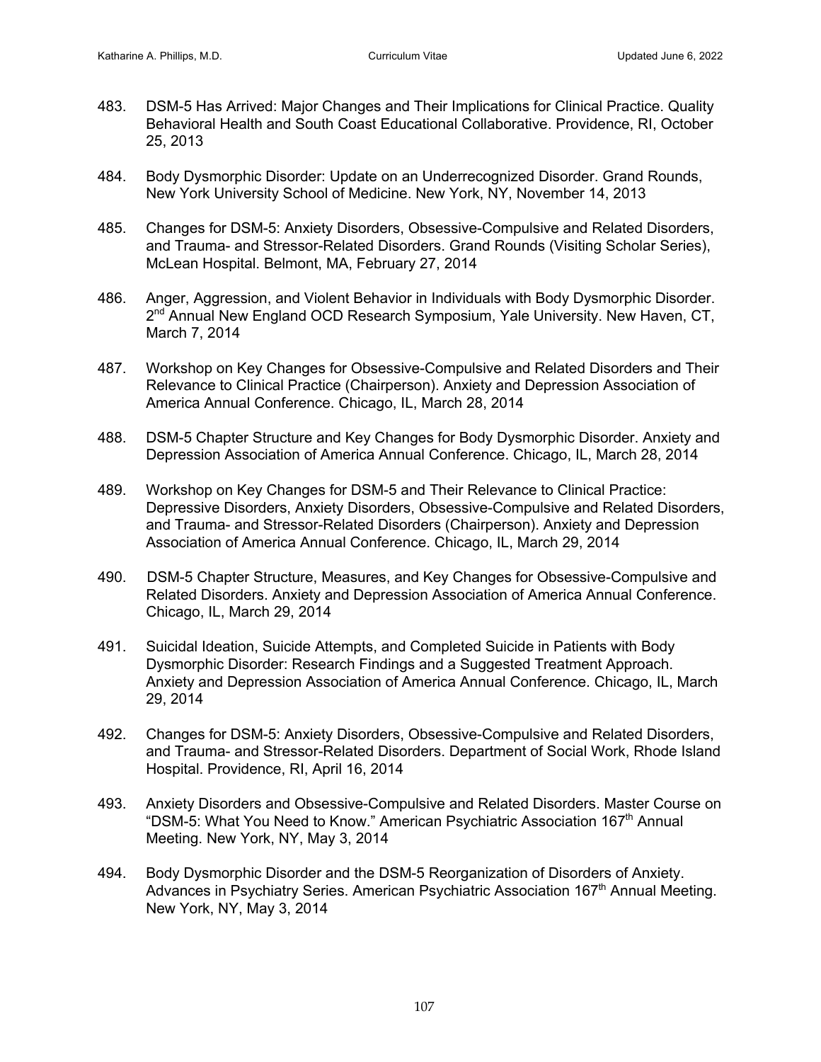483. DSM-5 Has Arrived: Major Changes and Their Implications for Clinical Practice. Quality Behavioral Health and South Coast Educational Collaborative. Providence, RI, October 25, 2013

484. Body Dysmorphic Disorder: Update on an Underrecognized Disorder. Grand Rounds, New York University School of Medicine. New York, NY, November 14, 2013

485. Changes for DSM-5: Anxiety Disorders, Obsessive-Compulsive and Related Disorders, and Trauma- and Stressor-Related Disorders. Grand Rounds (Visiting Scholar Series), McLean Hospital. Belmont, MA, February 27, 2014

486. Anger, Aggression, and Violent Behavior in Individuals with Body Dysmorphic Disorder. 2nd Annual New England OCD Research Symposium, Yale University. New Haven, CT, March 7, 2014

487. Workshop on Key Changes for Obsessive-Compulsive and Related Disorders and Their Relevance to Clinical Practice (Chairperson). Anxiety and Depression Association of America Annual Conference. Chicago, IL, March 28, 2014

488. DSM-5 Chapter Structure and Key Changes for Body Dysmorphic Disorder. Anxiety and Depression Association of America Annual Conference. Chicago, IL, March 28, 2014

489. Workshop on Key Changes for DSM-5 and Their Relevance to Clinical Practice: Depressive Disorders, Anxiety Disorders, Obsessive-Compulsive and Related Disorders, and Trauma- and Stressor-Related Disorders (Chairperson). Anxiety and Depression Association of America Annual Conference. Chicago, IL, March 29, 2014

490. DSM-5 Chapter Structure, Measures, and Key Changes for Obsessive-Compulsive and Related Disorders. Anxiety and Depression Association of America Annual Conference. Chicago, IL, March 29, 2014

491. Suicidal Ideation, Suicide Attempts, and Completed Suicide in Patients with Body Dysmorphic Disorder: Research Findings and a Suggested Treatment Approach. Anxiety and Depression Association of America Annual Conference. Chicago, IL, March 29, 2014

492. Changes for DSM-5: Anxiety Disorders, Obsessive-Compulsive and Related Disorders, and Trauma- and Stressor-Related Disorders. Department of Social Work, Rhode Island Hospital. Providence, RI, April 16, 2014

493. Anxiety Disorders and Obsessive-Compulsive and Related Disorders. Master Course on "DSM-5: What You Need to Know." American Psychiatric Association 167th Annual Meeting. New York, NY, May 3, 2014

494. Body Dysmorphic Disorder and the DSM-5 Reorganization of Disorders of Anxiety. Advances in Psychiatry Series. American Psychiatric Association 167th Annual Meeting. New York, NY, May 3, 2014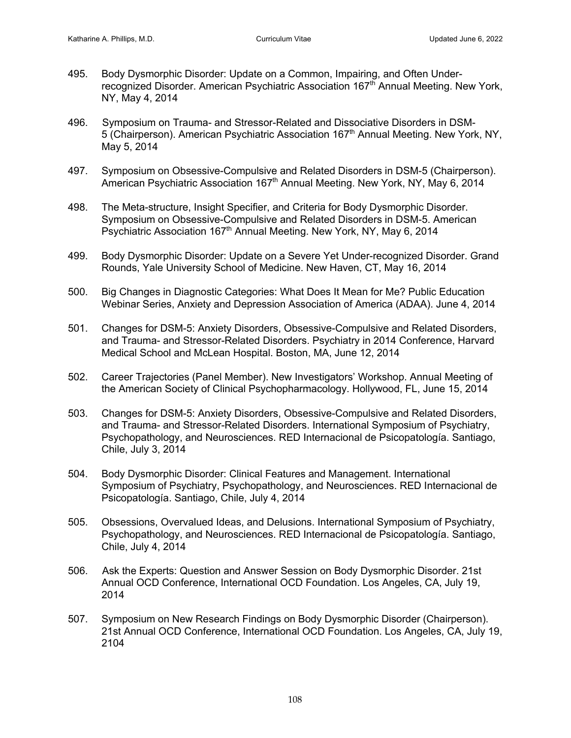495. Body Dysmorphic Disorder: Update on a Common, Impairing, and Often Under-recognized Disorder. American Psychiatric Association 167th Annual Meeting. New York, NY, May 4, 2014

496. Symposium on Trauma- and Stressor-Related and Dissociative Disorders in DSM-5 (Chairperson). American Psychiatric Association 167th Annual Meeting. New York, NY, May 5, 2014

497. Symposium on Obsessive-Compulsive and Related Disorders in DSM-5 (Chairperson). American Psychiatric Association 167th Annual Meeting. New York, NY, May 6, 2014

498. The Meta-structure, Insight Specifier, and Criteria for Body Dysmorphic Disorder. Symposium on Obsessive-Compulsive and Related Disorders in DSM-5. American Psychiatric Association 167th Annual Meeting. New York, NY, May 6, 2014

499. Body Dysmorphic Disorder: Update on a Severe Yet Under-recognized Disorder. Grand Rounds, Yale University School of Medicine. New Haven, CT, May 16, 2014

500. Big Changes in Diagnostic Categories: What Does It Mean for Me? Public Education Webinar Series, Anxiety and Depression Association of America (ADAA). June 4, 2014

501. Changes for DSM-5: Anxiety Disorders, Obsessive-Compulsive and Related Disorders, and Trauma- and Stressor-Related Disorders. Psychiatry in 2014 Conference, Harvard Medical School and McLean Hospital. Boston, MA, June 12, 2014

502. Career Trajectories (Panel Member). New Investigators' Workshop. Annual Meeting of the American Society of Clinical Psychopharmacology. Hollywood, FL, June 15, 2014

503. Changes for DSM-5: Anxiety Disorders, Obsessive-Compulsive and Related Disorders, and Trauma- and Stressor-Related Disorders. International Symposium of Psychiatry, Psychopathology, and Neurosciences. RED Internacional de Psicopatología. Santiago, Chile, July 3, 2014

504. Body Dysmorphic Disorder: Clinical Features and Management. International Symposium of Psychiatry, Psychopathology, and Neurosciences. RED Internacional de Psicopatología. Santiago, Chile, July 4, 2014

505. Obsessions, Overvalued Ideas, and Delusions. International Symposium of Psychiatry, Psychopathology, and Neurosciences. RED Internacional de Psicopatología. Santiago, Chile, July 4, 2014

506. Ask the Experts: Question and Answer Session on Body Dysmorphic Disorder. 21st Annual OCD Conference, International OCD Foundation. Los Angeles, CA, July 19, 2014

507. Symposium on New Research Findings on Body Dysmorphic Disorder (Chairperson). 21st Annual OCD Conference, International OCD Foundation. Los Angeles, CA, July 19, 2104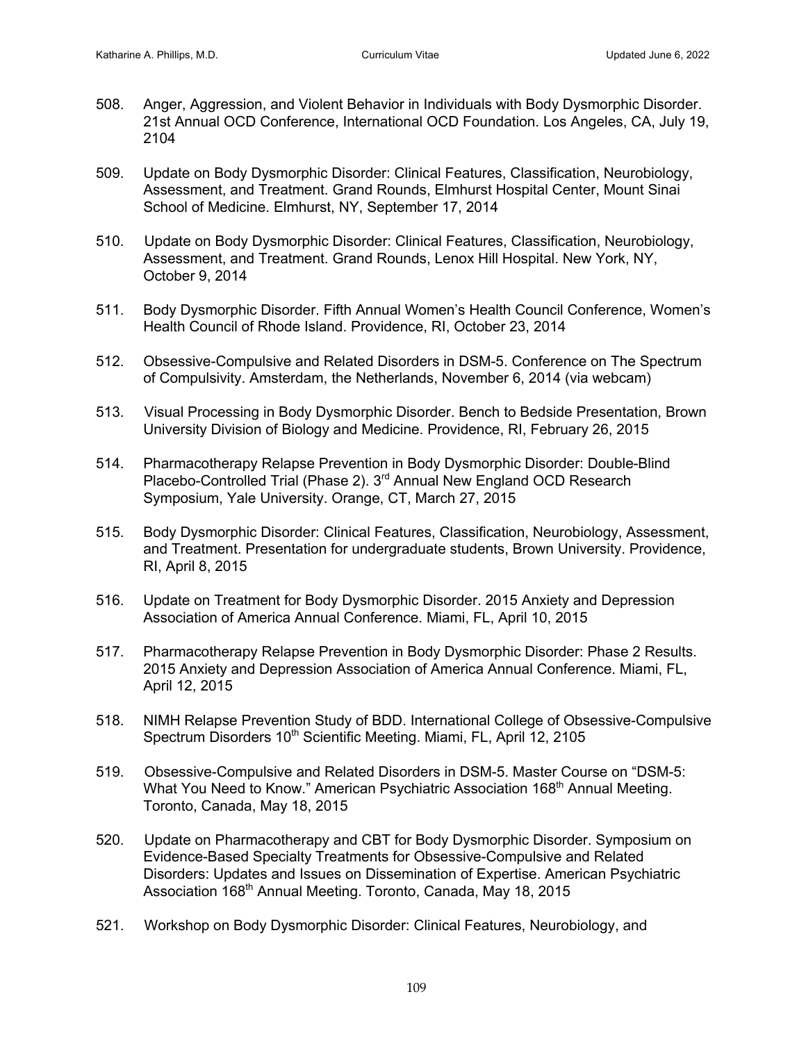508. Anger, Aggression, and Violent Behavior in Individuals with Body Dysmorphic Disorder. 21st Annual OCD Conference, International OCD Foundation. Los Angeles, CA, July 19, 2104

509. Update on Body Dysmorphic Disorder: Clinical Features, Classification, Neurobiology, Assessment, and Treatment. Grand Rounds, Elmhurst Hospital Center, Mount Sinai School of Medicine. Elmhurst, NY, September 17, 2014

510. Update on Body Dysmorphic Disorder: Clinical Features, Classification, Neurobiology, Assessment, and Treatment. Grand Rounds, Lenox Hill Hospital. New York, NY, October 9, 2014

511. Body Dysmorphic Disorder. Fifth Annual Women's Health Council Conference, Women's Health Council of Rhode Island. Providence, RI, October 23, 2014

512. Obsessive-Compulsive and Related Disorders in DSM-5. Conference on The Spectrum of Compulsivity. Amsterdam, the Netherlands, November 6, 2014 (via webcam)

513. Visual Processing in Body Dysmorphic Disorder. Bench to Bedside Presentation, Brown University Division of Biology and Medicine. Providence, RI, February 26, 2015

514. Pharmacotherapy Relapse Prevention in Body Dysmorphic Disorder: Double-Blind Placebo-Controlled Trial (Phase 2). 3rd Annual New England OCD Research Symposium, Yale University. Orange, CT, March 27, 2015

515. Body Dysmorphic Disorder: Clinical Features, Classification, Neurobiology, Assessment, and Treatment. Presentation for undergraduate students, Brown University. Providence, RI, April 8, 2015

516. Update on Treatment for Body Dysmorphic Disorder. 2015 Anxiety and Depression Association of America Annual Conference. Miami, FL, April 10, 2015

517. Pharmacotherapy Relapse Prevention in Body Dysmorphic Disorder: Phase 2 Results. 2015 Anxiety and Depression Association of America Annual Conference. Miami, FL, April 12, 2015

518. NIMH Relapse Prevention Study of BDD. International College of Obsessive-Compulsive Spectrum Disorders 10th Scientific Meeting. Miami, FL, April 12, 2105

519. Obsessive-Compulsive and Related Disorders in DSM-5. Master Course on "DSM-5: What You Need to Know." American Psychiatric Association 168th Annual Meeting. Toronto, Canada, May 18, 2015

520. Update on Pharmacotherapy and CBT for Body Dysmorphic Disorder. Symposium on Evidence-Based Specialty Treatments for Obsessive-Compulsive and Related Disorders: Updates and Issues on Dissemination of Expertise. American Psychiatric Association 168th Annual Meeting. Toronto, Canada, May 18, 2015

521. Workshop on Body Dysmorphic Disorder: Clinical Features, Neurobiology, and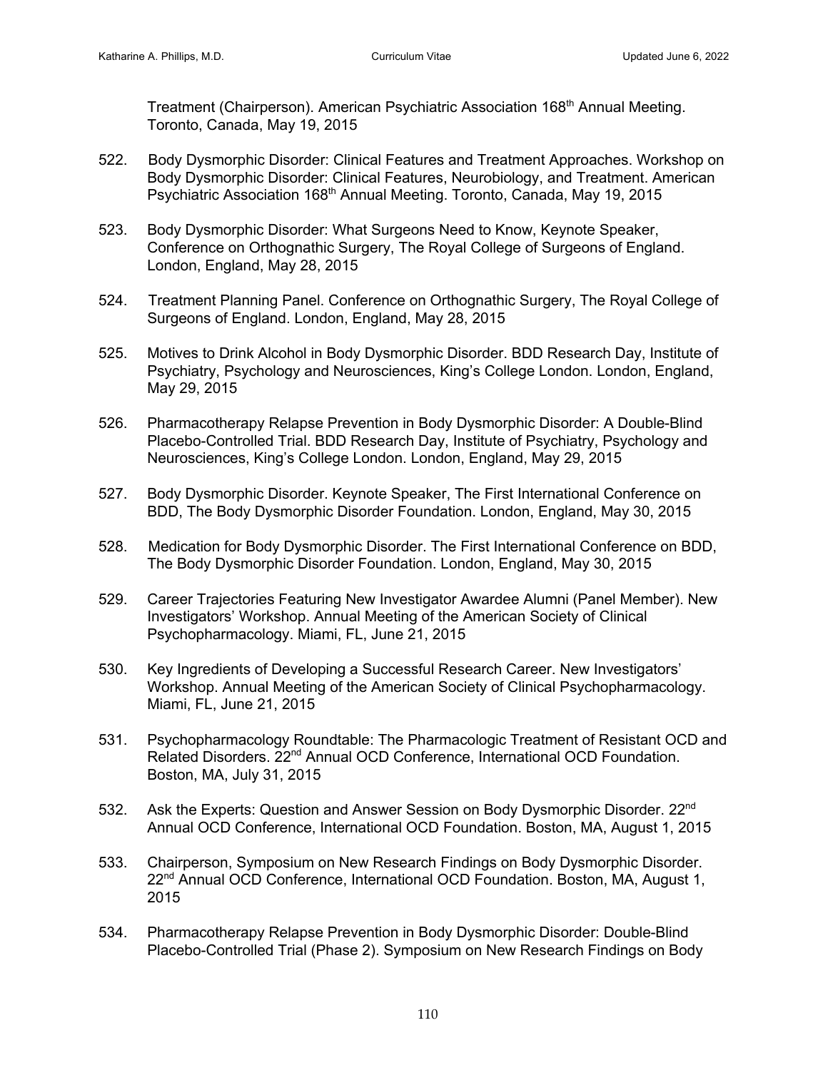Treatment (Chairperson). American Psychiatric Association 168th Annual Meeting. Toronto, Canada, May 19, 2015

522. Body Dysmorphic Disorder: Clinical Features and Treatment Approaches. Workshop on Body Dysmorphic Disorder: Clinical Features, Neurobiology, and Treatment. American Psychiatric Association 168th Annual Meeting. Toronto, Canada, May 19, 2015

523. Body Dysmorphic Disorder: What Surgeons Need to Know, Keynote Speaker, Conference on Orthognathic Surgery, The Royal College of Surgeons of England. London, England, May 28, 2015

524. Treatment Planning Panel. Conference on Orthognathic Surgery, The Royal College of Surgeons of England. London, England, May 28, 2015

525. Motives to Drink Alcohol in Body Dysmorphic Disorder. BDD Research Day, Institute of Psychiatry, Psychology and Neurosciences, King's College London. London, England, May 29, 2015

526. Pharmacotherapy Relapse Prevention in Body Dysmorphic Disorder: A Double-Blind Placebo-Controlled Trial. BDD Research Day, Institute of Psychiatry, Psychology and Neurosciences, King's College London. London, England, May 29, 2015

527. Body Dysmorphic Disorder. Keynote Speaker, The First International Conference on BDD, The Body Dysmorphic Disorder Foundation. London, England, May 30, 2015

528. Medication for Body Dysmorphic Disorder. The First International Conference on BDD, The Body Dysmorphic Disorder Foundation. London, England, May 30, 2015

529. Career Trajectories Featuring New Investigator Awardee Alumni (Panel Member). New Investigators' Workshop. Annual Meeting of the American Society of Clinical Psychopharmacology. Miami, FL, June 21, 2015

530. Key Ingredients of Developing a Successful Research Career. New Investigators' Workshop. Annual Meeting of the American Society of Clinical Psychopharmacology. Miami, FL, June 21, 2015

531. Psychopharmacology Roundtable: The Pharmacologic Treatment of Resistant OCD and Related Disorders. 22nd Annual OCD Conference, International OCD Foundation. Boston, MA, July 31, 2015

532. Ask the Experts: Question and Answer Session on Body Dysmorphic Disorder. 22nd Annual OCD Conference, International OCD Foundation. Boston, MA, August 1, 2015

533. Chairperson, Symposium on New Research Findings on Body Dysmorphic Disorder. 22nd Annual OCD Conference, International OCD Foundation. Boston, MA, August 1, 2015

534. Pharmacotherapy Relapse Prevention in Body Dysmorphic Disorder: Double-Blind Placebo-Controlled Trial (Phase 2). Symposium on New Research Findings on Body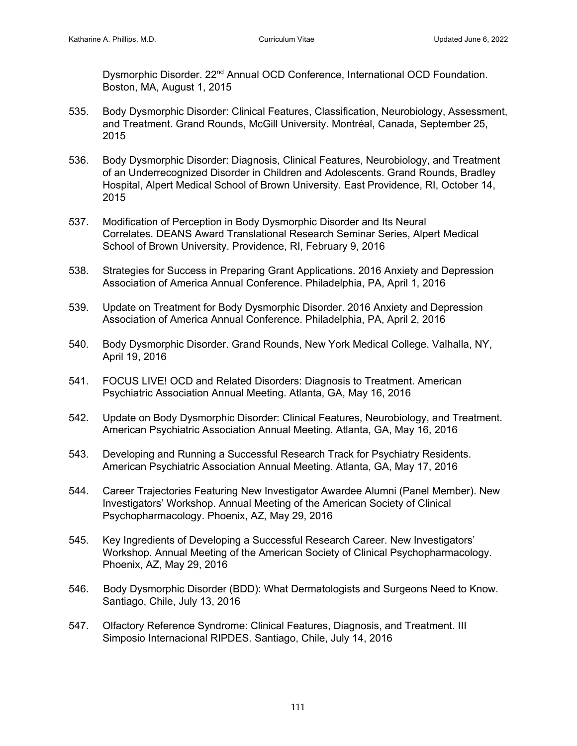Dysmorphic Disorder. 22nd Annual OCD Conference, International OCD Foundation. Boston, MA, August 1, 2015

535. Body Dysmorphic Disorder: Clinical Features, Classification, Neurobiology, Assessment, and Treatment. Grand Rounds, McGill University. Montréal, Canada, September 25, 2015

536. Body Dysmorphic Disorder: Diagnosis, Clinical Features, Neurobiology, and Treatment of an Underrecognized Disorder in Children and Adolescents. Grand Rounds, Bradley Hospital, Alpert Medical School of Brown University. East Providence, RI, October 14, 2015

537. Modification of Perception in Body Dysmorphic Disorder and Its Neural Correlates. DEANS Award Translational Research Seminar Series, Alpert Medical School of Brown University. Providence, RI, February 9, 2016

538. Strategies for Success in Preparing Grant Applications. 2016 Anxiety and Depression Association of America Annual Conference. Philadelphia, PA, April 1, 2016

539. Update on Treatment for Body Dysmorphic Disorder. 2016 Anxiety and Depression Association of America Annual Conference. Philadelphia, PA, April 2, 2016

540. Body Dysmorphic Disorder. Grand Rounds, New York Medical College. Valhalla, NY, April 19, 2016

541. FOCUS LIVE! OCD and Related Disorders: Diagnosis to Treatment. American Psychiatric Association Annual Meeting. Atlanta, GA, May 16, 2016

542. Update on Body Dysmorphic Disorder: Clinical Features, Neurobiology, and Treatment. American Psychiatric Association Annual Meeting. Atlanta, GA, May 16, 2016

543. Developing and Running a Successful Research Track for Psychiatry Residents. American Psychiatric Association Annual Meeting. Atlanta, GA, May 17, 2016

544. Career Trajectories Featuring New Investigator Awardee Alumni (Panel Member). New Investigators' Workshop. Annual Meeting of the American Society of Clinical Psychopharmacology. Phoenix, AZ, May 29, 2016

545. Key Ingredients of Developing a Successful Research Career. New Investigators' Workshop. Annual Meeting of the American Society of Clinical Psychopharmacology. Phoenix, AZ, May 29, 2016

546. Body Dysmorphic Disorder (BDD): What Dermatologists and Surgeons Need to Know. Santiago, Chile, July 13, 2016

547. Olfactory Reference Syndrome: Clinical Features, Diagnosis, and Treatment. III Simposio Internacional RIPDES. Santiago, Chile, July 14, 2016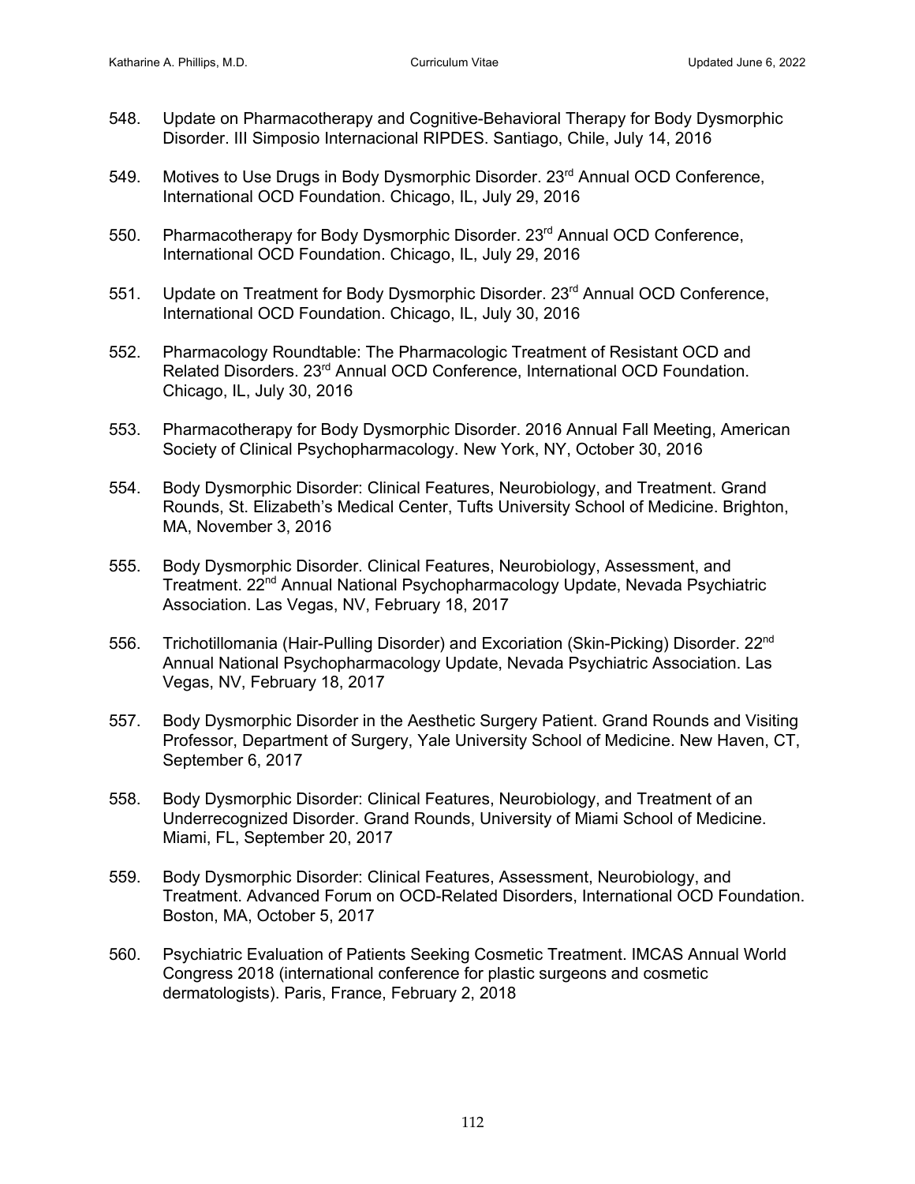548. Update on Pharmacotherapy and Cognitive-Behavioral Therapy for Body Dysmorphic Disorder. III Simposio Internacional RIPDES. Santiago, Chile, July 14, 2016

549. Motives to Use Drugs in Body Dysmorphic Disorder. 23rd Annual OCD Conference, International OCD Foundation. Chicago, IL, July 29, 2016

550. Pharmacotherapy for Body Dysmorphic Disorder. 23rd Annual OCD Conference, International OCD Foundation. Chicago, IL, July 29, 2016

551. Update on Treatment for Body Dysmorphic Disorder. 23rd Annual OCD Conference, International OCD Foundation. Chicago, IL, July 30, 2016

552. Pharmacology Roundtable: The Pharmacologic Treatment of Resistant OCD and Related Disorders. 23rd Annual OCD Conference, International OCD Foundation. Chicago, IL, July 30, 2016

553. Pharmacotherapy for Body Dysmorphic Disorder. 2016 Annual Fall Meeting, American Society of Clinical Psychopharmacology. New York, NY, October 30, 2016

554. Body Dysmorphic Disorder: Clinical Features, Neurobiology, and Treatment. Grand Rounds, St. Elizabeth's Medical Center, Tufts University School of Medicine. Brighton, MA, November 3, 2016

555. Body Dysmorphic Disorder. Clinical Features, Neurobiology, Assessment, and Treatment. 22nd Annual National Psychopharmacology Update, Nevada Psychiatric Association. Las Vegas, NV, February 18, 2017

556. Trichotillomania (Hair-Pulling Disorder) and Excoriation (Skin-Picking) Disorder. 22nd Annual National Psychopharmacology Update, Nevada Psychiatric Association. Las Vegas, NV, February 18, 2017

557. Body Dysmorphic Disorder in the Aesthetic Surgery Patient. Grand Rounds and Visiting Professor, Department of Surgery, Yale University School of Medicine. New Haven, CT, September 6, 2017

558. Body Dysmorphic Disorder: Clinical Features, Neurobiology, and Treatment of an Underrecognized Disorder. Grand Rounds, University of Miami School of Medicine. Miami, FL, September 20, 2017

559. Body Dysmorphic Disorder: Clinical Features, Assessment, Neurobiology, and Treatment. Advanced Forum on OCD-Related Disorders, International OCD Foundation. Boston, MA, October 5, 2017

560. Psychiatric Evaluation of Patients Seeking Cosmetic Treatment. IMCAS Annual World Congress 2018 (international conference for plastic surgeons and cosmetic dermatologists). Paris, France, February 2, 2018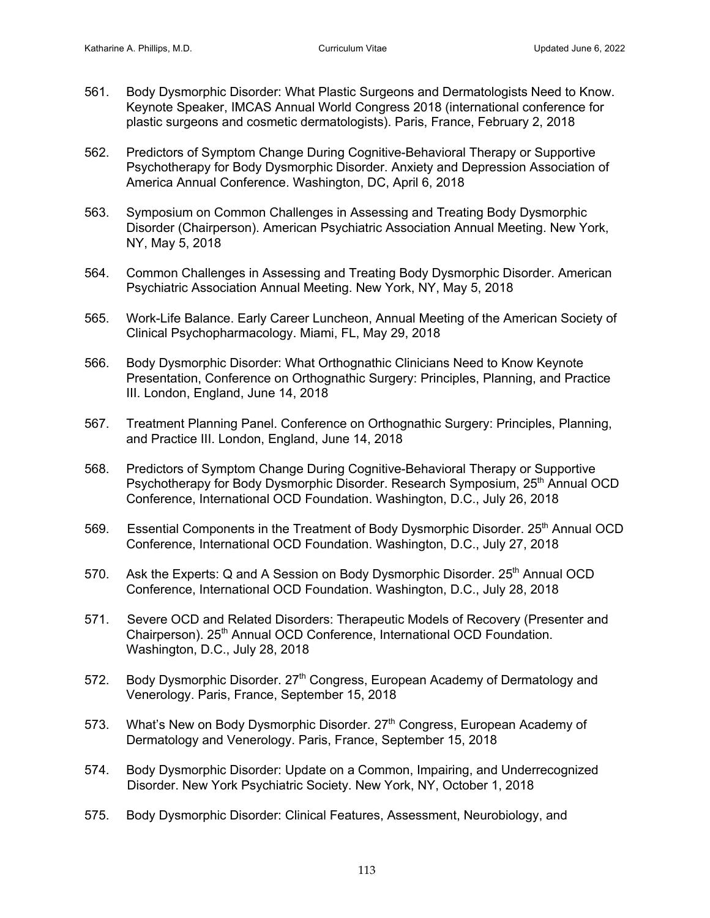561. Body Dysmorphic Disorder: What Plastic Surgeons and Dermatologists Need to Know. Keynote Speaker, IMCAS Annual World Congress 2018 (international conference for plastic surgeons and cosmetic dermatologists). Paris, France, February 2, 2018

562. Predictors of Symptom Change During Cognitive-Behavioral Therapy or Supportive Psychotherapy for Body Dysmorphic Disorder. Anxiety and Depression Association of America Annual Conference. Washington, DC, April 6, 2018

563. Symposium on Common Challenges in Assessing and Treating Body Dysmorphic Disorder (Chairperson). American Psychiatric Association Annual Meeting. New York, NY, May 5, 2018

564. Common Challenges in Assessing and Treating Body Dysmorphic Disorder. American Psychiatric Association Annual Meeting. New York, NY, May 5, 2018

565. Work-Life Balance. Early Career Luncheon, Annual Meeting of the American Society of Clinical Psychopharmacology. Miami, FL, May 29, 2018

566. Body Dysmorphic Disorder: What Orthognathic Clinicians Need to Know Keynote Presentation, Conference on Orthognathic Surgery: Principles, Planning, and Practice III. London, England, June 14, 2018

567. Treatment Planning Panel. Conference on Orthognathic Surgery: Principles, Planning, and Practice III. London, England, June 14, 2018

568. Predictors of Symptom Change During Cognitive-Behavioral Therapy or Supportive Psychotherapy for Body Dysmorphic Disorder. Research Symposium, 25th Annual OCD Conference, International OCD Foundation. Washington, D.C., July 26, 2018

569. Essential Components in the Treatment of Body Dysmorphic Disorder. 25th Annual OCD Conference, International OCD Foundation. Washington, D.C., July 27, 2018

570. Ask the Experts: Q and A Session on Body Dysmorphic Disorder. 25th Annual OCD Conference, International OCD Foundation. Washington, D.C., July 28, 2018

571. Severe OCD and Related Disorders: Therapeutic Models of Recovery (Presenter and Chairperson). 25th Annual OCD Conference, International OCD Foundation. Washington, D.C., July 28, 2018

572. Body Dysmorphic Disorder. 27th Congress, European Academy of Dermatology and Venerology. Paris, France, September 15, 2018

573. What's New on Body Dysmorphic Disorder. 27th Congress, European Academy of Dermatology and Venerology. Paris, France, September 15, 2018

574. Body Dysmorphic Disorder: Update on a Common, Impairing, and Underrecognized Disorder. New York Psychiatric Society. New York, NY, October 1, 2018

575. Body Dysmorphic Disorder: Clinical Features, Assessment, Neurobiology, and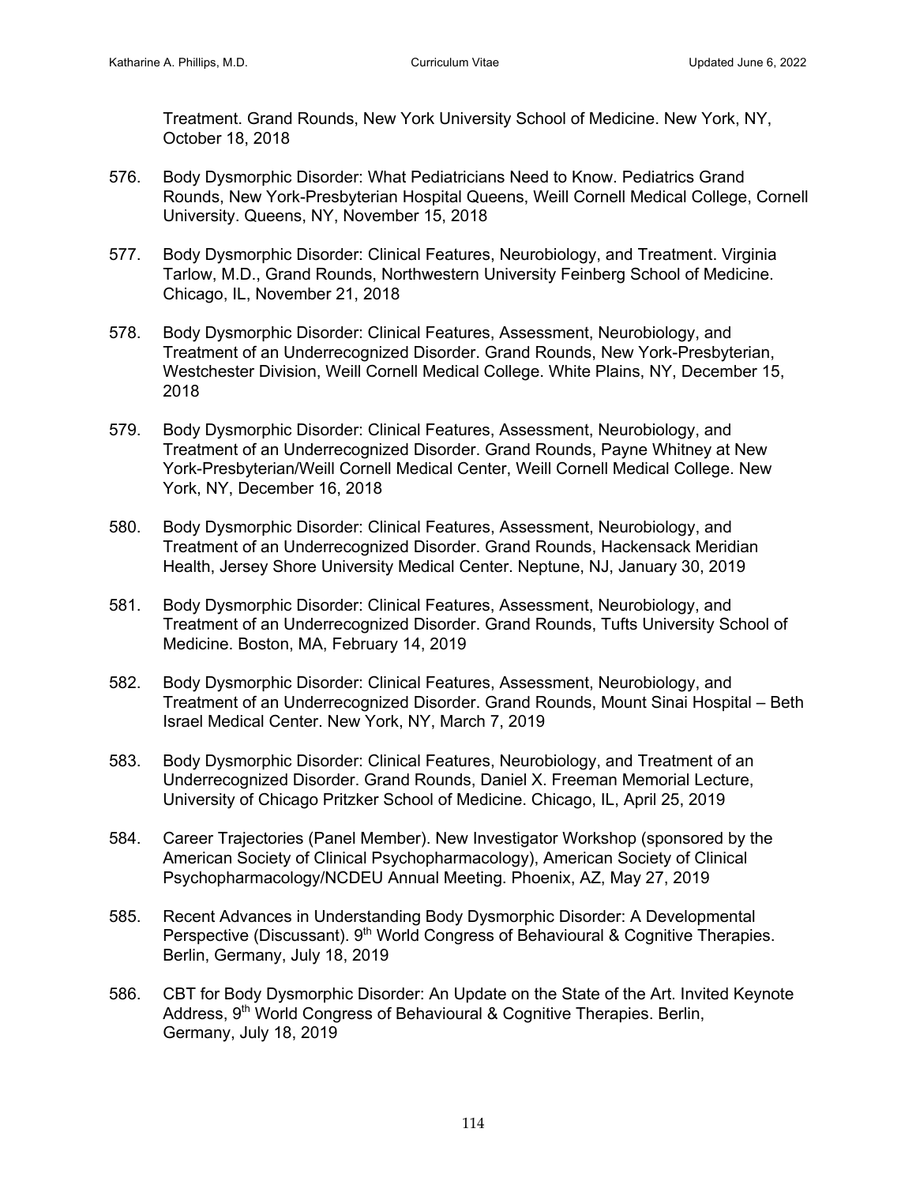Treatment. Grand Rounds, New York University School of Medicine. New York, NY, October 18, 2018

576. Body Dysmorphic Disorder: What Pediatricians Need to Know. Pediatrics Grand Rounds, New York-Presbyterian Hospital Queens, Weill Cornell Medical College, Cornell University. Queens, NY, November 15, 2018

577. Body Dysmorphic Disorder: Clinical Features, Neurobiology, and Treatment. Virginia Tarlow, M.D., Grand Rounds, Northwestern University Feinberg School of Medicine. Chicago, IL, November 21, 2018

578. Body Dysmorphic Disorder: Clinical Features, Assessment, Neurobiology, and Treatment of an Underrecognized Disorder. Grand Rounds, New York-Presbyterian, Westchester Division, Weill Cornell Medical College. White Plains, NY, December 15, 2018

579. Body Dysmorphic Disorder: Clinical Features, Assessment, Neurobiology, and Treatment of an Underrecognized Disorder. Grand Rounds, Payne Whitney at New York-Presbyterian/Weill Cornell Medical Center, Weill Cornell Medical College. New York, NY, December 16, 2018

580. Body Dysmorphic Disorder: Clinical Features, Assessment, Neurobiology, and Treatment of an Underrecognized Disorder. Grand Rounds, Hackensack Meridian Health, Jersey Shore University Medical Center. Neptune, NJ, January 30, 2019

581. Body Dysmorphic Disorder: Clinical Features, Assessment, Neurobiology, and Treatment of an Underrecognized Disorder. Grand Rounds, Tufts University School of Medicine. Boston, MA, February 14, 2019

582. Body Dysmorphic Disorder: Clinical Features, Assessment, Neurobiology, and Treatment of an Underrecognized Disorder. Grand Rounds, Mount Sinai Hospital – Beth Israel Medical Center. New York, NY, March 7, 2019

583. Body Dysmorphic Disorder: Clinical Features, Neurobiology, and Treatment of an Underrecognized Disorder. Grand Rounds, Daniel X. Freeman Memorial Lecture, University of Chicago Pritzker School of Medicine. Chicago, IL, April 25, 2019

584. Career Trajectories (Panel Member). New Investigator Workshop (sponsored by the American Society of Clinical Psychopharmacology), American Society of Clinical Psychopharmacology/NCDEU Annual Meeting. Phoenix, AZ, May 27, 2019

585. Recent Advances in Understanding Body Dysmorphic Disorder: A Developmental Perspective (Discussant). 9th World Congress of Behavioural & Cognitive Therapies. Berlin, Germany, July 18, 2019

586. CBT for Body Dysmorphic Disorder: An Update on the State of the Art. Invited Keynote Address, 9th World Congress of Behavioural & Cognitive Therapies. Berlin, Germany, July 18, 2019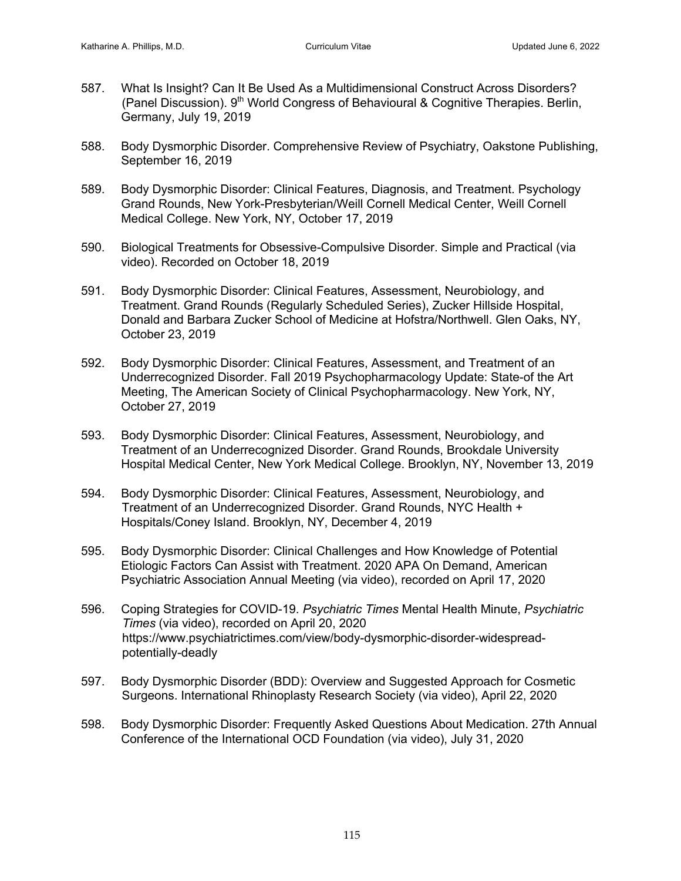587. What Is Insight? Can It Be Used As a Multidimensional Construct Across Disorders? (Panel Discussion). 9th World Congress of Behavioural & Cognitive Therapies. Berlin, Germany, July 19, 2019

588. Body Dysmorphic Disorder. Comprehensive Review of Psychiatry, Oakstone Publishing, September 16, 2019

589. Body Dysmorphic Disorder: Clinical Features, Diagnosis, and Treatment. Psychology Grand Rounds, New York-Presbyterian/Weill Cornell Medical Center, Weill Cornell Medical College. New York, NY, October 17, 2019

590. Biological Treatments for Obsessive-Compulsive Disorder. Simple and Practical (via video). Recorded on October 18, 2019

591. Body Dysmorphic Disorder: Clinical Features, Assessment, Neurobiology, and Treatment. Grand Rounds (Regularly Scheduled Series), Zucker Hillside Hospital, Donald and Barbara Zucker School of Medicine at Hofstra/Northwell. Glen Oaks, NY, October 23, 2019

592. Body Dysmorphic Disorder: Clinical Features, Assessment, and Treatment of an Underrecognized Disorder. Fall 2019 Psychopharmacology Update: State-of the Art Meeting, The American Society of Clinical Psychopharmacology. New York, NY, October 27, 2019

593. Body Dysmorphic Disorder: Clinical Features, Assessment, Neurobiology, and Treatment of an Underrecognized Disorder. Grand Rounds, Brookdale University Hospital Medical Center, New York Medical College. Brooklyn, NY, November 13, 2019

594. Body Dysmorphic Disorder: Clinical Features, Assessment, Neurobiology, and Treatment of an Underrecognized Disorder. Grand Rounds, NYC Health + Hospitals/Coney Island. Brooklyn, NY, December 4, 2019

595. Body Dysmorphic Disorder: Clinical Challenges and How Knowledge of Potential Etiologic Factors Can Assist with Treatment. 2020 APA On Demand, American Psychiatric Association Annual Meeting (via video), recorded on April 17, 2020

596. Coping Strategies for COVID-19. *Psychiatric Times* Mental Health Minute, *Psychiatric Times* (via video), recorded on April 20, 2020 https://www.psychiatrictimes.com/view/body-dysmorphic-disorder-widespread-potentially-deadly

597. Body Dysmorphic Disorder (BDD): Overview and Suggested Approach for Cosmetic Surgeons. International Rhinoplasty Research Society (via video), April 22, 2020

598. Body Dysmorphic Disorder: Frequently Asked Questions About Medication. 27th Annual Conference of the International OCD Foundation (via video), July 31, 2020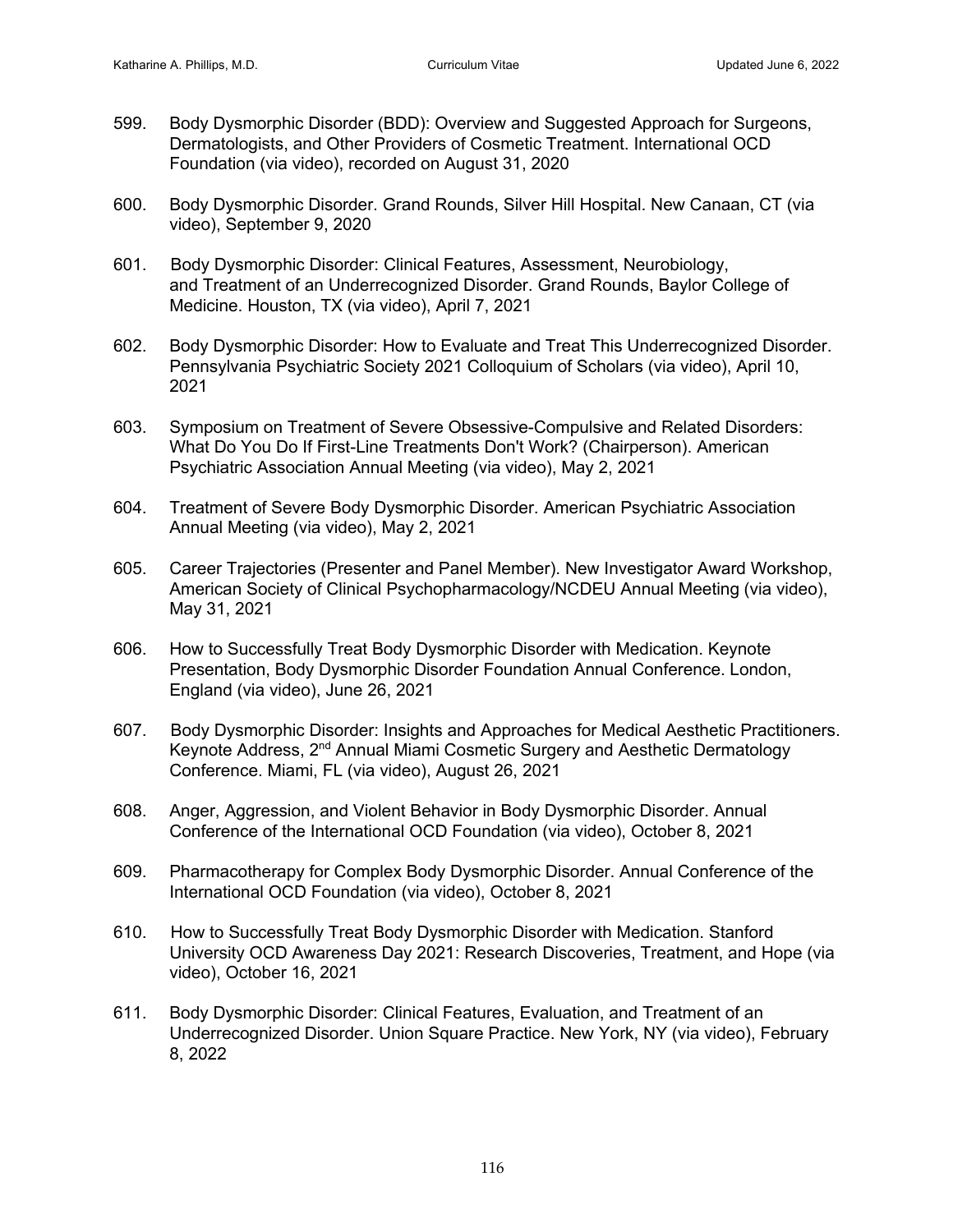599. Body Dysmorphic Disorder (BDD): Overview and Suggested Approach for Surgeons, Dermatologists, and Other Providers of Cosmetic Treatment. International OCD Foundation (via video), recorded on August 31, 2020

600. Body Dysmorphic Disorder. Grand Rounds, Silver Hill Hospital. New Canaan, CT (via video), September 9, 2020

601. Body Dysmorphic Disorder: Clinical Features, Assessment, Neurobiology, and Treatment of an Underrecognized Disorder. Grand Rounds, Baylor College of Medicine. Houston, TX (via video), April 7, 2021

602. Body Dysmorphic Disorder: How to Evaluate and Treat This Underrecognized Disorder. Pennsylvania Psychiatric Society 2021 Colloquium of Scholars (via video), April 10, 2021

603. Symposium on Treatment of Severe Obsessive-Compulsive and Related Disorders: What Do You Do If First-Line Treatments Don't Work? (Chairperson). American Psychiatric Association Annual Meeting (via video), May 2, 2021

604. Treatment of Severe Body Dysmorphic Disorder. American Psychiatric Association Annual Meeting (via video), May 2, 2021

605. Career Trajectories (Presenter and Panel Member). New Investigator Award Workshop, American Society of Clinical Psychopharmacology/NCDEU Annual Meeting (via video), May 31, 2021

606. How to Successfully Treat Body Dysmorphic Disorder with Medication. Keynote Presentation, Body Dysmorphic Disorder Foundation Annual Conference. London, England (via video), June 26, 2021

607. Body Dysmorphic Disorder: Insights and Approaches for Medical Aesthetic Practitioners. Keynote Address, 2nd Annual Miami Cosmetic Surgery and Aesthetic Dermatology Conference. Miami, FL (via video), August 26, 2021

608. Anger, Aggression, and Violent Behavior in Body Dysmorphic Disorder. Annual Conference of the International OCD Foundation (via video), October 8, 2021

609. Pharmacotherapy for Complex Body Dysmorphic Disorder. Annual Conference of the International OCD Foundation (via video), October 8, 2021

610. How to Successfully Treat Body Dysmorphic Disorder with Medication. Stanford University OCD Awareness Day 2021: Research Discoveries, Treatment, and Hope (via video), October 16, 2021

611. Body Dysmorphic Disorder: Clinical Features, Evaluation, and Treatment of an Underrecognized Disorder. Union Square Practice. New York, NY (via video), February 8, 2022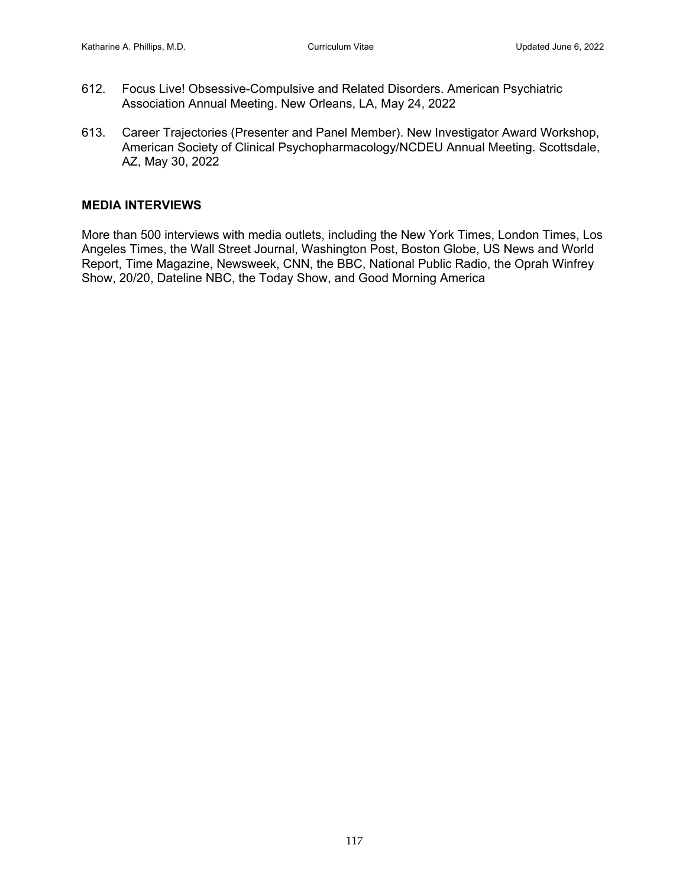612. Focus Live! Obsessive-Compulsive and Related Disorders. American Psychiatric Association Annual Meeting. New Orleans, LA, May 24, 2022

613. Career Trajectories (Presenter and Panel Member). New Investigator Award Workshop, American Society of Clinical Psychopharmacology/NCDEU Annual Meeting. Scottsdale, AZ, May 30, 2022

## MEDIA INTERVIEWS

More than 500 interviews with media outlets, including the New York Times, London Times, Los Angeles Times, the Wall Street Journal, Washington Post, Boston Globe, US News and World Report, Time Magazine, Newsweek, CNN, the BBC, National Public Radio, the Oprah Winfrey Show, 20/20, Dateline NBC, the Today Show, and Good Morning America